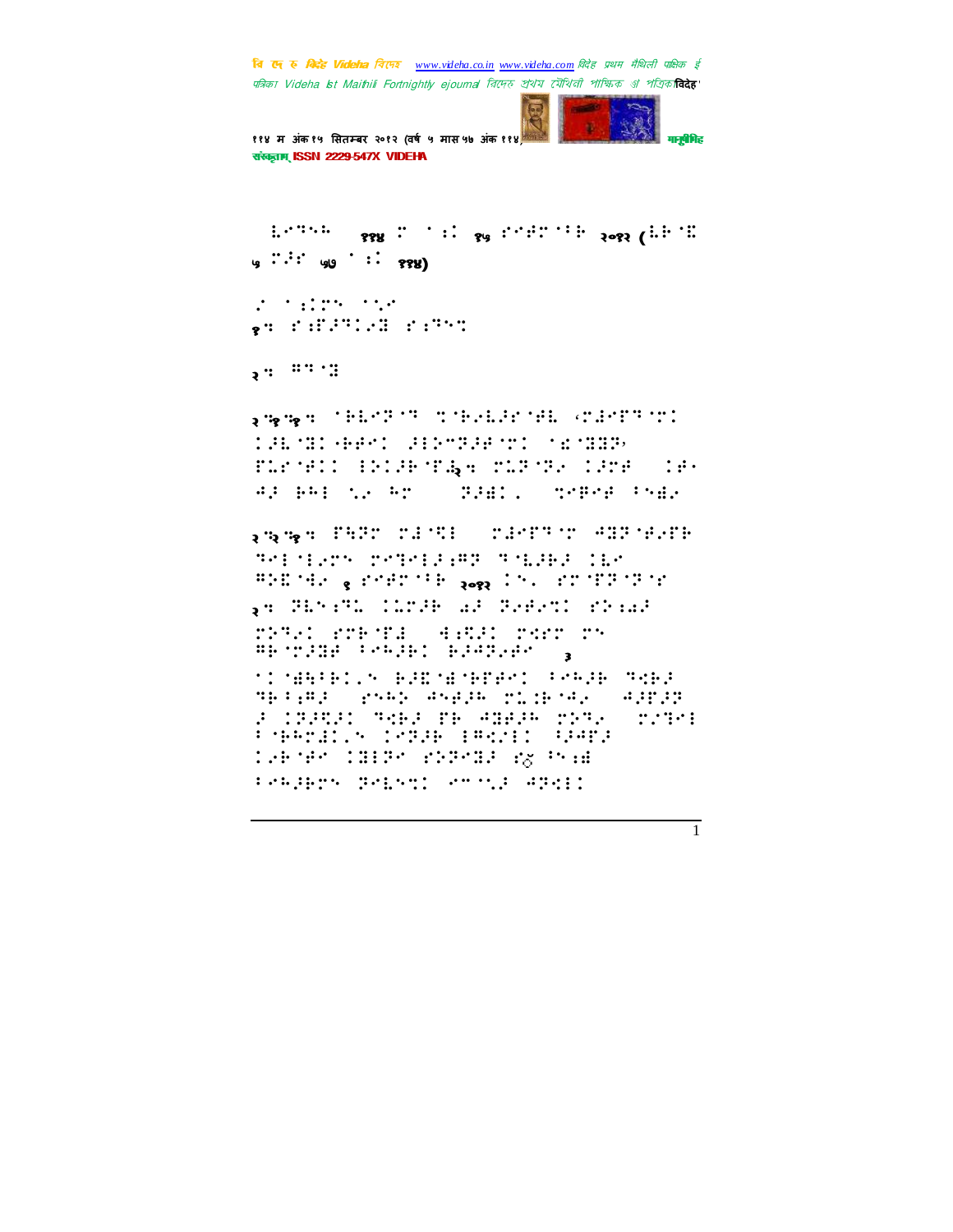११४ म अंक १५ सितम्बर २०१२ (वर्ष ५ मास ५७ अंक ११४)

१. ⠎⠁⠍⠁⠚⠊⠅ ⠎⠁⠍⠁⠅

२. ⠛⠙⠽

२.१.१. ⠁⠗⠧⠊⠝⠙ ⠞⠁⠗⠅⠥⠗⠅⠗ ⠎⠁⠎⠍⠗⠊⠞⠊ ⠅⠥⠁⠍⠁ ⠎⠹⠁⠗⠁⠍⠍⠊⠞ ⠁⠜⠁⠝⠽ ⠏⠥⠗⠁⠅⠅ ⠇⠕⠅⠜⠁⠏⠣२. ⠎⠥⠙⠝⠽ ⠅⠜⠍⠾ ⠅⠾ ⠩⠜ ⠗⠓⠇ ⠞⠡ ⠓⠍ ⠙⠜⠜⠅ ⠞⠾⠗⠾ ⠁⠝⠜

२.२.१. ⠏⠓⠙⠍ ⠎⠚⠩⠇ ⠎⠚⠾⠏⠙⠍ ⠩⠝⠙⠊⠾⠏ ⠙⠑⠇⠁⠇⠡⠝ ⠎⠾⠙⠑⠇⠜⠗⠙ ⠙⠁⠥⠜⠗ ⠅⠥⠾ ⠛⠕⠽⠊⠩⠡ १ ⠎⠾⠗⠍⠁⠗ २०१२ ⠅⠝⠄ ⠎⠍⠏⠙⠙⠎

२. ⠙⠥⠝⠁⠙⠥ ⠅⠥⠍⠜⠗ ⠺⠜ ⠙⠑⠗⠡⠙⠅ ⠎⠝⠁⠺⠜ ⠍⠝⠙⠡⠅ ⠎⠍⠗⠏⠾ ⠩⠁⠩⠅⠜ ⠍⠩⠗ ⠍⠝ ⠛⠗⠍⠜⠚⠾ ⠁⠓⠜⠗⠅ ⠗⠜⠩⠙⠡⠾ ३ ⠁⠅⠾⠓⠁⠗⠅⠄⠝ ⠗⠜⠅⠾⠾⠏⠾⠅ ⠁⠓⠜⠗ ⠙⠩⠗⠜ ⠙⠗⠁⠛⠜ ⠎⠓⠜⠝ ⠩⠝⠾⠜⠗ ⠍⠥⠗⠁⠩⠡ ⠩⠜⠏⠜⠙ ⠜ ⠅⠙⠜⠩⠜⠅ ⠙⠩⠗⠜ ⠏⠗ ⠩⠚⠾⠜⠗ ⠍⠝⠙⠡ ⠍⠡⠙⠑⠇ ⠁⠗⠓⠍⠾⠅⠄⠝ ⠅⠝⠙⠜⠗ ⠇⠛⠩⠡⠅ ⠩⠜⠩⠏⠜ ⠅⠡⠗⠾⠗ ⠅⠚⠇⠙⠗ ⠎⠝⠙⠝⠚⠜ ⠎⠿ ⠁⠝⠁⠚ ⠁⠓⠜⠗⠍⠝ ⠙⠡⠥⠝⠅ ⠎⠍⠥⠜ ⠩⠙⠩⠇⠅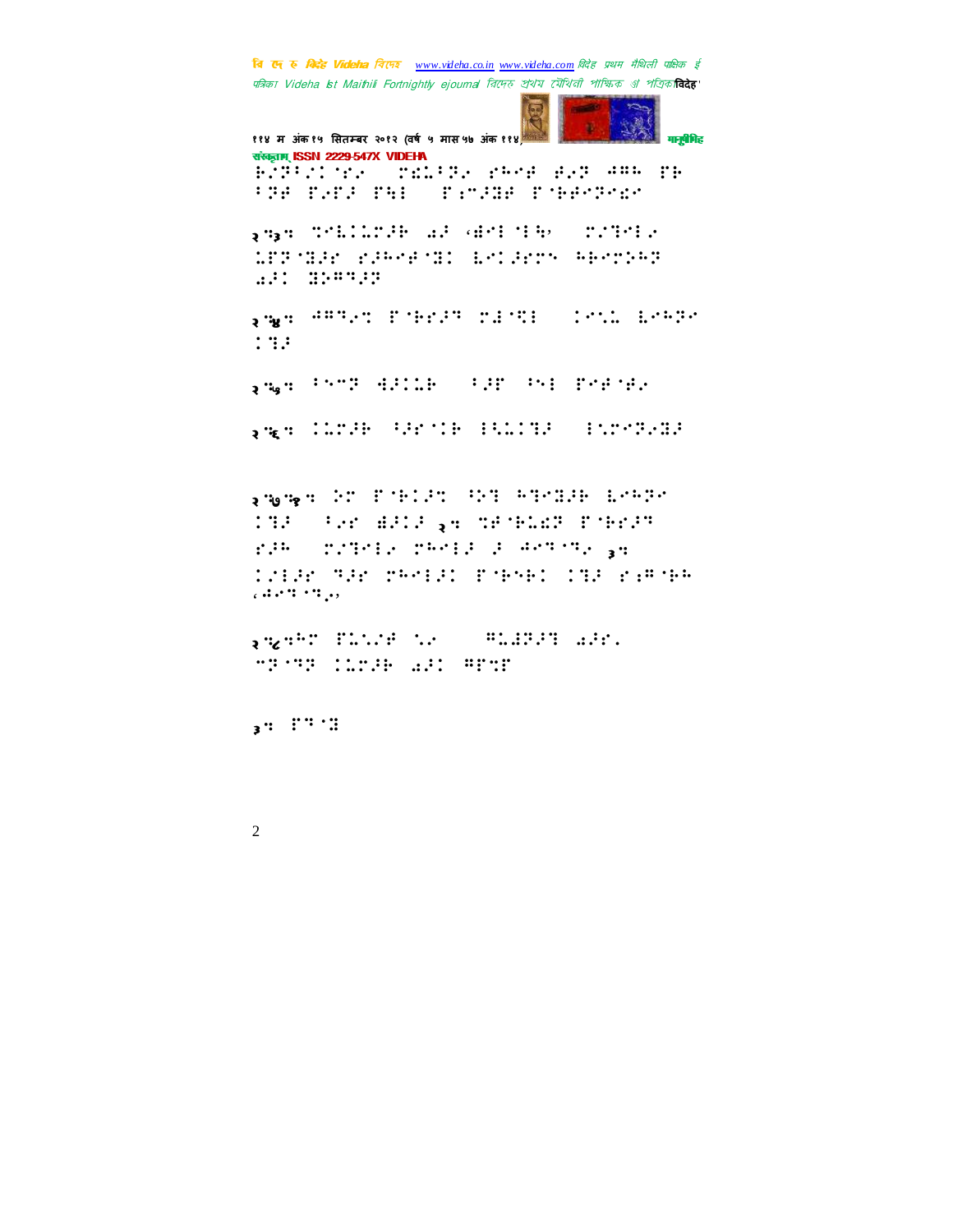२.३: ⠀

२.४: ⠀

२.५: ⠀

२.६: ⠀

२.७.१: ⠀ २: ⠀ ३:

२.८: ⠀

३: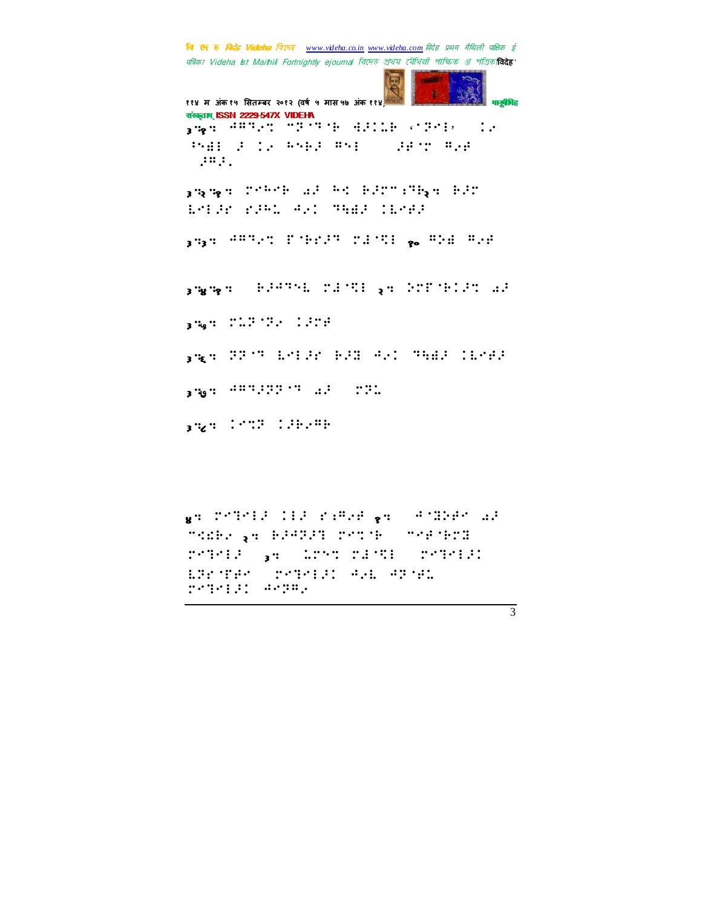३.१:

३.२.१:

३.३: १०

३.४.१: २:

३.५:

३.६:

३.७:

३.८:

४: १: २: ३: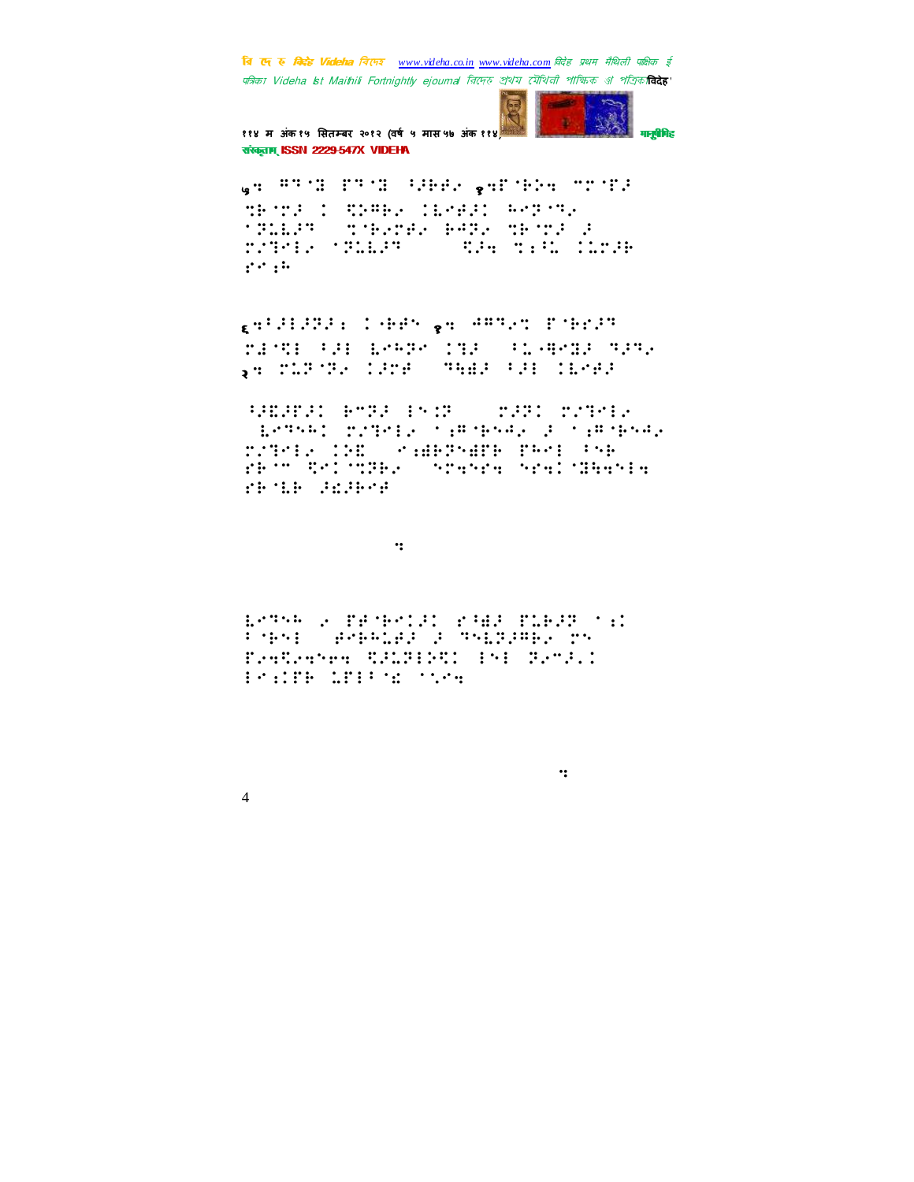७. ⠻⠛⠀⠝ ⠏⠛⠀⠝ ⠳⠐⠗⠗⠐ १.⠏⠀⠗⠐⠝ ⠉⠉⠀⠏⠐

⠹⠗⠀⠉⠐ ⠅ ⠪⠕⠻⠗⠐ ⠅⠇⠊⠗⠐⠅ ⠓⠊⠝⠀⠙⠐

⠁⠝⠥⠇⠐⠙ ⠹⠀⠗⠐⠉⠗⠐ ⠗⠻⠝⠐ ⠹⠗⠀⠉⠐ ⠐

⠉⠊⠙⠊⠇⠐ ⠁⠝⠥⠇⠐⠙ ⠪⠐⠝ ⠹⠆⠳⠥ ⠅⠥⠉⠐⠗

⠎⠊⠆⠓

६.⠳⠐⠇⠐⠝⠐⠆ ⠅⠐⠗⠗⠊ १. ⠻⠻⠙⠐⠹ ⠏⠀⠗⠎⠐⠙

⠉⠇⠀⠪⠇ ⠳⠐⠇ ⠇⠊⠓⠝⠊ ⠅⠙⠐ ⠳⠥⠐⠻⠊⠙⠐ ⠙⠐⠙⠐

२. ⠉⠥⠝⠀⠙⠐ ⠅⠐⠉⠗ ⠙⠻⠇⠐ ⠳⠐⠇ ⠅⠇⠊⠗⠐

⠳⠐⠇⠐⠏⠐⠅ ⠗⠉⠝⠐ ⠇⠊⠅⠝ ⠉⠐⠝⠅ ⠉⠊⠙⠊⠇⠐

⠇⠊⠙⠊⠓⠅ ⠉⠊⠙⠊⠇⠐ ⠁⠆⠻⠀⠗⠊⠻⠐ ⠐ ⠁⠆⠻⠀⠗⠊⠻⠐

⠉⠊⠙⠊⠇⠐ ⠅⠕⠇ ⠊⠆⠗⠝⠊⠗⠗ ⠏⠗⠊⠇ ⠳⠊⠗

⠎⠗⠀⠉ ⠪⠊⠅⠀⠹⠝⠗⠐ ⠊⠉⠻⠊⠗⠻ ⠊⠗⠻⠅⠀⠝⠻⠻⠊⠇⠻

⠎⠗⠀⠇⠗ ⠐⠇⠐⠗⠊⠗

⠇⠊⠙⠊⠓ ⠐ ⠏⠗⠀⠗⠊⠅⠐⠅ ⠎⠳⠗⠐ ⠏⠥⠗⠐⠝ ⠁⠆⠅

⠳⠀⠗⠊⠇ ⠗⠊⠗⠓⠥⠗⠐ ⠐ ⠙⠊⠇⠝⠐⠻⠗⠐ ⠉⠊

⠏⠐⠻⠪⠐⠻⠊⠗⠻ ⠪⠐⠥⠝⠇⠕⠪⠅ ⠇⠊⠇ ⠝⠐⠉⠐⠅

⠇⠊⠆⠅⠏⠗ ⠥⠏⠇⠳⠀⠅ ⠁⠐⠊⠻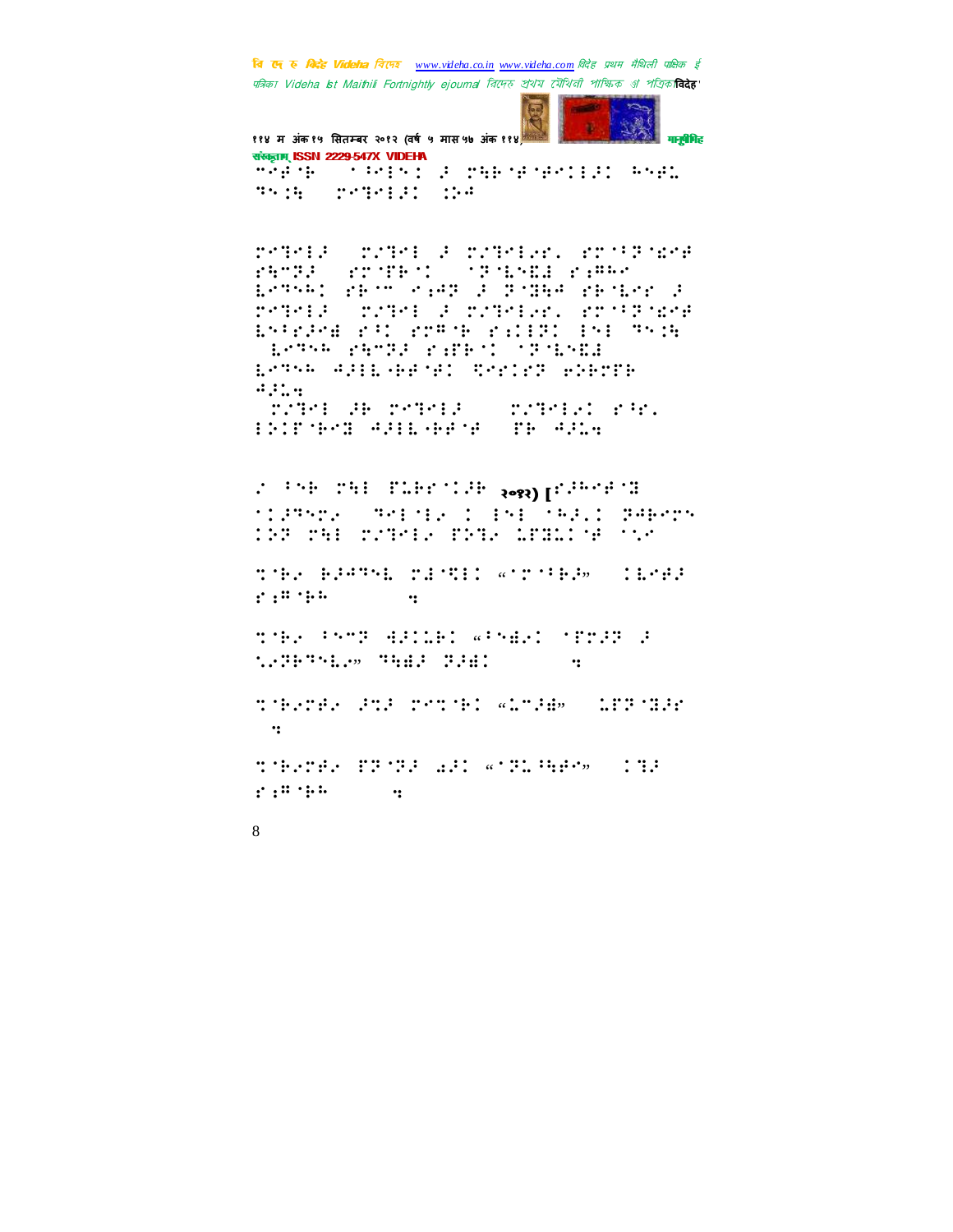२०१२) [

"

"

"

"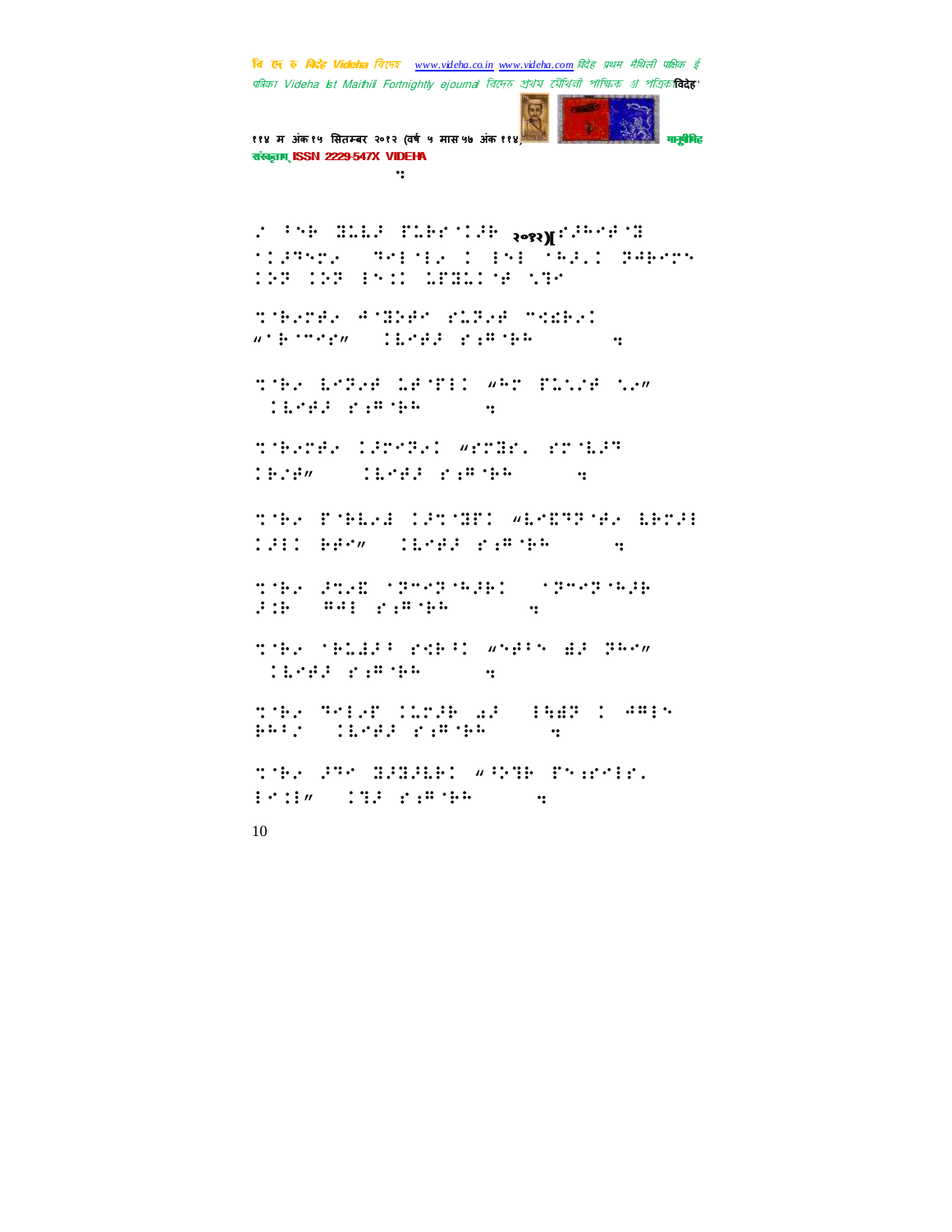"

⠎⠀⠁⠝⠗⠀⠽⠥⠇⠇⠚⠀⠋⠥⠗⠗⠈⠅⠚⠗⠀२०१२)[⠎⠚⠓⠊⠋⠈⠽
⠈⠅⠚⠙⠝⠉⠢⠀⠀⠙⠊⠇⠈⠇⠢⠀⠅⠀⠇⠝⠇⠀⠁⠓⠚⠂⠅⠀⠵⠲⠗⠊⠉⠝
⠅⠵⠀⠅⠵⠵⠀⠇⠝⠅⠅⠀⠠⠋⠽⠥⠅⠈⠋⠀⠩⠙⠊

⠹⠈⠗⠢⠉⠋⠢⠀⠲⠈⠽⠵⠋⠊⠀⠎⠥⠵⠢⠋⠀⠊⠹⠗⠢⠅
"⠁⠗⠈⠊⠊⠎" ⠀⠅⠇⠊⠋⠚⠀⠎⠆⠶⠈⠗⠓⠀⠀⠀⠀⠀⠀⠀⠀"

⠹⠈⠗⠢⠀⠇⠊⠵⠢⠋⠀⠠⠋⠈⠋⠇⠅⠀"⠓⠉⠀⠋⠥⠩⠢⠋⠀⠩⠢"
⠀⠅⠇⠊⠋⠚⠀⠎⠆⠶⠈⠗⠓⠀⠀⠀⠀⠀⠀⠀⠀"

⠹⠈⠗⠢⠉⠋⠢⠀⠅⠚⠉⠊⠵⠢⠅⠀"⠎⠉⠽⠗⠂⠀⠎⠉⠈⠇⠚⠙
⠅⠗⠢⠋" ⠀⠀⠀⠀⠅⠇⠊⠋⠚⠀⠎⠆⠶⠈⠗⠓⠀⠀⠀⠀⠀⠀⠀"

⠹⠈⠗⠢⠀⠋⠈⠗⠇⠢⠙⠀⠅⠚⠹⠈⠽⠋⠅⠀"⠇⠊⠿⠙⠵⠈⠋⠢⠀⠇⠗⠉⠚⠇
⠅⠚⠇⠅⠀⠗⠋⠊" ⠀⠀⠅⠇⠊⠋⠚⠀⠎⠆⠶⠈⠗⠓⠀⠀⠀⠀⠀⠀⠀"

⠹⠈⠗⠢⠀⠚⠹⠢⠿⠀⠈⠵⠉⠊⠵⠈⠓⠚⠗⠅⠀⠀⠈⠵⠉⠊⠵⠈⠓⠚⠗
⠚⠅⠗⠀⠀⠶⠲⠇⠀⠎⠆⠶⠈⠗⠓⠀⠀⠀⠀⠀⠀⠀⠀"

⠹⠈⠗⠢⠀⠈⠗⠥⠙⠚⠁⠀⠎⠹⠗⠁⠅⠀"⠊⠋⠁⠝⠀⠱⠚⠀⠵⠓⠊"
⠀⠅⠇⠊⠋⠚⠀⠎⠆⠶⠈⠗⠓⠀⠀⠀⠀⠀⠀⠀⠀"

⠹⠈⠗⠢⠀⠙⠊⠇⠢⠋⠀⠅⠇⠉⠚⠗⠀⠔⠚⠀⠀⠇⠳⠱⠵⠀⠅⠀⠲⠶⠇⠝
⠗⠓⠁⠎⠀⠀⠅⠇⠊⠋⠚⠀⠎⠆⠶⠈⠗⠓⠀⠀⠀⠀⠀⠀⠀"

⠹⠈⠗⠢⠀⠚⠙⠊⠀⠽⠚⠽⠚⠇⠗⠅⠀"⠁⠵⠙⠗⠀⠋⠝⠆⠎⠊⠇⠎⠂
⠇⠊⠅⠇" ⠀⠅⠙⠚⠀⠎⠆⠶⠈⠗⠓⠀⠀⠀⠀⠀⠀⠀"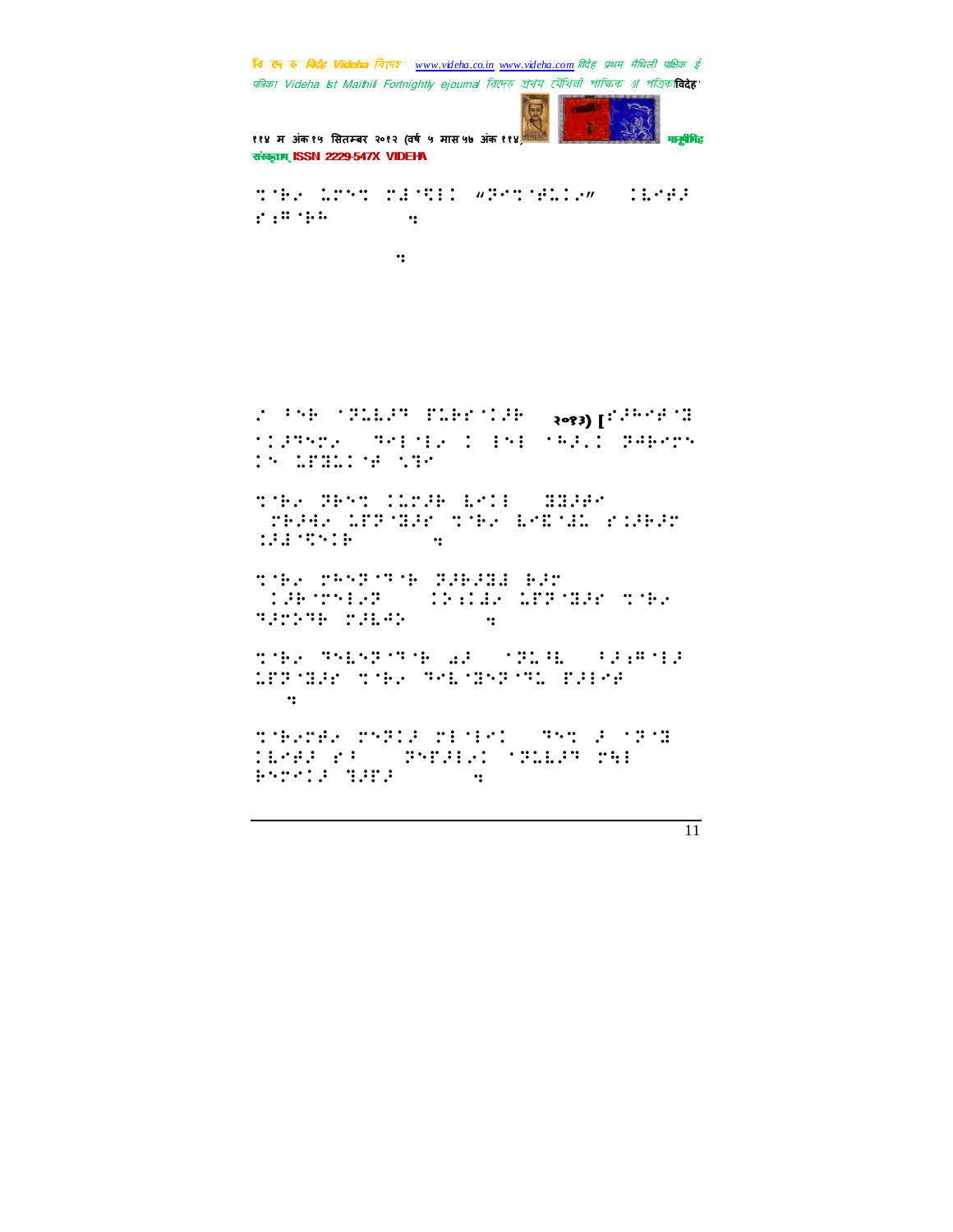⠉�annotation

⠉⠈⠗⠄ ⠅⠋⠉⠉ ⠋⠼⠈⠻⠇⠇ "⠝⠊⠉⠈⠗⠅⠇⠄" ⠇⠳⠊⠗⠜ ⠎⠆⠓⠈⠗⠗ ⠒

⠒

⠎ ⠁⠑⠗ ⠈⠝⠅⠇⠜⠓ ⠋⠅⠗⠎⠈⠇⠜⠗ २०१३) [⠎⠜⠓⠊⠗⠈⠻ ⠈⠇⠜⠓⠑⠎⠄ ⠓⠊⠇⠈⠇⠄ ⠇ ⠇⠑⠇ ⠈⠓⠜⠠⠇ ⠝⠜⠗⠊⠉⠑ ⠇⠑ ⠅⠋⠻⠅⠇⠈⠗ ⠉⠓⠊

⠉⠈⠗⠄ ⠝⠗⠑⠉ ⠇⠅⠉⠜⠗ ⠳⠊⠇⠇ ⠻⠻⠜⠗⠊ ⠋⠗⠜⠙⠄ ⠅⠋⠝⠈⠻⠜⠊ ⠉⠈⠗⠄ ⠳⠊⠽⠈⠙⠅ ⠎⠇⠜⠗⠜⠉ ⠅⠜⠙⠈⠹⠑⠇⠗ ⠒

⠉⠈⠗⠄ ⠋⠓⠊⠝⠈⠓⠈⠗ ⠝⠜⠗⠜⠻⠙ ⠗⠜⠉ ⠇⠜⠗⠈⠋⠑⠇⠄⠝ ⠇⠑⠆⠇⠙⠄ ⠅⠋⠝⠈⠻⠜⠊ ⠉⠈⠗⠄ ⠓⠜⠉⠕⠓⠗ ⠋⠜⠳⠩⠕ ⠒

⠉⠈⠗⠄ ⠓⠑⠳⠊⠝⠈⠓⠈⠗ ⠡⠜ ⠈⠝⠅⠈⠳ ⠃⠜⠆⠓⠈⠇⠜ ⠅⠋⠝⠈⠻⠜⠊ ⠉⠈⠗⠄ ⠓⠑⠳⠈⠻⠊⠝⠈⠓⠅ ⠋⠜⠇⠊⠗ ⠒

⠉⠈⠗⠄⠋⠗⠄ ⠋⠑⠝⠇⠜ ⠋⠇⠈⠇⠊⠇ ⠓⠑⠉ ⠜ ⠈⠝⠈⠻ ⠇⠳⠊⠗⠜ ⠎⠃ ⠝⠊⠋⠜⠇⠄⠇ ⠈⠝⠅⠇⠜⠓ ⠋⠹⠇ ⠗⠑⠉⠊⠇⠜ ⠻⠜⠋⠜ ⠒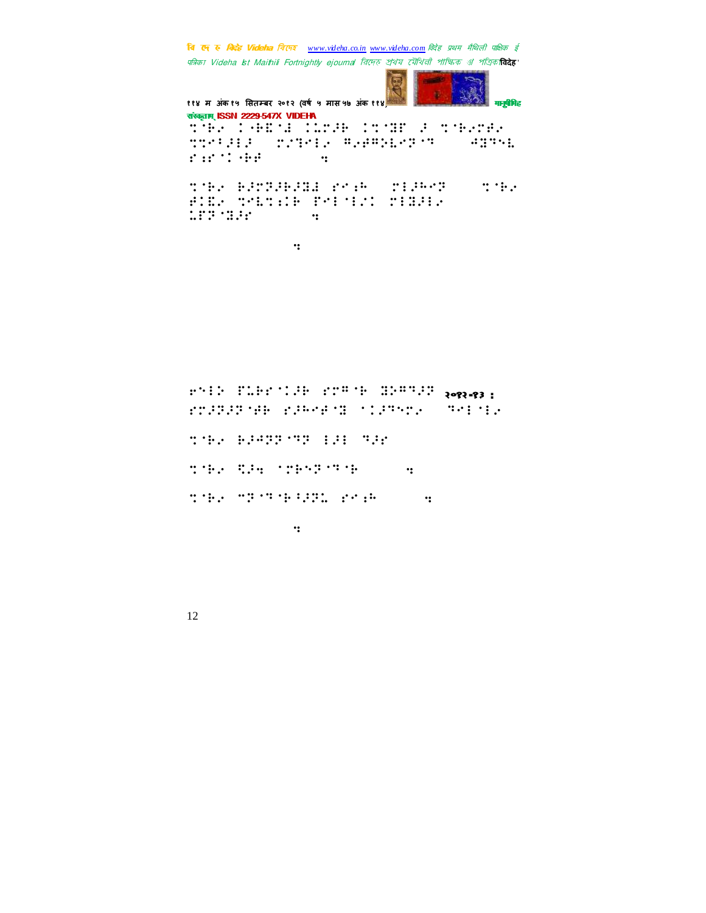⠍⠈⠗⠂ ⠅⠈⠗⠪⠈⠼ ⠅⠥⠍⠚⠗ ⠅⠍⠈⠝⠋ ⠚ ⠍⠈⠗⠂⠍⠗⠂ ⠍⠍⠊⠡⠚⠇⠚ ⠍⠂⠓⠊⠇⠂ ⠛⠂⠗⠛⠕⠥⠊⠝⠈⠓ ⠲⠝⠓⠑⠥ ⠎⠱⠎⠈⠅⠈⠗⠗ ⠲

⠍⠈⠗⠂ ⠗⠚⠍⠝⠚⠗⠚⠫ ⠎⠊⠦⠓ ⠍⠇⠚⠓⠊⠝ ⠍⠈⠗⠂ ⠗⠅⠪⠂ ⠍⠊⠥⠍⠪⠗ ⠏⠊⠇⠈⠇⠂⠅ ⠍⠇⠫⠚⠇⠂ ⠥⠏⠝⠈⠫⠚⠎ ⠲

⠲

⠗⠑⠇⠕ ⠏⠥⠗⠎⠈⠅⠚⠗ ⠎⠍⠛⠈⠗ ⠫⠕⠛⠓⠚⠝ २०१२-१३ :
⠎⠍⠚⠝⠚⠝⠈⠗⠗ ⠎⠚⠓⠊⠗⠈⠫ ⠈⠅⠚⠓⠑⠂ ⠓⠊⠇⠈⠇⠂

⠍⠈⠗⠂ ⠗⠚⠲⠝⠝⠈⠓⠝ ⠇⠚⠇ ⠓⠚⠎

⠍⠈⠗⠂ ⠪⠚⠲ ⠈⠍⠗⠑⠝⠈⠓⠈⠗ ⠲

⠍⠈⠗⠂ ⠉⠝⠈⠓⠈⠗⠅⠚⠝⠥ ⠎⠊⠦⠓ ⠲

⠲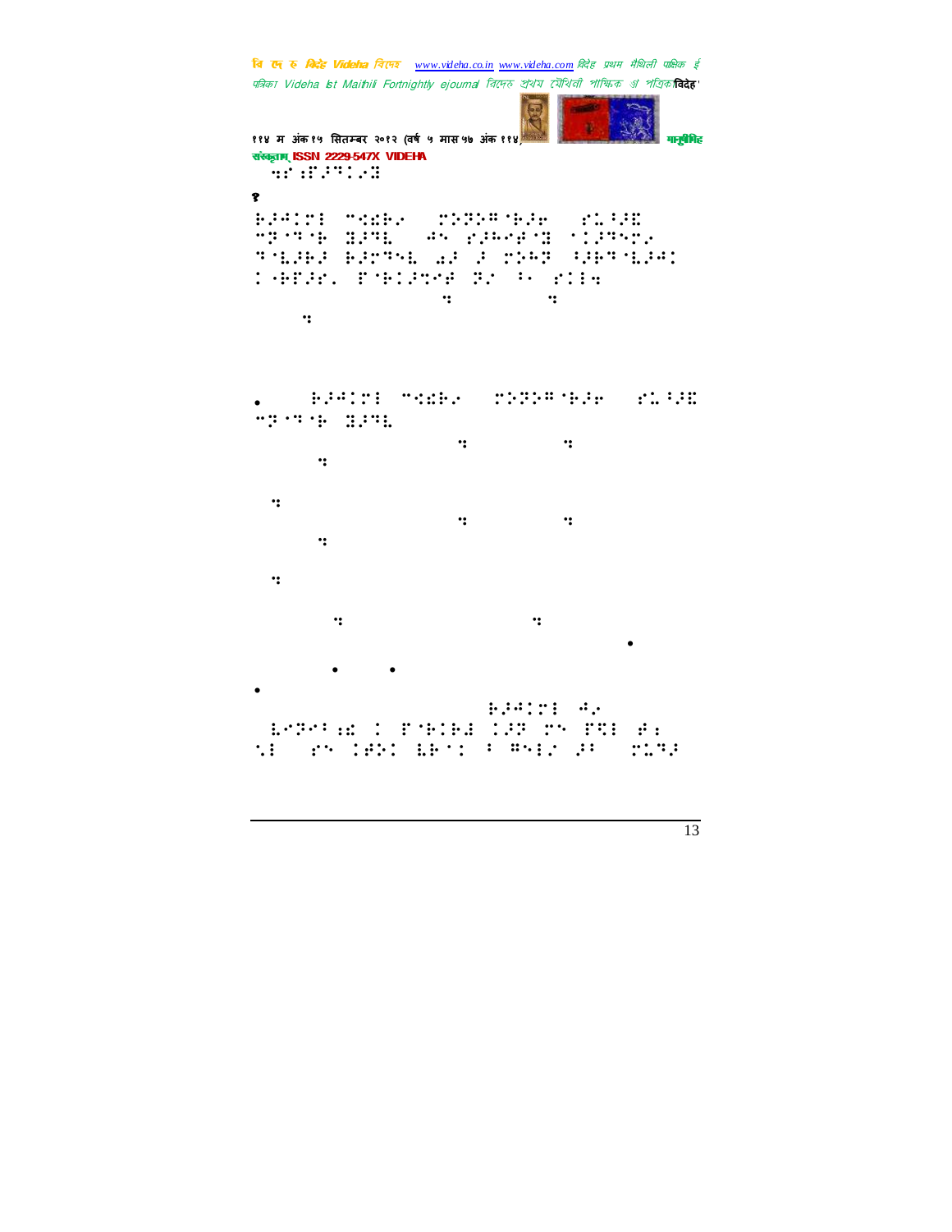संस्कृताम् ISSN 2229-547X VIDEHA

१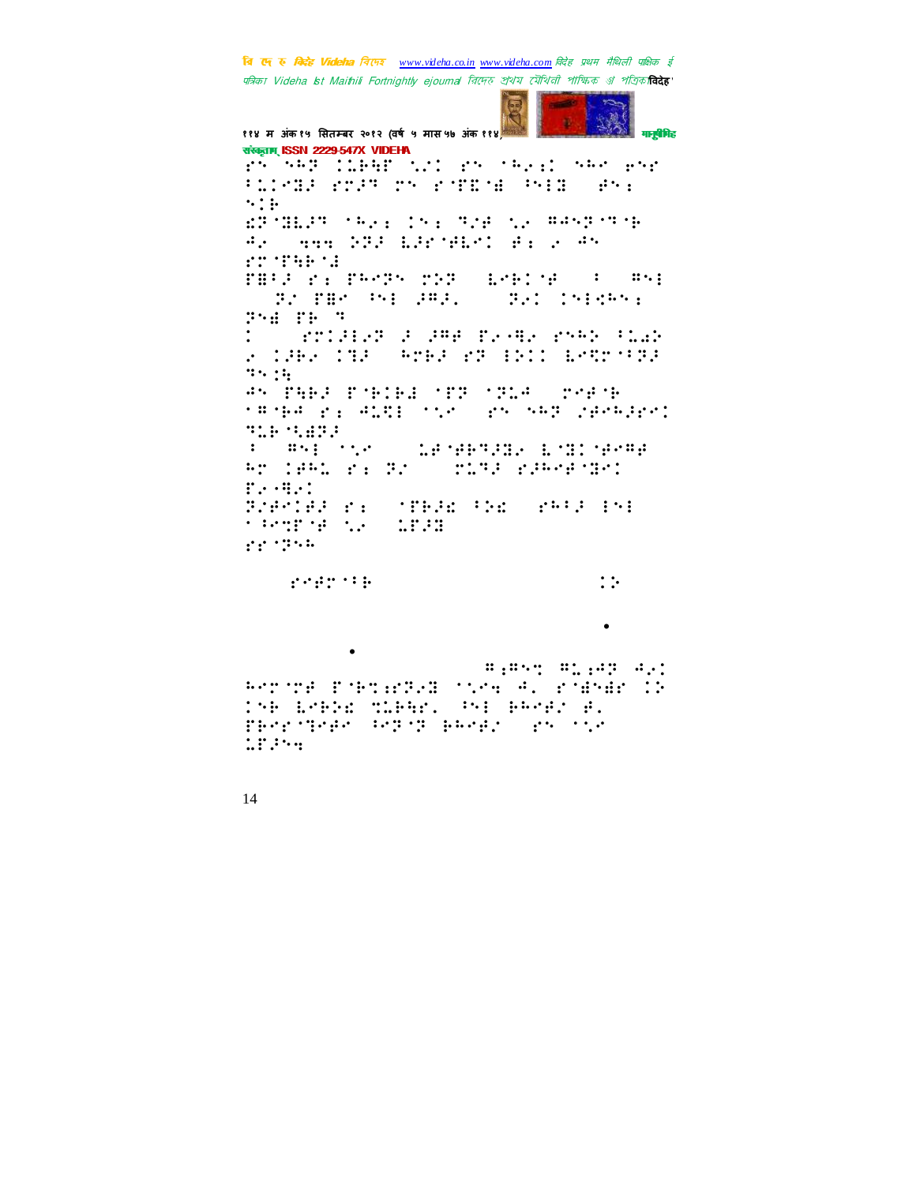संस्कृताम् ISSN 2229-547X VIDEHA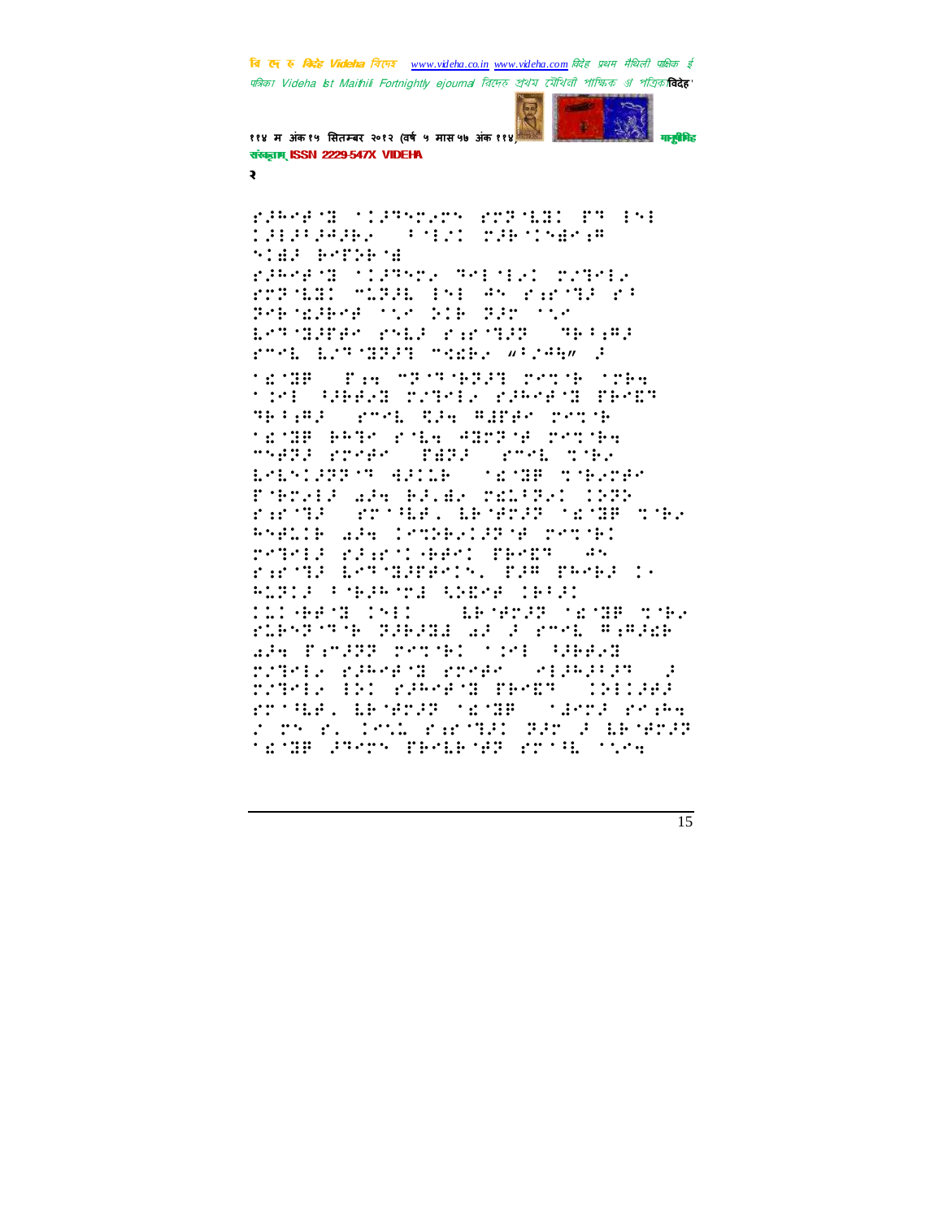२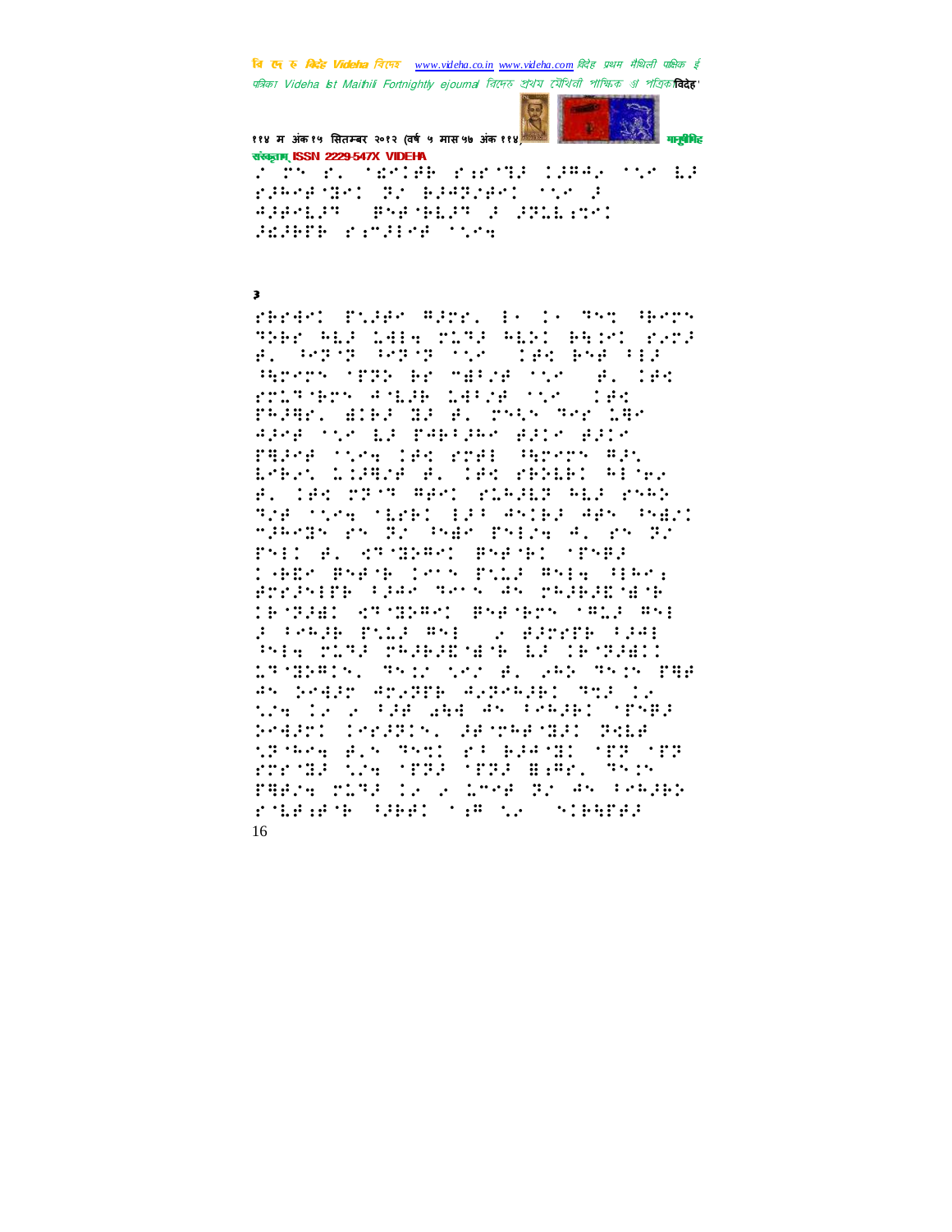३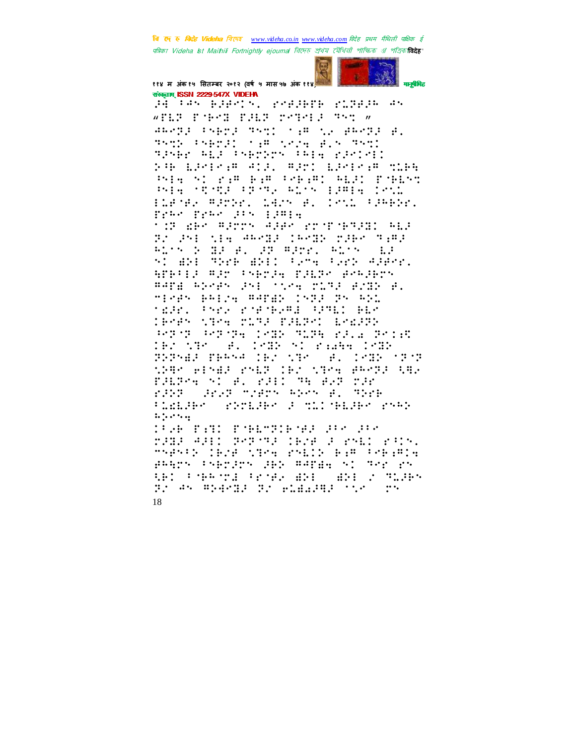संस्कृताम् ISSN 2229-547X VIDEHA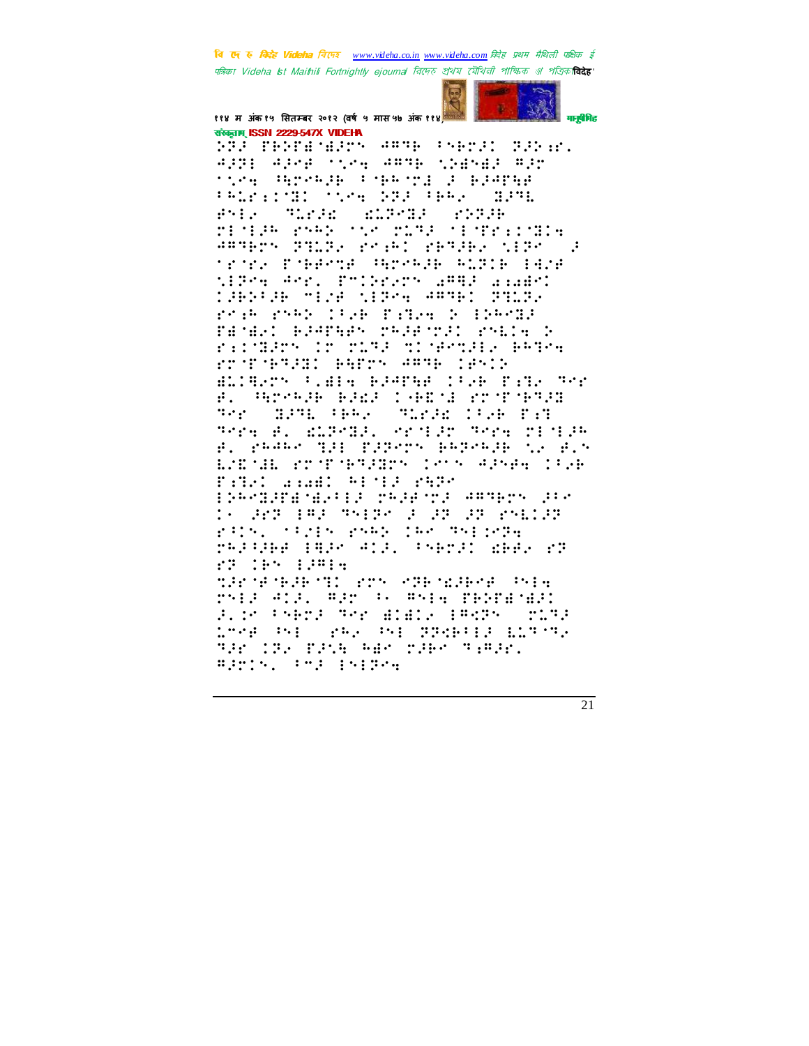संस्कृताम् ISSN 2229-547X VIDEHA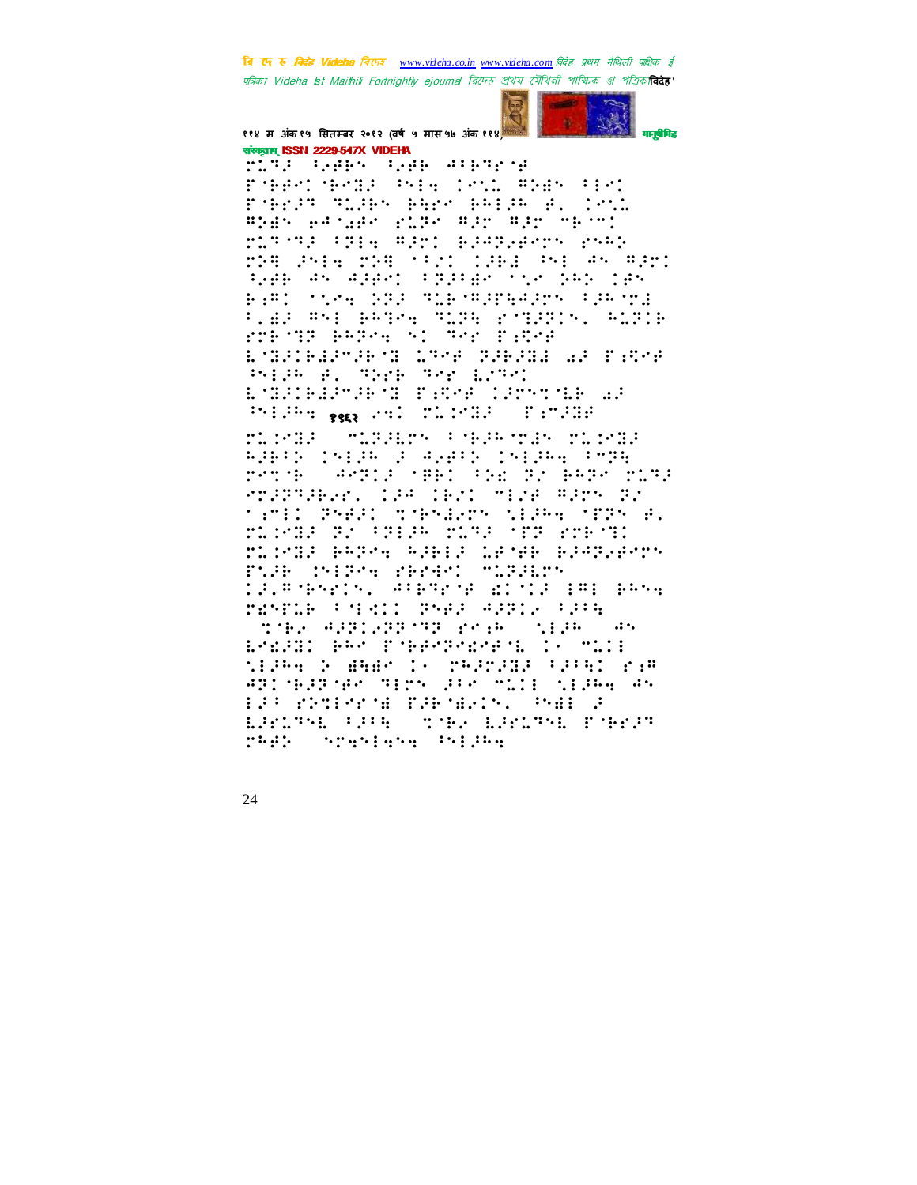संस्कृताम् ISSN 2229-547X VIDEHA

⠗⠥⠹⠜⠀⠓⠔⠛⠓⠎⠀⠓⠔⠛⠓⠀⠙⠁⠃⠹⠗⠈⠛
⠏⠈⠃⠛⠑⠉⠈⠃⠑⠽⠜⠀⠳⠎⠇⠩⠀⠉⠑⠡⠇⠀⠻⠕⠫⠎⠀⠁⠇⠑⠉
⠏⠈⠃⠗⠜⠹⠀⠹⠥⠜⠃⠎⠀⠃⠩⠗⠑⠀⠃⠓⠇⠜⠓⠀⠛⠂⠀⠉⠑⠡⠇
⠻⠕⠫⠎⠀⠗⠁⠈⠫⠛⠑⠀⠗⠥⠽⠑⠀⠻⠜⠗⠀⠻⠜⠗⠀⠍⠃⠈⠍⠉
⠗⠥⠹⠈⠹⠜⠀⠁⠽⠇⠩⠀⠻⠜⠗⠉⠀⠃⠜⠙⠹⠔⠛⠑⠗⠝⠀⠗⠎⠓⠕

१९६२

⠗⠥⠉⠑⠽⠜⠀⠈⠍⠥⠽⠜⠇⠗⠝⠀⠁⠈⠃⠜⠓⠈⠗⠜⠎⠀⠗⠥⠉⠑⠽⠜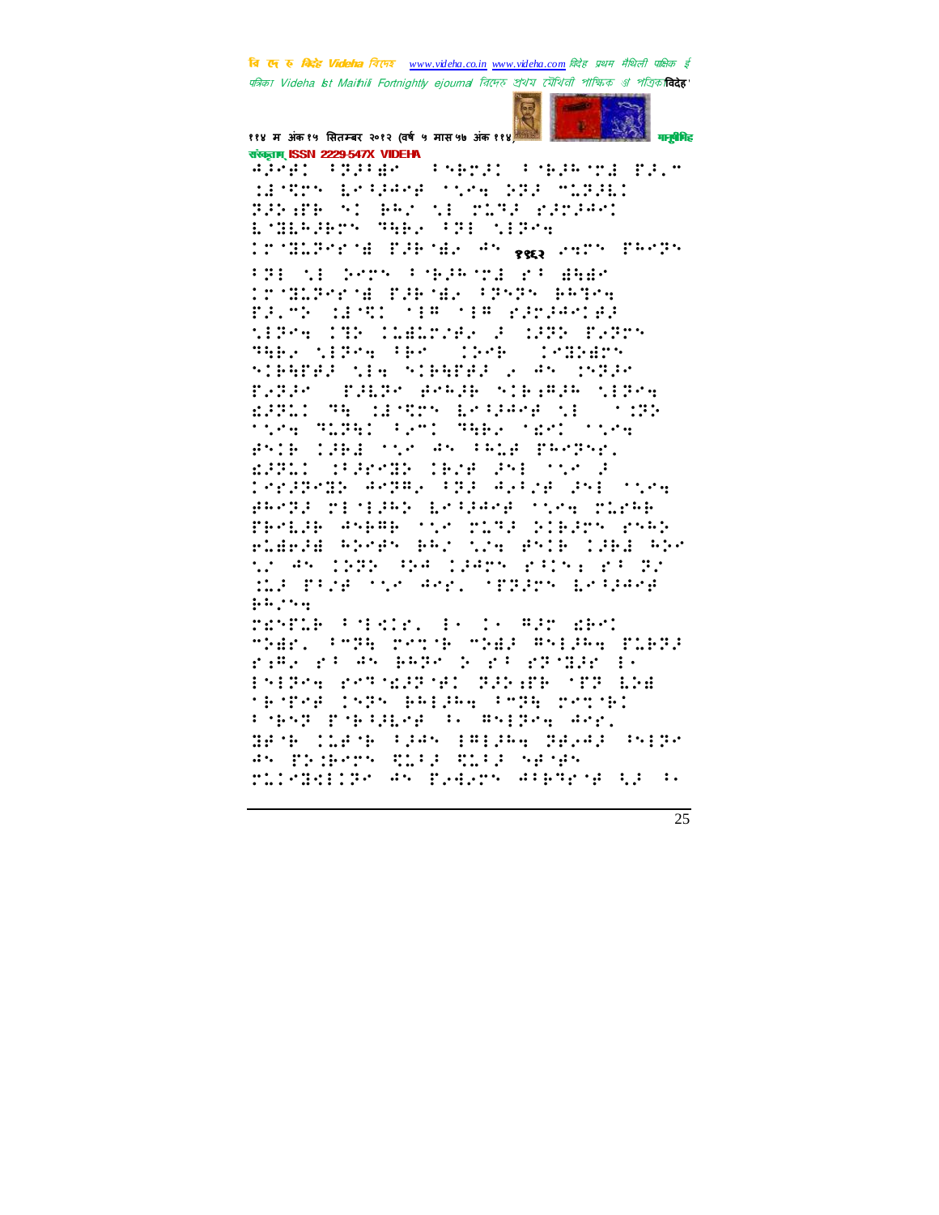Not all of this page can be transcribed. The main body is Braille-style dot patterns (Videha braille edition), and I can't reliably convert those dots into text. The header lines and one printed page number in the body are below.

वि दे ह विदेह Videha विদেহ www.videha.co.in www.videha.com विदेह प्रथम मैथिली पाक्षिक ई पत्रिका Videha Ist Maithili Fortnightly ejournal বিদেহ প্রথম মৈথিলী পাক্ষিক ঞ্ পত্রিকা विदेह'

११४ म अंक १५ सितम्बर २०१२ (वर्ष ५ मास ५७ अंक ११४) मानुषीमिह

संस्कृताम् ISSN 2229-547X VIDEHA

१९६२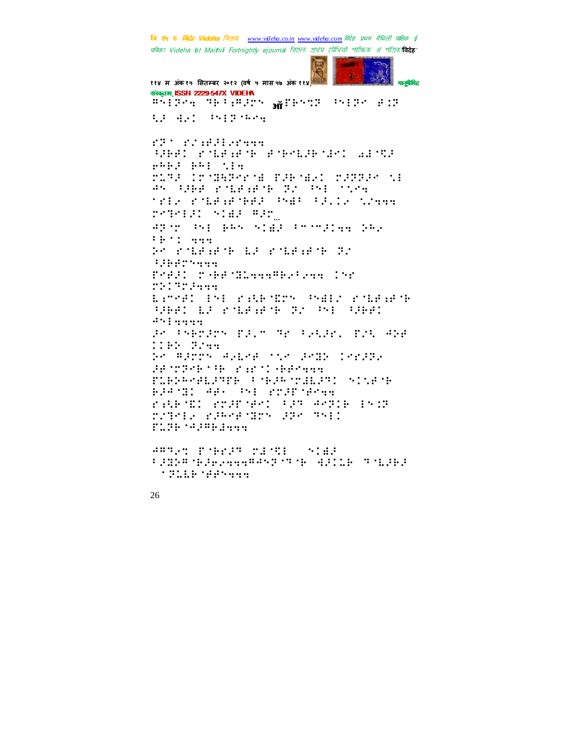⠻⠒⠇⠽⠢⠄ ⠙⠗⠂⠻⠼⠉⠝ ऑ⠎⠗⠒⠍⠽ ⠕⠒⠇⠽⠢ ⠋⠎⠽

⠣⠼ ⠻⠐⠅ ⠕⠒⠇⠽⠓⠢⠄

⠎⠽⠁ ⠎⠌⠱⠋⠼⠇⠢⠎⠄⠄⠄

⠳⠼⠗⠋⠅ ⠎⠈⠣⠋⠱⠋⠈⠗ ⠋⠈⠗⠢⠣⠼⠗⠈⠻⠅ ⠔⠻⠈⠻⠼

⠗⠓⠗⠼ ⠗⠓⠇ ⠡⠇⠄

⠍⠣⠙⠼ ⠅⠍⠈⠻⠓⠽⠢⠎⠈⠿ ⠏⠼⠗⠈⠻⠅ ⠍⠼⠽⠽⠢ ⠡⠇

⠙⠒ ⠳⠼⠗⠋ ⠎⠈⠣⠋⠱⠋⠈⠗ ⠽⠌ ⠕⠒⠇ ⠁⠡⠢⠄

⠁⠎⠇⠢ ⠎⠈⠣⠋⠱⠋⠈⠗⠋⠼ ⠕⠿⠃ ⠃⠼⠨⠅⠢ ⠡⠌⠄⠄⠄

⠍⠢⠙⠢⠇⠼⠅ ⠒⠅⠿⠼ ⠻⠼⠍...

⠙⠽⠈⠍ ⠕⠒⠇ ⠗⠓⠒ ⠒⠅⠿⠼ ⠃⠐⠈⠍⠼⠅⠄⠄ ⠵⠓⠢

⠃⠗⠁⠅ ⠄⠄⠄

⠵⠢ ⠎⠈⠣⠋⠱⠋⠈⠗ ⠣⠼ ⠎⠈⠣⠋⠱⠋⠈⠗ ⠽⠌

⠳⠼⠗⠋⠍⠒⠄⠄⠄

⠏⠢⠋⠼⠅ ⠍⠈⠗⠋⠈⠻⠣⠄⠄⠄⠻⠗⠢⠃⠢⠄⠄ ⠅⠒⠎

⠍⠽⠅⠙⠍⠼⠄⠄⠄

⠣⠌⠍⠢⠋⠅ ⠇⠒⠇ ⠎⠱⠣⠗⠈⠻⠍⠒ ⠕⠒⠿⠇⠌ ⠎⠈⠣⠋⠱⠋⠈⠗

⠳⠼⠗⠋⠅ ⠣⠼ ⠎⠈⠣⠋⠱⠋⠈⠗ ⠽⠌ ⠕⠒⠇ ⠳⠼⠗⠋⠅

⠙⠒⠇⠄⠄⠄⠄

⠼⠢ ⠃⠒⠗⠍⠼⠍⠒ ⠏⠼⠨⠍ ⠙⠎ ⠃⠢⠣⠼⠎⠨ ⠏⠌⠣ ⠙⠕⠋

⠅⠅⠗⠵ ⠽⠌⠄⠄

⠵⠢ ⠻⠼⠍⠍⠒ ⠙⠢⠣⠎⠋ ⠁⠡⠢ ⠼⠎⠻⠵ ⠅⠎⠼⠽⠢

⠼⠋⠈⠍⠽⠢⠗⠈⠃⠗ ⠎⠱⠎⠁⠅⠈⠗⠋⠋⠄⠄⠄

⠏⠣⠗⠵⠓⠢⠋⠣⠼⠙⠋⠗ ⠃⠈⠗⠼⠓⠈⠍⠿⠣⠼⠙⠅ ⠒⠅⠡⠋⠈⠗

⠗⠼⠙⠈⠻⠅ ⠙⠋⠂ ⠕⠒⠇ ⠎⠍⠼⠏⠈⠋⠢⠄

⠎⠱⠣⠗⠈⠻⠅ ⠎⠍⠼⠏⠈⠋⠢⠅ ⠃⠼⠙ ⠙⠢⠽⠅⠗ ⠇⠒⠱⠽

⠍⠌⠙⠢⠇⠢ ⠎⠼⠓⠢⠋⠈⠻⠍⠒ ⠼⠽⠢ ⠙⠒⠇⠅

⠏⠣⠽⠗⠈⠙⠼⠻⠗⠿⠄⠄⠄

⠙⠻⠙⠢⠄ ⠏⠈⠗⠎⠼⠙ ⠍⠿⠈⠻⠇ ⠒⠅⠿⠼

⠃⠼⠻⠵⠻⠈⠗⠼⠗⠢⠄⠄⠄⠻⠙⠒⠽⠈⠙⠈⠗ ⠿⠼⠅⠣⠗ ⠙⠈⠣⠼⠗⠼

⠁⠽⠣⠣⠗⠈⠋⠋⠒⠄⠄⠄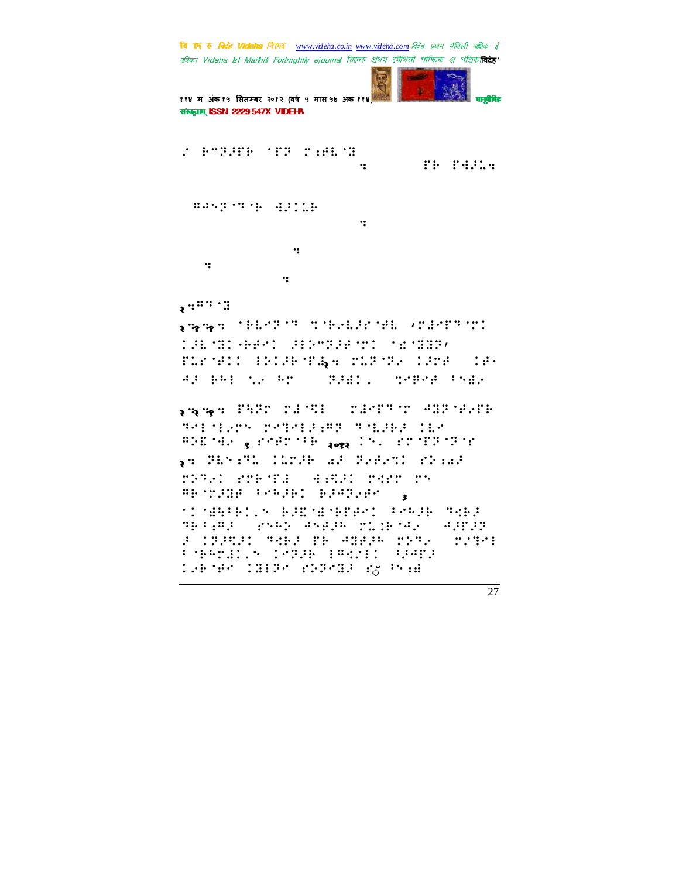⠨⠀⠗⠉⠝⠚⠋⠗⠀⠁⠋⠝⠀⠉⠐⠱⠇⠈⠱
⠒⠀⠀⠀⠀⠀⠀⠀⠀⠋⠗⠀⠋⠙⠚⠇⠒

⠀⠿⠻⠎⠝⠈⠝⠈⠗⠀⠙⠚⠅⠇⠗
⠒

⠒
⠒
⠒

२⠒⠿⠝⠈⠱

२⠒१⠒१⠒⠀⠁⠗⠇⠉⠝⠈⠝⠀⠉⠈⠗⠢⠇⠚⠋⠈⠱⠇⠀⠌⠉⠙⠉⠋⠝⠈⠉⠅⠀⠅⠚⠇⠈⠱⠅⠤⠗⠱⠉⠅⠀⠚⠇⠕⠉⠝⠚⠱⠈⠉⠅⠀⠈⠎⠈⠱⠱⠝⠌⠀⠋⠇⠋⠈⠱⠅⠅⠀⠇⠕⠅⠚⠗⠈⠋⠇२⠒⠀⠉⠇⠝⠈⠝⠢⠀⠅⠚⠉⠱⠀⠀⠅⠱⠂⠀⠙⠚⠀⠗⠣⠇⠀⠡⠢⠀⠓⠉⠀⠀⠀⠝⠚⠫⠅⠄⠀⠀⠉⠋⠿⠉⠱⠀⠂⠝⠫⠢

२⠒२⠒१⠒⠀⠋⠹⠝⠉⠀⠉⠙⠈⠩⠇⠀⠀⠉⠙⠉⠋⠝⠈⠉⠀⠙⠹⠝⠈⠱⠢⠋⠗⠀⠝⠉⠇⠈⠇⠢⠉⠝⠀⠉⠉⠝⠉⠇⠚⠆⠿⠝⠀⠝⠈⠇⠚⠗⠚⠀⠅⠇⠉⠀⠿⠕⠩⠈⠙⠢⠀१⠀⠋⠉⠱⠉⠈⠂⠗⠀२०१२⠀⠅⠝⠄⠀⠋⠉⠈⠋⠝⠈⠝⠈⠋⠀२⠒⠀⠝⠇⠝⠆⠝⠇⠀⠅⠇⠉⠚⠗⠀⠱⠚⠀⠝⠢⠱⠢⠝⠅⠀⠋⠕⠆⠱⠚⠀⠉⠕⠝⠢⠅⠀⠋⠉⠗⠈⠋⠙⠀⠀⠙⠆⠩⠚⠅⠀⠉⠩⠋⠉⠀⠉⠝⠀⠿⠗⠈⠉⠚⠱⠱⠀⠂⠉⠓⠚⠗⠅⠀⠗⠚⠙⠝⠢⠱⠀⠀३⠀⠁⠅⠈⠱⠹⠂⠗⠅⠄⠝⠀⠗⠚⠩⠈⠱⠈⠗⠋⠱⠉⠅⠀⠂⠉⠓⠚⠗⠀⠝⠩⠗⠚⠀⠝⠗⠂⠆⠿⠚⠀⠀⠋⠝⠓⠕⠀⠙⠝⠱⠚⠓⠀⠉⠇⠅⠗⠈⠙⠢⠀⠀⠙⠚⠋⠚⠝⠀⠚⠀⠅⠝⠚⠩⠚⠅⠀⠝⠩⠗⠚⠀⠋⠗⠀⠙⠹⠱⠚⠓⠀⠉⠕⠝⠢⠀⠀⠉⠢⠝⠉⠇⠀⠂⠈⠗⠓⠉⠱⠅⠄⠝⠀⠅⠉⠝⠚⠗⠀⠇⠿⠩⠢⠇⠅⠀⠩⠚⠙⠋⠚⠀⠅⠢⠗⠈⠱⠉⠀⠅⠹⠇⠝⠉⠀⠋⠕⠝⠉⠹⠚⠀⠋⠬⠀⠂⠝⠆⠫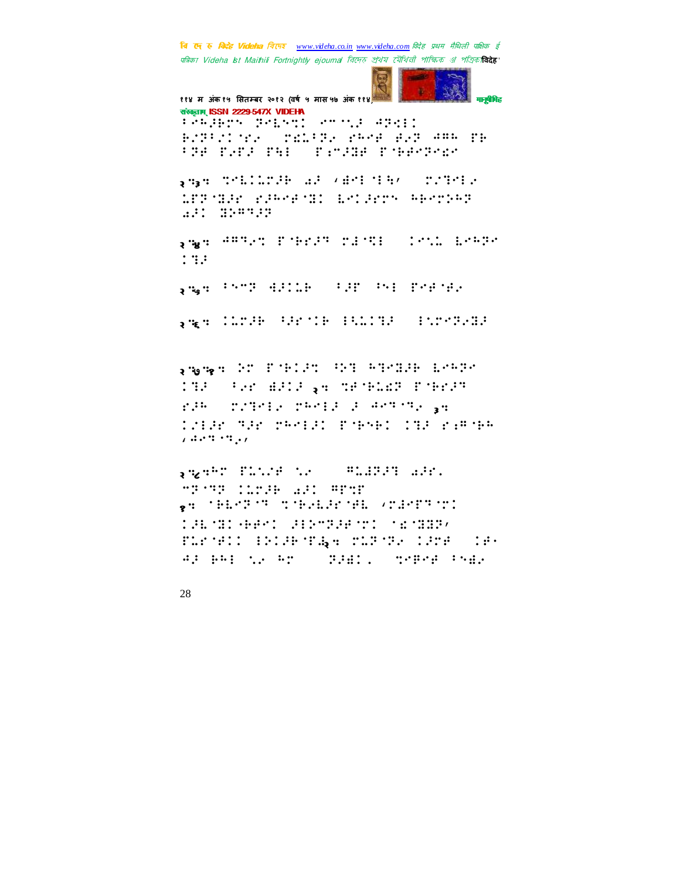संस्कृताम् ISSN 2229-547X VIDEHA

⠁⠒⠓⠚⠗⠉⠝⠀⠝⠑⠇⠝⠉⠅⠀⠑⠉⠉⠒⠚⠀⠙⠝⠹⠇⠅
⠗⠴⠝⠁⠴⠅⠈⠎⠴⠀⠀⠍⠫⠥⠁⠝⠴⠀⠗⠓⠑⠋⠀⠿⠴⠝⠀⠙⠛⠓⠀⠏⠗
⠁⠝⠋⠀⠏⠴⠏⠚⠀⠏⠻⠇⠀⠀⠏⠆⠉⠚⠛⠋⠀⠏⠈⠗⠋⠑⠝⠑⠫⠑

२.३: ⠹⠑⠇⠅⠇⠥⠉⠚⠗⠀⠱⠚⠀⠂⠫⠑⠇⠈⠇⠻⠂⠀⠀⠍⠴⠞⠑⠇⠴
⠥⠏⠝⠈⠛⠚⠗⠀⠗⠚⠓⠑⠋⠈⠛⠅⠀⠇⠑⠅⠚⠗⠉⠝⠀⠓⠗⠑⠉⠝⠓⠝
⠱⠚⠅⠀⠛⠕⠛⠞⠚⠝

२.४: ⠙⠛⠞⠴⠹⠀⠏⠈⠗⠗⠚⠞⠀⠍⠫⠈⠻⠇⠀⠀⠅⠑⠣⠇⠀⠇⠑⠓⠝⠑
⠅⠞⠚

२.५: ⠁⠑⠉⠝⠀⠫⠚⠅⠇⠗⠀⠀⠁⠚⠏⠀⠁⠑⠇⠀⠏⠑⠋⠈⠋⠴

२.६: ⠅⠇⠉⠚⠗⠀⠁⠚⠗⠈⠅⠗⠀⠇⠻⠇⠅⠞⠚⠀⠀⠇⠣⠉⠑⠞⠴⠛⠚

२.७.१: ⠕⠉⠀⠏⠈⠗⠅⠚⠹⠀⠁⠕⠞⠀⠓⠞⠑⠛⠚⠗⠀⠇⠑⠓⠝⠑
⠅⠞⠚⠀⠀⠁⠴⠗⠀⠫⠚⠅⠚⠀२: ⠹⠋⠈⠗⠇⠫⠝⠀⠏⠈⠗⠗⠚⠞
⠗⠚⠓⠀⠀⠍⠴⠞⠑⠇⠴⠀⠍⠓⠑⠇⠚⠀⠚⠀⠙⠑⠞⠈⠞⠴⠀३:
⠅⠴⠇⠚⠗⠀⠞⠚⠗⠀⠍⠓⠑⠇⠚⠅⠀⠏⠈⠗⠑⠗⠅⠀⠅⠞⠚⠀⠗⠆⠛⠈⠗⠓
⠂⠙⠑⠞⠈⠞⠴⠂

२.८:⠓⠉⠀⠏⠥⠣⠴⠋⠀⠣⠴⠀⠀⠀⠛⠥⠫⠝⠚⠞⠀⠱⠚⠗⠄
⠉⠝⠈⠞⠝⠀⠅⠇⠉⠚⠗⠀⠱⠚⠅⠀⠛⠏⠹⠏
१: ⠈⠗⠇⠑⠝⠈⠞⠀⠹⠈⠗⠴⠇⠚⠗⠈⠋⠇⠀⠂⠍⠫⠑⠏⠞⠈⠉⠅
⠅⠚⠇⠈⠛⠅⠤⠗⠋⠑⠅⠀⠚⠇⠕⠉⠝⠚⠋⠈⠉⠅⠀⠈⠫⠈⠛⠛⠝⠂
⠏⠥⠗⠈⠋⠅⠅⠀⠇⠕⠅⠚⠗⠈⠏⠔२: ⠍⠥⠝⠈⠝⠴⠀⠅⠚⠉⠋⠀⠀⠅⠋⠄
⠙⠚⠀⠗⠓⠇⠀⠣⠴⠀⠓⠉⠀⠀⠀⠝⠚⠫⠅⠄⠀⠀⠹⠑⠏⠑⠋⠀⠁⠑⠫⠴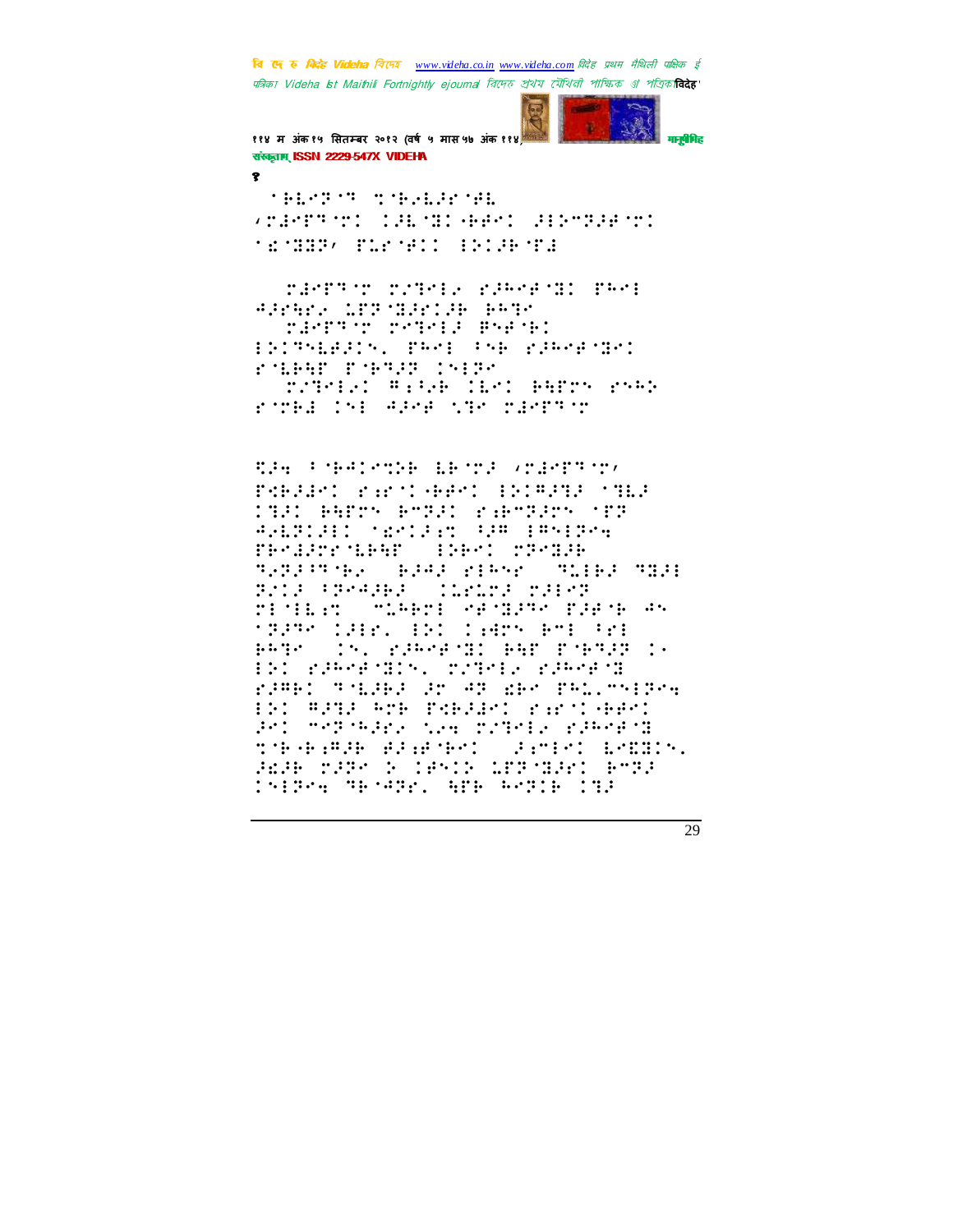१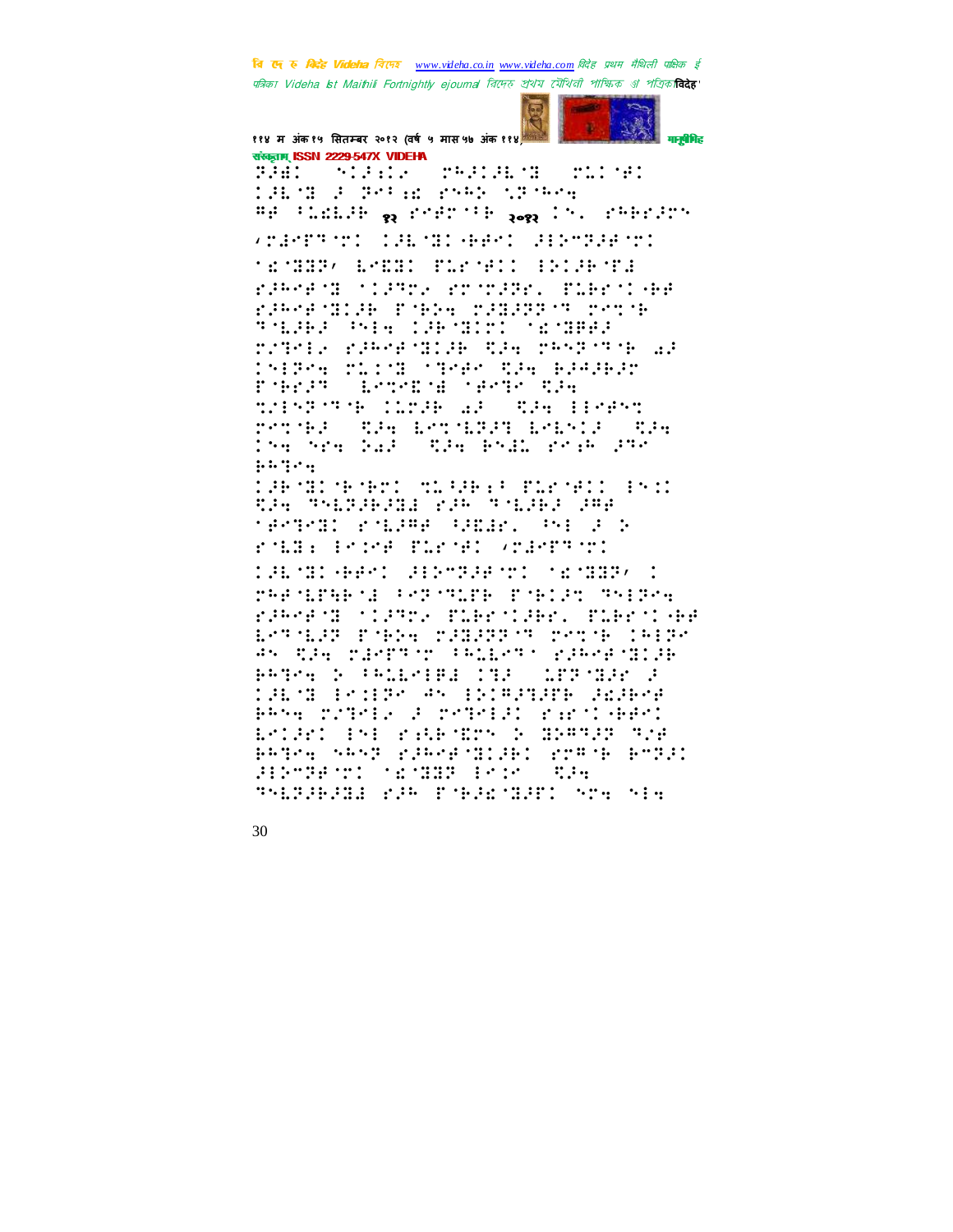११४ म अंक १५ सितम्बर २०१२ (वर्ष ५ मास ५७ अंक ११४)

संस्कृताम् ISSN 2229-547X VIDEHA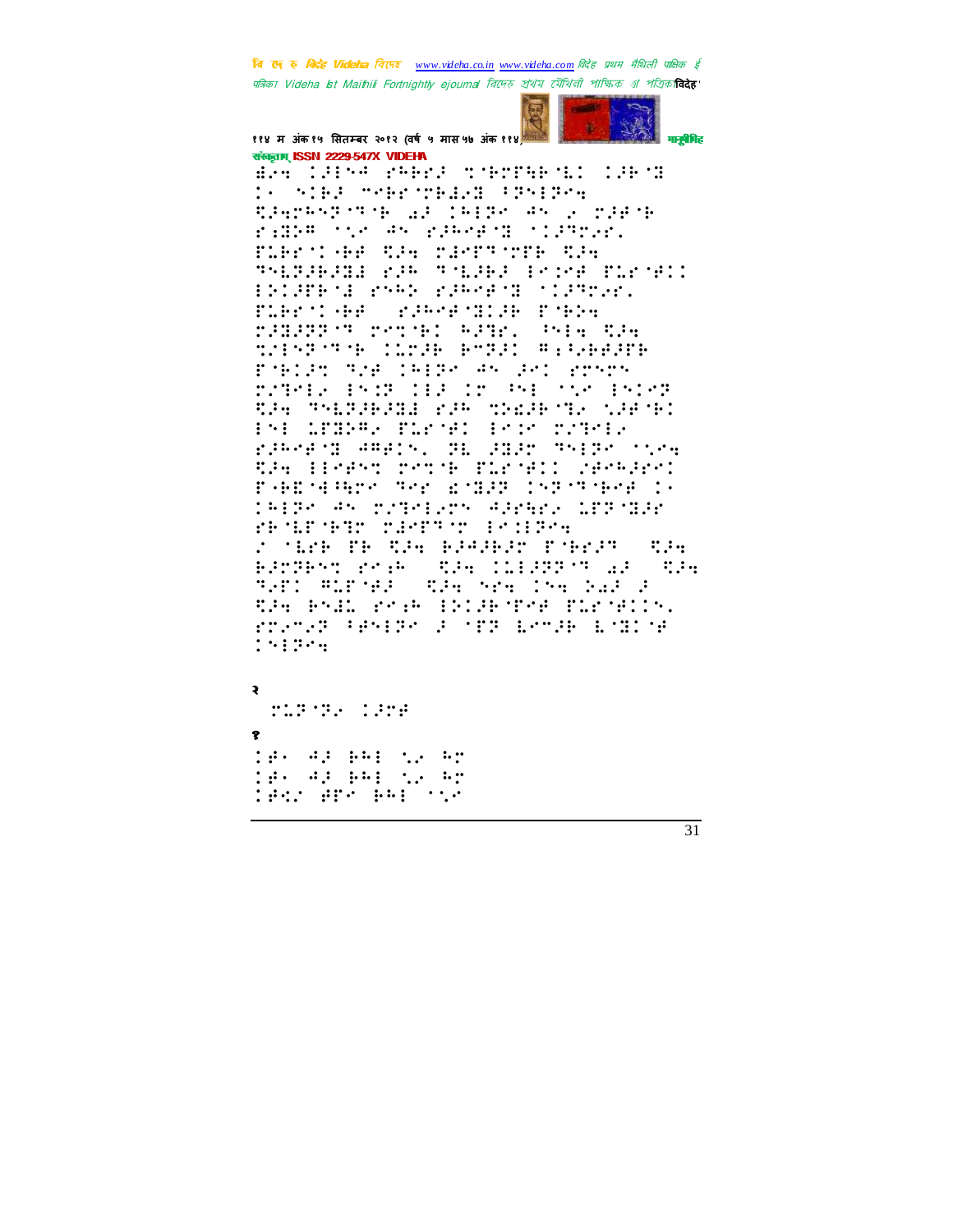२

१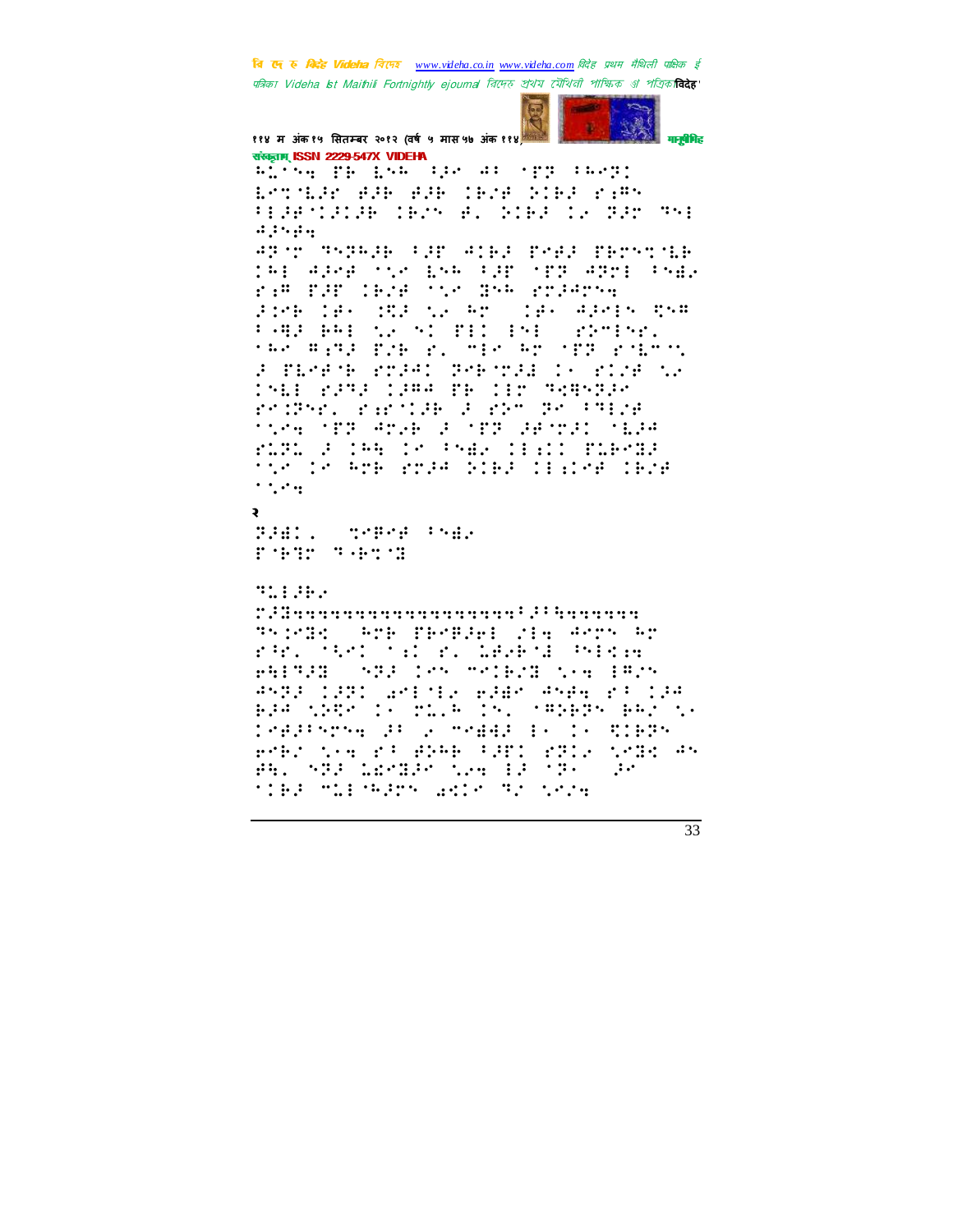२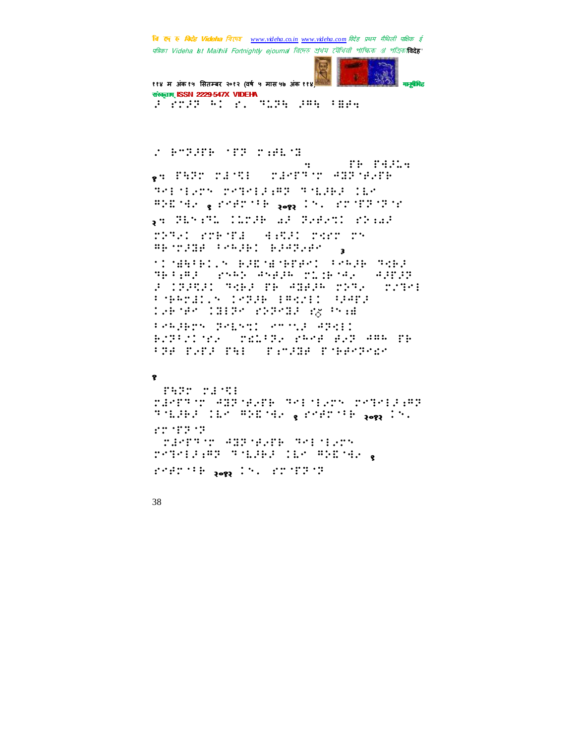संस्कृताम् ISSN 2229-547X VIDEHA

॥ ४४ ३ ५ ४ ६ ७ ८ ९

१ ॥ ॥ ॥

२ ॥ ॥ ॥ २०१२ ॥ ॥

३

१

२०१२

२०१२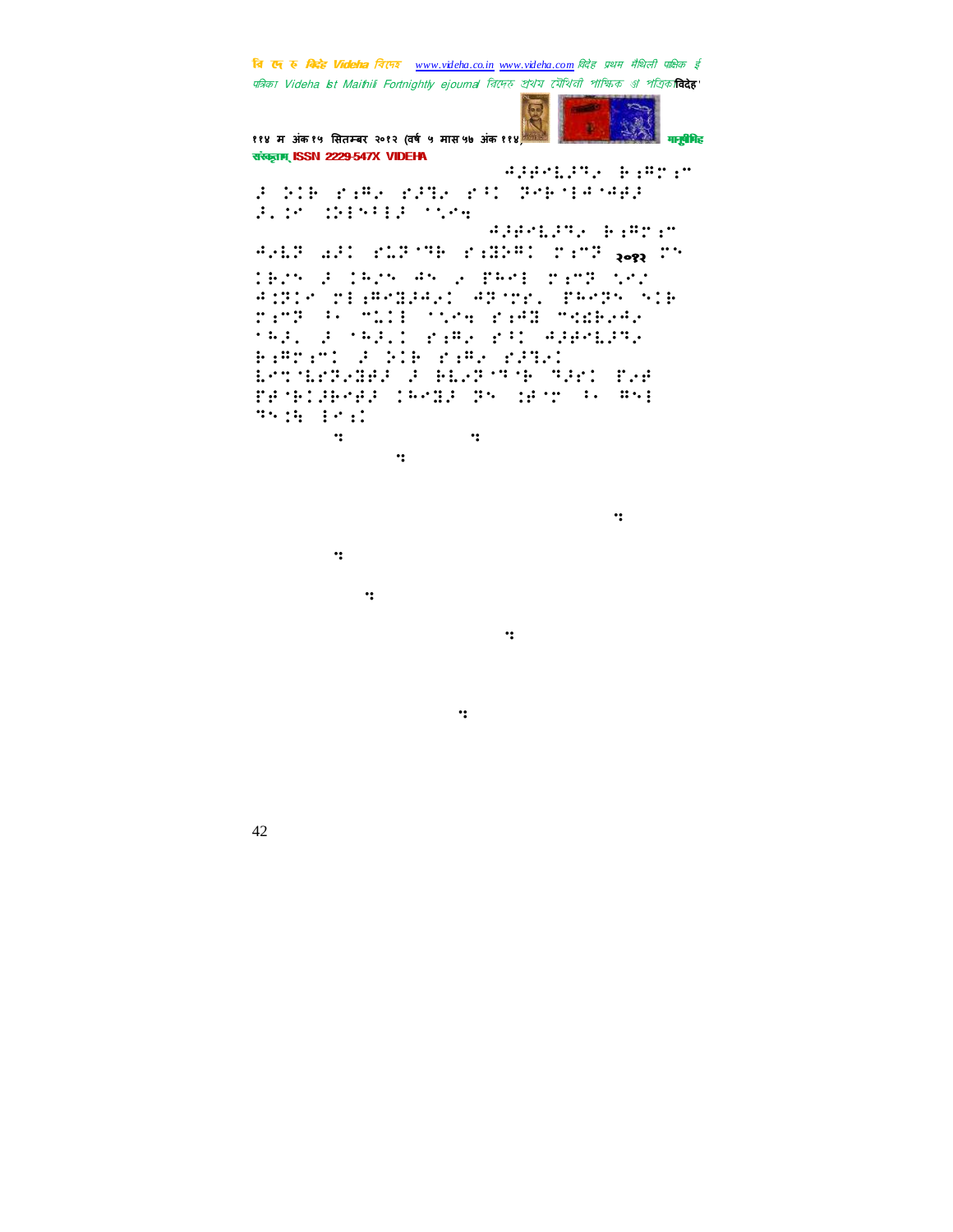⠚⠉⠋⠂⠹⠉⠝⠌⠀⠗⠒⠉⠌⠂⠙⠀⠋⠀⠅⠀⠛⠀⠋⠀⠑⠀⠢⠀⠗⠀⠐⠀⠋⠀⠂⠀⠍⠀⠊⠀⠍

⠋⠀⠀⠀⠀⠚⠀⠀⠀⠀⠋⠀⠚⠀⠀⠀⠀⠀⠀⠀⠀⠋

⠚⠂⠹⠀⠀⠀⠋⠀⠀⠀ २०१२

⠑⠍⠂⠹⠝⠌⠀⠗⠒⠉⠌⠂⠙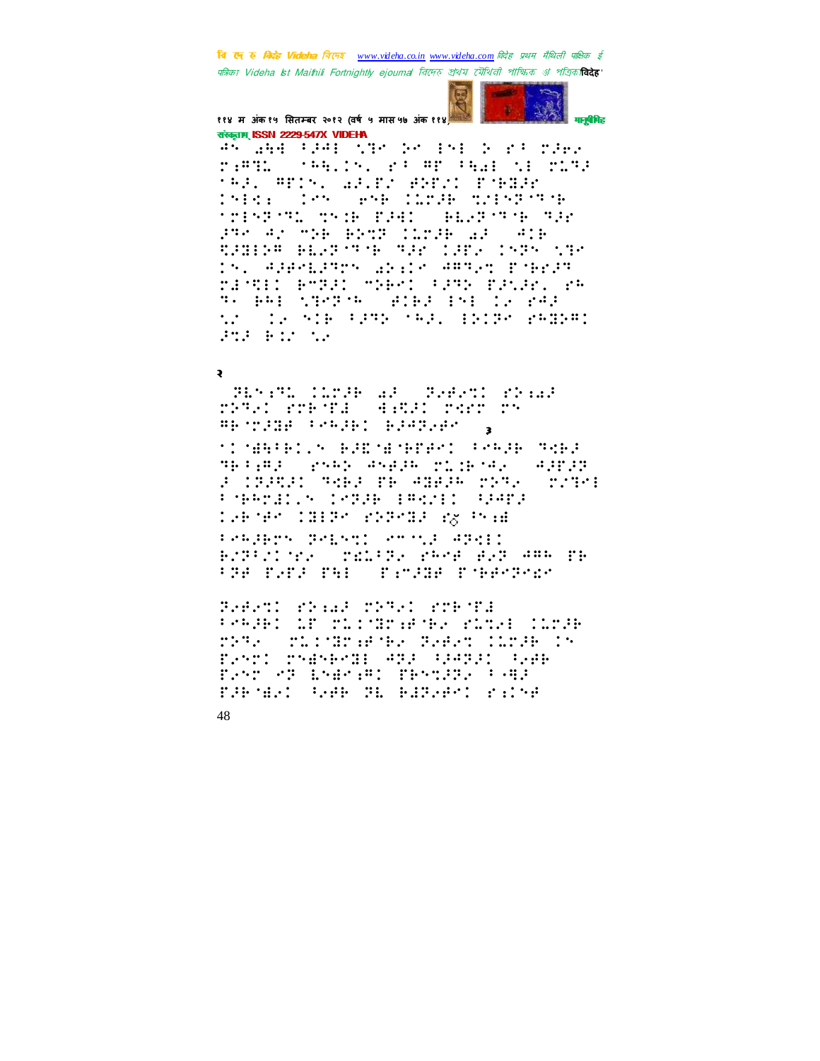२

३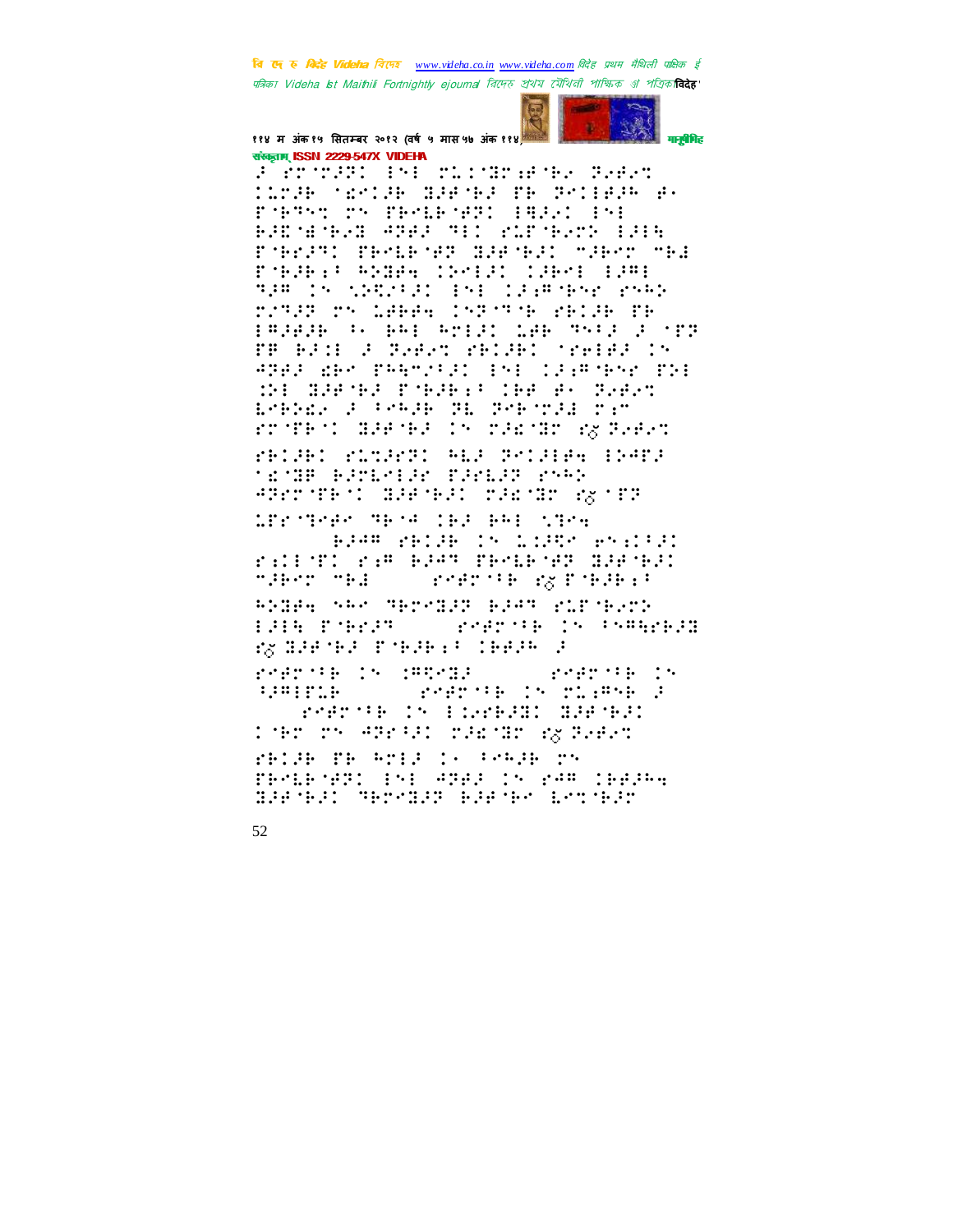बि दे रु विदेह Videha विदेह www.videha.co.in www.videha.com विदेह प्रथम मैथिली पाक्षिक ई पत्रिका Videha Ist Maithili Fortnightly ejournal विदेह प्रथम मैथिली पाक्षिक ई पत्रिका **विदेह**'

११४ म अंक१५ सितम्बर २०१२ (वर्ष ५ मास५७ अंक ११४) मानुषीमिह संस्कृताम् ISSN 2229-547X VIDEHA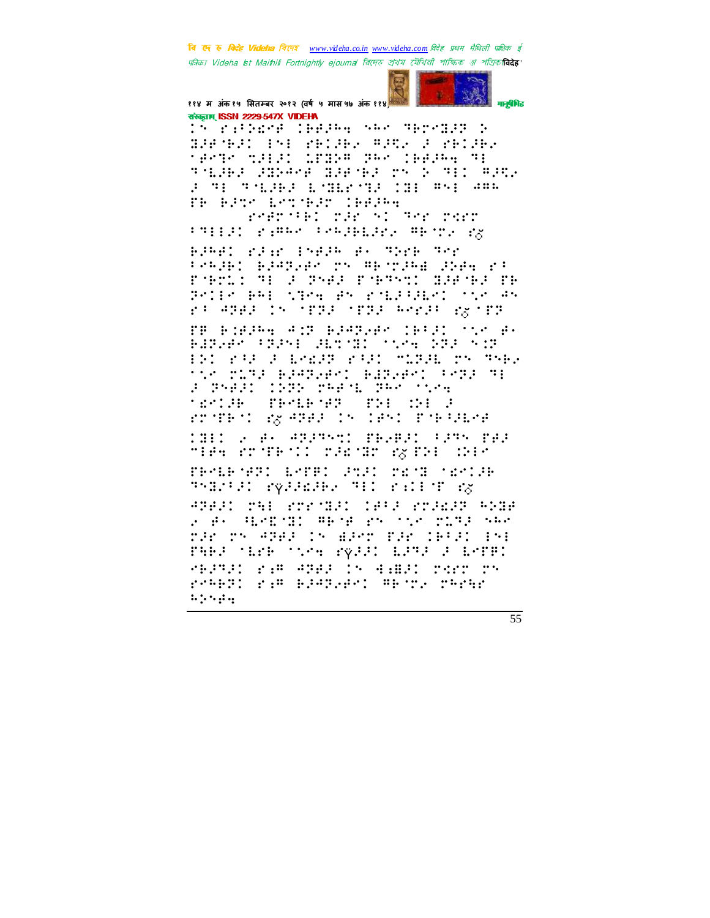संस्कृताम् ISSN 2229-547X VIDEHA

⠀⠀⠀⠀⠀⠀⠀⠀⠀⠀⠀⠀⠀⠀⠀⠀⠀⠀⠀⠀⠀⠀⠀⠀⠀⠀⠀⠀⠀⠀⠀⠀⠀⠀⠀⠀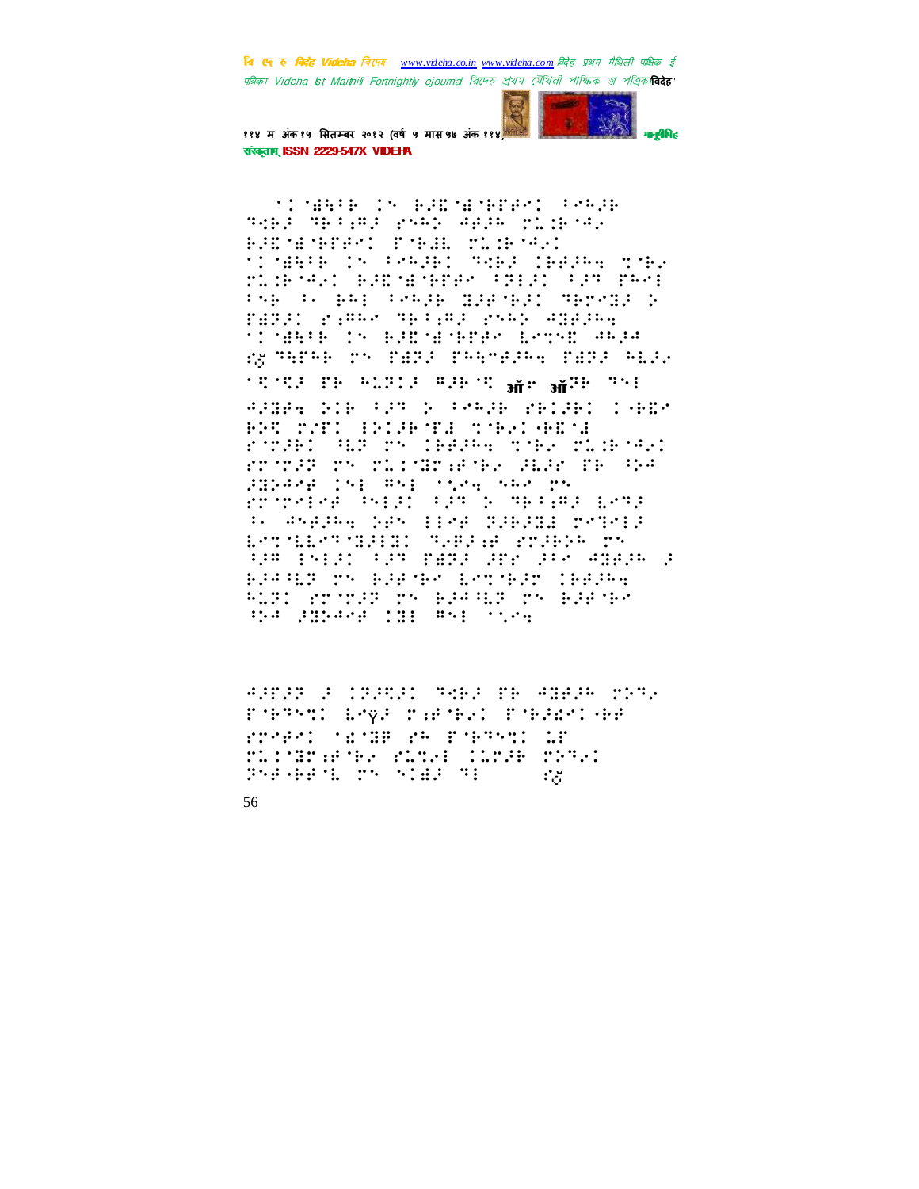"((ल्हासा ड्ड ताहिरालाइबे सिन्हा ऐसी हो अपना पास्पोर्ट प्रवेश पाने ताहिरालाइब फिर पाये हवे ((ल्हासा ड्ड सिन्हाईए ऐसी रेप्तन के आपने पासपोर्ट वाले सिन्हा हमने कहा जाती महत्व ड्रक्स तिल्ली कूचा स्थापना आपको ऐसा ((ल्हासा ड्ड हाइड्राइटो रचनाओं हि जॉब

यिम ह्य चलता माल ऑप ऑफ़ ऐसी

आराम ड्रिल ऐसा ड पट्टा परिसर (्ह टीएमईएल बुझ गया होगा हो साहब इलेक्ट्रोनिक डिफेंस सुरक्षा लेख अपने नीतियों रुरी पहुँच जायेगा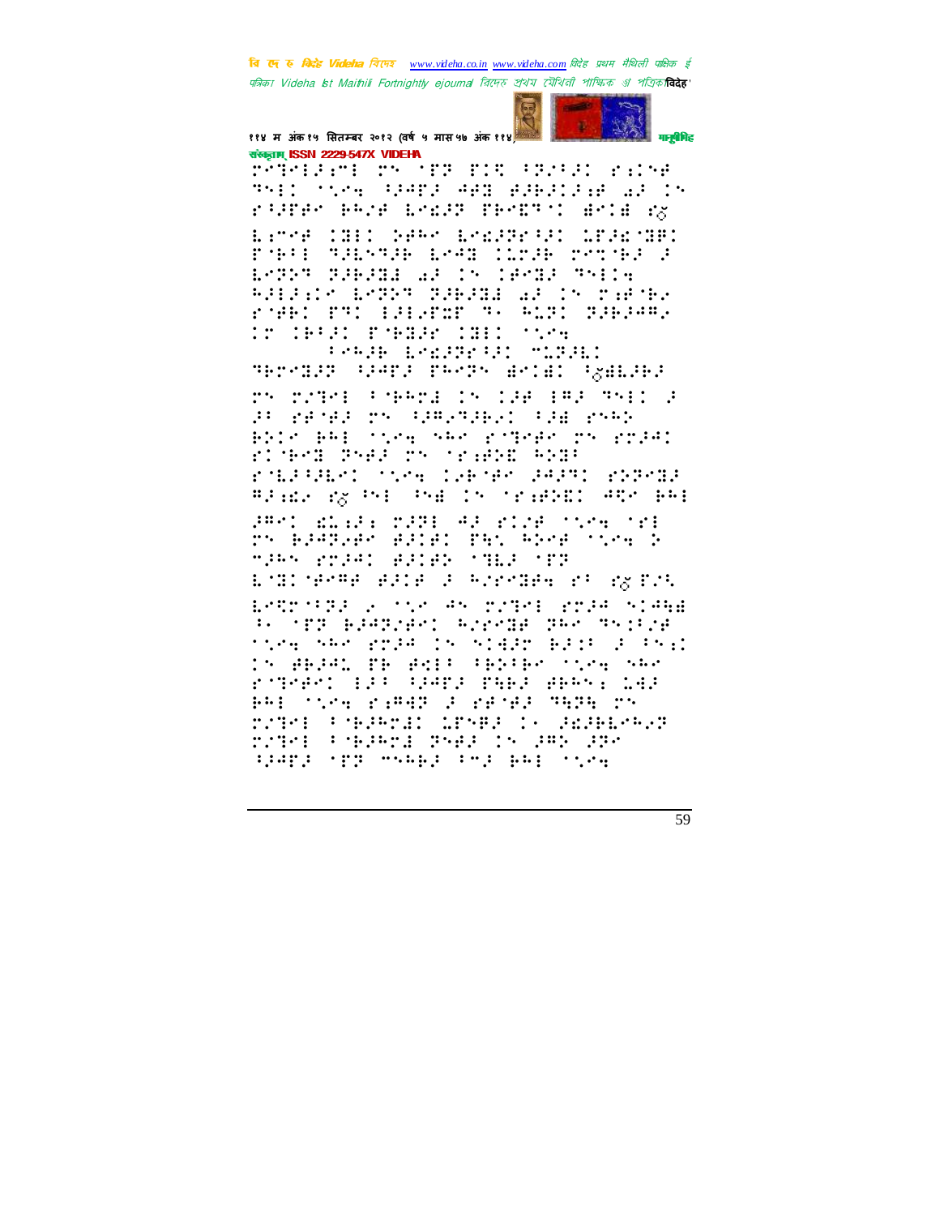संस्कृताम् ISSN 2229-547X VIDEHA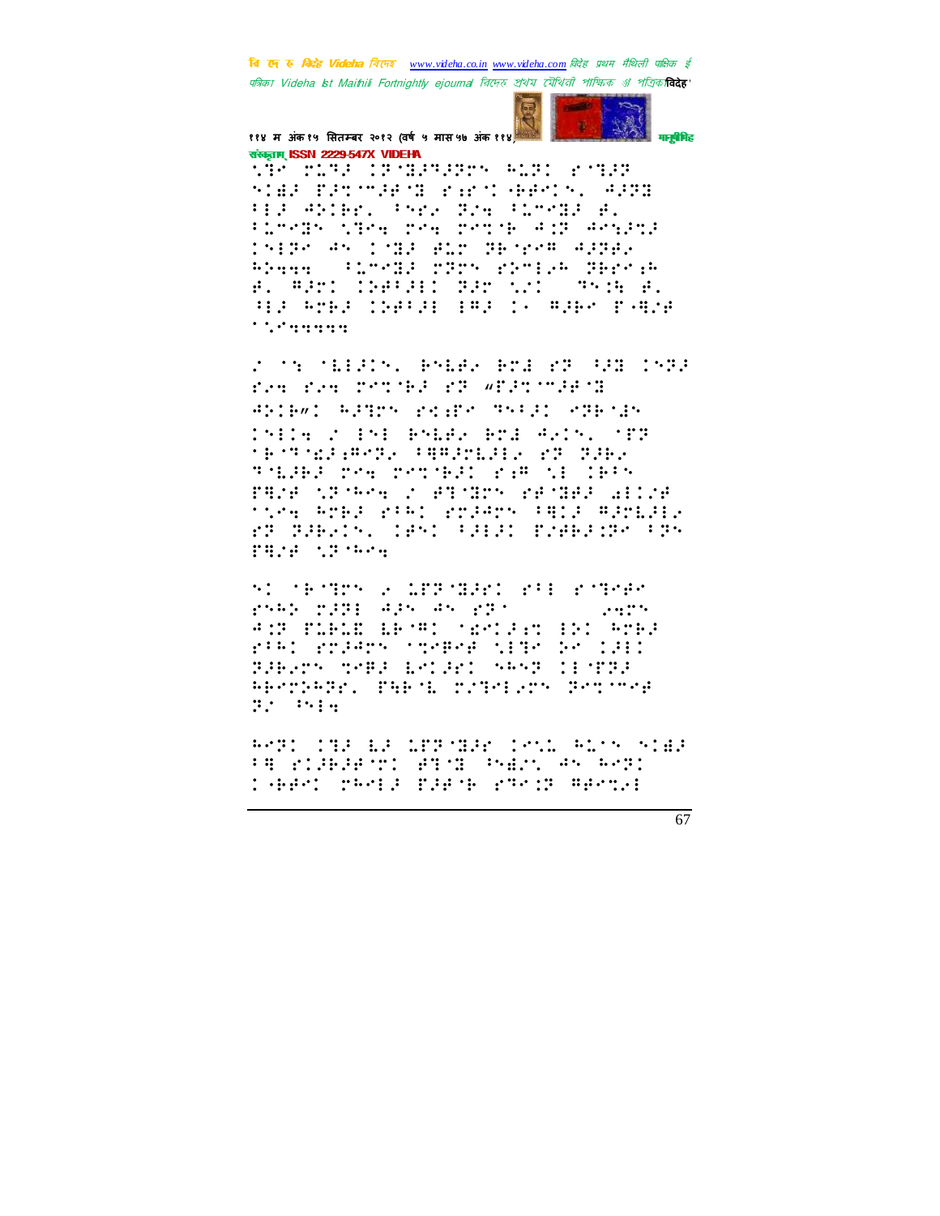संस्कृताम् ISSN 2229-547X VIDEHA

⠱⠋⠑ ⠗⠥⠙⠚ ⠊⠏⠈⠿⠚⠙⠚⠝⠎ ⠓⠥⠝⠊ ⠎⠈⠙⠚⠝ ⠎⠊⠻⠚ ⠏⠚⠞⠉⠚⠋⠈⠿ ⠗⠐⠗⠊⠈⠓⠋⠑⠊⠎⠂ ⠚⠚⠝⠿ ⠃⠇⠚ ⠚⠵⠊⠓⠗⠂ ⠁⠝⠗⠢ ⠝⠚⠢ ⠃⠥⠉⠙⠿⠎ ⠋⠂ ⠃⠥⠉⠙⠿⠎ ⠱⠙⠑⠢ ⠗⠑⠢ ⠗⠑⠞⠈⠓ ⠚⠊⠝ ⠚⠑⠐⠚⠞⠚ ⠊⠎⠇⠝⠑ ⠚⠎ ⠊⠈⠿⠚ ⠋⠥⠗ ⠝⠓⠈⠗⠑⠛ ⠚⠚⠝⠋⠢ ⠓⠵⠢⠢⠢ ⠀⠁⠥⠉⠙⠿⠚ ⠗⠝⠗⠎ ⠎⠵⠉⠇⠢⠓ ⠝⠓⠗⠑⠐⠓ ⠋⠂ ⠛⠚⠗⠊ ⠊⠵⠋⠁⠚⠇⠊ ⠝⠚⠗ ⠱⠎⠊ ⠀⠙⠎⠊⠓ ⠋⠂ ⠁⠇⠚ ⠓⠗⠓⠚ ⠊⠵⠋⠁⠚⠇ ⠇⠛⠚ ⠊⠂ ⠛⠚⠓⠑ ⠏⠈⠛⠌⠋ ⠁⠱⠑⠢⠢⠢⠢⠢

⠌ ⠁⠎ ⠈⠣⠇⠚⠊⠎⠂ ⠓⠎⠣⠋⠢ ⠓⠗⠾ ⠎⠝ ⠁⠚⠿ ⠊⠎⠝⠚ ⠗⠢⠢ ⠗⠢⠢ ⠗⠑⠞⠈⠓⠚ ⠎⠝ ⠸⠏⠚⠞⠉⠚⠋⠈⠿ ⠚⠵⠊⠓⠸⠊ ⠓⠚⠙⠗⠎ ⠗⠐⠗⠊⠗⠑ ⠙⠎⠁⠚⠊ ⠑⠝⠓⠈⠿⠎ ⠊⠎⠇⠊⠢ ⠌ ⠇⠎⠇ ⠓⠎⠣⠋⠢ ⠓⠗⠾ ⠚⠢⠊⠎⠂ ⠈⠏⠝ ⠈⠓⠙⠈⠿⠚⠐⠛⠑⠝⠢ ⠁⠛⠛⠚⠗⠣⠚⠇⠢ ⠎⠝ ⠝⠚⠓⠢ ⠙⠈⠣⠚⠓⠚ ⠗⠑⠢ ⠗⠑⠞⠈⠓⠚⠊ ⠎⠐⠛ ⠱⠇ ⠊⠓⠁⠎ ⠏⠛⠌⠋ ⠱⠝⠈⠓⠑⠢ ⠌ ⠋⠙⠈⠿⠗⠎ ⠎⠋⠈⠿⠋⠚ ⠁⠇⠊⠌⠋ ⠁⠱⠑⠢ ⠓⠗⠓⠚ ⠎⠁⠓⠊ ⠎⠗⠚⠚⠗⠎ ⠁⠛⠊⠚ ⠛⠚⠗⠣⠚⠇⠢ ⠎⠝ ⠝⠚⠓⠢⠊⠎⠂ ⠊⠋⠎⠊ ⠁⠚⠇⠚⠊ ⠏⠌⠋⠓⠚⠊⠝⠑ ⠁⠝⠎ ⠏⠛⠌⠋ ⠱⠝⠈⠓⠑⠢

⠎⠊ ⠈⠓⠈⠙⠗⠎ ⠢ ⠣⠏⠝⠈⠿⠚⠗⠊ ⠎⠁⠇ ⠎⠈⠙⠑⠋⠑ ⠎⠎⠓⠕ ⠗⠚⠝⠇ ⠚⠚⠎ ⠚⠎ ⠎⠝⠁ ⠀⠀⠀⠀⠀⠀⠢⠢⠗⠎ ⠚⠊⠝ ⠏⠥⠓⠥⠣ ⠣⠓⠈⠛⠊ ⠈⠑⠎⠊⠚⠐⠞ ⠇⠵⠊ ⠓⠗⠓⠚ ⠎⠁⠓⠊ ⠎⠗⠚⠚⠗⠎ ⠁⠞⠑⠓⠑⠋ ⠱⠇⠙⠑ ⠵⠑ ⠊⠚⠇⠊ ⠝⠚⠓⠢⠗⠎ ⠞⠑⠓⠚ ⠣⠑⠊⠚⠗⠊ ⠎⠓⠎⠝ ⠊⠇⠈⠏⠝⠚ ⠓⠓⠑⠗⠵⠓⠝⠗⠂ ⠏⠓⠓⠈⠣ ⠗⠌⠙⠑⠇⠢⠗⠎ ⠝⠑⠞⠉⠑⠋ ⠝⠌ ⠎⠇⠢

⠓⠑⠝⠊ ⠊⠙⠚ ⠣⠚ ⠣⠏⠝⠈⠿⠚⠑ ⠊⠑⠱⠣ ⠓⠥⠁⠎ ⠎⠊⠻⠚ ⠁⠛ ⠎⠊⠚⠓⠚⠋⠈⠞⠊ ⠋⠇⠈⠿ ⠎⠓⠻⠥⠎ ⠚⠎ ⠓⠑⠝⠊ ⠊⠈⠓⠋⠑⠊ ⠗⠓⠑⠇⠚ ⠏⠚⠋⠈⠓ ⠎⠙⠑⠊⠝ ⠛⠋⠑⠞⠢⠇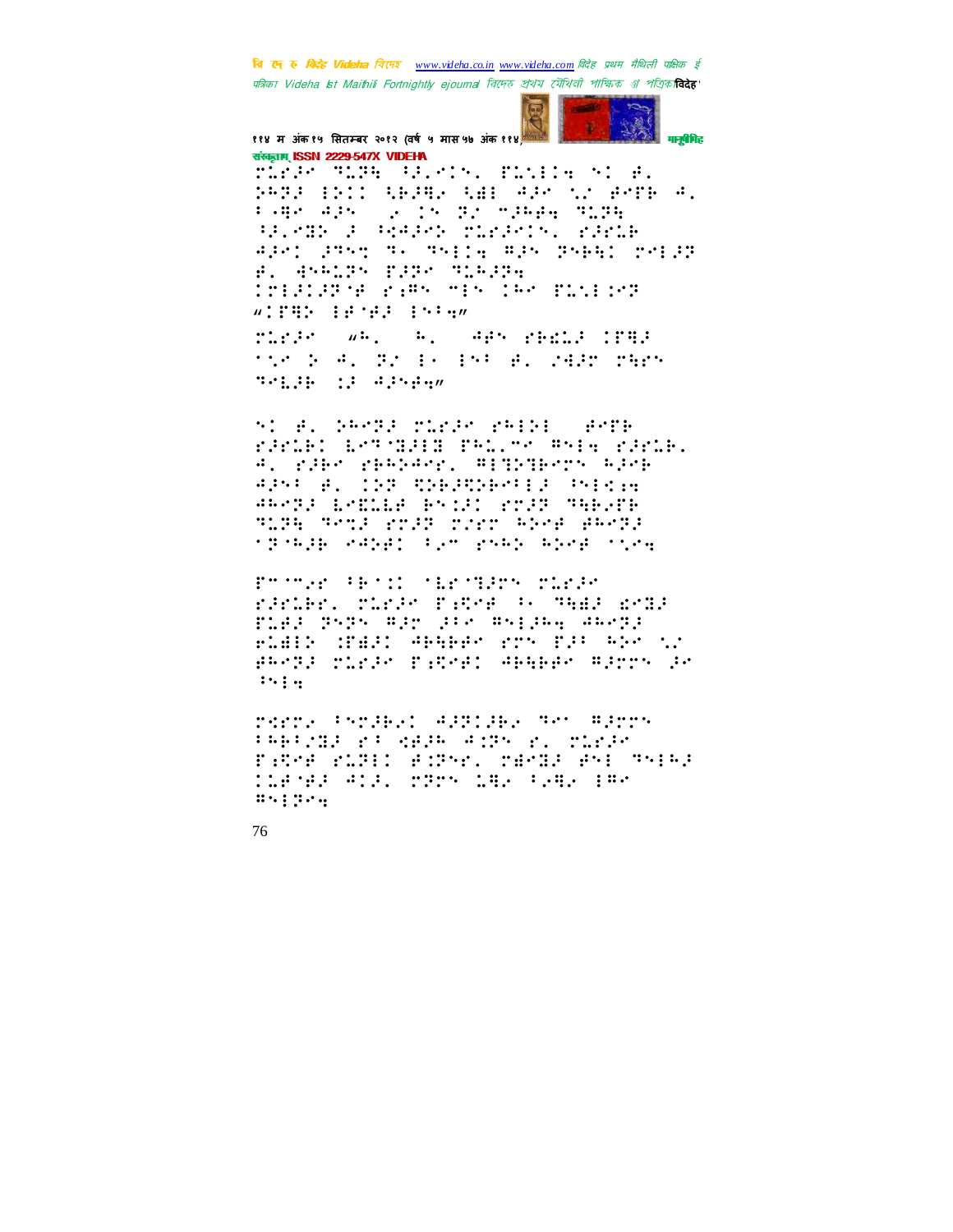रमाकान्त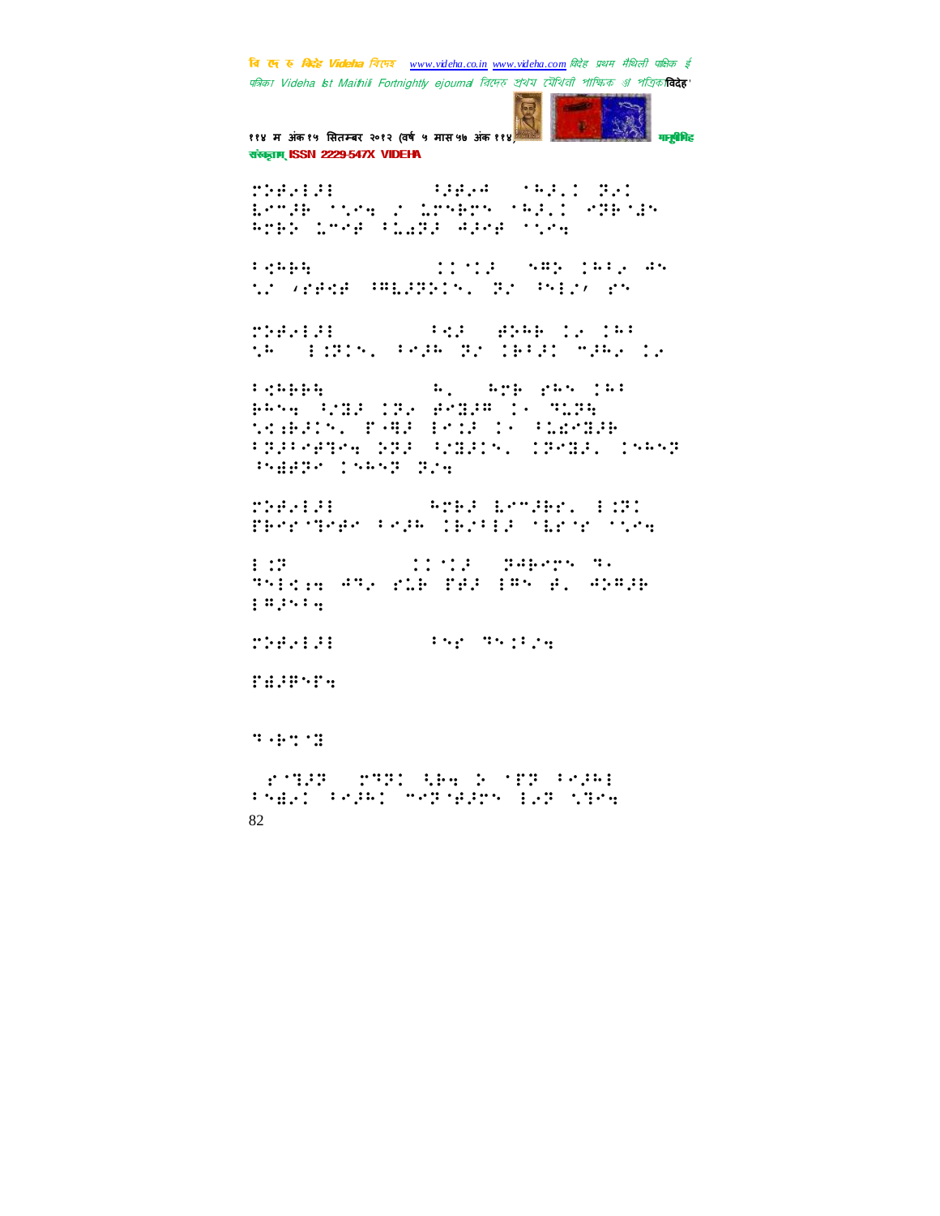⠍⠵⠾⠢⠇⠽⠇ ⠀⠀⠀⠀⠀⠀⠀⠀⠀⠀⠀⠀⠀⠀⠀⠀⠀⠀⠀⠀⠀⠀⠀⠀⠀⠀⠀⠀⠀⠀⠀⠀⠀⠀⠀⠀⠀⠀⠀⠀⠀⠀⠀⠀⠀⠀⠀⠀⠀⠀⠀⠀⠀⠀⠀⠀⠀⠀⠀⠀⠀⠀⠀⠀⠀⠀⠀⠀⠀⠀⠀⠀⠀⠀⠀⠀⠀⠀⠀⠀

82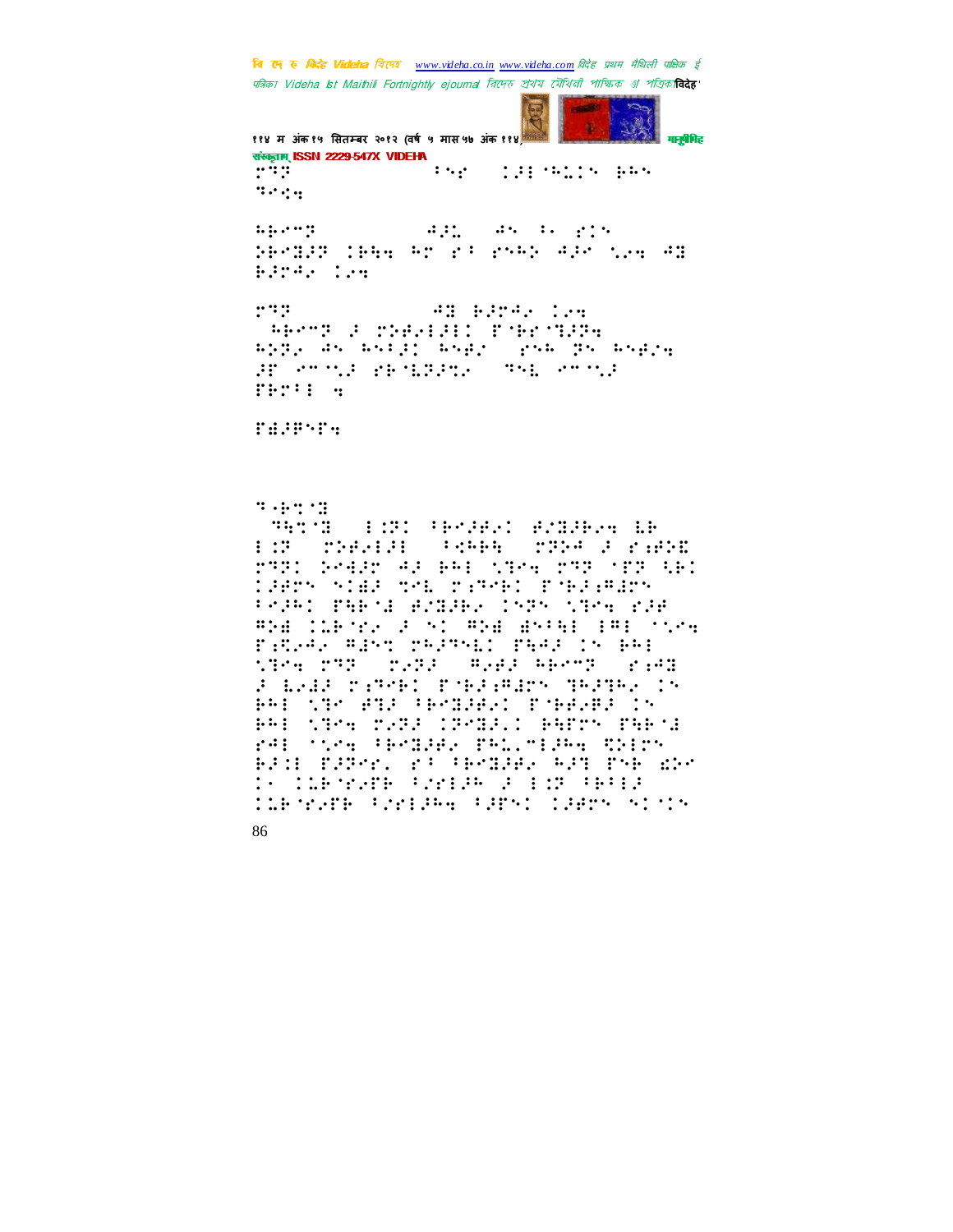"ÛÌÈ                         ¢¾¾¢                                ¯³±¯

ÈÇÆ·ÂÄÆ

ÌÌÇ                ÌÇ¬Ò¯´¾º¬                         ÌÌÇÄ

³¯²±¯²¯´¹Ç  ¾±ÃÇÄÇ²´                   ¤ÂÂÃ¯³±¯²¯´¹Ç

"ÛÌÈ                        ¾±ÃÇÄÇ²´  ¤ÂÂÃ¯³±¯²¯´¹Ç  ¾±ÃÇÄÇ²´

"ÛÌÈÄÆ  ¾±ÃÇÄÇ²´

¬ÂÄÆ·Ä

"¬ÂÄÆ·Ä

¤ÂÂÃ¯³±¯²¯´¹Ç

³±¯²±¯

¿³´±¯ ÆÂÄÆ·Ä  ÇÂ³Ä¾Ç  ³¯²±¯²¯´¹Ç  ¾±ÃÇÄÇ²´  ÌÌÇÄ  ³¯²±¯²¯´¹Ç  ¤ÂÂÃ¯³±¯²¯´¹Ç  ¾±ÃÇÄÇ²´  ÌÌÇÄ  ³¯²±¯²¯´¹Ç  ¤ÂÂÃ¯³±¯²¯´¹Ç  ¾±ÃÇÄÇ²´  ÌÌÇÄ  ³¯²±¯²¯´¹Ç  ¤ÂÂÃ¯³±¯²¯´¹Ç  ¾±ÃÇÄÇ²´  ÌÌÇÄ  ³¯²±¯²¯´¹Ç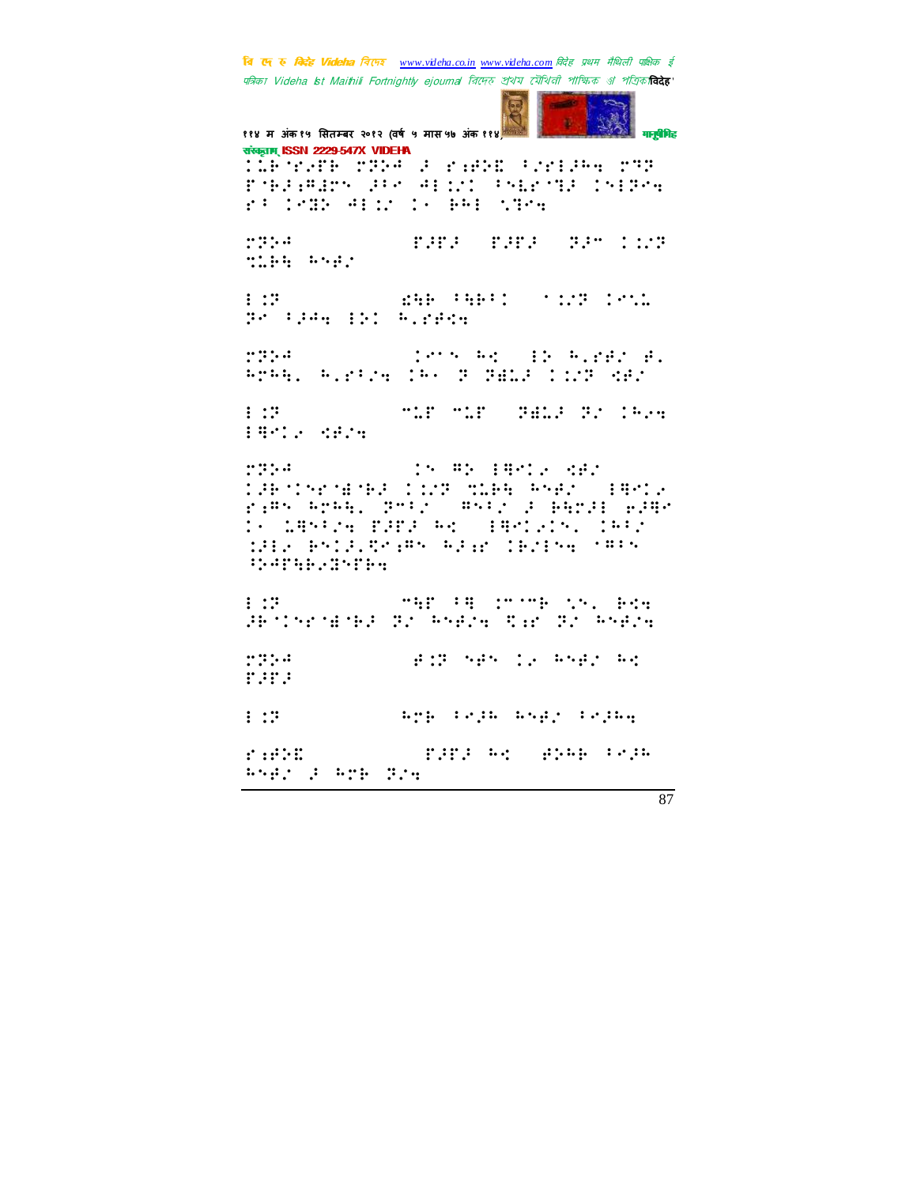'४ म अंक१५ सितम्बर २०१२ (वर्ष ५ मास ५७ अंक ११४)

संस्कृताम् ISSN 2229-547X VIDEHA

⠨⠥⠷⠈⠗⠜⠋⠷ ⠍⠝⠕⠖ ⠜ ⠗⠆⠗⠕⠫ ⠂⠌⠗⠇⠚⠓⠲ ⠍⠝⠝ ⠋⠈⠷⠜⠆⠛⠚⠍⠝ ⠚⠂⠊ ⠖⠇⠨⠌⠨ ⠂⠝⠇⠗⠈⠹⠜ ⠨⠝⠇⠝⠑⠲ ⠗⠂ ⠨⠊⠹⠕ ⠖⠇⠨⠌ ⠨⠔ ⠷⠓⠇ ⠡⠹⠑⠲

⠍⠝⠕⠖ ⠋⠚⠋⠜ ⠋⠚⠋⠜ ⠝⠜⠉ ⠨⠨⠌⠝ ⠹⠥⠷⠳ ⠓⠝⠗⠌

⠇⠨⠝ ⠫⠳⠷ ⠂⠳⠷⠂⠨ ⠈⠨⠌⠝ ⠨⠊⠡⠤ ⠝⠊ ⠂⠚⠖⠲ ⠇⠕⠨ ⠓⠂⠗⠋⠑⠲

⠍⠝⠕⠖ ⠨⠊⠉⠝ ⠓⠣ ⠇⠕ ⠓⠂⠗⠗⠌ ⠗⠂ ⠓⠍⠓⠳⠂ ⠓⠂⠗⠂⠌⠲ ⠨⠓⠔ ⠝ ⠝⠿⠤⠜ ⠨⠨⠌⠝ ⠣⠗⠌

⠇⠨⠝ ⠹⠥⠋ ⠹⠥⠋ ⠝⠿⠤⠜ ⠝⠌ ⠨⠓⠔⠲ ⠇⠻⠊⠨⠔ ⠣⠗⠌⠲

⠍⠝⠕⠖ ⠨⠝ ⠛⠕ ⠇⠻⠊⠨⠔ ⠣⠗⠌ ⠨⠚⠷⠈⠝⠗⠈⠿⠈⠷⠜ ⠨⠨⠌⠝ ⠹⠥⠷⠳ ⠓⠝⠗⠌ ⠇⠻⠊⠨⠔ ⠗⠆⠛⠝ ⠓⠍⠓⠳⠂ ⠝⠊⠂⠌ ⠛⠝⠂⠌ ⠜ ⠷⠳⠍⠚⠇ ⠗⠚⠻⠊ ⠨⠔ ⠥⠻⠝⠂⠌⠲ ⠋⠚⠋⠜ ⠓⠣ ⠇⠻⠊⠨⠔⠨⠝⠂ ⠨⠓⠂⠌ ⠨⠚⠇⠔ ⠷⠝⠨⠜⠂⠱⠊⠆⠛⠝ ⠓⠜⠆⠗ ⠨⠷⠌⠇⠝⠲ ⠈⠛⠂⠝ ⠙⠕⠖⠋⠳⠷⠔⠹⠝⠋⠷⠲

⠇⠨⠝ ⠹⠳⠋ ⠂⠻ ⠨⠉⠈⠍⠷ ⠡⠝⠂ ⠷⠣⠲ ⠚⠷⠈⠨⠝⠗⠈⠿⠈⠷⠜ ⠝⠌ ⠓⠝⠗⠌⠲ ⠱⠆⠗ ⠝⠌ ⠓⠝⠗⠌⠲

⠍⠝⠕⠖ ⠗⠨⠝ ⠝⠗⠝ ⠨⠔ ⠓⠝⠗⠌ ⠓⠣ ⠋⠚⠋⠜

⠇⠨⠝ ⠓⠍⠷ ⠂⠊⠚⠓ ⠓⠝⠗⠌ ⠂⠊⠚⠓⠲

⠗⠆⠗⠕⠫ ⠋⠚⠋⠜ ⠓⠣ ⠗⠕⠓⠷ ⠂⠊⠚⠓ ⠓⠝⠗⠌ ⠜ ⠓⠍⠷ ⠝⠌⠲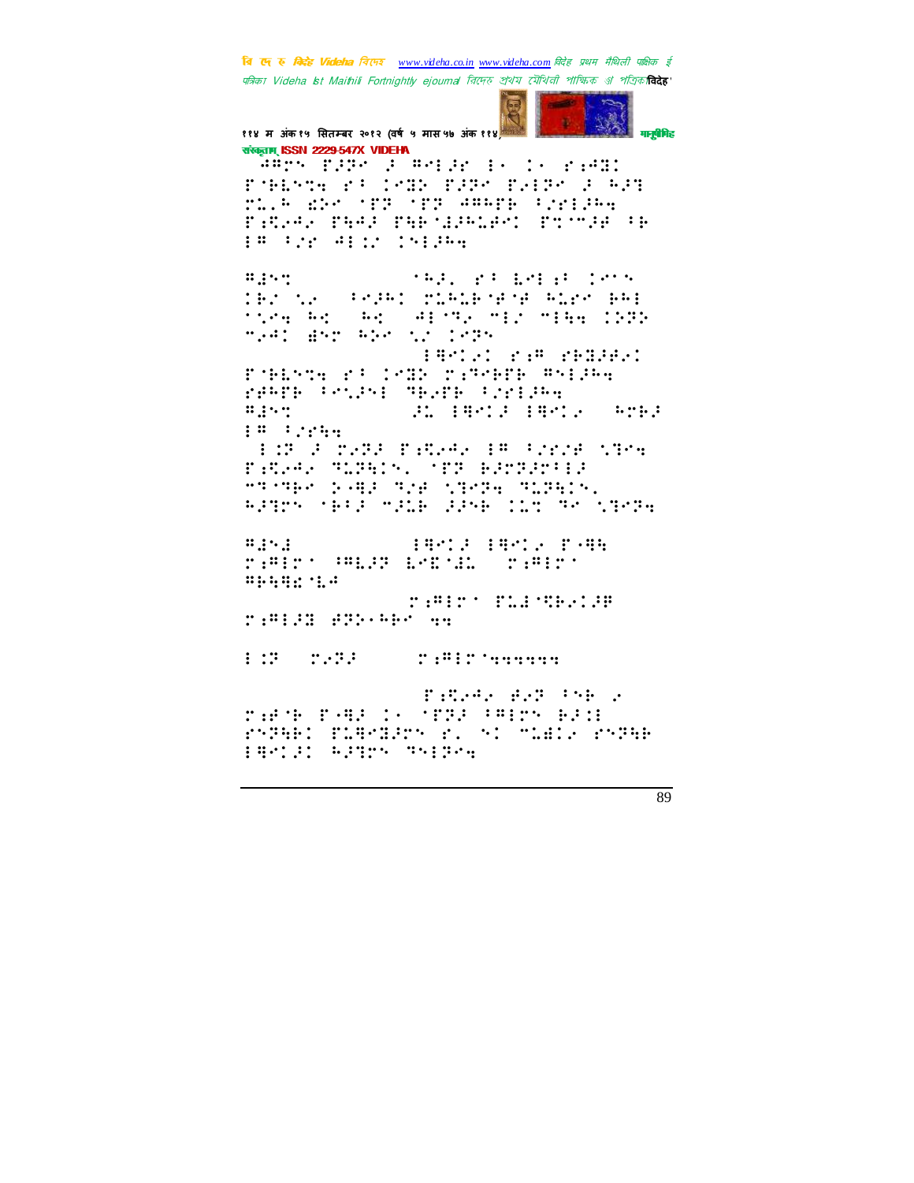११४ म अंक १५ सितम्बर २०१२ (वर्ष ५ मास ५७ अंक ११४)

संस्कृताम् ISSN 2229-547X VIDEHA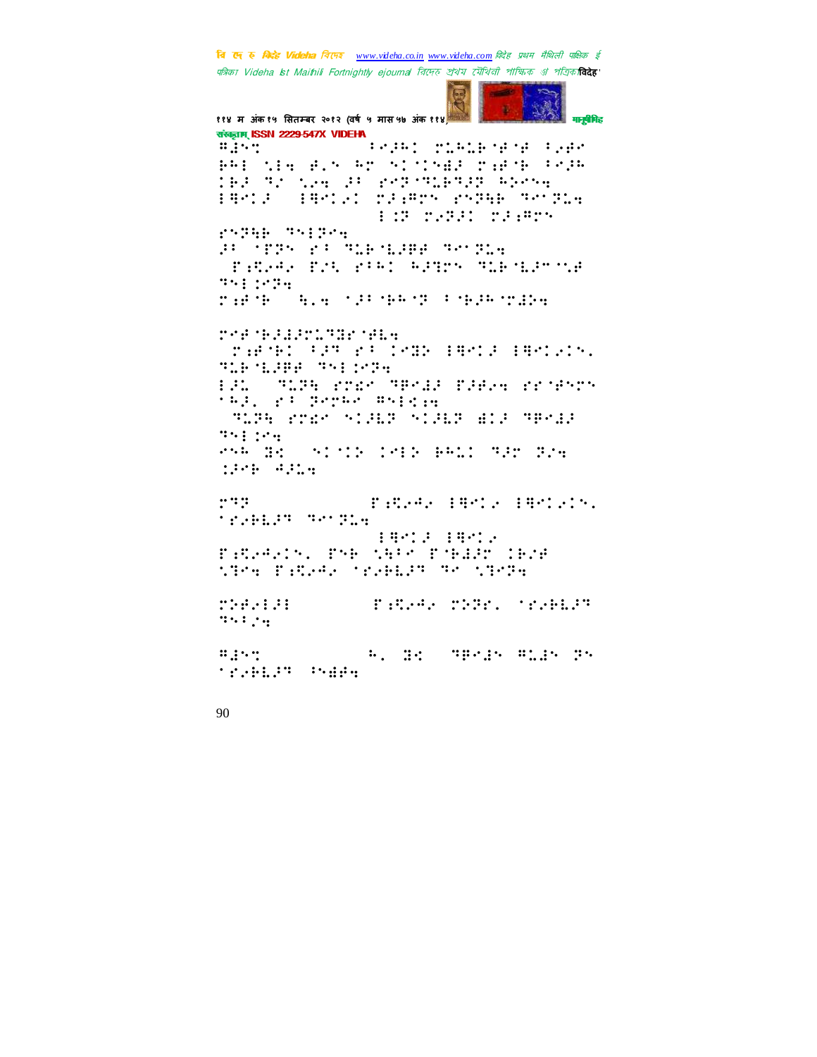⠛⠜⠝⠅ ⠀⠀⠀⠀⠀⠀⠀⠀⠁⠑⠚⠓⠅ ⠗⠥⠓⠥⠃⠈⠋⠈⠋ ⠁⠢⠋⠑
⠃⠓⠇ ⠡⠇⠻ ⠋⠄⠝ ⠓⠗ ⠎⠅⠈⠅⠝⠫⠚ ⠗�life⠋⠈⠃ ⠁⠑⠚⠓
⠅⠃⠚ ⠙⠌ ⠡⠢⠻ ⠚⠁ ⠗⠑⠝⠈⠙⠥⠃⠙⠚⠝ ⠓⠕⠑⠎⠻
⠇⠛⠑⠅⠚ ⠀⠇⠛⠑⠅⠢⠅ ⠗⠚⠦⠛⠗⠎ ⠗⠎⠝⠓⠃ ⠙⠑⠈⠝⠥⠻
⠀⠀⠀⠀⠀⠀⠀⠀⠀⠀⠀⠀⠇⠐⠝ ⠗⠢⠝⠚⠅ ⠗⠚⠦⠛⠗⠎
⠗⠎⠝⠓⠃ ⠙⠎⠇⠝⠑⠻
⠚⠁ ⠈⠋⠝⠎ ⠗⠁ ⠙⠥⠃⠈⠧⠚⠋⠋ ⠙⠑⠈⠝⠥⠻
⠀⠋⠦⠩⠢⠲⠢ ⠋⠌⠡ ⠗⠁⠓⠅ ⠓⠚⠝⠗⠎ ⠙⠥⠃⠈⠧⠚⠈⠡⠋
⠙⠎⠇⠅⠑⠝⠻
⠗⠦⠋⠈⠃ ⠀⠓⠄⠻ ⠈⠚⠁⠈⠃⠓⠈⠝ ⠁⠈⠃⠚⠓⠈⠗⠜⠕⠻

⠗⠑⠋⠈⠃⠚⠜⠚⠗⠥⠙⠜⠗⠈⠋⠧⠻
⠀⠗⠦⠋⠈⠃⠅ ⠁⠚⠝ ⠗⠁ ⠅⠑⠜⠕ ⠇⠛⠑⠅⠚ ⠇⠛⠑⠅⠢⠅⠎⠄
⠙⠥⠃⠈⠧⠚⠋⠋ ⠙⠎⠇⠅⠑⠝⠻
⠇⠚⠥ ⠀⠙⠥⠝⠓ ⠗⠐⠑ ⠙⠛⠑⠜⠚ ⠋⠚⠋⠢⠻ ⠗⠗⠈⠋⠑⠗⠎
⠈⠓⠚⠄ ⠗⠁ ⠝⠑⠗⠓⠑ ⠛⠎⠇⠩⠦⠻
⠀⠙⠥⠝⠓ ⠗⠐⠑ ⠎⠅⠚⠧⠝ ⠎⠅⠚⠧⠝ ⠜⠅⠚ ⠙⠛⠑⠜⠚
⠙⠎⠇⠅⠑⠻
⠑⠎⠓ ⠙⠩ ⠀⠎⠅⠈⠅⠕ ⠅⠑⠇⠕ ⠃⠓⠥⠅ ⠙⠚⠗ ⠝⠌⠻
⠅⠚⠑⠃ ⠯⠚⠥⠻

⠗⠙⠝ ⠀⠀⠀⠀⠀⠀⠀⠀⠋⠦⠩⠢⠲⠢ ⠇⠛⠑⠅⠢ ⠇⠛⠑⠅⠢⠅⠎⠄
⠈⠗⠢⠃⠧⠚⠙ ⠙⠑⠈⠝⠥⠻
⠀⠀⠀⠀⠀⠀⠀⠀⠀⠀⠀⠀⠇⠛⠑⠅⠚ ⠇⠛⠑⠅⠢
⠋⠦⠩⠢⠲⠢⠅⠎⠄ ⠏⠎⠃ ⠡⠓⠁⠑ ⠋⠈⠃⠜⠚⠗ ⠅⠃⠌⠋
⠡⠙⠑⠻ ⠋⠦⠩⠢⠲⠢ ⠈⠗⠢⠃⠧⠚⠙ ⠙⠑ ⠡⠙⠑⠝⠻

⠗⠕⠋⠢⠇⠚⠇ ⠀⠀⠀⠀⠀⠀⠋⠦⠩⠢⠲⠢ ⠗⠕⠝⠗⠄ ⠈⠗⠢⠃⠧⠚⠙
⠙⠎⠁⠌⠻

⠛⠜⠝⠅ ⠀⠀⠀⠀⠀⠀⠀⠀⠓⠄ ⠙⠩ ⠀⠙⠛⠑⠜⠎ ⠛⠥⠜⠎ ⠝⠎
⠈⠗⠢⠃⠧⠚⠙ ⠁⠎⠫⠋⠻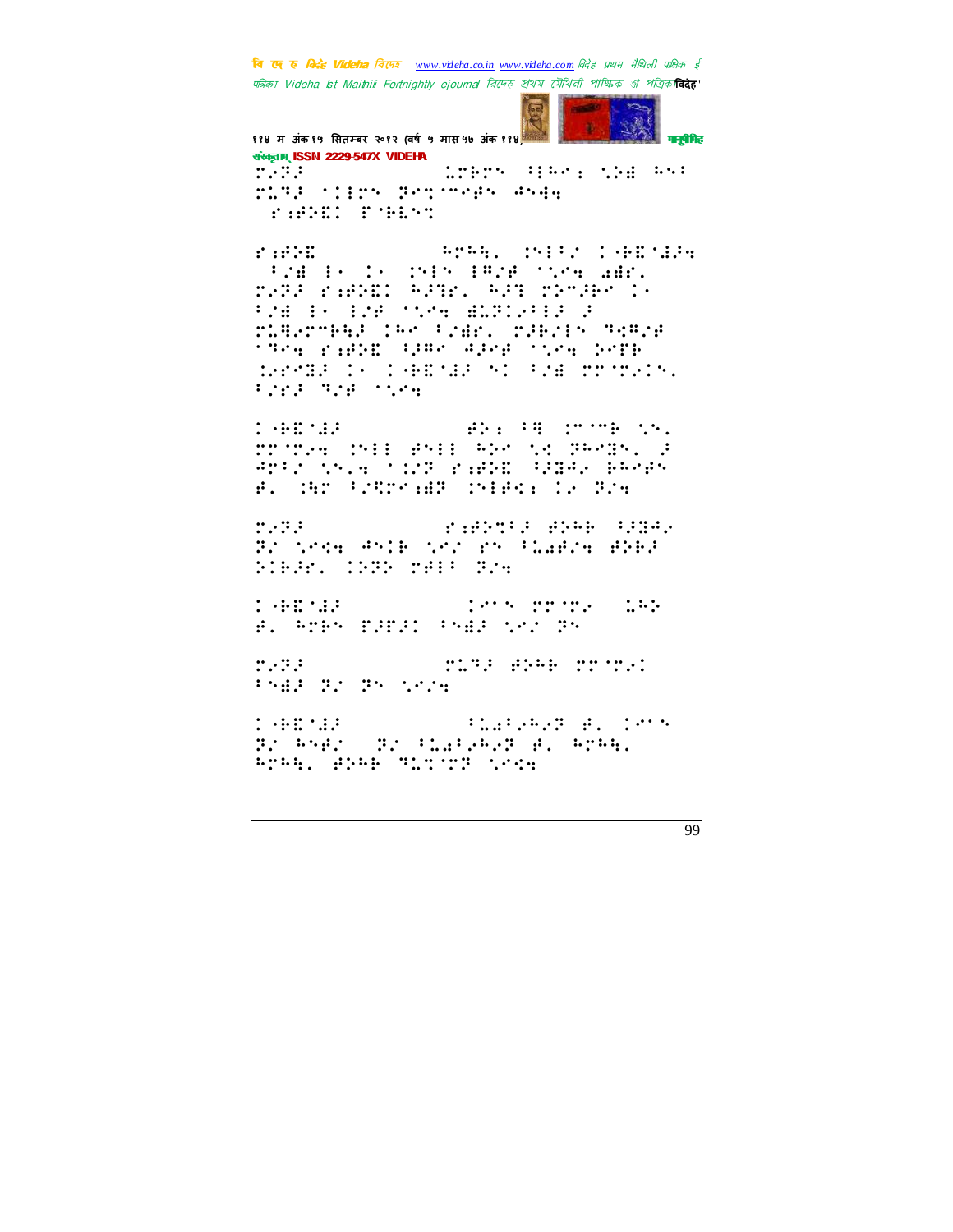ए:२:१                    ⠥⠗⠃⠗⠝ ⠜⠇⠓⠉⠒ ⠹⠵⠿ ⠓⠝⠜
⠗⠬⠹⠜ ⠐⠇⠇⠗⠝ ⠝⠑⠩⠐⠉⠋⠑⠝ ⠚⠝⠚⠻
⠀⠋⠒⠋⠵⠿⠅ ⠏⠐⠃⠇⠝⠩

⠋⠒⠋⠵⠿                ⠓⠗⠓⠻⠄ ⠌⠝⠇⠜⠌ ⠅⠐⠃⠿⠐⠻⠚⠻
⠀⠜⠌⠿ ⠇⠂ ⠅⠂ ⠌⠝⠇⠝ ⠇⠛⠌⠋ ⠐⠹⠑⠻ ⠱⠿⠗⠄
⠗⠢⠝⠚ ⠋⠒⠋⠵⠿⠅ ⠓⠚⠹⠗⠄ ⠓⠚⠹ ⠗⠵⠉⠚⠃⠗ ⠅⠂
⠜⠌⠿ ⠇⠂ ⠇⠌⠋ ⠐⠹⠑⠻ ⠿⠥⠝⠅⠢⠜⠇⠚ ⠚
⠗⠥⠛⠢⠗⠉⠃⠻⠚ ⠅⠓⠗ ⠜⠌⠿⠗⠄ ⠗⠚⠃⠌⠇⠝ ⠹⠻⠛⠌⠋
⠐⠹⠑⠻ ⠋⠒⠋⠵⠿ ⠜⠚⠛⠗ ⠚⠚⠗⠋ ⠐⠹⠑⠻ ⠵⠑⠋⠃
⠨⠗⠗⠹⠚ ⠅⠂ ⠅⠐⠃⠿⠐⠻⠚ ⠝⠅ ⠜⠌⠿ ⠗⠗⠐⠗⠢⠅⠝⠄
⠜⠌⠗⠚ ⠹⠌⠋ ⠐⠹⠑⠻

⠅⠐⠃⠿⠐⠻⠚                ⠋⠵⠒ ⠜⠛ ⠌⠉⠐⠉⠃ ⠹⠝⠄
⠗⠗⠐⠗⠢⠻ ⠌⠝⠇⠇ ⠋⠝⠇⠇ ⠓⠵⠗ ⠹⠅ ⠝⠓⠗⠹⠝⠄ ⠚
⠚⠗⠜⠌ ⠹⠝⠄⠻ ⠐⠅⠌⠹ ⠋⠒⠋⠵⠿ ⠜⠹⠚⠢ ⠃⠓⠗⠋⠝
⠋⠄ ⠅⠻⠗ ⠜⠌⠹⠗⠒⠿⠹ ⠌⠝⠇⠋⠅⠒ ⠅⠢ ⠝⠌⠻

⠗⠢⠝⠚                ⠋⠒⠋⠵⠹⠜⠚ ⠋⠵⠓⠃ ⠜⠚⠹⠚⠢
⠝⠌ ⠹⠑⠅⠻ ⠚⠝⠅⠃ ⠹⠢⠌ ⠋⠝ ⠜⠥⠱⠋⠌⠻ ⠋⠵⠃⠚
⠵⠅⠃⠚⠗⠄ ⠅⠅⠝⠵ ⠗⠋⠇⠜ ⠝⠌⠻

⠅⠐⠃⠿⠐⠻⠚                ⠅⠑⠝ ⠗⠗⠐⠗⠢ ⠀⠥⠓⠵
⠋⠄ ⠓⠗⠃⠝ ⠏⠚⠏⠚⠅ ⠜⠝⠱⠚ ⠹⠢⠌ ⠝⠝

⠗⠢⠝⠚                ⠗⠥⠹⠚ ⠋⠵⠓⠃ ⠗⠗⠐⠗⠢⠅
⠜⠝⠱⠚ ⠝⠌ ⠝⠝ ⠹⠢⠌⠻

⠅⠐⠃⠿⠐⠻⠚                ⠜⠥⠱⠜⠢⠓⠢⠹ ⠋⠄ ⠅⠑⠝
⠝⠌ ⠓⠝⠋⠌ ⠀⠝⠌ ⠜⠥⠱⠜⠢⠓⠢⠹ ⠋⠄ ⠓⠗⠓⠻⠄
⠓⠗⠓⠻⠄ ⠋⠵⠓⠃ ⠹⠥⠩⠐⠗⠹ ⠹⠑⠅⠻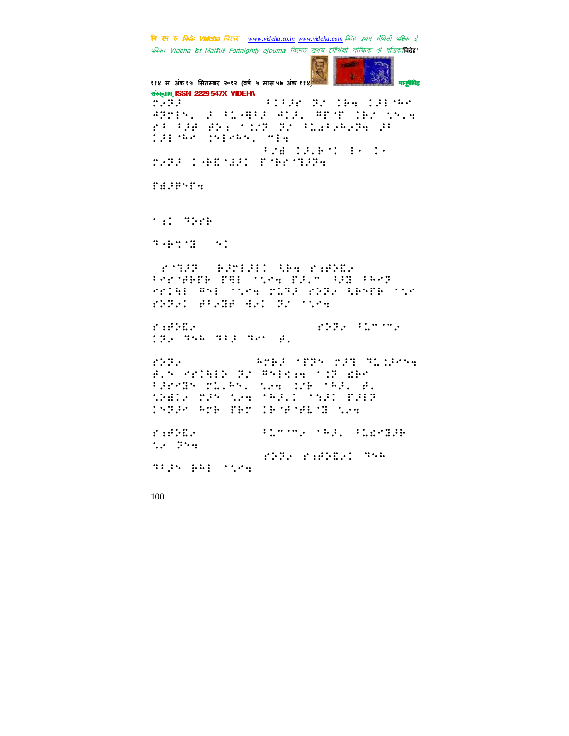ा॒ऽऋ ! !!!!!!!!!!!!!!!!!!!ऽञऋ

ॉ॒ ा॒ऽऋ

ङडएच

ॐ िऋछ

ि॑ऽॉ ोऽ

॒ऽऋ  ा ॒ऽऋ ा

ऋ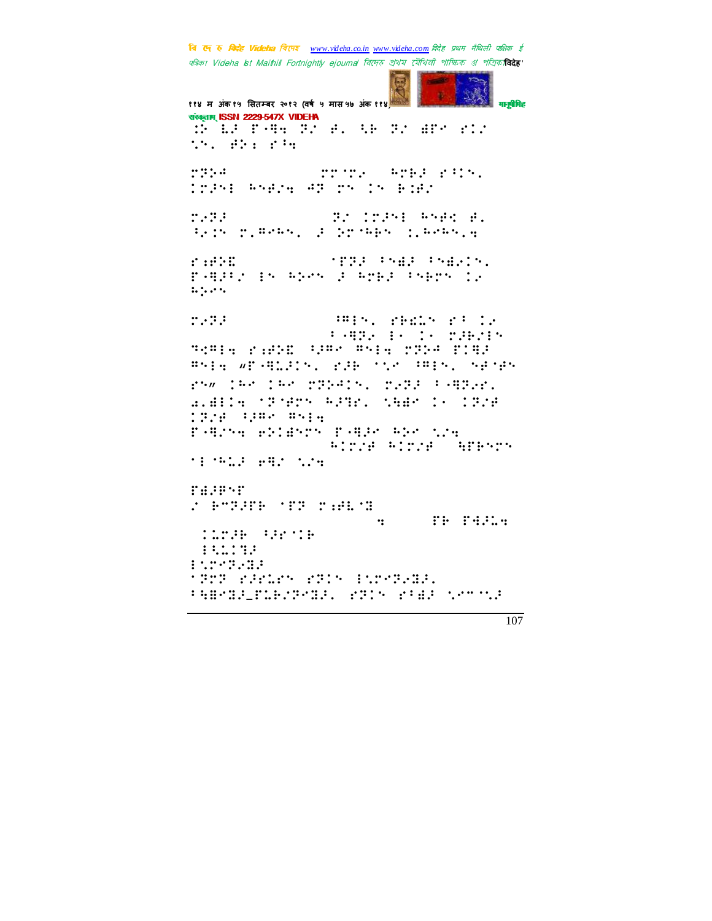ऐसन ISSN 2229-547X VIDEHA

⠅⠇⠚ ⠋⠹⠲ ⠝⠌ ⠿⠂ ⠳⠃ ⠝⠌ ⠻⠋⠉ ⠗⠉⠌
⠎⠉⠂ ⠿⠕⠆ ⠗⠁⠲

⠍⠝⠕⠺ ⠍⠍⠌⠍⠢ ⠓⠍⠗⠚ ⠗⠁⠉⠂
⠅⠍⠚⠑ ⠓⠊⠿⠌⠲ ⠺⠝ ⠍⠉ ⠅⠉ ⠃⠅⠿⠌

⠍⠢⠝⠚ ⠝⠌ ⠅⠍⠚⠑ ⠓⠊⠿⠣ ⠿⠂
⠳⠢⠅⠉ ⠍⠂⠯⠉⠓⠉⠂ ⠚ ⠕⠍⠈⠓⠃⠉ ⠅⠂⠓⠉⠓⠉⠂⠲

⠗⠆⠿⠕⠿ ⠈⠋⠝⠚ ⠁⠊⠻⠚ ⠁⠊⠻⠢⠅⠉⠂
⠋⠹⠚⠁⠌ ⠑⠉ ⠓⠕⠉⠉ ⠚ ⠓⠍⠗⠚ ⠁⠊⠗⠍⠉ ⠅⠢
⠓⠕⠉⠉

⠍⠢⠝⠚ ⠁⠯⠑⠉⠂ ⠗⠗⠿⠇⠉ ⠗⠁ ⠅⠢
⠁⠹⠝⠢ ⠑⠉ ⠅⠉ ⠍⠚⠗⠌⠑⠉
⠝⠣⠯⠑⠲ ⠗⠆⠿⠕⠿ ⠳⠚⠯⠉ ⠯⠊⠑⠲ ⠍⠝⠕⠺ ⠋⠅⠹⠚
⠯⠊⠑⠲ ⠦⠋⠹⠇⠚⠅⠉⠂ ⠗⠚⠃ ⠈⠎⠢ ⠁⠯⠑⠉⠂ ⠊⠿⠈⠿⠉
⠗⠉⠴ ⠅⠓⠉ ⠅⠓⠉ ⠍⠝⠕⠺⠅⠉⠂ ⠍⠢⠝⠚ ⠁⠹⠝⠢⠗⠂
⠔⠂⠻⠅⠲ ⠈⠝⠈⠿⠍⠉ ⠓⠚⠝⠗⠂ ⠎⠹⠻⠉ ⠅⠉ ⠅⠝⠌⠿
⠅⠝⠌⠿ ⠳⠚⠯⠉ ⠯⠊⠑⠲
⠋⠹⠌⠊⠲ ⠿⠕⠅⠻⠊⠍⠉ ⠋⠹⠚⠉ ⠓⠕⠉ ⠎⠌⠲
⠓⠅⠍⠌⠿ ⠓⠅⠍⠌⠿ ⠳⠋⠃⠊⠍⠉
⠈⠑⠈⠓⠇⠚ ⠿⠹⠌ ⠎⠌⠲

⠋⠻⠚⠃⠊⠋
⠌ ⠃⠉⠝⠚⠋⠃ ⠈⠋⠝ ⠍⠆⠿⠇⠈⠭
⠲ ⠋⠃ ⠋⠹⠚⠇⠲
⠅⠇⠍⠚⠃ ⠳⠚⠗⠈⠅⠃
⠑⠳⠇⠅⠹⠚
⠑⠎⠍⠉⠝⠢⠭⠚
⠈⠝⠍⠝ ⠗⠚⠗⠇⠍⠉ ⠗⠝⠅⠉ ⠑⠎⠍⠉⠝⠢⠭⠚⠂
⠁⠳⠻⠉⠭⠚_⠋⠇⠃⠌⠝⠉⠭⠚⠂ ⠗⠝⠅⠉ ⠗⠁⠻⠚ ⠎⠉⠉⠈⠎⠚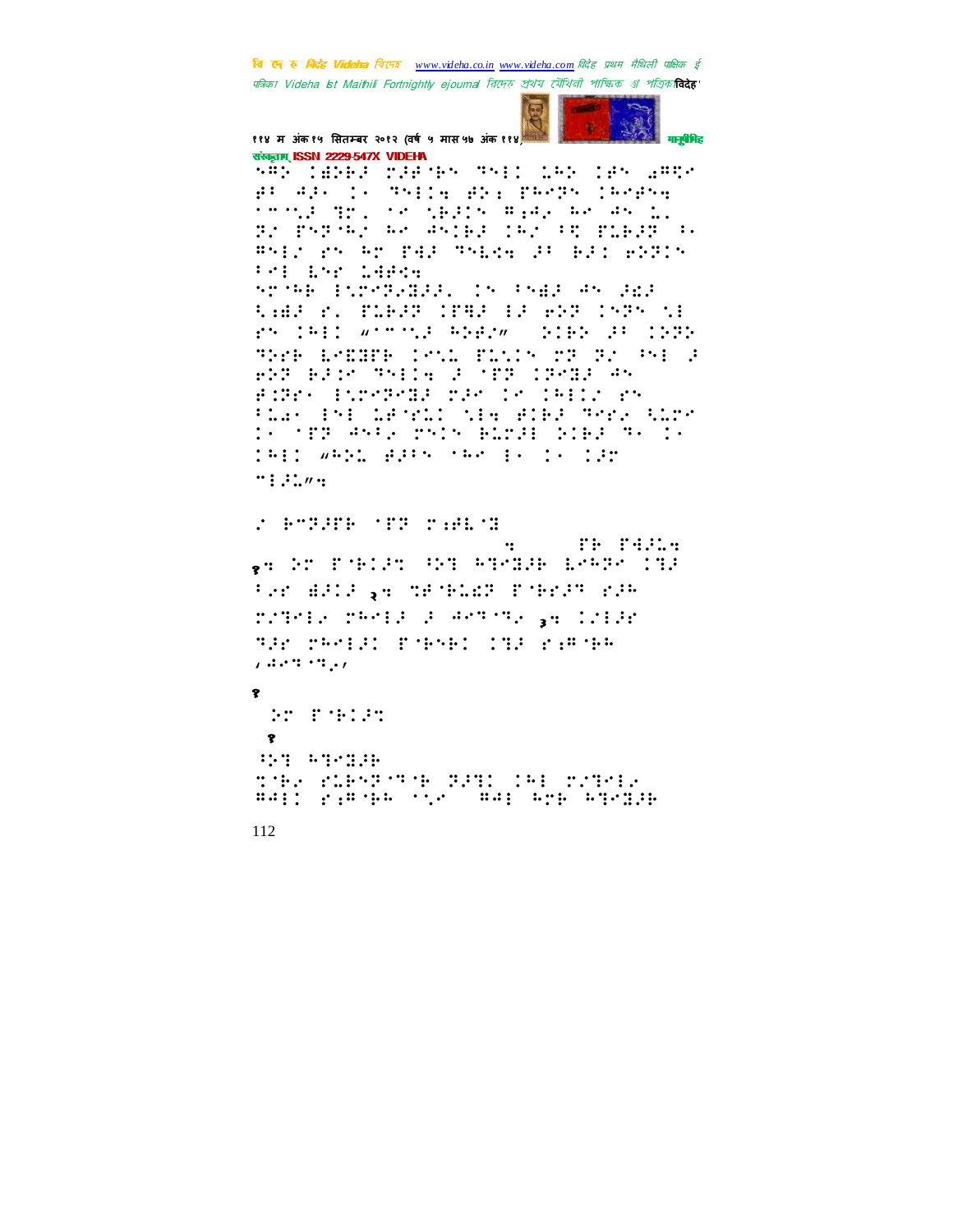संस्कृताम् ISSN 2229-547X VIDEHA

⠪⠻⠕⠀⠨⠻⠕⠗⠂⠀⠍⠜⠋⠈⠗⠔⠀⠹⠝⠇⠇⠀⠥⠓⠕⠀⠨⠋⠔⠀⠠⠻⠹⠊⠀⠗⠃⠀⠙⠜⠂⠀⠨⠂⠀⠹⠝⠇⠇⠒⠀⠗⠕⠆⠀⠏⠓⠊⠝⠔⠀⠨⠓⠊⠗⠔⠒

⠁⠉⠉⠒⠜⠀⠹⠉⠂⠀⠂⠊⠀⠱⠗⠜⠨⠔⠀⠻⠆⠙⠂⠀⠓⠊⠀⠙⠔⠀⠥⠄⠀⠝⠌⠀⠏⠎⠝⠈⠓⠌⠀⠓⠊⠀⠙⠔⠨⠗⠜⠀⠨⠓⠌⠀⠃⠹⠀⠏⠥⠗⠜⠝⠀⠃⠂⠀⠻⠝⠇⠌⠀⠗⠔⠀⠓⠉⠀⠏⠹⠜⠀⠹⠝⠇⠡⠒⠀⠜⠃⠀⠗⠜⠨⠀⠗⠕⠝⠨⠔⠀⠃⠊⠇⠀⠇⠝⠗⠀⠥⠹⠋⠡⠒

⠝⠉⠈⠓⠗⠀⠇⠥⠉⠝⠙⠝⠨⠜⠜⠄⠀⠨⠔⠀⠃⠝⠨⠜⠀⠙⠔⠀⠜⠡⠜⠀⠱⠆⠨⠜⠀⠗⠄⠀⠏⠥⠗⠜⠝⠀⠨⠏⠹⠜⠀⠇⠜⠀⠗⠕⠝⠀⠨⠝⠝⠔⠀⠱⠇⠀⠗⠔⠀⠨⠓⠇⠨⠀⠦⠁⠉⠉⠒⠜⠀⠓⠕⠋⠌⠴⠀⠀⠕⠨⠗⠕⠀⠜⠃⠀⠨⠕⠝⠕⠀⠹⠕⠗⠗⠀⠇⠗⠨⠹⠋⠗⠀⠨⠔⠱⠄⠀⠏⠥⠱⠨⠔⠀⠍⠝⠀⠝⠌⠀⠪⠇⠀⠜⠀⠗⠕⠝⠀⠗⠜⠨⠉⠀⠹⠝⠇⠇⠒⠀⠜⠀⠈⠏⠝⠀⠨⠏⠉⠨⠜⠀⠙⠔⠀⠗⠨⠕⠗⠂⠀⠇⠥⠉⠝⠙⠉⠨⠜⠀⠍⠜⠉⠀⠨⠉⠀⠨⠓⠇⠨⠌⠀⠗⠔⠀⠃⠥⠙⠂⠀⠇⠪⠇⠀⠥⠋⠈⠗⠥⠨⠀⠱⠇⠒⠀⠗⠨⠗⠜⠀⠹⠗⠗⠆⠀⠱⠥⠗⠉⠀⠨⠂⠀⠈⠏⠝⠀⠙⠝⠃⠆⠀⠍⠝⠨⠔⠀⠗⠥⠍⠜⠇⠀⠕⠨⠗⠜⠀⠹⠂⠀⠨⠂⠀⠨⠓⠇⠨⠀⠦⠓⠕⠥⠀⠗⠜⠃⠔⠀⠈⠓⠉⠀⠇⠂⠀⠨⠂⠀⠨⠜⠉⠀⠉⠇⠜⠥⠴⠒

⠌⠀⠓⠉⠝⠜⠋⠗⠀⠈⠏⠝⠀⠍⠒⠗⠥⠈⠝

⠒⠀⠀⠀⠀⠀⠏⠗⠀⠏⠹⠜⠥⠒

१⠒⠀⠕⠉⠀⠏⠈⠗⠨⠜⠹⠀⠪⠕⠹⠀⠓⠹⠉⠝⠜⠗⠀⠇⠉⠓⠝⠉⠀⠨⠹⠜⠀⠃⠊⠉⠀⠙⠜⠨⠜⠀२⠒⠀⠹⠋⠈⠗⠥⠩⠝⠀⠏⠈⠗⠗⠜⠹⠀⠗⠜⠓⠀⠍⠌⠹⠉⠇⠂⠀⠍⠓⠉⠇⠜⠀⠜⠀⠙⠉⠹⠈⠹⠂⠀३⠒⠀⠨⠌⠇⠜⠗⠀⠹⠜⠗⠀⠍⠓⠉⠇⠜⠨⠀⠏⠈⠗⠝⠗⠨⠀⠨⠹⠜⠀⠗⠒⠻⠈⠗⠓⠀⠦⠙⠉⠹⠈⠹⠂⠴

१

⠕⠉⠀⠏⠈⠗⠨⠜⠹

१

⠪⠕⠹⠀⠓⠹⠉⠝⠜⠗
⠹⠈⠗⠂⠀⠗⠥⠗⠝⠝⠈⠹⠈⠗⠀⠝⠜⠹⠨⠀⠨⠓⠇⠀⠍⠌⠹⠉⠇⠂
⠻⠙⠇⠨⠀⠗⠒⠻⠈⠗⠓⠀⠁⠂⠉⠀⠀⠻⠙⠇⠀⠓⠉⠗⠀⠓⠹⠉⠝⠜⠗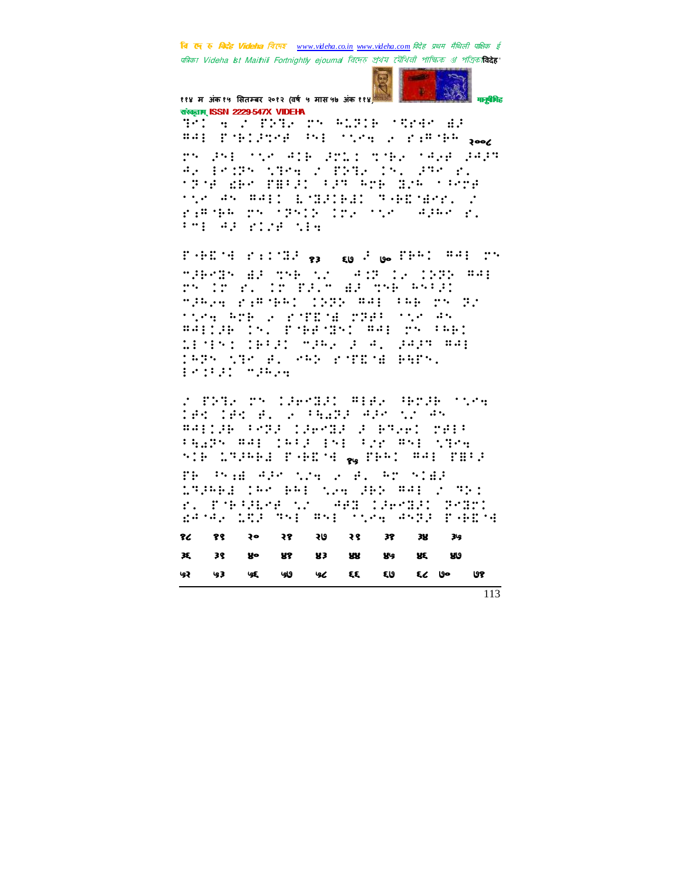Braille-encoded Maithili text (Videha). The body text is rendered in braille dot patterns that cannot be reliably transcribed.

२००८

१३ ६७ ७०

१७

| १८ | १९ | २० | २१ | २७ | २९ | ३१ | ३४ | ३५ |
|---|---|---|---|---|---|---|---|---|
| ३६ | ३९ | ४० | ४१ | ४३ | ४४ | ४५ | ४६ | ४७ |
| ५२ | ५३ | ५६ | ५७ | ५८ | ६६ | ६७ | ६८ ७० | ७१ |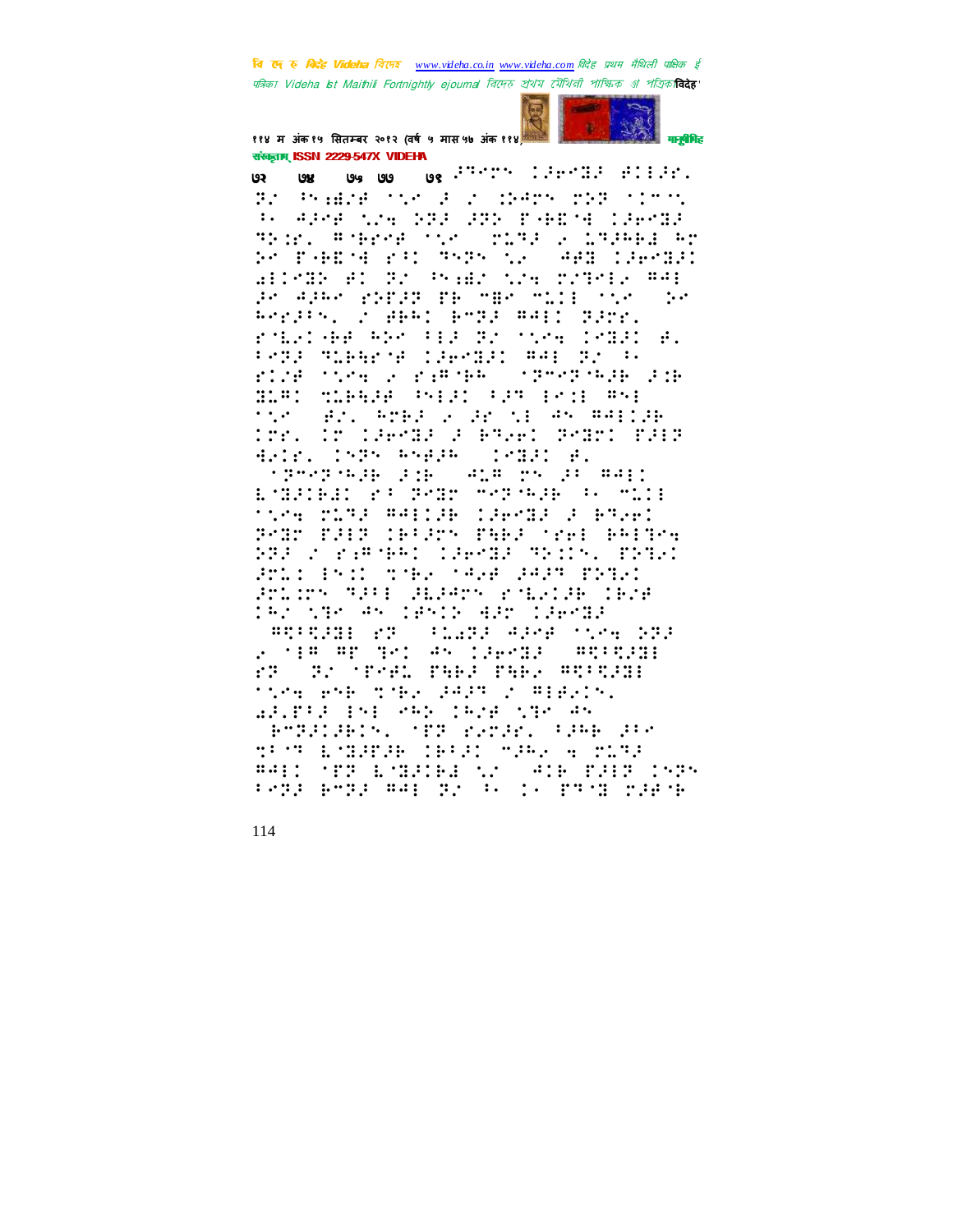७२ ७४ ७५ ७७ ७८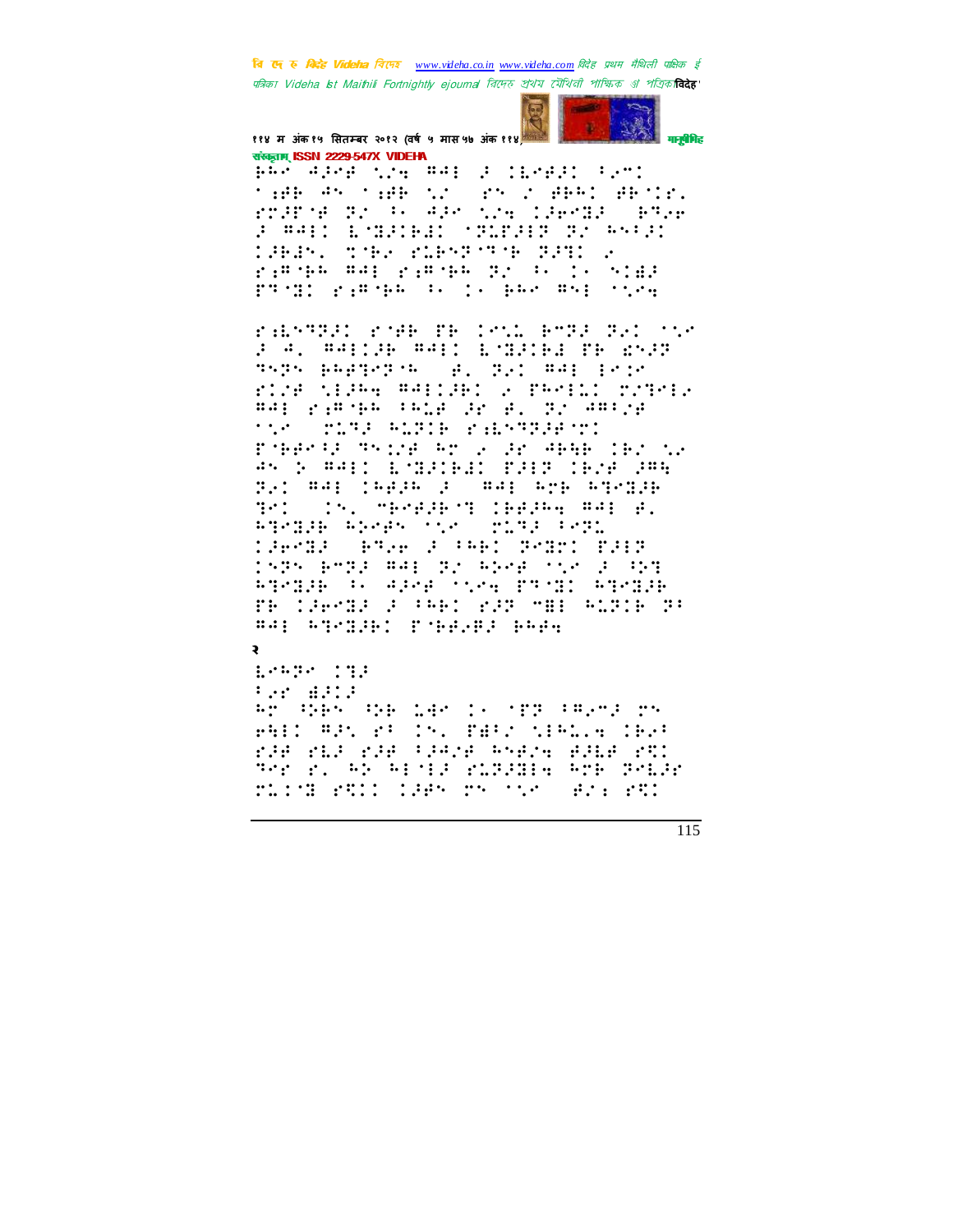२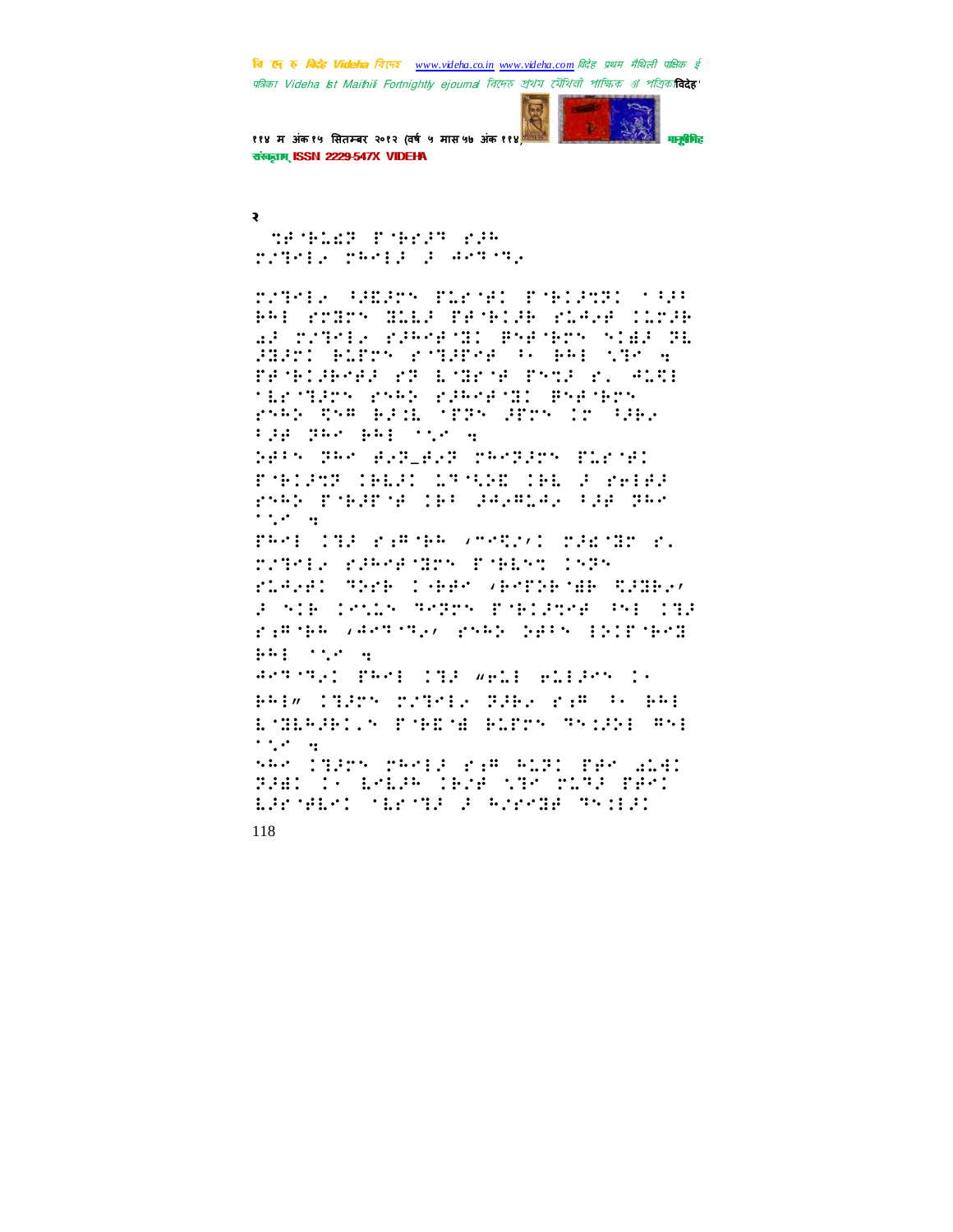२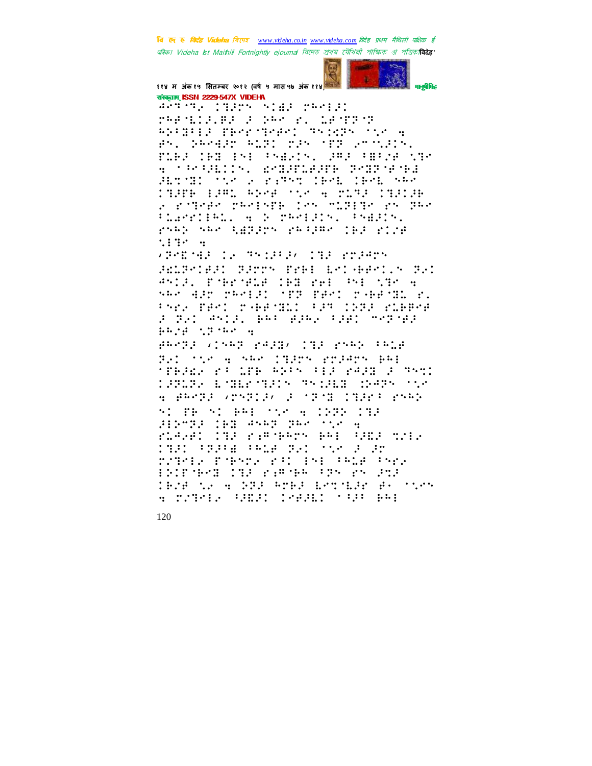संस्कृताम् ISSN 2229-547X VIDEHA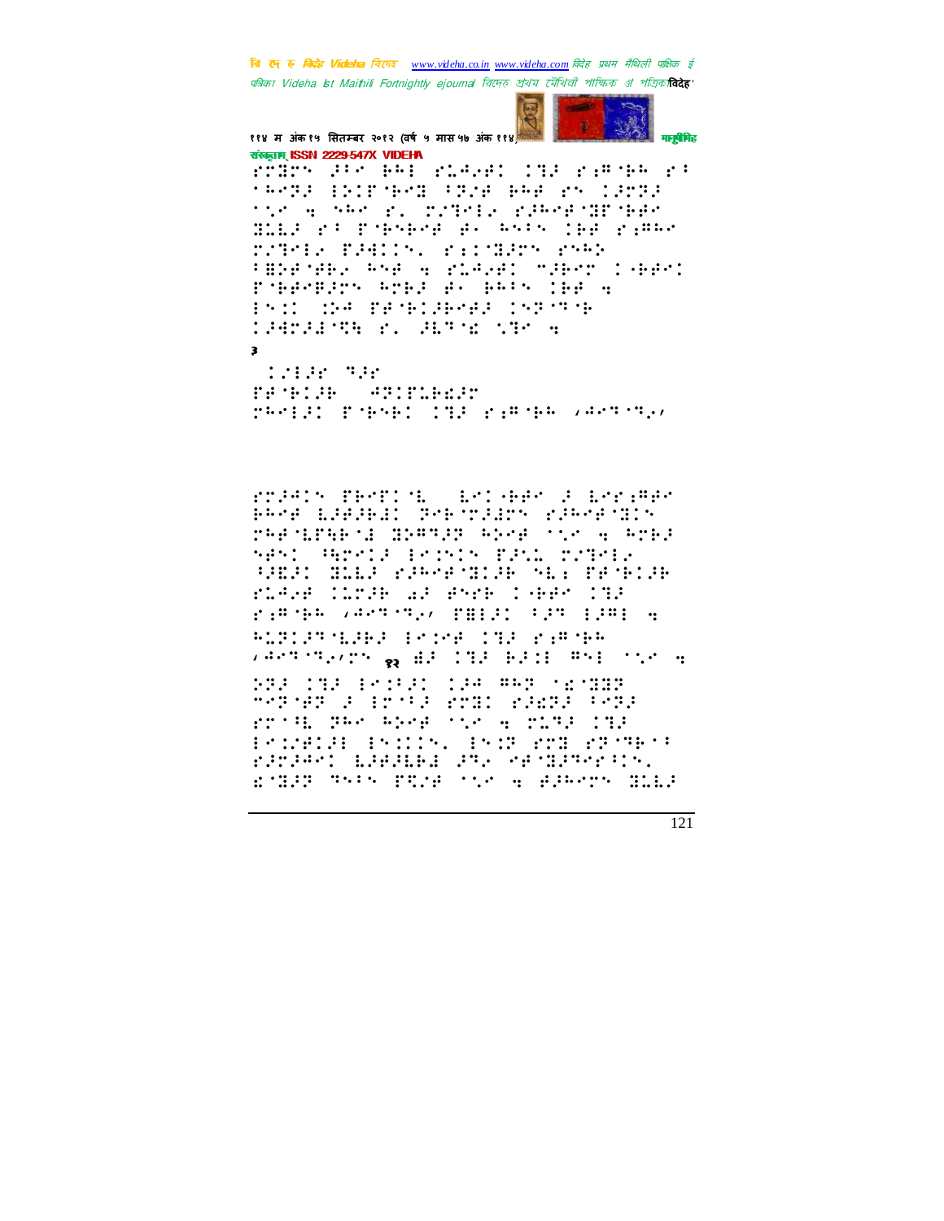३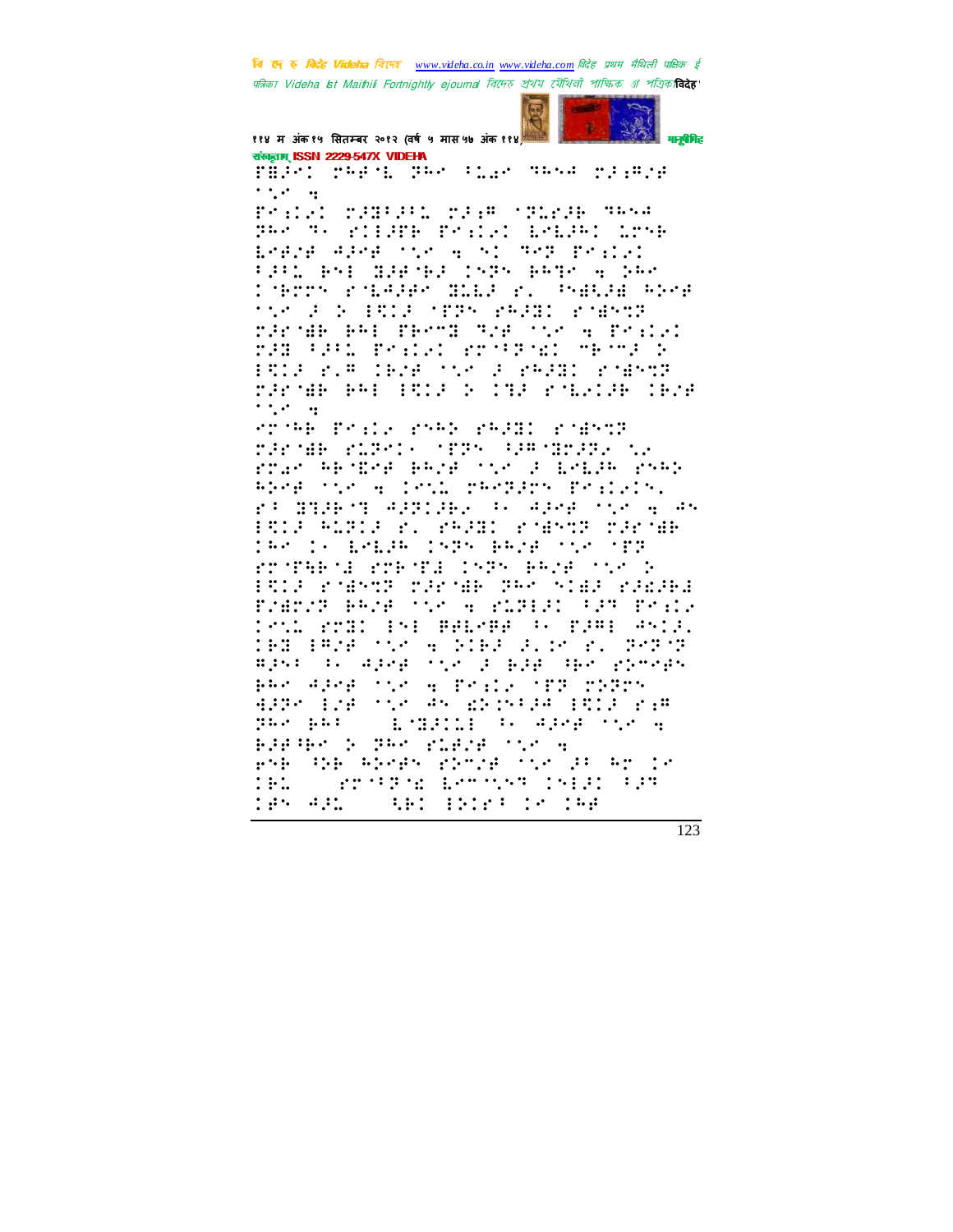संस्कृताम् ISSN 2229-547X VIDEHA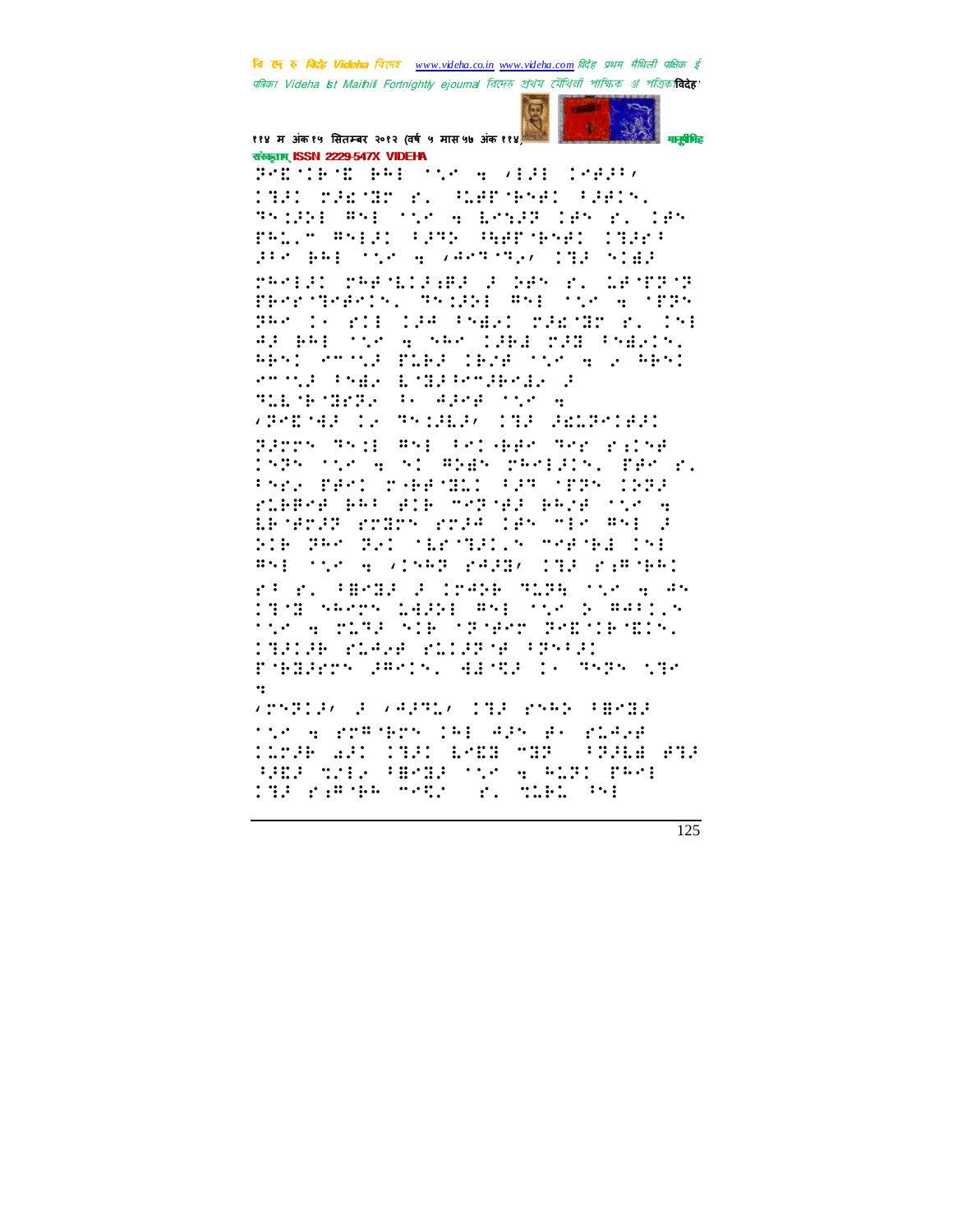११४ म अंक१५ सितम्बर २०१२ (वर्ष ५ मास ५७ अंक ११४)

संस्कृताम् ISSN 2229-547X VIDEHA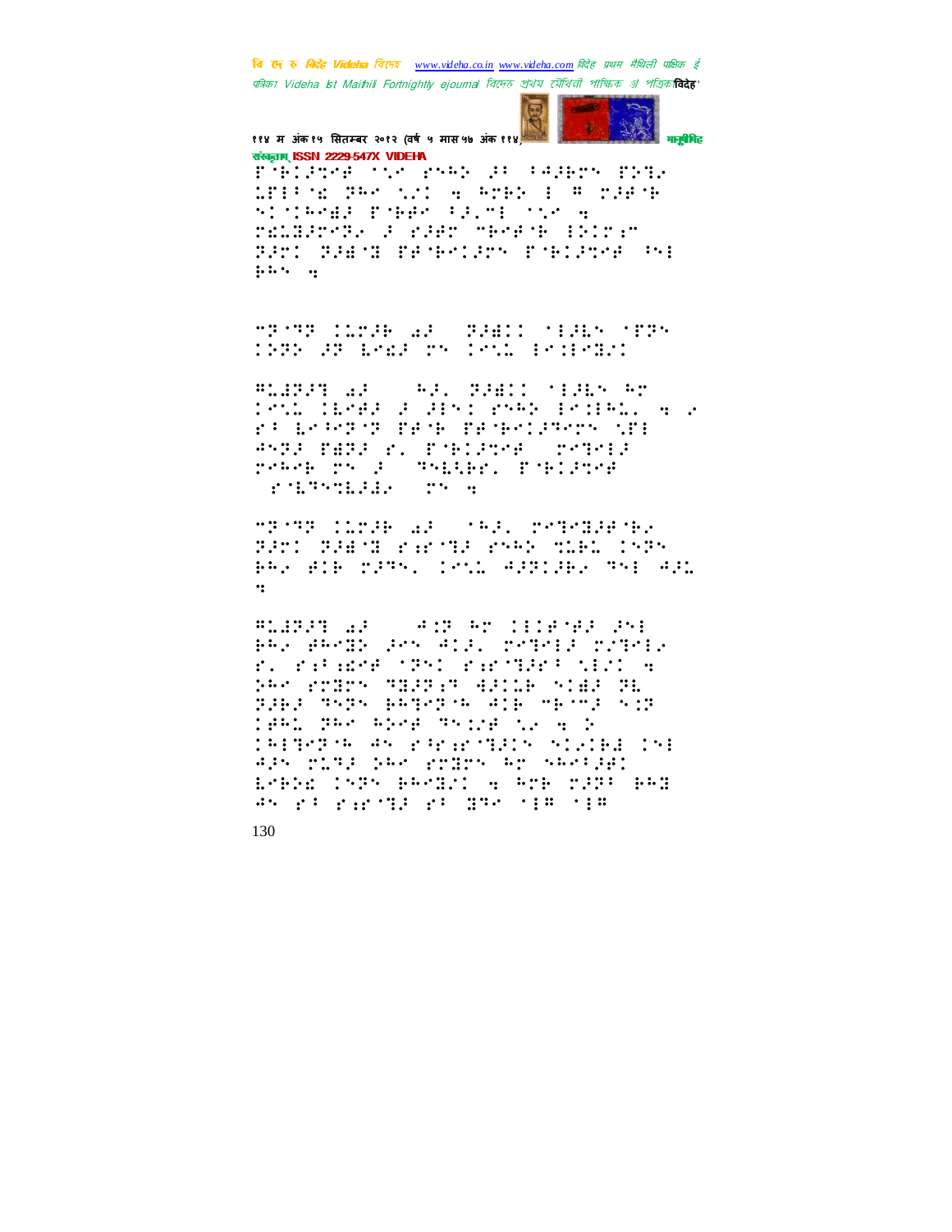संस्कृताम् ISSN 2229-547X VIDEHA

⠋⠻⠃⠊⠜⠹⠑⠋ ⠁⠥⠑ ⠗⠝⠓⠕ ⠜⠃ ⠁⠚⠜⠗⠍⠝ ⠋⠝⠹⠆
⠩⠋⠃⠁⠘⠎ ⠽⠓⠑ ⠥⠎⠊ ⠒ ⠓⠉⠗⠕ ⠃ ⠛ ⠉⠜⠋⠻
⠝⠊⠈⠊⠓⠑⠫⠜ ⠋⠻⠗⠋⠑ ⠃⠜⠂⠉⠃ ⠁⠥⠑ ⠒
⠗⠫⠩⠻⠜⠗⠑⠽⠆ ⠜ ⠗⠜⠋⠗ ⠉⠗⠑⠋⠻ ⠃⠕⠊⠗⠌⠉
⠽⠜⠗⠊ ⠽⠜⠫⠻ ⠋⠋⠻⠗⠑⠊⠜⠗⠝ ⠋⠻⠗⠊⠜⠹⠑⠋ ⠳⠝⠃
⠗⠓⠝ ⠒

⠉⠽⠹⠽ ⠊⠩⠗⠜⠗ ⠁⠜ ⠽⠜⠫⠊⠊ ⠁⠃⠜⠇⠝ ⠁⠋⠽⠝
⠊⠽⠽⠕ ⠜⠽ ⠇⠑⠫⠜ ⠗⠝ ⠊⠑⠝⠩ ⠃⠑⠊⠃⠑⠻⠊

⠛⠩⠫⠽⠜⠹ ⠁⠜ ⠓⠜⠂ ⠽⠜⠫⠊⠊ ⠁⠃⠜⠇⠝ ⠓⠗
⠊⠑⠝⠩ ⠊⠇⠑⠋⠜ ⠜ ⠜⠃⠝⠊ ⠗⠝⠓⠕ ⠃⠑⠊⠃⠓⠩⠂ ⠒ ⠆
⠗⠃ ⠇⠑⠁⠑⠽⠽ ⠋⠋⠻ ⠋⠋⠻⠗⠑⠊⠜⠹⠑⠗⠝ ⠩⠋⠃
⠙⠝⠽⠜ ⠋⠫⠽⠜ ⠗⠂ ⠋⠻⠗⠊⠜⠹⠑⠋ ⠗⠑⠹⠑⠃⠜
⠗⠑⠓⠑⠃ ⠗⠝ ⠜ ⠹⠝⠇⠇⠃⠗⠂ ⠋⠻⠗⠊⠜⠹⠑⠋
⠗⠻⠇⠹⠝⠹⠇⠜⠫⠆ ⠗⠝ ⠒

⠉⠽⠹⠽ ⠊⠩⠗⠜⠗ ⠁⠜ ⠁⠓⠜⠂ ⠗⠑⠹⠑⠫⠜⠋⠻⠆
⠽⠜⠗⠊ ⠽⠜⠫⠻ ⠗⠱⠗⠹⠜ ⠗⠝⠓⠕ ⠹⠩⠃⠩ ⠊⠝⠽⠝
⠗⠓⠆ ⠋⠊⠃ ⠉⠜⠹⠝⠂ ⠊⠑⠝⠩ ⠙⠜⠽⠊⠜⠃⠆ ⠹⠝⠃ ⠙⠜⠩
⠒

⠛⠩⠫⠽⠜⠹ ⠁⠜ ⠙⠊⠽ ⠓⠗ ⠊⠃⠊⠋⠋⠜ ⠜⠝⠃
⠗⠓⠆ ⠋⠓⠑⠻⠕ ⠜⠑⠝ ⠙⠊⠜⠂ ⠗⠑⠹⠑⠃⠜ ⠗⠌⠹⠑⠃⠆
⠗⠂ ⠗⠱⠃⠱⠑⠋ ⠁⠽⠝⠊ ⠗⠱⠗⠹⠜⠗⠃ ⠝⠃⠌⠊ ⠒
⠕⠓⠑ ⠗⠗⠻⠗⠝ ⠹⠜⠽⠱⠹ ⠙⠜⠊⠩⠃ ⠝⠊⠫⠜ ⠽⠇
⠽⠜⠃⠜ ⠹⠝⠽⠝ ⠗⠓⠹⠑⠽⠓ ⠙⠊⠃ ⠉⠗⠉⠜ ⠝⠱⠽
⠊⠋⠓⠩ ⠽⠓⠑ ⠓⠕⠑⠋ ⠹⠝⠊⠌⠋ ⠥⠆ ⠒ ⠕
⠊⠓⠃⠹⠑⠽⠓ ⠙⠝ ⠗⠃⠗⠱⠗⠹⠜⠊⠝ ⠝⠊⠆⠊⠃⠫ ⠊⠝⠃
⠙⠜⠝ ⠗⠩⠹⠜ ⠕⠓⠑ ⠗⠗⠻⠗⠝ ⠓⠗ ⠝⠓⠑⠃⠜⠫⠊
⠇⠑⠃⠕⠫ ⠊⠝⠽⠝ ⠗⠓⠑⠻⠊ ⠒ ⠓⠗⠃ ⠉⠜⠽⠃ ⠗⠓⠻
⠙⠝ ⠗⠃ ⠗⠱⠗⠹⠜ ⠗⠃ ⠻⠹⠑ ⠁⠃⠛ ⠁⠃⠛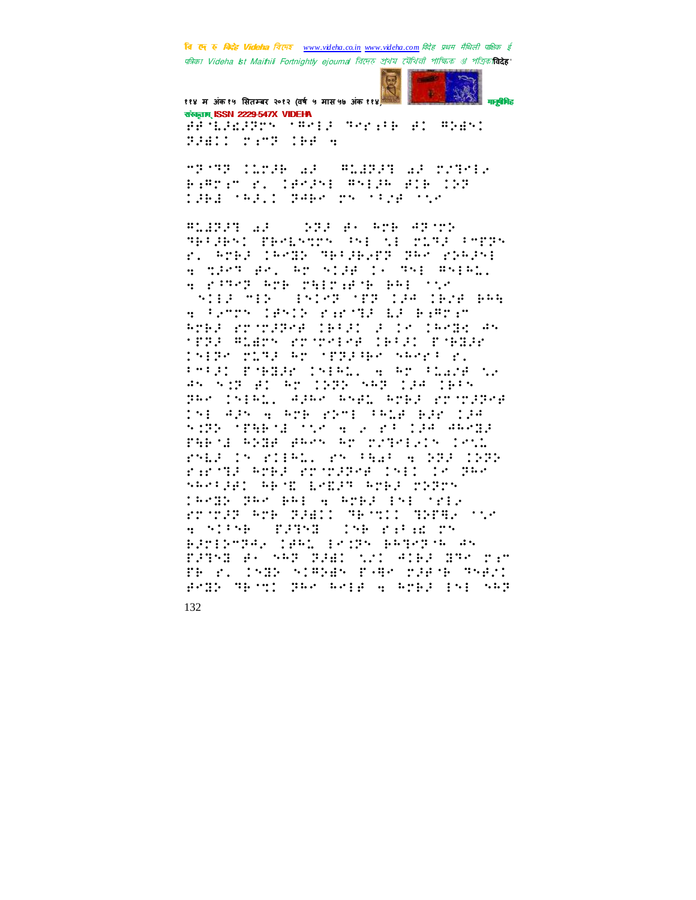"⠋⠗⠁⠍⠑" placeholder

संस्कृताम् ISSN 2229-547X VIDEHA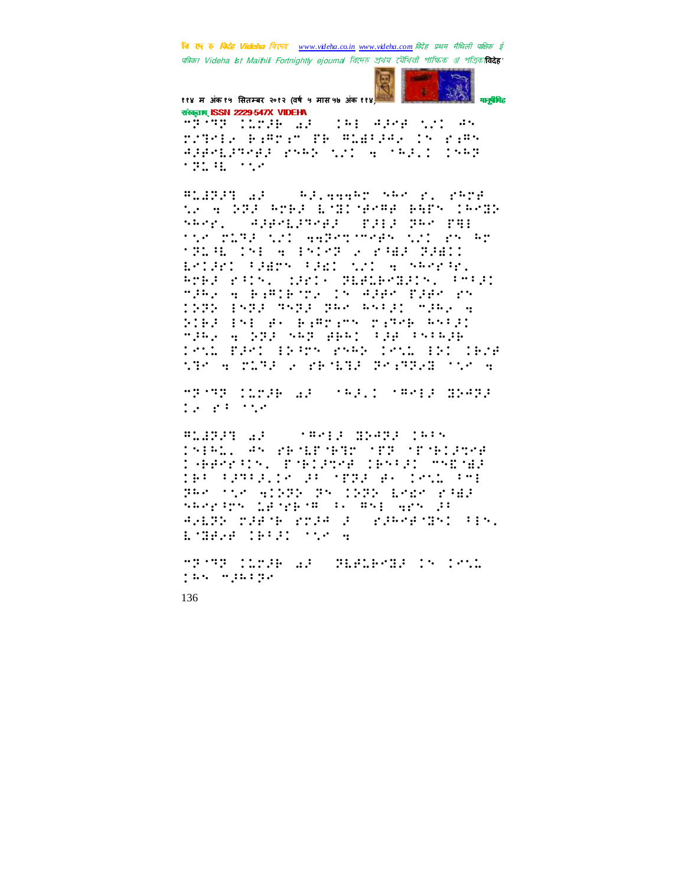संस्कृताम् ISSN 2229-547X VIDEHA

⠉⠝⠊⠹⠝⠀⠿⠥⠍⠡⠗⠀⠷⠡⠀⠀⠯⠓⠇⠀⠫⠡⠝⠋⠀⠎⠴⠿⠀⠣⠎
⠍⠴⠹⠑⠇⠌⠀⠗⠦⠻⠍⠦⠉⠀⠏⠗⠀⠻⠥⠷⠐⠡⠣⠌⠀⠿⠎⠀⠗⠦⠻⠎
⠫⠡⠗⠑⠇⠡⠹⠑⠗⠡⠀⠗⠎⠓⠕⠀⠎⠴⠿⠀⠙⠀⠈⠓⠡⠂⠿⠀⠿⠎⠓⠝
⠈⠝⠥⠐⠻⠀⠈⠎⠴⠑

⠻⠥⠷⠝⠡⠹⠀⠷⠡⠀⠀⠀⠀⠓⠡⠂⠙⠙⠙⠓⠍⠀⠎⠓⠑⠀⠗⠂⠀⠗⠓⠍⠋
⠎⠌⠀⠙⠀⠕⠝⠡⠀⠓⠍⠃⠡⠀⠇⠈⠹⠿⠈⠋⠑⠻⠋⠀⠃⠻⠋⠎⠀⠿⠓⠑⠹⠕
⠎⠓⠑⠗⠂⠀⠀⠫⠡⠗⠑⠇⠡⠹⠑⠗⠡⠀⠀⠏⠡⠇⠡⠀⠝⠓⠑⠀⠏⠻⠇
⠈⠎⠴⠀⠍⠥⠹⠡⠀⠎⠴⠿⠀⠙⠙⠝⠑⠍⠈⠉⠑⠗⠎⠀⠎⠴⠿⠀⠗⠎⠀⠓⠍
⠈⠝⠥⠐⠻⠀⠿⠎⠇⠀⠙⠀⠇⠎⠿⠑⠝⠀⠌⠀⠗⠐⠷⠡⠀⠝⠡⠷⠿⠿
⠇⠑⠿⠡⠗⠿⠀⠐⠡⠷⠍⠎⠀⠐⠡⠷⠿⠀⠎⠴⠿⠀⠙⠀⠎⠓⠑⠗⠐⠗⠂
⠓⠍⠃⠡⠀⠗⠐⠿⠎⠂⠀⠿⠡⠗⠿⠑⠀⠝⠇⠋⠥⠃⠑⠹⠡⠿⠎⠂⠀⠐⠉⠐⠡⠿
⠉⠡⠓⠌⠀⠙⠀⠃⠦⠻⠿⠃⠈⠍⠌⠀⠿⠎⠀⠫⠡⠋⠑⠀⠏⠡⠋⠑⠀⠗⠎
⠿⠝⠝⠕⠀⠇⠎⠝⠡⠀⠹⠎⠝⠡⠀⠝⠓⠑⠀⠓⠎⠐⠡⠿⠀⠉⠡⠓⠌⠀⠙
⠕⠿⠃⠡⠀⠇⠎⠇⠀⠋⠂⠀⠃⠦⠻⠗⠦⠎⠀⠍⠦⠹⠑⠃⠀⠓⠎⠐⠡⠿
⠉⠡⠓⠌⠀⠙⠀⠕⠝⠡⠀⠎⠓⠝⠀⠫⠃⠓⠿⠀⠐⠡⠋⠀⠐⠎⠐⠓⠡⠃
⠿⠑⠎⠥⠀⠏⠡⠑⠿⠀⠇⠕⠐⠗⠎⠀⠗⠎⠓⠕⠀⠿⠑⠎⠥⠀⠇⠕⠿⠀⠿⠃⠌⠋
⠎⠹⠑⠀⠙⠀⠍⠥⠹⠡⠀⠌⠀⠗⠃⠈⠇⠹⠡⠀⠝⠑⠦⠹⠝⠌⠹⠀⠈⠎⠴⠀⠙

⠉⠝⠊⠹⠝⠀⠿⠥⠍⠡⠗⠀⠷⠡⠀⠀⠈⠓⠡⠂⠿⠀⠈⠻⠑⠇⠡⠀⠹⠕⠫⠝⠡
⠿⠌⠀⠗⠐⠀⠈⠎⠴⠑

⠻⠥⠷⠝⠡⠹⠀⠷⠡⠀⠀⠀⠀⠈⠻⠑⠇⠡⠀⠹⠕⠫⠝⠡⠀⠿⠓⠐⠎
⠿⠎⠇⠓⠥⠂⠀⠫⠎⠀⠗⠃⠈⠇⠋⠈⠃⠹⠍⠀⠈⠋⠝⠀⠈⠋⠈⠃⠿⠡⠹⠑⠋
⠿⠈⠃⠋⠑⠗⠐⠎⠂⠀⠏⠈⠃⠿⠡⠹⠑⠋⠀⠿⠃⠎⠐⠡⠿⠀⠉⠎⠑⠈⠷⠡
⠿⠃⠐⠀⠐⠡⠹⠐⠡⠂⠿⠌⠀⠡⠐⠀⠈⠏⠝⠡⠀⠋⠂⠀⠿⠑⠎⠥⠀⠐⠉⠇
⠝⠓⠑⠀⠈⠎⠴⠀⠙⠿⠕⠝⠕⠀⠝⠎⠀⠿⠕⠝⠕⠀⠇⠑⠷⠑⠀⠗⠐⠷⠡
⠎⠓⠑⠗⠐⠗⠎⠀⠥⠋⠈⠗⠃⠈⠻⠀⠐⠂⠀⠻⠎⠇⠀⠙⠗⠎⠀⠡⠐
⠫⠌⠇⠝⠕⠀⠍⠡⠋⠈⠃⠀⠗⠍⠡⠫⠀⠡⠀⠀⠗⠡⠓⠑⠋⠈⠹⠎⠿⠀⠐⠊⠎⠂
⠇⠈⠹⠋⠌⠋⠀⠿⠃⠐⠡⠿⠀⠈⠎⠴⠀⠙

⠉⠝⠊⠹⠝⠀⠿⠥⠍⠡⠗⠀⠷⠡⠀⠀⠝⠇⠋⠥⠃⠑⠹⠡⠀⠿⠎⠀⠿⠑⠎⠥
⠿⠓⠎⠀⠉⠡⠓⠐⠝⠌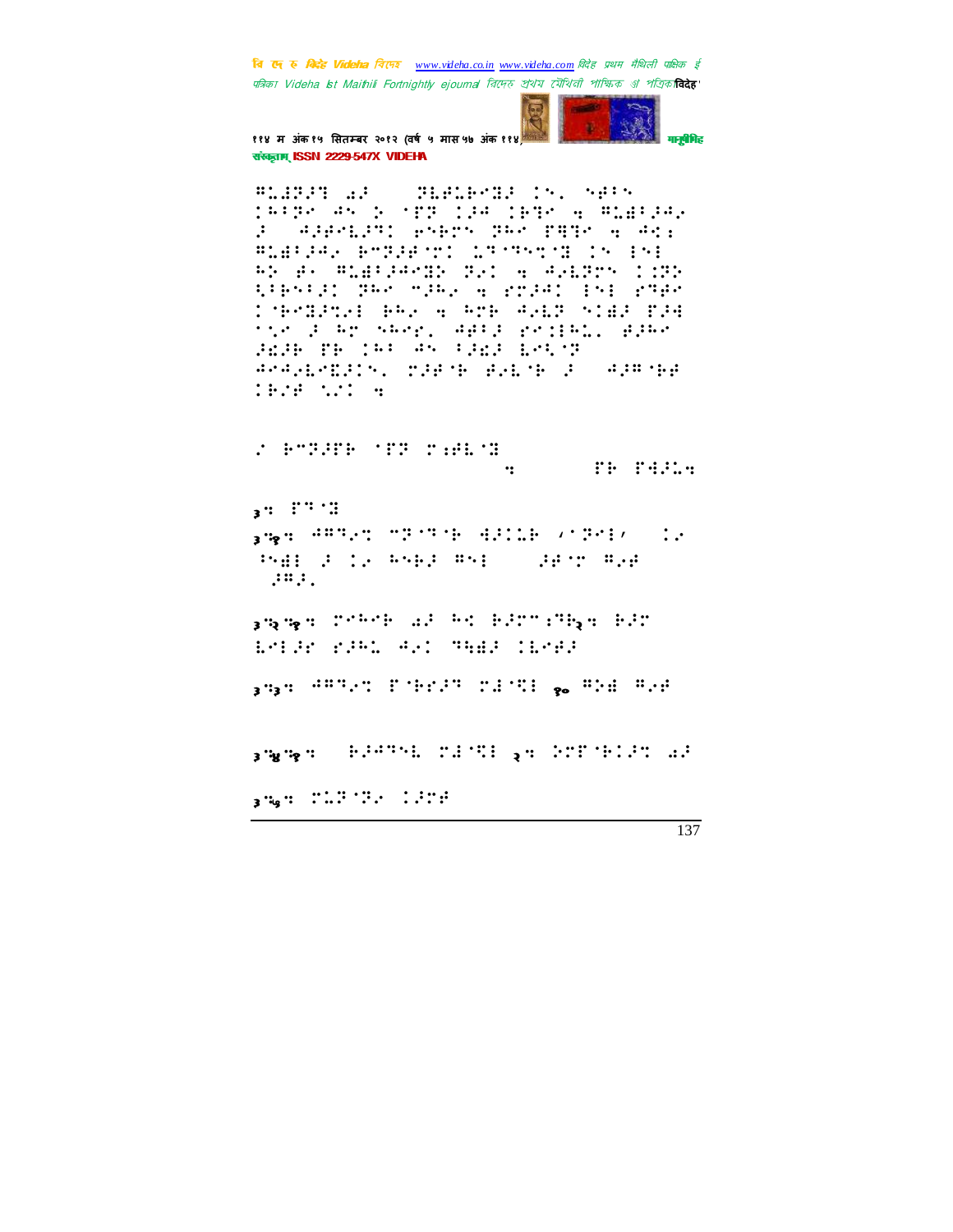⠛⠇⠙⠏⠚⠹ ⠜⠚ ⠀⠀⠟⠇⠋⠇⠗⠊⠝⠚ ⠉⠑⠂ ⠎⠋⠃⠑
⠉⠓⠃⠟⠊ ⠙⠑ ⠕ ⠈⠋⠝ ⠉⠚⠙ ⠉⠗⠹⠊ ⠦ ⠛⠇⠫⠃⠚⠙⠂
⠚ ⠀⠙⠚⠋⠊⠇⠚⠹⠉ ⠗⠑⠗⠍⠑ ⠟⠓⠊ ⠏⠻⠹⠊ ⠦ ⠙⠪⠆
⠛⠇⠫⠃⠚⠙⠂ ⠗⠉⠝⠚⠋⠈⠍⠉ ⠇⠹⠈⠹⠑⠍⠈⠝ ⠉⠑ ⠣⠑⠇
⠓⠕ ⠋⠂ ⠛⠇⠫⠃⠚⠙⠊⠽⠕ ⠟⠢⠉ ⠦ ⠙⠂⠇⠝⠍⠑ ⠉⠊⠝⠕
⠱⠃⠗⠑⠃⠚⠉ ⠟⠓⠊ ⠉⠚⠓⠂ ⠦ ⠗⠍⠚⠙⠉ ⠣⠑⠇ ⠗⠹⠋⠊
⠉⠈⠗⠉⠝⠚⠹⠂⠇ ⠗⠓⠂ ⠦ ⠓⠍⠗ ⠙⠂⠇⠝ ⠎⠉⠫⠚ ⠏⠚⠙
⠁⠂⠊ ⠚ ⠓⠍ ⠎⠓⠊⠗⠂ ⠙⠋⠃⠚ ⠗⠊⠉⠣⠓⠇⠂ ⠋⠚⠓⠊
⠚⠫⠚⠗ ⠏⠗ ⠉⠓⠃ ⠙⠑ ⠃⠚⠫⠚ ⠇⠑⠱⠈⠝
⠙⠊⠙⠂⠇⠊⠮⠚⠉⠑⠂ ⠍⠚⠋⠈⠗ ⠋⠂⠇⠈⠗ ⠚ ⠀⠙⠚⠛⠈⠗⠋
⠉⠗⠌⠋ ⠱⠌⠉ ⠦

⠌ ⠗⠉⠝⠚⠋⠗ ⠈⠋⠝ ⠍⠆⠋⠇⠈⠝
⠦ ⠀⠀⠀⠀⠏⠗ ⠏⠙⠚⠇⠦

३⠦ ⠏⠹⠈⠝

३⠦१⠦ ⠙⠛⠹⠂⠉ ⠉⠝⠈⠹⠈⠗ ⠙⠚⠉⠇⠗ ⠌⠁⠝⠑⠣⠌ ⠀⠉⠂
⠓⠫⠣ ⠚ ⠉⠂ ⠓⠑⠗⠚ ⠛⠑⠣ ⠀⠀⠚⠋⠈⠍ ⠛⠂⠋
⠀⠚⠛⠚⠂

३⠦२⠦१⠦ ⠍⠊⠓⠊⠗ ⠜⠚ ⠓⠉ ⠗⠚⠍⠉⠆⠹⠗२⠦ ⠗⠚⠍
⠇⠑⠣⠚⠊ ⠗⠚⠓⠇ ⠙⠂⠉ ⠹⠻⠫⠚ ⠉⠇⠊⠋⠚

३⠦३⠦ ⠙⠛⠹⠂⠉ ⠏⠈⠗⠊⠚⠹ ⠍⠙⠈⠱⠣ १० ⠛⠕⠫ ⠛⠂⠋

३⠦४⠦१⠦ ⠀⠗⠚⠙⠹⠑⠇ ⠍⠙⠈⠱⠣ २⠦ ⠕⠍⠏⠈⠗⠉⠚⠉ ⠜⠚

३⠦५⠦ ⠍⠇⠝⠈⠝⠂ ⠉⠚⠍⠋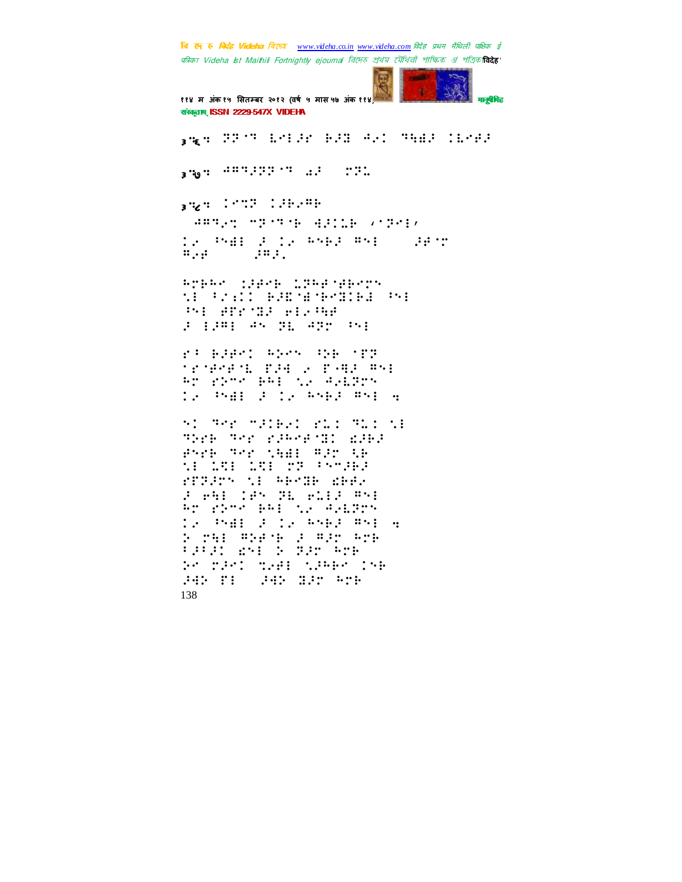३५६: ⠝⠽⠐⠙ ⠇⠊⠇⠚⠗ ⠗⠚⠝ ⠺⠴⠅ ⠙⠹⠻⠚ ⠅⠇⠊⠛⠚

३५७: ⠼⠁⠙⠚⠝⠽⠐⠙ ⠣⠚ ⠀⠗⠝⠥

३५८: ⠅⠊⠍⠝ ⠅⠚⠗⠴⠁⠗

⠀⠼⠁⠙⠴⠍ ⠉⠝⠐⠙⠐⠗ ⠫⠚⠅⠥⠗ ⠄⠐⠝⠊⠇⠄
⠅⠴ ⠓⠊⠻⠇ ⠚ ⠅⠴ ⠓⠊⠗⠚ ⠁⠊⠇ ⠀⠀⠀⠚⠛⠐⠍
⠁⠴⠛ ⠀⠀⠀⠀⠚⠁⠚⠄

⠓⠍⠗⠓⠊ ⠅⠚⠛⠊⠗ ⠥⠝⠓⠛⠐⠛⠗⠊⠍
⠱⠇ ⠓⠌⠅⠅ ⠗⠚⠿⠐⠻⠐⠗⠊⠝⠅⠗⠚ ⠓⠊⠇
⠓⠊⠇ ⠛⠋⠗⠐⠝⠚ ⠑⠇⠴⠓⠱⠛
⠚ ⠇⠚⠁⠇ ⠺⠊ ⠝⠇ ⠺⠝⠍ ⠓⠊⠇

⠗⠓ ⠗⠚⠛⠊⠅ ⠓⠕⠊⠊ ⠓⠕⠗ ⠐⠋⠝
⠐⠗⠐⠛⠊⠛⠐⠇ ⠋⠚⠺ ⠴ ⠋⠐⠻⠚ ⠁⠊⠇
⠓⠍ ⠗⠕⠍⠊ ⠗⠁⠇ ⠱⠴ ⠺⠴⠇⠝⠍⠊
⠅⠴ ⠓⠊⠻⠇ ⠚ ⠅⠴ ⠓⠊⠗⠚ ⠁⠊⠇ ⠒

⠊⠅ ⠙⠊⠗ ⠉⠚⠅⠗⠴⠅ ⠗⠥⠅ ⠙⠥⠅ ⠱⠇
⠙⠕⠗⠗ ⠙⠊⠗ ⠗⠚⠓⠊⠛⠐⠝⠅ ⠩⠚⠗⠚
⠋⠊⠗⠗ ⠙⠊⠗ ⠱⠹⠻⠇ ⠁⠚⠍ ⠱⠗
⠱⠇ ⠥⠩⠇ ⠥⠩⠇ ⠍⠝ ⠓⠊⠉⠚⠗⠚
⠗⠋⠝⠚⠍⠊ ⠱⠇ ⠓⠗⠊⠝⠗ ⠩⠗⠛⠴
⠚ ⠑⠹⠇ ⠅⠛⠊ ⠝⠇ ⠑⠥⠇⠚ ⠁⠊⠇
⠓⠍ ⠗⠕⠍⠊ ⠗⠁⠇ ⠱⠴ ⠺⠴⠇⠝⠍⠊
⠅⠴ ⠓⠊⠻⠇ ⠚ ⠅⠴ ⠓⠊⠗⠚ ⠁⠊⠇ ⠒
⠕ ⠍⠹⠇ ⠁⠕⠛⠐⠗ ⠚ ⠁⠚⠍ ⠓⠍⠗
⠓⠚⠓⠚⠅ ⠩⠊⠇ ⠕ ⠝⠚⠍ ⠓⠍⠗
⠕⠊ ⠍⠚⠊⠅ ⠹⠴⠛⠇ ⠱⠚⠓⠗⠊ ⠅⠊⠗
⠚⠺⠕ ⠋⠇ ⠀⠚⠺⠕ ⠝⠚⠍ ⠓⠍⠗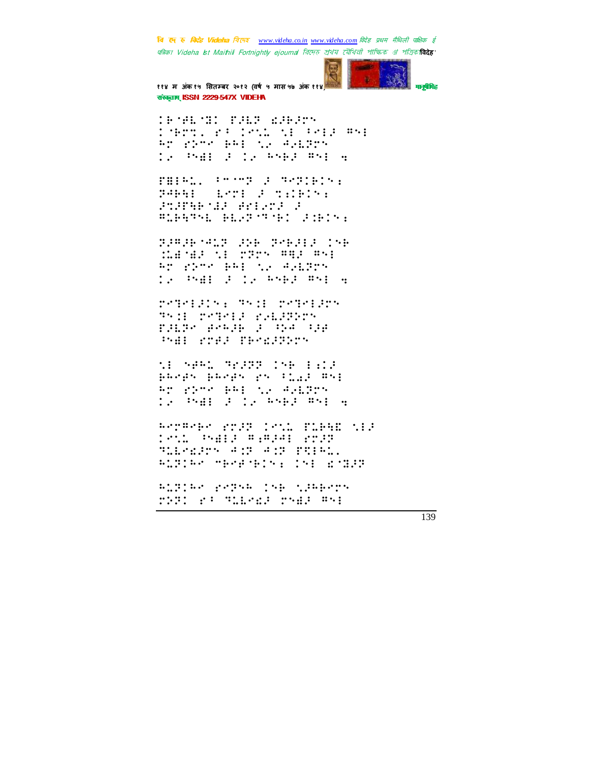⠅⠗⠊⠃⠇⠊⠆⠅ ⠋⠚⠇⠏ ⠎⠚⠗⠚⠗⠝
⠅⠊⠗⠍⠅⠂ ⠗⠁ ⠅⠑⠝⠥ ⠝⠇ ⠁⠑⠇⠚ �W⠝⠇
⠓⠉ ⠗⠕⠉⠑ ⠗⠓⠇ ⠎⠐ ⠙⠐⠇⠟⠗⠝
⠅⠐ ⠩⠝⠻⠇ ⠚ ⠅⠐ ⠓⠝⠗⠚ �W⠝⠇ ⠪

⠋⠻⠇⠓⠥⠂ ⠁⠉⠊⠉⠏ ⠚ ⠙⠑⠏⠅⠗⠅⠝⠆
⠏⠙⠗⠳⠇ ⠀⠇⠉⠍⠇ ⠚ ⠍⠆⠅⠗⠅⠝⠆
⠚⠍⠚⠋⠳⠗⠊⠜⠚ ⠫⠗⠇⠐⠍⠚ ⠚
�W⠥⠗⠳⠙⠝⠇ ⠗⠇⠐⠏⠊⠙⠗⠅ ⠚⠆⠗⠅⠝⠆

⠏⠚�W⠚⠗⠊⠙⠥⠏ ⠚⠕⠗ ⠏⠑⠗⠚⠇⠚ ⠅⠝⠗
⠒⠇⠻⠊⠜⠚ ⠝⠇ ⠍⠕⠏⠝ �W⠹⠚ �W⠝⠇
⠓⠉ ⠗⠕⠉⠑ ⠗⠓⠇ ⠎⠐ ⠙⠐⠇⠟⠗⠝
⠅⠐ ⠩⠝⠻⠇ ⠚ ⠅⠐ ⠓⠝⠗⠚ �W⠝⠇ ⠪

⠍⠑⠙⠑⠇⠚⠅⠝⠆ ⠙⠝⠒⠇ ⠍⠑⠙⠑⠇⠚⠍⠝
⠙⠝⠒⠇ ⠍⠑⠙⠑⠇⠚ ⠗⠐⠇⠚⠏⠕⠍⠝
⠋⠚⠇⠏⠑ ⠫⠑⠓⠚⠗ ⠚ ⠩⠕⠙ ⠩⠚⠋
⠩⠝⠻⠇ ⠗⠍⠋⠚ ⠋⠗⠑⠎⠚⠏⠕⠍⠝

⠝⠇ ⠝⠋⠓⠥ ⠙⠑⠚⠏⠏ ⠅⠝⠗ ⠇⠆⠅⠚
⠗⠓⠑⠋⠝ ⠗⠓⠑⠋⠝ ⠗⠝ ⠁⠥⠩⠚ �W⠝⠇
⠓⠉ ⠗⠕⠉⠑ ⠗⠓⠇ ⠎⠐ ⠙⠐⠇⠟⠗⠝
⠅⠐ ⠩⠝⠻⠇ ⠚ ⠅⠐ ⠓⠝⠗⠚ �W⠝⠇ ⠪

⠓⠑⠉�W⠑⠗⠑ ⠗⠍⠚⠏ ⠅⠑⠝⠥ ⠋⠥⠗⠳⠱ ⠝⠇⠚
⠅⠑⠝⠥ ⠩⠻⠇⠚ �W⠆�W⠚⠙⠇ ⠗⠍⠚⠏
⠙⠥⠇⠑⠎⠚⠍⠝ ⠙⠅⠏ ⠙⠅⠏ ⠋⠹⠇⠓⠥⠂
⠓⠥⠏⠅⠓⠑ ⠉⠗⠑⠋⠊⠗⠅⠝⠆ ⠅⠝⠇ ⠎⠊⠙⠚⠏

⠓⠥⠏⠅⠓⠑ ⠗⠑⠏⠝⠓ ⠅⠝⠗ ⠝⠚⠓⠗⠑⠍⠝
⠍⠕⠏⠅ ⠗⠁ ⠙⠥⠇⠑⠎⠚ ⠍⠝⠻⠚ �W⠝⠇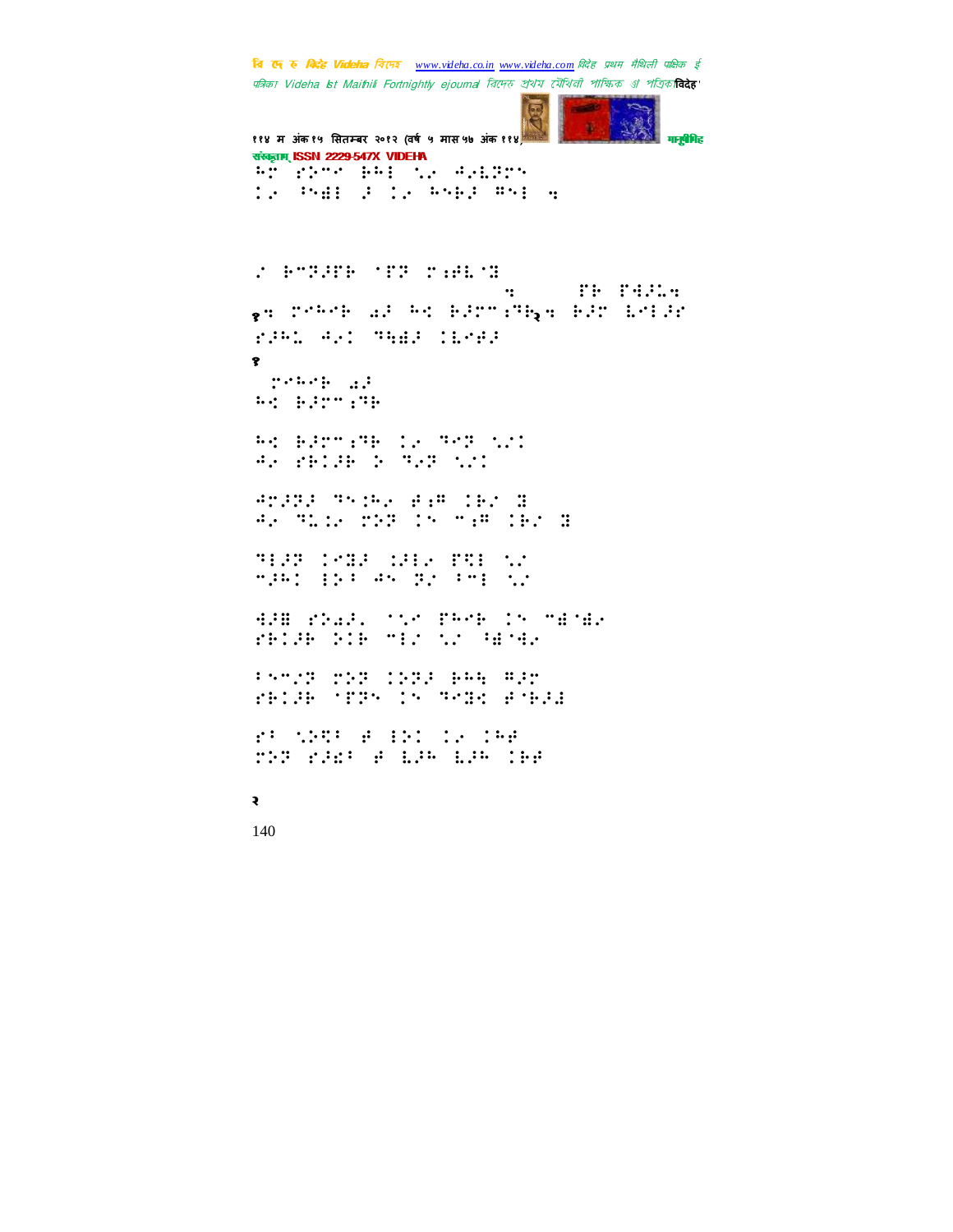⠓⠉⠀⠗⠕⠉⠊⠀⠃⠓⠇⠀⠣⠢⠀⠚⠢⠇⠝⠉⠑
⠇⠢⠀⠈⠑⠻⠇⠀⠋⠀⠇⠢⠀⠓⠑⠃⠋⠀⠛⠑⠇⠀⠒

⠎⠀⠃⠉⠝⠋⠟⠃⠀⠈⠏⠝⠀⠉⠆⠣⠇⠈⠻

⠒ ⠏⠃⠀⠏⠹⠋⠡⠒

१⠒ ⠉⠊⠓⠊⠃⠀⠪⠋⠀⠓⠅⠀⠃⠋⠉⠉⠆⠝⠃२⠒ ⠃⠋⠉⠀⠇⠊⠇⠋⠗

⠗⠋⠓⠡⠀⠚⠢⠅⠀⠝⠹⠻⠋⠀⠅⠇⠊⠣⠋

१

⠀⠉⠊⠓⠊⠃⠀⠪⠋
⠓⠅⠀⠃⠋⠉⠉⠆⠝⠃

⠓⠅⠀⠃⠋⠉⠉⠆⠝⠃⠀⠇⠢⠀⠝⠊⠝⠀⠌⠎⠅
⠚⠢⠀⠗⠃⠅⠋⠃⠀⠕⠀⠝⠢⠝⠀⠌⠎⠅

⠚⠉⠋⠝⠋⠀⠝⠑⠅⠓⠢⠀⠣⠆⠍⠀⠅⠃⠎⠀⠻
⠚⠢⠀⠝⠡⠅⠢⠀⠉⠕⠝⠀⠅⠑⠀⠉⠆⠍⠀⠅⠃⠎⠀⠻

⠝⠇⠋⠝⠀⠅⠊⠻⠋⠀⠅⠋⠇⠢⠀⠏⠹⠇⠀⠌⠎
⠉⠋⠓⠅⠀⠇⠕⠁⠀⠚⠑⠀⠝⠎⠀⠁⠉⠇⠀⠌⠎

⠹⠋⠿⠀⠗⠕⠪⠋⠂⠀⠈⠌⠊⠀⠏⠓⠊⠃⠀⠅⠑⠀⠉⠻⠈⠻⠢
⠗⠃⠅⠋⠃⠀⠕⠅⠃⠀⠉⠇⠎⠀⠌⠎⠀⠈⠻⠈⠻⠢

⠁⠑⠉⠎⠝⠀⠉⠕⠝⠀⠅⠕⠝⠋⠀⠃⠓⠹⠀⠛⠋⠉
⠗⠃⠅⠋⠃⠀⠈⠏⠝⠑⠀⠅⠑⠀⠝⠊⠻⠅⠀⠣⠈⠃⠋⠻

⠗⠁⠀⠌⠕⠹⠁⠀⠣⠀⠇⠕⠅⠀⠅⠢⠀⠅⠓⠣
⠉⠕⠝⠀⠗⠋⠻⠁⠀⠣⠀⠡⠋⠓⠀⠡⠋⠓⠀⠅⠃⠣

२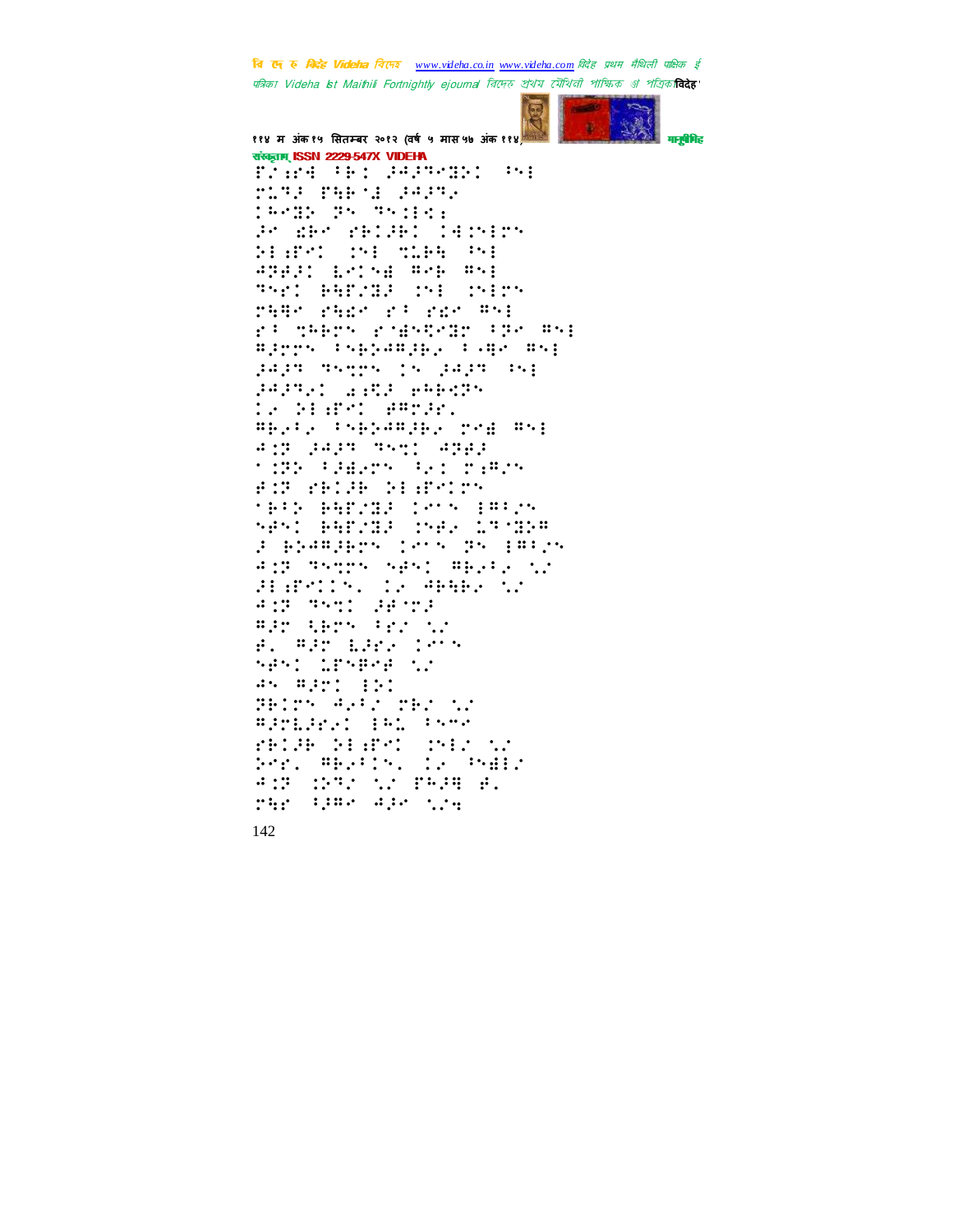ਞ⠋⠭⠗⠀⠘⠗⠀⠅⠃⠅⠛⠙⠀⠀⠓⠀

⠗⠥⠞⠀⠋⠓⠗⠁⠇⠀⠃⠅⠃⠞⠄

⠁⠓⠉⠙⠀⠝⠀⠞⠝⠁⠙⠁

⠃⠉⠀⠮⠗⠉⠀⠗⠗⠁⠃⠀⠁⠊⠁⠝⠁⠝

⠝⠇⠷⠋⠁⠀⠁⠝⠇⠀⠝⠥⠗⠓⠀⠓⠝⠇

⠙⠞⠋⠃⠁⠀⠇⠉⠁⠝⠿⠀⠛⠉⠃⠀⠛⠝⠇

⠞⠝⠗⠁⠀⠃⠓⠋⠌⠙⠃⠀⠁⠝⠇⠀⠁⠝⠇⠉⠝

⠗⠓⠛⠉⠀⠗⠓⠮⠉⠀⠗⠁⠀⠗⠮⠉⠀⠛⠝⠇

⠗⠁⠀⠝⠓⠃⠗⠝⠀⠗⠊⠿⠝⠝⠉⠙⠗⠀⠁⠞⠉⠀⠛⠝⠇

⠛⠃⠗⠗⠝⠀⠁⠝⠃⠕⠙⠛⠃⠃⠄⠀⠁⠄⠛⠉⠀⠛⠝⠇

⠃⠙⠃⠞⠀⠞⠝⠝⠗⠝⠀⠁⠝⠀⠃⠙⠃⠞⠀⠁⠝⠇

⠃⠙⠃⠞⠄⠁⠀⠷⠜⠝⠃⠀⠑⠓⠃⠮⠞⠝

⠁⠄⠀⠕⠇⠷⠋⠁⠀⠋⠛⠗⠃⠋⠲

⠛⠃⠄⠁⠄⠀⠁⠝⠃⠕⠙⠛⠃⠃⠄⠀⠗⠉⠿⠀⠛⠝⠇

⠙⠁⠞⠀⠃⠙⠃⠞⠀⠞⠝⠝⠁⠀⠙⠞⠋⠃

⠁⠁⠞⠕⠀⠁⠃⠿⠄⠗⠝⠀⠁⠄⠁⠀⠗⠷⠛⠄⠝

⠋⠁⠞⠀⠗⠃⠁⠃⠓⠀⠕⠇⠷⠋⠁⠉⠝

⠁⠃⠁⠕⠀⠃⠓⠋⠌⠙⠃⠀⠁⠉⠁⠝⠀⠇⠛⠁⠄⠝

⠝⠋⠝⠁⠀⠃⠓⠋⠌⠙⠃⠀⠁⠝⠋⠄⠀⠥⠞⠁⠙⠕⠛

⠃⠀⠃⠕⠙⠛⠃⠃⠗⠝⠀⠁⠉⠁⠝⠀⠝⠝⠀⠇⠛⠁⠄⠝

⠙⠁⠞⠀⠞⠝⠝⠗⠝⠀⠝⠋⠝⠁⠀⠛⠃⠄⠁⠄⠀⠌⠄

⠃⠇⠷⠋⠁⠁⠝⠲⠀⠁⠄⠀⠙⠃⠓⠃⠄⠀⠌⠄

⠙⠁⠞⠀⠞⠝⠝⠁⠀⠃⠋⠁⠗⠃

⠛⠃⠗⠀⠹⠃⠗⠝⠀⠁⠋⠄⠀⠌⠄

⠋⠲⠀⠛⠃⠗⠀⠇⠃⠗⠄⠀⠁⠉⠁⠝

⠝⠋⠝⠁⠀⠥⠋⠝⠛⠉⠋⠀⠌⠄

⠙⠝⠀⠛⠃⠗⠁⠀⠇⠕⠁

⠞⠃⠁⠗⠝⠀⠙⠄⠁⠄⠀⠗⠃⠄⠀⠌⠄

⠛⠃⠗⠇⠃⠗⠄⠁⠀⠇⠓⠤⠀⠁⠝⠉⠉

⠗⠃⠁⠃⠓⠀⠕⠇⠷⠋⠁⠀⠁⠝⠇⠄⠀⠌⠄

⠕⠉⠗⠲⠀⠛⠃⠄⠁⠁⠝⠲⠀⠁⠄⠀⠁⠝⠿⠇⠄

⠙⠁⠞⠀⠁⠞⠞⠄⠀⠌⠄⠀⠋⠓⠃⠛⠀⠋⠲

⠗⠓⠗⠀⠁⠃⠛⠉⠀⠙⠃⠉⠀⠌⠄⠪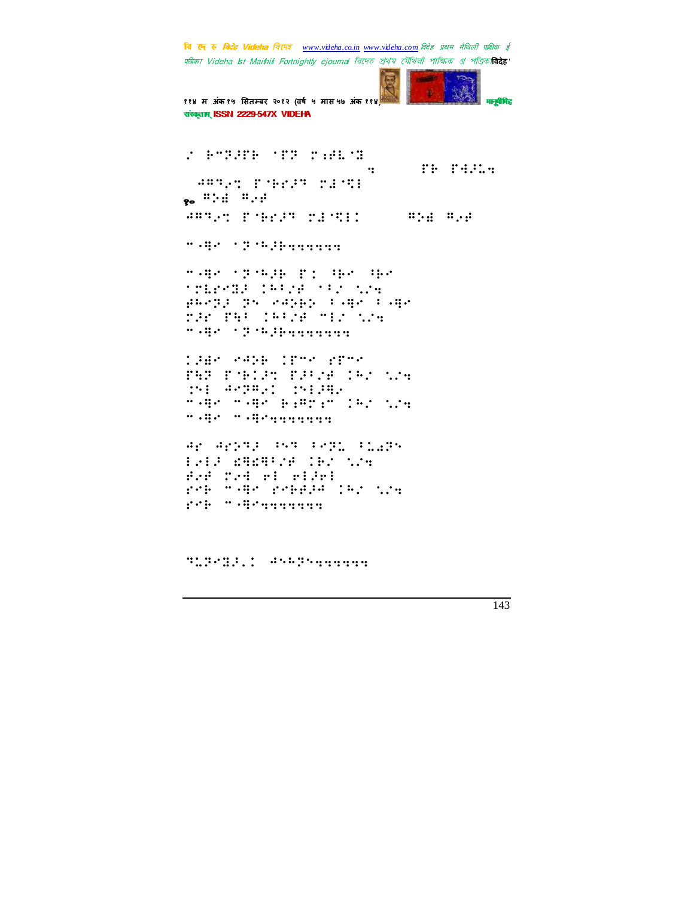⠰⠀⠗⠉⠝⠼⠏⠗⠀⠂⠏⠝⠀⠍⠆⠋⠣⠈⠽
⠀⠀⠀⠀⠀⠀⠀⠀⠀⠀⠀⠀⠀⠀⠀⠀⠀⠀⠀⠀⠀⠀⠀⠀⠀⠀⠀⠀⠀⠀⠀⠀⠀⠀⠀⠀⠒⠀⠀⠀⠀⠀⠀⠏⠗⠀⠏⠙⠼⠒⠒
⠀⠚⠛⠙⠐⠣⠀⠏⠈⠗⠎⠼⠙⠀⠍⠚⠈⠹⠇

१० ⠛⠕⠫⠀⠛⠐⠋

⠚⠛⠙⠐⠣⠀⠏⠈⠗⠎⠼⠙⠀⠍⠚⠈⠹⠇⠅⠀⠀⠀⠀⠀⠀⠛⠕⠫⠀⠛⠐⠋

⠉⠐⠻⠊⠀⠂⠝⠈⠓⠼⠗⠒⠒⠒⠒⠒⠒⠒

⠉⠐⠻⠊⠀⠂⠝⠈⠓⠼⠗⠀⠏⠆⠀⠳⠗⠊⠀⠳⠗⠊
⠂⠍⠣⠗⠊⠽⠼⠀⠅⠓⠳⠌⠋⠀⠂⠇⠌⠀⠡⠌⠒
⠋⠓⠊⠝⠼⠀⠝⠑⠀⠊⠚⠕⠗⠕⠀⠳⠐⠻⠊⠀⠳⠐⠻⠊
⠍⠼⠊⠀⠏⠹⠳⠀⠅⠓⠳⠌⠋⠀⠉⠇⠌⠀⠡⠌⠒
⠉⠐⠻⠊⠀⠂⠝⠈⠓⠼⠗⠒⠒⠒⠒⠒⠒⠒⠒

⠅⠼⠫⠊⠀⠊⠚⠕⠗⠀⠅⠏⠉⠊⠀⠎⠏⠉⠊
⠏⠹⠝⠀⠏⠈⠗⠅⠼⠣⠀⠏⠼⠳⠌⠋⠀⠅⠓⠌⠀⠡⠌⠒
⠅⠑⠇⠀⠚⠊⠝⠛⠐⠅⠀⠅⠑⠇⠼⠻⠐
⠉⠐⠻⠊⠀⠉⠐⠻⠊⠀⠗⠆⠛⠍⠆⠉⠀⠅⠓⠌⠀⠡⠌⠒
⠉⠐⠻⠊⠀⠉⠐⠻⠊⠒⠒⠒⠒⠒⠒⠒⠒

⠚⠎⠀⠚⠎⠕⠝⠼⠀⠳⠑⠙⠀⠳⠊⠝⠣⠀⠳⠡⠡⠝⠑
⠇⠐⠇⠼⠀⠫⠻⠫⠻⠳⠌⠋⠀⠅⠗⠌⠀⠡⠌⠒
⠋⠐⠋⠀⠍⠐⠙⠀⠊⠇⠀⠊⠇⠼⠊⠇
⠎⠊⠗⠀⠉⠐⠻⠊⠀⠎⠊⠗⠗⠋⠼⠚⠀⠅⠓⠌⠀⠡⠌⠒
⠎⠊⠗⠀⠉⠐⠻⠊⠒⠒⠒⠒⠒⠒⠒

⠹⠡⠝⠊⠽⠼⠐⠅⠀⠚⠑⠓⠝⠑⠒⠒⠒⠒⠒⠒⠒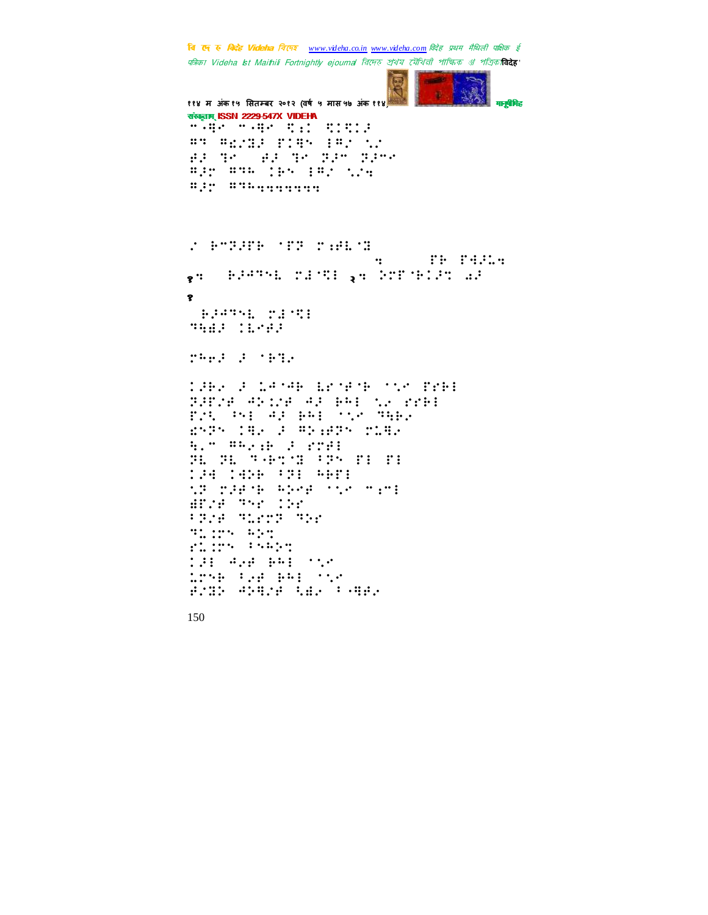"⠒⠐⠻⠊ ⠒⠐⠻⠊ ⠫⠦⠅ ⠫⠅⠫⠅⠕
⠛⠒ ⠛⠎⠌⠝⠕ ⠋⠅⠻⠑ ⠇⠛⠌ ⠣⠌
⠞⠕ ⠙⠊ ⠞⠕ ⠙⠊ ⠝⠕⠉ ⠝⠕⠉⠊
⠛⠕⠗ ⠛⠙⠓ ⠅⠗⠑ ⠇⠛⠌ ⠣⠌⠒
⠛⠕⠗ ⠛⠙⠓⠒⠒⠒⠒⠒⠒⠒⠒

⠌ ⠗⠉⠝⠕⠋⠗ ⠈⠋⠝ ⠍⠦⠞⠇⠈⠝
⠒ ⠋⠗ ⠋⠹⠕⠇⠒
१⠒ ⠗⠕⠡⠙⠑⠇ ⠍⠜⠈⠫⠇ २⠒ ⠕⠍⠋⠈⠗⠅⠕⠒ ⠨⠕
१
⠗⠕⠡⠙⠑⠇ ⠍⠜⠈⠫⠇
⠙⠓⠿⠕ ⠅⠇⠊⠞⠕

⠍⠓⠗⠕ ⠕ ⠈⠗⠙⠊

⠅⠕⠗⠊ ⠕ ⠣⠡⠈⠡⠗ ⠇⠎⠈⠞⠈⠗ ⠈⠣⠊ ⠋⠎⠗⠇
⠝⠕⠋⠌⠞ ⠡⠕⠅⠌⠞ ⠡⠕ ⠗⠓⠇ ⠣⠊ ⠎⠎⠗⠇
⠋⠌⠇ ⠡⠑⠇ ⠡⠕ ⠗⠓⠇ ⠈⠣⠊ ⠙⠓⠗⠊
⠿⠊⠝⠑ ⠅⠻⠊ ⠕ ⠛⠕⠦⠞⠝⠑ ⠍⠇⠻⠊
⠓⠂⠉ ⠛⠓⠊⠦⠗ ⠕ ⠎⠍⠞⠇
⠝⠇ ⠝⠇ ⠙⠐⠗⠒⠈⠝ ⠡⠝⠑ ⠋⠇ ⠋⠇
⠅⠕⠹ ⠅⠹⠕⠗ ⠡⠝⠇ ⠓⠗⠋⠇
⠣⠝ ⠍⠕⠞⠈⠗ ⠓⠕⠊⠞ ⠈⠣⠊ ⠉⠦⠉⠇
⠿⠋⠌⠞ ⠙⠑⠎ ⠅⠕⠎
⠡⠝⠌⠞ ⠙⠇⠎⠍⠝ ⠙⠕⠎
⠙⠇⠅⠍⠑ ⠓⠕⠒
⠎⠇⠅⠍⠑ ⠡⠑⠓⠕⠒
⠅⠕⠇ ⠡⠊⠞ ⠗⠓⠇ ⠈⠣⠊
⠇⠍⠑⠗ ⠡⠊⠞ ⠗⠓⠇ ⠈⠣⠊
⠞⠌⠝⠕ ⠡⠕⠻⠌⠞ ⠹⠿⠊ ⠡⠐⠻⠞⠊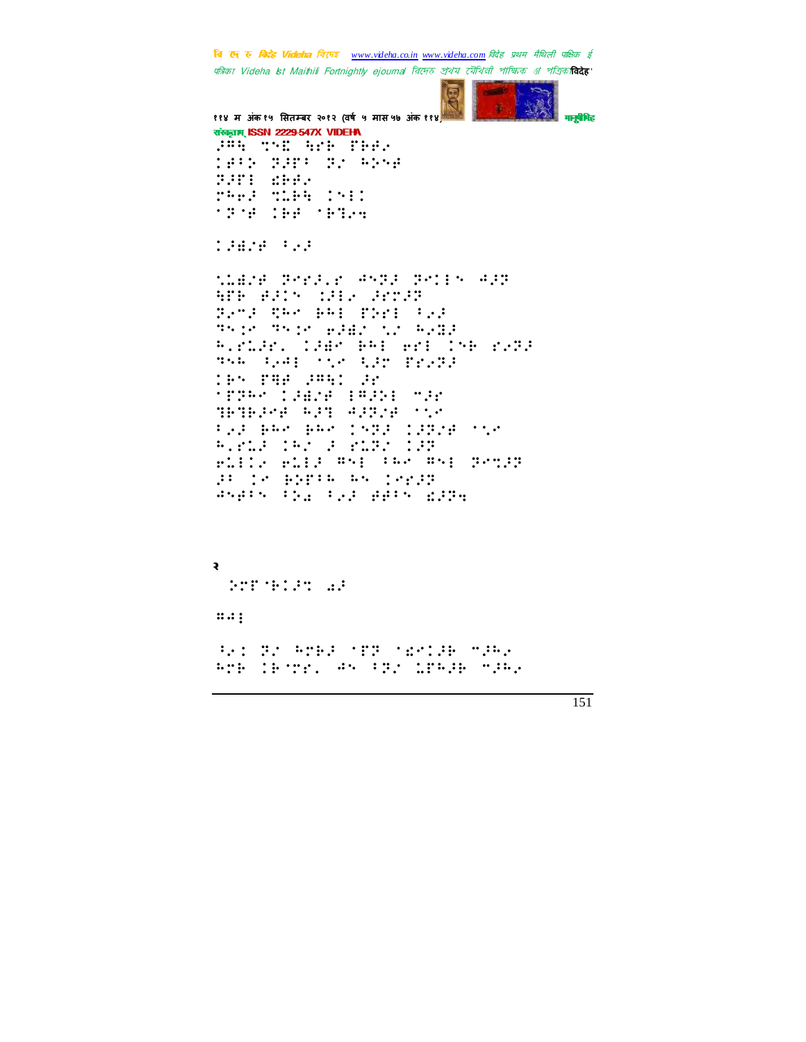⠼⠛⠓ ⠹⠝⠭ ⠓⠗⠃ ⠋⠃⠋⠄
⠊⠋⠁⠕ ⠝⠼⠋⠁ ⠝⠄ ⠓⠕⠝⠋
⠝⠼⠋⠂ ⠎⠃⠋⠄
⠗⠓⠑⠼ ⠹⠥⠃⠓ ⠊⠝⠂⠂
⠁⠝⠁⠋ ⠊⠃⠋ ⠁⠃⠒⠢⠹

⠂⠼⠫⠌⠋ ⠁⠢⠼

⠡⠥⠫⠌⠋ ⠝⠑⠗⠼⠄⠗ ⠙⠝⠝⠼ ⠝⠑⠂⠇⠝ ⠙⠼⠝
⠓⠋⠃ ⠋⠼⠂⠝ ⠂⠼⠇⠄ ⠼⠗⠹⠼⠝
⠝⠢⠉⠼ ⠟⠓⠑ ⠃⠓⠇ ⠋⠕⠗⠇ ⠁⠢⠼
⠹⠝⠂⠗ ⠹⠝⠂⠗ ⠑⠼⠫⠌ ⠡⠌ ⠓⠢⠻⠼
⠓⠄⠗⠥⠼⠗⠄ ⠂⠼⠫⠑ ⠃⠓⠇ ⠑⠗⠇ ⠊⠝⠃ ⠗⠢⠝⠼
⠹⠝⠓ ⠁⠢⠙⠇ ⠁⠡⠗ ⠹⠼⠹ ⠋⠗⠢⠝⠼
⠊⠃⠝ ⠋⠻⠋ ⠼⠛⠓⠂ ⠼⠗
⠁⠋⠝⠓⠑ ⠂⠼⠫⠌⠋ ⠇⠛⠼⠕⠇ ⠉⠼⠗
⠻⠃⠻⠃⠼⠑⠋ ⠓⠼⠹ ⠙⠼⠝⠌⠋ ⠁⠡⠗
⠁⠢⠼ ⠃⠓⠑ ⠃⠓⠑ ⠊⠝⠝⠼ ⠂⠼⠝⠌⠋ ⠁⠡⠗
⠓⠄⠗⠥⠼ ⠊⠓⠌ ⠼ ⠗⠥⠝⠌ ⠊⠼⠝
⠑⠥⠇⠂⠄ ⠑⠥⠇⠼ ⠛⠝⠇ ⠁⠓⠑ ⠛⠝⠇ ⠝⠑⠹⠼⠝
⠼⠁ ⠊⠗ ⠃⠕⠋⠁⠓ ⠓⠝ ⠊⠑⠗⠼⠝
⠙⠝⠋⠁⠝ ⠁⠕⠁ ⠁⠢⠼ ⠋⠋⠁⠝ ⠎⠼⠝⠹

२

⠕⠗⠋⠁⠃⠇⠼⠹ ⠡⠼

⠛⠙⠇

⠁⠢⠂ ⠝⠌ ⠓⠗⠃⠼ ⠁⠋⠝ ⠁⠎⠑⠂⠼⠃ ⠉⠼⠓⠄
⠓⠗⠃ ⠊⠃⠁⠗⠄ ⠙⠝ ⠁⠝⠌ ⠥⠋⠓⠼⠃ ⠉⠼⠓⠄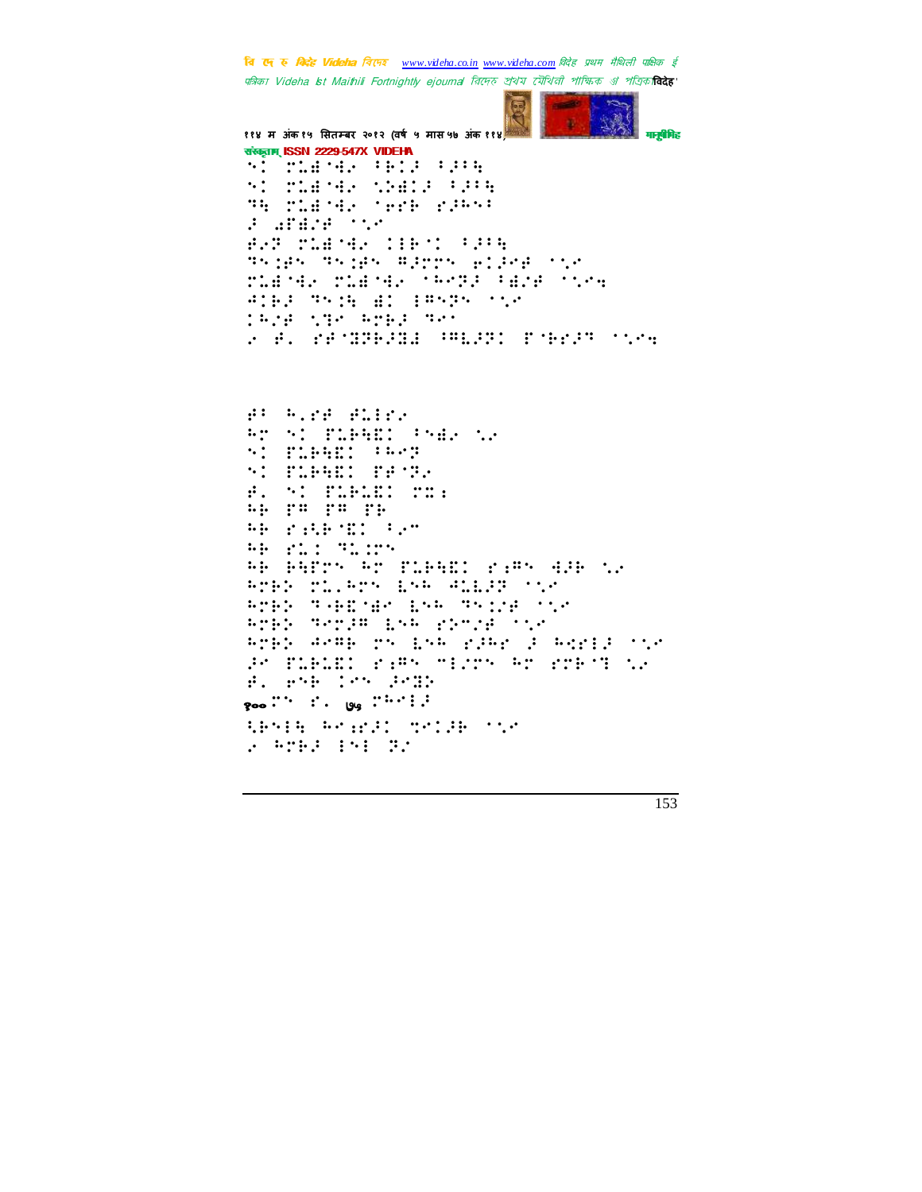संस्कृताम् ISSN 2229-547X VIDEHA

⠑⠅⠀⠗⠥⠿⠈⠚⠐⠀⠂⠗⠅⠨⠀⠂⠨⠂⠹
⠑⠅⠀⠗⠥⠿⠈⠚⠐⠀⠹⠕⠿⠅⠨⠀⠂⠨⠂⠹
⠙⠹⠀⠗⠥⠿⠈⠚⠐⠀⠈⠋⠗⠗⠀⠎⠨⠓⠑⠂
⠨⠀⠱⠋⠿⠌⠋⠀⠈⠡⠐
⠋⠐⠝⠀⠗⠥⠿⠈⠚⠐⠀⠅⠅⠗⠑⠅⠀⠂⠨⠂⠹
⠙⠑⠅⠋⠑⠀⠙⠑⠅⠋⠑⠀⠻⠨⠗⠗⠑⠀⠢⠅⠨⠢⠋⠀⠈⠡⠐
⠗⠥⠿⠈⠚⠐⠀⠗⠥⠿⠈⠚⠐⠀⠈⠓⠑⠝⠨⠀⠂⠿⠌⠋⠀⠈⠡⠐⠹
⠙⠅⠗⠨⠀⠙⠑⠅⠹⠀⠿⠅⠀⠅⠻⠑⠝⠑⠀⠈⠡⠐
⠅⠓⠌⠋⠀⠹⠙⠐⠀⠓⠗⠗⠨⠀⠙⠑⠂
⠐⠀⠋⠄⠀⠎⠋⠈⠽⠗⠨⠿⠀⠂⠻⠇⠨⠝⠅⠀⠏⠈⠗⠎⠨⠝⠀⠈⠡⠐⠹

⠋⠂⠀⠓⠄⠎⠋⠀⠋⠥⠅⠗⠐
⠓⠗⠀⠑⠅⠀⠏⠥⠗⠹⠿⠅⠀⠂⠑⠿⠐⠀⠡⠐
⠑⠅⠀⠏⠥⠗⠹⠿⠅⠀⠂⠓⠑⠝
⠑⠅⠀⠏⠥⠗⠹⠿⠅⠀⠏⠋⠈⠝⠐
⠋⠄⠀⠑⠅⠀⠏⠥⠗⠥⠿⠅⠀⠗⠭⠒
⠓⠗⠀⠏⠻⠀⠏⠻⠀⠏⠗
⠓⠗⠀⠎⠒⠹⠗⠈⠿⠅⠀⠂⠐⠉
⠓⠗⠀⠎⠥⠅⠀⠙⠥⠅⠗⠑
⠓⠗⠀⠗⠹⠋⠗⠑⠀⠓⠗⠀⠏⠥⠗⠹⠿⠅⠀⠎⠒⠻⠑⠀⠚⠨⠗⠀⠡⠐
⠓⠗⠗⠕⠀⠗⠥⠄⠓⠗⠑⠀⠧⠑⠓⠀⠚⠥⠧⠨⠝⠀⠈⠡⠐
⠓⠗⠗⠕⠀⠙⠤⠗⠿⠈⠱⠐⠀⠧⠑⠓⠀⠙⠑⠅⠌⠋⠀⠈⠡⠐
⠓⠗⠗⠕⠀⠙⠑⠗⠨⠻⠀⠧⠑⠓⠀⠎⠕⠉⠌⠋⠀⠈⠡⠐
⠓⠗⠗⠕⠀⠚⠑⠻⠗⠀⠗⠑⠀⠧⠑⠓⠀⠎⠨⠓⠗⠀⠨⠀⠓⠪⠗⠅⠨⠀⠈⠡⠐
⠨⠐⠀⠏⠥⠗⠥⠿⠅⠀⠎⠒⠻⠑⠀⠉⠅⠌⠗⠑⠀⠓⠗⠀⠎⠗⠗⠈⠙⠀⠡⠐
⠋⠄⠀⠗⠑⠗⠀⠅⠗⠑⠀⠨⠑⠭⠕
१००⠗⠑⠀⠎⠄⠀७५⠀⠗⠓⠑⠅⠨
⠹⠗⠑⠅⠹⠀⠓⠑⠒⠎⠨⠅⠀⠹⠑⠅⠨⠗⠀⠈⠡⠐
⠐⠀⠓⠗⠗⠨⠀⠅⠑⠅⠀⠝⠌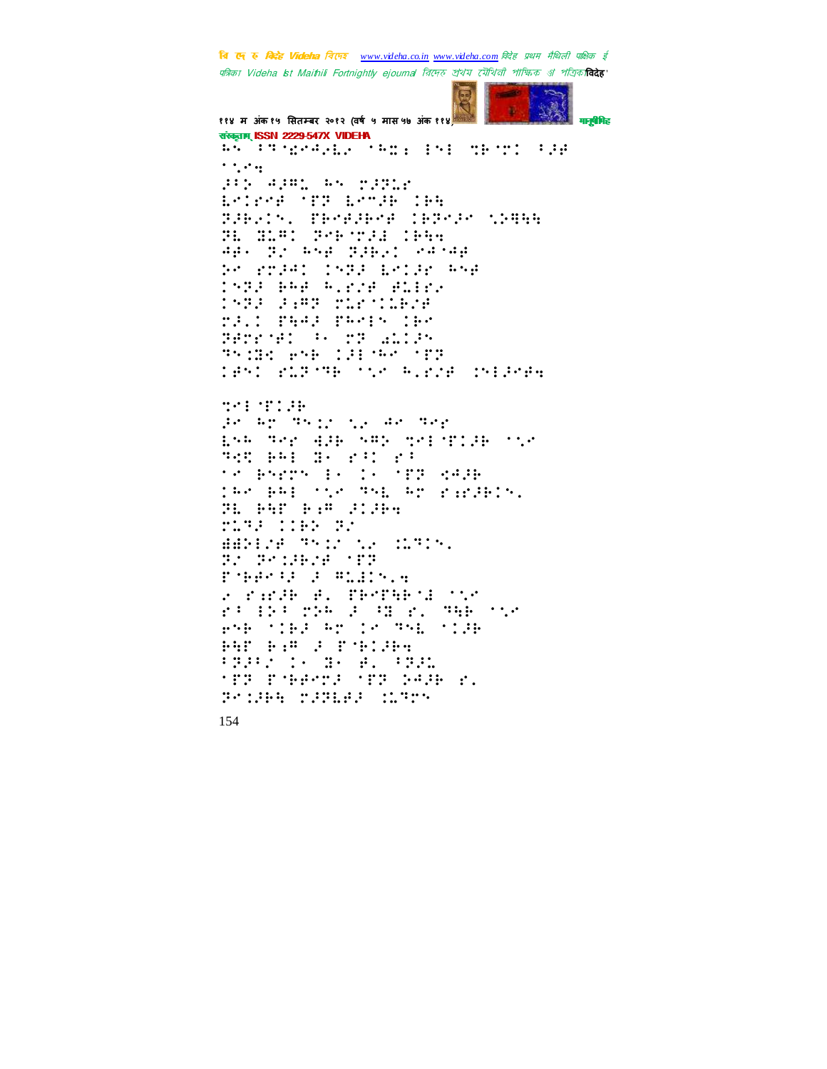संस्कृताम् ISSN 2229-547X VIDEHA

⠓⠢⠀⠖⠻⠈⠻⠲⠜⠇⠢⠀⠈⠓⠭⠆⠀⠖⠢⠖⠀⠹⠗⠈⠗⠉⠀⠖⠚⠋
⠁⠒⠢⠆
⠜⠖⠕⠀⠲⠚⠍⠂⠀⠓⠢⠀⠍⠚⠝⠂⠢
⠇⠢⠊⠗⠢⠋⠀⠈⠟⠝⠀⠇⠢⠉⠚⠗⠀⠊⠗⠹
⠝⠚⠗⠢⠊⠢⠄⠀⠟⠗⠢⠋⠚⠗⠢⠋⠀⠊⠗⠝⠢⠚⠢⠀⠒⠕⠻⠹⠹
⠝⠇⠀⠻⠇⠍⠁⠀⠝⠢⠗⠈⠗⠚⠻⠀⠊⠗⠹⠆
⠲⠗⠄⠀⠝⠒⠀⠓⠢⠋⠀⠝⠚⠗⠢⠁⠀⠢⠲⠈⠲⠋
⠕⠢⠀⠗⠍⠚⠲⠁⠀⠊⠢⠝⠚⠀⠇⠢⠊⠚⠗⠀⠓⠢⠋
⠊⠢⠝⠚⠀⠗⠓⠋⠀⠓⠄⠗⠒⠋⠀⠋⠇⠖⠊⠗⠢
⠊⠢⠝⠚⠀⠚⠆⠍⠝⠀⠍⠇⠗⠈⠊⠇⠗⠒⠋
⠍⠚⠄⠁⠀⠟⠹⠲⠚⠀⠟⠓⠢⠊⠢⠀⠊⠗⠢
⠝⠗⠍⠗⠈⠋⠁⠀⠃⠄⠀⠍⠝⠀⠜⠇⠊⠚⠢
⠙⠢⠊⠻⠅⠀⠗⠢⠗⠀⠊⠚⠖⠈⠓⠢⠀⠈⠟⠝
⠊⠋⠢⠁⠀⠗⠇⠝⠈⠙⠗⠀⠁⠒⠢⠀⠓⠄⠗⠒⠋⠀⠊⠢⠖⠚⠢⠋⠆

⠹⠢⠖⠈⠟⠊⠚⠗
⠚⠢⠀⠓⠗⠀⠙⠢⠊⠒⠀⠒⠢⠀⠲⠢⠀⠙⠢⠗
⠇⠢⠓⠀⠙⠢⠗⠀⠻⠚⠗⠀⠢⠍⠕⠀⠹⠢⠖⠈⠟⠊⠚⠗⠀⠁⠒⠢
⠙⠹⠝⠀⠗⠓⠖⠀⠻⠄⠀⠗⠃⠁⠀⠗⠃
⠁⠢⠀⠗⠢⠗⠗⠢⠀⠖⠄⠀⠊⠄⠀⠈⠟⠝⠀⠅⠲⠚⠗
⠊⠓⠢⠀⠗⠓⠖⠀⠁⠒⠢⠀⠙⠢⠇⠀⠓⠗⠀⠗⠆⠗⠚⠗⠊⠢⠄
⠝⠇⠀⠗⠹⠟⠀⠗⠆⠍⠀⠜⠊⠚⠗⠆
⠍⠇⠙⠚⠀⠊⠊⠗⠕⠀⠝⠒
⠻⠻⠕⠖⠒⠋⠀⠙⠢⠊⠒⠀⠒⠢⠀⠊⠇⠙⠊⠢⠄
⠝⠒⠀⠝⠢⠊⠚⠗⠒⠋⠀⠈⠟⠝
⠟⠈⠗⠋⠢⠃⠚⠀⠚⠀⠍⠇⠻⠊⠢⠄⠆
⠢⠀⠗⠆⠗⠚⠗⠀⠋⠄⠀⠟⠗⠢⠟⠹⠗⠈⠖⠀⠁⠒⠢
⠗⠃⠀⠖⠕⠃⠀⠍⠕⠓⠀⠚⠀⠃⠻⠀⠗⠄⠀⠙⠹⠗⠀⠁⠒⠢
⠗⠢⠗⠀⠁⠊⠗⠚⠀⠓⠗⠀⠊⠢⠀⠙⠢⠇⠀⠁⠊⠚⠗
⠗⠹⠟⠀⠗⠆⠍⠀⠚⠀⠟⠈⠗⠊⠚⠗⠆
⠃⠝⠚⠃⠒⠀⠊⠄⠀⠻⠄⠀⠋⠄⠀⠃⠝⠚⠇
⠈⠟⠝⠀⠟⠈⠗⠋⠢⠍⠚⠀⠈⠟⠝⠀⠕⠲⠚⠗⠀⠗⠄
⠝⠢⠊⠚⠗⠹⠀⠍⠚⠝⠇⠋⠚⠀⠊⠇⠙⠗⠢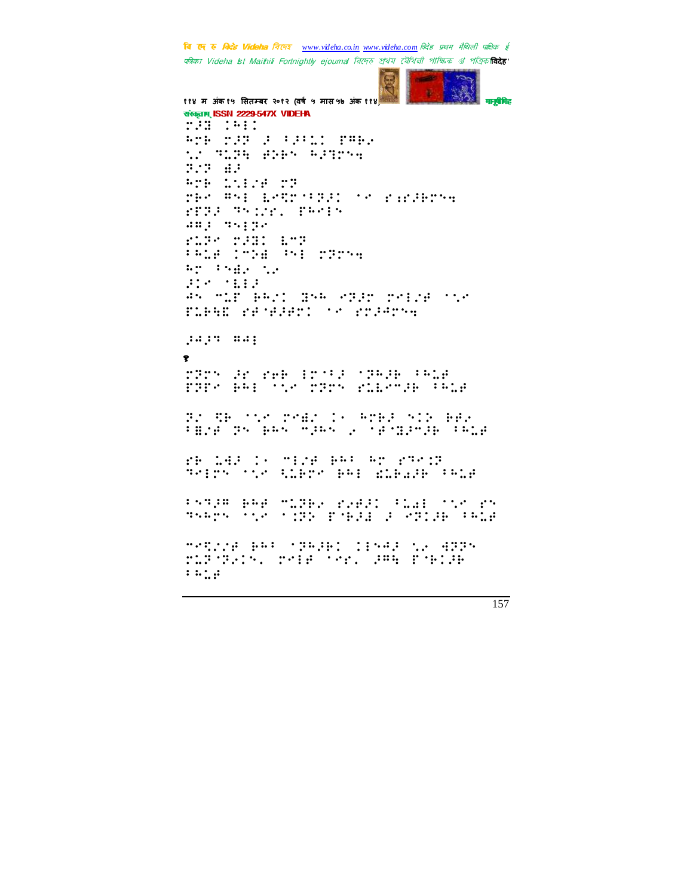संस्कृताम्‌ ISSN 2229-547X VIDEHA

⠗⠔⠿⠀⠡⠓⠇⠅
⠓⠗⠦⠀⠗⠔⠏⠀⠔⠀⠘⠔⠘⠥⠅⠀⠏⠻⠃⠄
⠣⠄⠀⠹⠥⠝⠓⠀⠫⠕⠃⠝⠀⠓⠔⠹⠗⠝⠹
⠝⠌⠝⠀⠻⠔
⠓⠗⠦⠀⠥⠣⠇⠌⠋⠀⠗⠝
⠗⠃⠢⠀⠣⠝⠇⠀⠇⠢⠩⠗⠐⠝⠔⠅⠀⠐⠢⠀⠗⠆⠗⠔⠃⠗⠝⠹
⠗⠏⠝⠔⠀⠹⠝⠡⠌⠗⠄⠀⠏⠓⠢⠇⠝
⠙⠣⠆⠀⠹⠝⠇⠝⠢
⠗⠥⠝⠢⠀⠗⠔⠿⠅⠀⠇⠉⠝
⠘⠓⠥⠋⠀⠅⠉⠕⠻⠀⠹⠓⠇⠀⠗⠝⠗⠝⠹
⠓⠉⠀⠘⠝⠻⠄⠀⠣⠄
⠔⠅⠢⠀⠐⠇⠇⠔
⠙⠝⠀⠉⠥⠋⠀⠃⠓⠌⠅⠀⠿⠝⠓⠀⠢⠝⠔⠗⠀⠗⠢⠇⠌⠋⠀⠐⠣⠢
⠏⠥⠃⠻⠩⠀⠗⠋⠐⠋⠔⠋⠗⠅⠀⠐⠢⠀⠗⠗⠔⠙⠗⠝⠹

⠔⠙⠔⠹⠀⠣⠙⠇

१

⠗⠝⠗⠝⠀⠔⠗⠀⠗⠢⠃⠀⠇⠗⠐⠘⠔⠀⠐⠝⠓⠔⠃⠀⠘⠓⠥⠋
⠏⠝⠏⠢⠀⠃⠓⠇⠀⠐⠣⠢⠀⠗⠝⠗⠝⠀⠗⠥⠇⠢⠉⠔⠃⠀⠘⠓⠥⠋

⠝⠌⠀⠩⠃⠀⠐⠣⠢⠀⠗⠢⠻⠌⠀⠅⠄⠀⠓⠗⠃⠔⠀⠝⠅⠕⠀⠃⠋⠄
⠘⠻⠌⠋⠀⠝⠝⠀⠃⠓⠝⠀⠉⠔⠓⠝⠀⠆⠀⠐⠋⠐⠿⠔⠉⠔⠃⠀⠘⠓⠥⠋

⠗⠃⠀⠥⠙⠔⠀⠅⠄⠀⠉⠇⠌⠋⠀⠃⠓⠘⠀⠓⠗⠀⠗⠹⠢⠅⠝
⠹⠢⠇⠗⠝⠀⠐⠣⠢⠀⠩⠥⠃⠗⠢⠀⠃⠓⠇⠀⠩⠥⠃⠙⠔⠃⠀⠘⠓⠥⠋

⠘⠝⠹⠔⠣⠀⠃⠓⠋⠀⠉⠥⠝⠃⠄⠀⠗⠢⠋⠔⠅⠀⠘⠥⠙⠇⠀⠐⠣⠢⠀⠗⠝
⠹⠝⠓⠗⠝⠀⠐⠣⠢⠀⠐⠅⠝⠕⠀⠏⠐⠃⠔⠇⠀⠔⠀⠢⠝⠅⠔⠃⠀⠘⠓⠥⠋

⠉⠢⠩⠌⠋⠀⠃⠓⠘⠀⠐⠝⠓⠔⠃⠅⠀⠅⠇⠝⠙⠔⠀⠣⠄⠀⠙⠝⠝⠝
⠗⠥⠝⠐⠝⠄⠅⠝⠄⠀⠗⠢⠇⠋⠀⠐⠗⠗⠄⠀⠔⠣⠓⠀⠏⠐⠃⠅⠔⠃
⠘⠓⠥⠋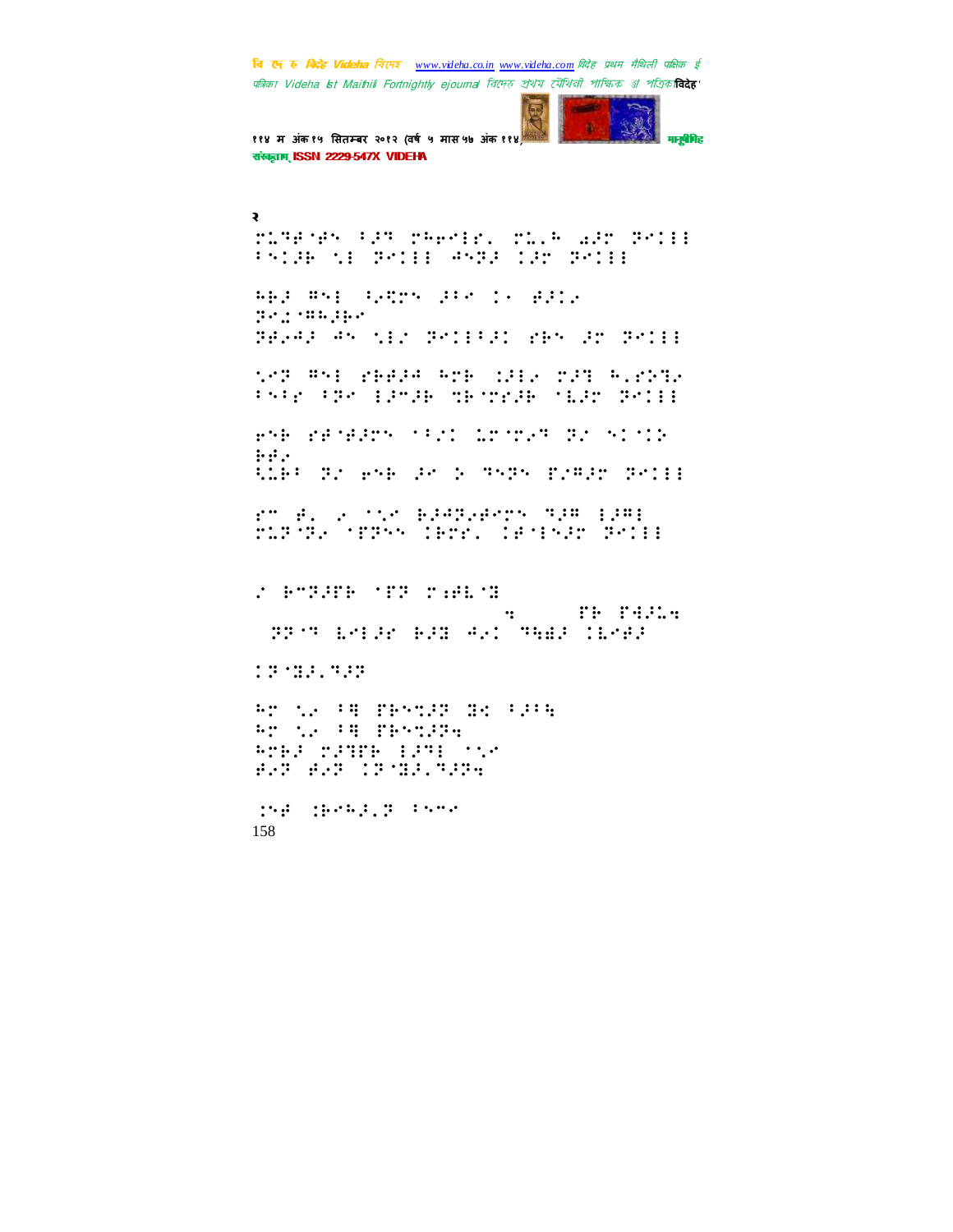२

⠍⠥⠙⠻⠈⠻⠝ ⠃⠼⠙ ⠍⠓⠖⠉⠇⠗⠄ ⠍⠥⠄⠓ ⠜⠼⠉ ⠝⠉⠅⠇⠇
⠃⠝⠅⠼⠗ ⠣⠇ ⠝⠉⠅⠇⠇ ⠚⠝⠙⠼ ⠅⠼⠉ ⠝⠉⠅⠇⠇

⠓⠗⠼ ⠛⠝⠇ ⠃⠔⠹⠍⠝ ⠼⠃⠉ ⠅⠄ ⠻⠼⠅⠔
⠝⠉⠅⠈⠛⠓⠼⠗⠉
⠝⠻⠔⠚⠼ ⠚⠝ ⠣⠇⠔ ⠝⠉⠅⠇⠃⠼⠅ ⠗⠓⠝ ⠼⠉ ⠝⠉⠅⠇⠇

⠣⠉⠙ ⠛⠝⠇ ⠗⠓⠻⠼⠚ ⠓⠍⠗ ⠅⠼⠇⠔ ⠍⠼⠙ ⠓⠄⠗⠝⠙⠔
⠃⠝⠃⠗ ⠃⠙⠉ ⠇⠼⠉⠼⠗ ⠙⠗⠈⠍⠗⠼⠗ ⠈⠥⠼⠉ ⠝⠉⠅⠇⠇

⠢⠝⠗ ⠗⠻⠈⠻⠼⠍⠝ ⠈⠃⠔⠅ ⠥⠍⠈⠍⠔⠙ ⠝⠔ ⠝⠅⠈⠅⠗
⠓⠻⠔
⠹⠥⠗⠃ ⠝⠔ ⠢⠝⠗ ⠼⠉ ⠕ ⠙⠝⠝⠝ ⠗⠔⠛⠼⠉ ⠝⠉⠅⠇⠇

⠗⠉ ⠻⠄ ⠔ ⠈⠣⠉ ⠓⠼⠚⠝⠔⠻⠉⠍⠝ ⠙⠼⠛ ⠇⠼⠛⠇
⠍⠥⠝⠈⠝⠔ ⠈⠗⠝⠝⠝ ⠅⠓⠍⠗⠄ ⠅⠻⠈⠇⠝⠼⠉ ⠝⠉⠅⠇⠇

⠔ ⠓⠉⠝⠼⠗⠓ ⠈⠗⠝ ⠍⠆⠻⠥⠈⠿
⠲ ⠗⠓ ⠗⠲⠼⠥⠲
⠝⠝⠈⠙ ⠥⠉⠇⠼⠉ ⠓⠼⠿ ⠚⠔⠅ ⠙⠲⠿⠼ ⠅⠥⠉⠻⠼

⠅⠝⠈⠿⠼⠄⠙⠼⠝

⠓⠍ ⠣⠔ ⠃⠛ ⠗⠓⠝⠍⠼⠝ ⠿⠅ ⠃⠼⠃⠲
⠓⠍ ⠣⠔ ⠃⠛ ⠗⠓⠝⠍⠼⠝⠲
⠓⠍⠗⠼ ⠍⠼⠙⠗⠓ ⠇⠼⠙⠇ ⠈⠣⠉
⠻⠔⠝ ⠻⠔⠝ ⠅⠝⠈⠿⠼⠄⠙⠼⠝⠲

⠅⠝⠻ ⠅⠓⠉⠓⠼⠄⠝ ⠃⠝⠉⠉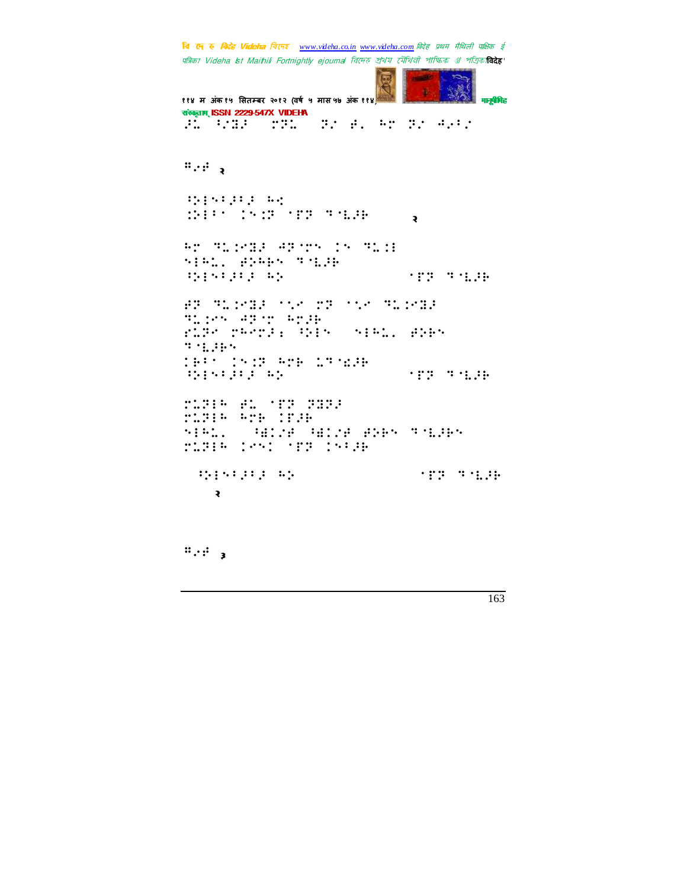⠐⠉⠀⠈⠎⠝⠁⠀⠀⠍⠝⠉⠀⠀⠝⠌⠀⠋⠄⠀⠓⠍⠀⠝⠌⠀⠚⠂⠃⠌

⠛⠂⠋ २

⠈⠕⠇⠑⠃⠁⠃⠁⠀⠓⠪
⠨⠕⠇⠃⠁⠀⠇⠑⠨⠝⠀⠁⠏⠝⠀⠙⠁⠧⠁⠗ २

⠓⠍⠀⠙⠥⠨⠊⠛⠁⠀⠚⠝⠈⠍⠑⠀⠇⠑⠀⠙⠥⠨⠇
⠑⠇⠓⠥⠄⠀⠋⠕⠓⠗⠑⠀⠙⠁⠧⠁⠗
⠈⠕⠇⠑⠃⠁⠃⠁⠀⠓⠕ ⠁⠏⠝⠀⠙⠁⠧⠁⠗

⠋⠝⠀⠙⠥⠨⠊⠛⠁⠀⠁⠡⠊⠀⠍⠝⠀⠁⠡⠊⠀⠙⠥⠨⠊⠛⠁
⠙⠥⠨⠊⠑⠀⠚⠝⠈⠍⠀⠓⠍⠗⠁⠗
⠗⠥⠝⠊⠀⠍⠓⠊⠍⠁⠆⠀⠈⠕⠇⠑⠀⠀⠑⠇⠓⠥⠄⠀⠋⠕⠓⠑
⠙⠁⠧⠁⠗⠑
⠇⠗⠃⠁⠀⠇⠑⠨⠝⠀⠓⠍⠗⠀⠥⠙⠈⠩⠁⠗
⠈⠕⠇⠑⠃⠁⠃⠁⠀⠓⠕ ⠁⠏⠝⠀⠙⠁⠧⠁⠗

⠍⠥⠝⠇⠓⠀⠋⠥⠀⠁⠏⠝⠀⠝⠛⠝⠁
⠍⠥⠝⠇⠓⠀⠓⠍⠗⠀⠇⠏⠁⠗
⠑⠇⠓⠥⠄⠀⠀⠈⠩⠇⠌⠋⠀⠈⠩⠇⠌⠋⠀⠋⠕⠓⠑⠀⠙⠁⠧⠁⠗⠑
⠍⠥⠝⠇⠓⠀⠇⠊⠑⠇⠀⠁⠏⠝⠀⠇⠑⠃⠁⠗

⠈⠕⠇⠑⠃⠁⠃⠁⠀⠓⠕ ⠁⠏⠝⠀⠙⠁⠧⠁⠗
२

⠛⠂⠋ ३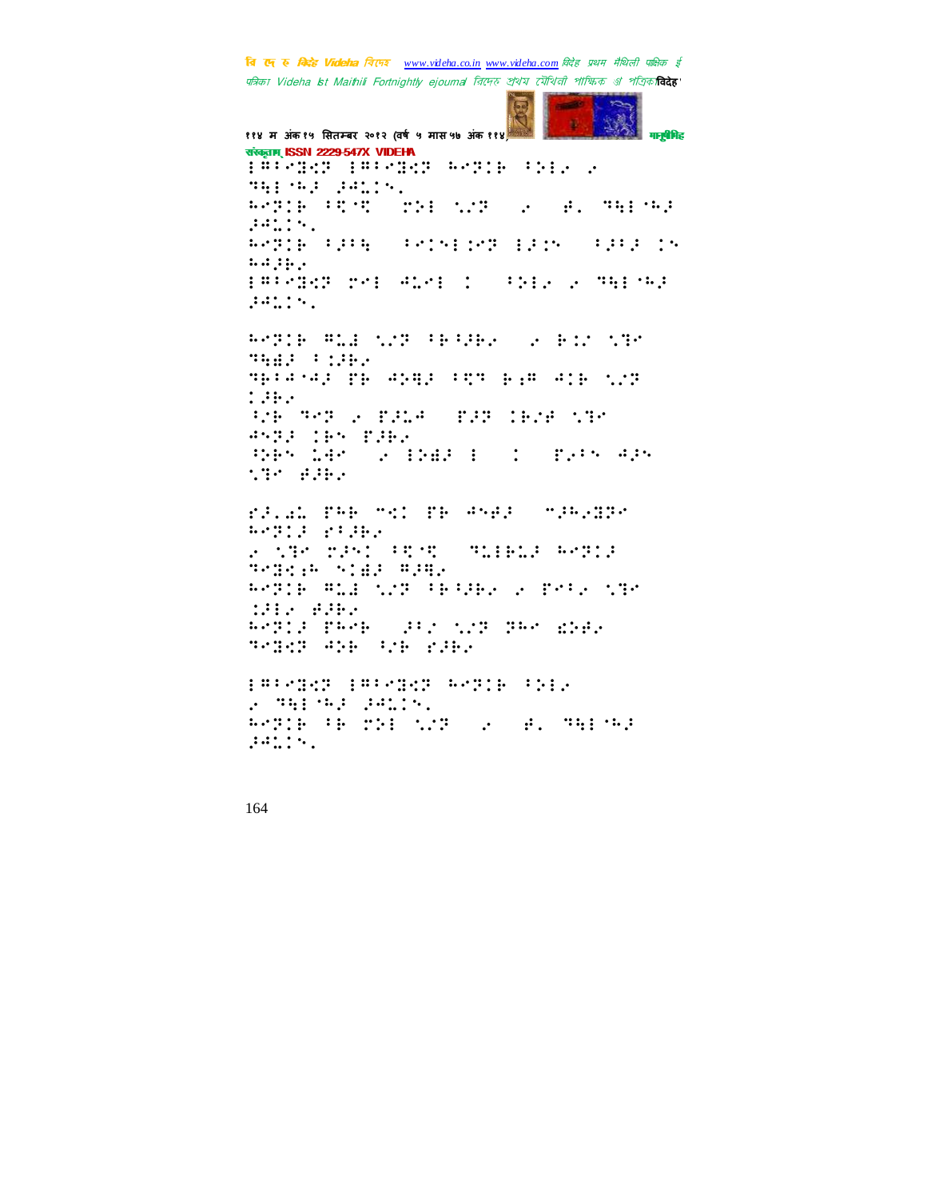⠇⠻⠳⠉⠒⠙⠝ ⠇⠻⠳⠉⠒⠙⠝ ⠓⠉⠝�C⠗ ⠳⠕⠇⠔ ⠔
⠹⠻⠇⠈⠓⠜ ⠜⠲⠥⠊⠡⠄
⠓⠉⠝�C⠗ ⠳⠟⠈⠟ ⠀⠍⠕⠇ ⠡⠌⠝ ⠀⠔ ⠀⠋⠄ ⠹⠻⠇⠈⠓⠜
⠜⠲⠥⠊⠡⠄
⠓⠉⠝�C⠗ ⠳⠜⠳⠻ ⠀⠳⠉⠊⠡⠇⠊⠉⠝ ⠇⠜⠊⠡ ⠀⠳⠜⠳⠜ ⠊⠡
⠓⠙⠜⠗⠔
⠇⠻⠳⠉⠒⠙⠝ ⠍⠉⠇ ⠙⠥⠉⠇ ⠊ ⠀⠳⠕⠇⠔ ⠔ ⠹⠻⠇⠈⠓⠜
⠜⠲⠥⠊⠡⠄

⠓⠉⠝⠊⠗ ⠻⠥⠫ ⠡⠌⠝ ⠳⠗⠳⠜⠗⠔ ⠀⠔ ⠗⠊⠌ ⠡⠹⠉
⠹⠻⠫⠜ ⠳⠊⠜⠗⠔
⠹⠗⠳⠙⠈⠙⠜ ⠏⠗ ⠙⠕⠻⠜ ⠳⠟⠝ ⠗⠪⠻ ⠙⠊⠗ ⠡⠌⠝
⠊⠜⠗⠔
⠳⠌⠗ ⠹⠉⠝ ⠔ ⠏⠜⠥⠙ ⠀⠏⠜⠝ ⠊⠗⠌⠋ ⠡⠹⠉
⠙⠉⠝⠜ ⠊⠗⠡ ⠏⠜⠗⠔
⠳⠕⠗⠡ ⠥⠙⠉ ⠀⠔ ⠇⠕⠫⠜ ⠇ ⠀⠊ ⠀⠏⠔⠳⠡ ⠙⠜⠡
⠡⠹⠉ ⠋⠜⠗⠔

⠗⠜⠄⠙⠥ ⠏⠓⠗ ⠉⠭⠊ ⠏⠗ ⠙⠉⠋⠜ ⠀⠉⠜⠓⠔⠙⠝⠉
⠓⠉⠝⠊⠜ ⠗⠳⠜⠗⠔
⠔ ⠡⠹⠉ ⠍⠜⠡⠊ ⠳⠟⠈⠟ ⠀⠹⠥⠇⠗⠥⠜ ⠓⠉⠝⠊⠜
⠹⠉⠙⠭⠪⠓ ⠡⠊⠫⠜ ⠻⠜⠻⠔
⠓⠉⠝⠊⠗ ⠻⠥⠫ ⠡⠌⠝ ⠳⠗⠳⠜⠗⠔ ⠔ ⠏⠉⠳⠔ ⠡⠹⠉
⠊⠜⠇⠔ ⠋⠜⠗⠔
⠓⠉⠝⠊⠜ ⠏⠓⠉⠗ ⠀⠜⠳⠌ ⠡⠌⠝ ⠝⠓⠉ ⠩⠕⠋⠔
⠹⠉⠙⠭⠝ ⠙⠕⠗ ⠳⠌⠗ ⠗⠜⠗⠔

⠇⠻⠳⠉⠒⠙⠝ ⠇⠻⠳⠉⠒⠙⠝ ⠓⠉⠝⠊⠗ ⠳⠕⠇⠔
⠔ ⠹⠻⠇⠈⠓⠜ ⠜⠲⠥⠊⠡⠄
⠓⠉⠝⠊⠗ ⠳⠗ ⠍⠕⠇ ⠡⠌⠝ ⠀⠔ ⠀⠋⠄ ⠹⠻⠇⠈⠓⠜
⠜⠲⠥⠊⠡⠄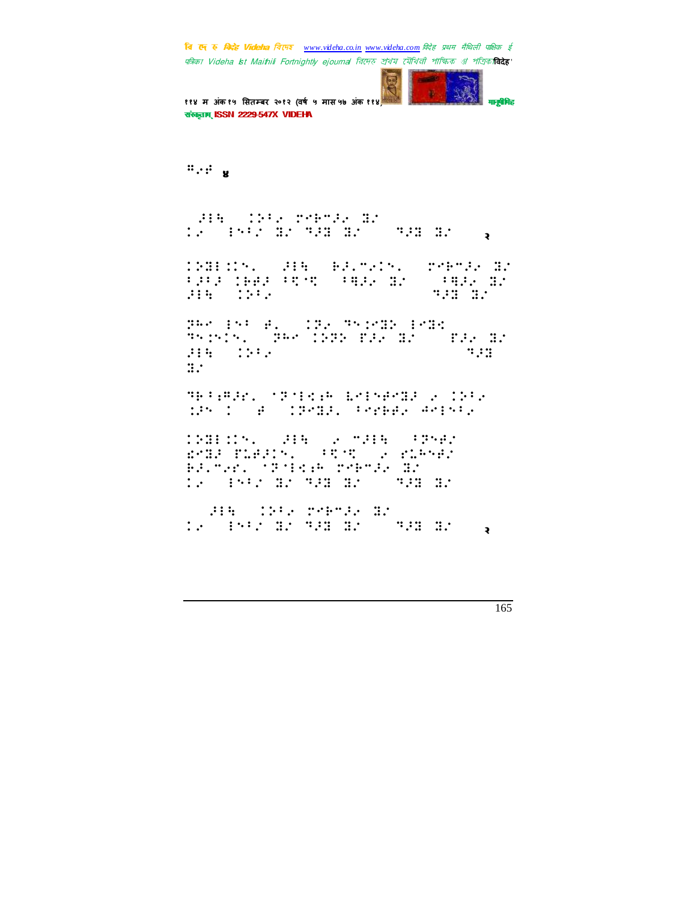⠛⠂⠎ ४

⠀⠼⠁⠓ ⠀⠅⠵⠇⠂ ⠗⠑⠃⠉⠼⠂ ⠿⠌
⠅⠂ ⠀⠇⠪⠌ ⠿⠌ ⠹⠼⠿ ⠿⠌ ⠀⠀⠹⠼⠿ ⠿⠌ ⠀⠀२

⠅⠵⠿⠇⠅⠪⠄ ⠀⠼⠁⠓ ⠀⠃⠼⠄⠉⠂⠅⠪⠄ ⠀⠗⠑⠃⠉⠼⠂ ⠿⠌
⠂⠼⠂⠼ ⠅⠋⠋⠼ ⠂⠻⠈⠻ ⠀⠂⠻⠼⠂ ⠿⠌ ⠀⠀⠂⠻⠼⠂ ⠿⠌
⠼⠁⠓ ⠀⠅⠵⠂⠂ ⠹⠼⠿ ⠿⠌

⠻⠓⠑ ⠇⠪⠂ ⠋⠄ ⠀⠅⠻⠂ ⠹⠪⠅⠑⠿⠕ ⠇⠑⠿⠪
⠹⠪⠅⠪⠅⠪⠄ ⠀⠻⠓⠑ ⠅⠵⠻⠕ ⠋⠼⠂ ⠿⠌ ⠀⠀⠋⠼⠂ ⠿⠌
⠼⠁⠓ ⠀⠅⠵⠂⠂ ⠹⠼⠿
⠿⠌

⠹⠃⠂⠦⠼⠗⠄ ⠈⠻⠈⠇⠪⠦ ⠣⠑⠇⠪⠋⠑⠿⠼ ⠂ ⠅⠵⠂⠂
⠅⠼⠪ ⠅ ⠀⠋ ⠀⠅⠻⠑⠿⠼⠄ ⠂⠑⠗⠃⠋⠂ ⠙⠑⠇⠪⠂

⠅⠵⠿⠇⠅⠪⠄ ⠀⠼⠁⠓ ⠀⠂ ⠉⠼⠁⠓ ⠀⠂⠻⠪⠋⠌
⠫⠑⠿⠼ ⠋⠥⠋⠼⠅⠪⠄ ⠀⠂⠻⠈⠻ ⠀⠂ ⠗⠥⠓⠪⠋⠌
⠃⠼⠄⠉⠂⠗⠄ ⠈⠻⠈⠇⠪⠦ ⠗⠑⠃⠉⠼⠂ ⠿⠌
⠅⠂ ⠀⠇⠪⠌ ⠿⠌ ⠹⠼⠿ ⠿⠌ ⠀⠀⠹⠼⠿ ⠿⠌

⠀⠀⠼⠁⠓ ⠀⠅⠵⠂⠂ ⠗⠑⠃⠉⠼⠂ ⠿⠌
⠅⠂ ⠀⠇⠪⠌ ⠿⠌ ⠹⠼⠿ ⠿⠌ ⠀⠀⠹⠼⠿ ⠿⠌ ⠀⠀२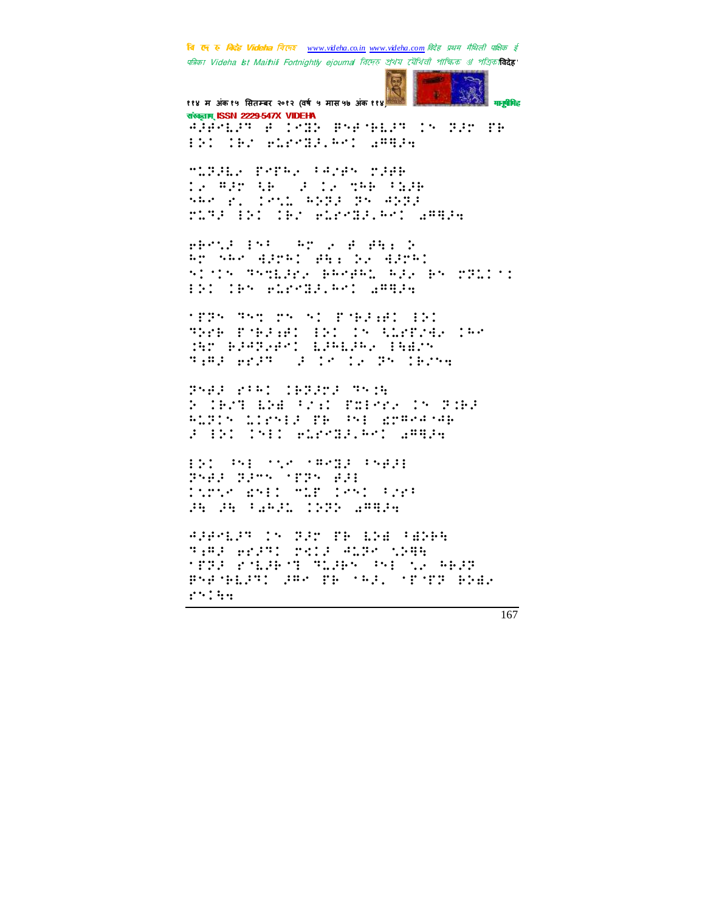संस्कृताम् ISSN 2229-547X VIDEHA

⠚⠼⠋⠑⠇⠼⠛⠀⠋⠀⠉⠑⠝⠕⠀⠃⠝⠋⠃⠇⠼⠛⠀⠉⠝⠀⠝⠼⠗⠀⠏⠃
⠯⠕⠉⠀⠉⠃⠌⠀⠑⠥⠗⠑⠽⠼⠄⠓⠑⠉⠀⠁⠛⠹⠼⠲

⠒⠥⠝⠼⠇⠂⠀⠏⠑⠏⠓⠂⠀⠈⠙⠌⠋⠝⠀⠗⠼⠋⠃
⠉⠂⠀⠛⠼⠗⠀⠳⠃⠀⠀⠼⠀⠉⠂⠀⠞⠓⠃⠀⠈⠩⠼⠃
⠎⠓⠑⠀⠗⠄⠀⠉⠑⠡⠤⠀⠓⠕⠝⠼⠀⠝⠝⠀⠙⠕⠝⠼
⠗⠥⠹⠼⠀⠯⠕⠉⠀⠉⠃⠌⠀⠑⠥⠗⠑⠽⠼⠄⠓⠑⠉⠀⠁⠛⠹⠼⠲

⠑⠃⠑⠡⠼⠀⠯⠝⠈⠀⠀⠓⠗⠀⠂⠀⠋⠀⠋⠳⠆⠀⠕
⠓⠗⠀⠎⠓⠑⠀⠙⠼⠗⠓⠉⠀⠋⠳⠆⠀⠕⠂⠀⠙⠼⠗⠓⠉
⠎⠉⠊⠉⠝⠀⠹⠝⠞⠇⠼⠗⠂⠀⠃⠓⠑⠋⠓⠡⠀⠓⠼⠂⠀⠃⠝⠀⠗⠝⠥⠉⠊⠉
⠯⠕⠉⠀⠉⠃⠝⠀⠑⠥⠗⠑⠽⠼⠄⠓⠑⠉⠀⠁⠛⠹⠼⠲

⠈⠏⠝⠝⠀⠹⠝⠞⠀⠗⠝⠀⠝⠉⠀⠏⠊⠃⠼⠱⠋⠉⠀⠯⠕⠉
⠹⠕⠗⠃⠀⠏⠊⠃⠼⠱⠋⠉⠀⠯⠕⠉⠀⠉⠝⠀⠳⠥⠗⠏⠌⠙⠂⠀⠉⠓⠑
⠱⠓⠗⠀⠃⠼⠙⠝⠂⠋⠑⠉⠀⠇⠼⠓⠇⠼⠓⠂⠀⠯⠳⠩⠌⠝
⠹⠆⠛⠼⠀⠑⠗⠼⠹⠀⠀⠼⠀⠉⠑⠀⠉⠂⠀⠝⠝⠀⠉⠃⠌⠝⠲

⠝⠝⠋⠼⠀⠗⠈⠓⠉⠀⠉⠃⠝⠼⠗⠼⠀⠹⠝⠱⠳
⠕⠀⠉⠃⠌⠹⠀⠇⠕⠩⠀⠈⠌⠆⠉⠀⠏⠭⠯⠑⠗⠂⠀⠉⠝⠀⠝⠼⠱⠃⠼
⠓⠥⠝⠉⠝⠀⠥⠉⠗⠑⠯⠼⠀⠏⠃⠀⠈⠝⠯⠀⠩⠗⠛⠑⠙⠈⠙⠃
⠼⠀⠯⠕⠉⠀⠉⠝⠯⠉⠀⠑⠥⠗⠑⠽⠼⠄⠓⠑⠉⠀⠁⠛⠹⠼⠲

⠯⠕⠉⠀⠈⠝⠯⠀⠈⠡⠑⠀⠈⠛⠑⠽⠼⠀⠈⠝⠋⠼⠯
⠝⠝⠋⠼⠀⠝⠼⠗⠝⠀⠈⠏⠝⠝⠀⠋⠼⠯
⠉⠡⠗⠡⠑⠀⠩⠝⠯⠉⠀⠒⠥⠏⠀⠉⠑⠝⠉⠀⠈⠌⠗⠈
⠼⠳⠀⠼⠳⠀⠈⠁⠓⠼⠡⠀⠉⠕⠝⠕⠀⠁⠛⠹⠼⠲

⠚⠼⠋⠑⠇⠼⠛⠀⠉⠝⠀⠝⠼⠗⠀⠏⠃⠀⠇⠕⠩⠀⠈⠩⠕⠃⠳
⠹⠆⠛⠼⠀⠑⠗⠼⠹⠉⠀⠗⠑⠉⠼⠀⠙⠥⠝⠑⠀⠡⠕⠛⠳
⠈⠏⠝⠼⠀⠗⠈⠇⠼⠃⠈⠹⠀⠹⠥⠼⠃⠝⠀⠈⠝⠯⠀⠡⠂⠀⠓⠃⠼⠝
⠃⠝⠋⠈⠃⠇⠼⠹⠉⠀⠼⠛⠑⠀⠏⠃⠀⠈⠓⠼⠄⠀⠈⠏⠈⠏⠝⠀⠃⠕⠩⠂
⠗⠝⠉⠳⠲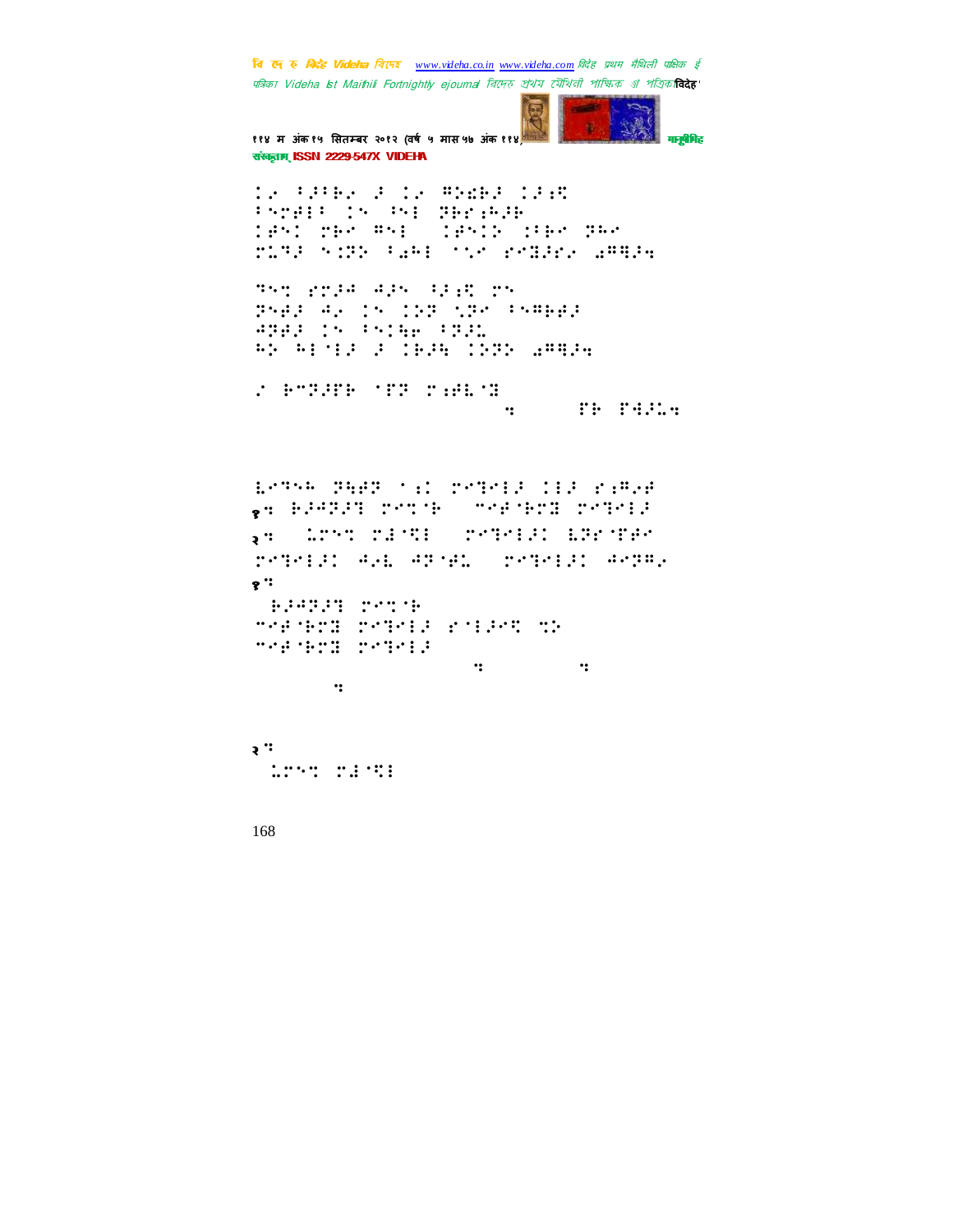⠅⠂⠀⠾⠚⠾⠗⠂⠀⠚⠀⠅⠂⠀⠛⠕⠫⠗⠚⠀⠅⠚�pixels

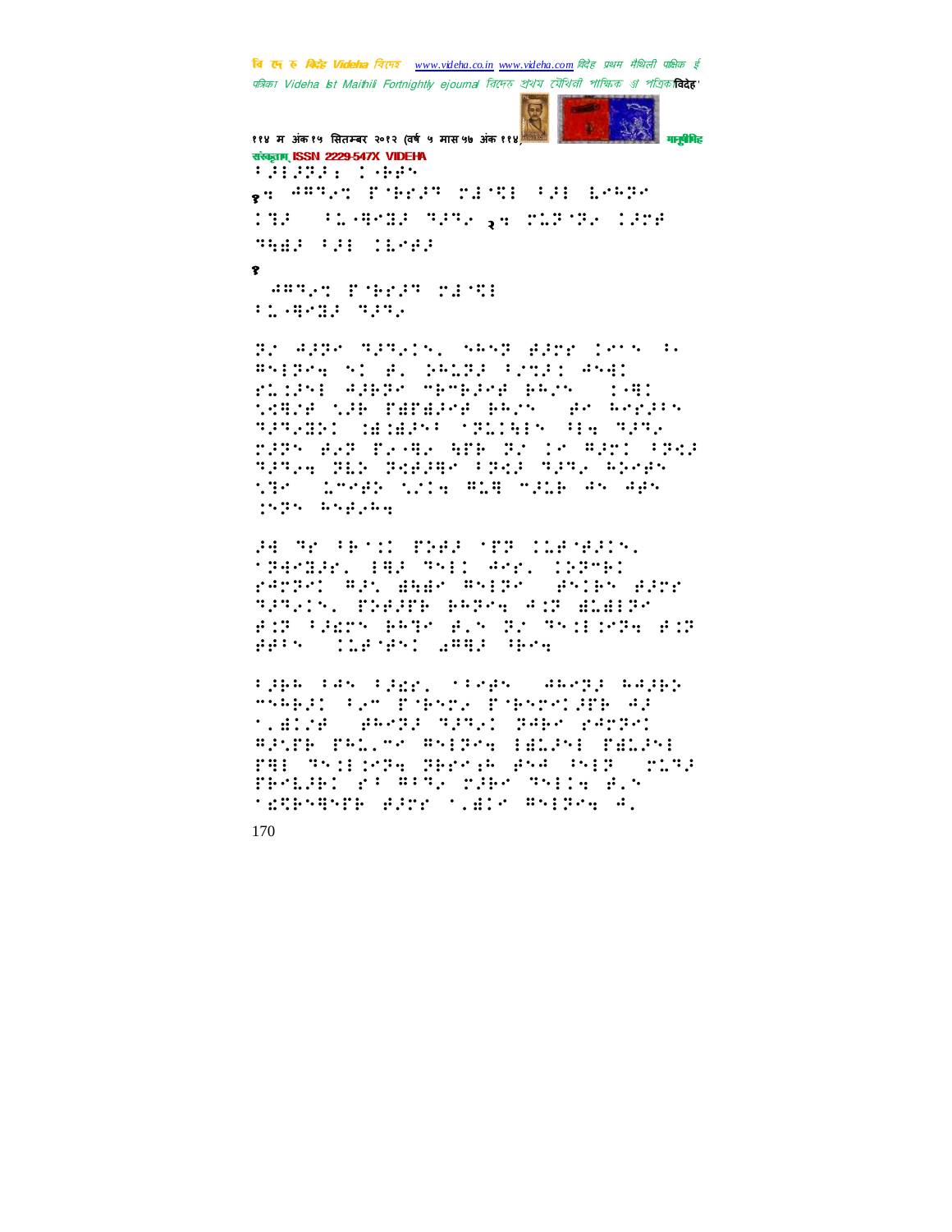ISSN 2229-547X VIDEHA

⠃�J⠇⠊⠗⠍⠕⠰⠈⠇⠊

१⠒ ⠠⠔⠗⠒⠐⠣ ⠋⠁⠗⠝⠇ ⠍⠁⠊⠇ ⠃⠇ ⠇⠗⠕⠗⠑

२⠒ ⠍⠇⠗⠞⠗ ⠇⠗⠍⠑

१

⠠⠔⠗⠒⠐⠣ ⠋⠁⠗⠝⠇ ⠍⠁⠊⠇

⠃⠇⠗⠊⠝⠕ ⠗⠁⠗⠑

170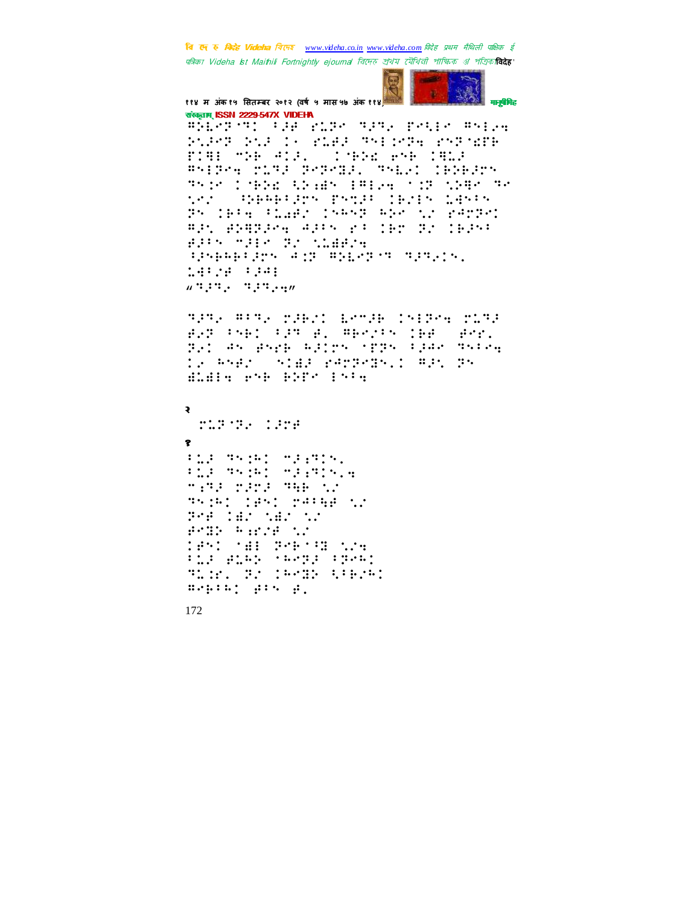२

१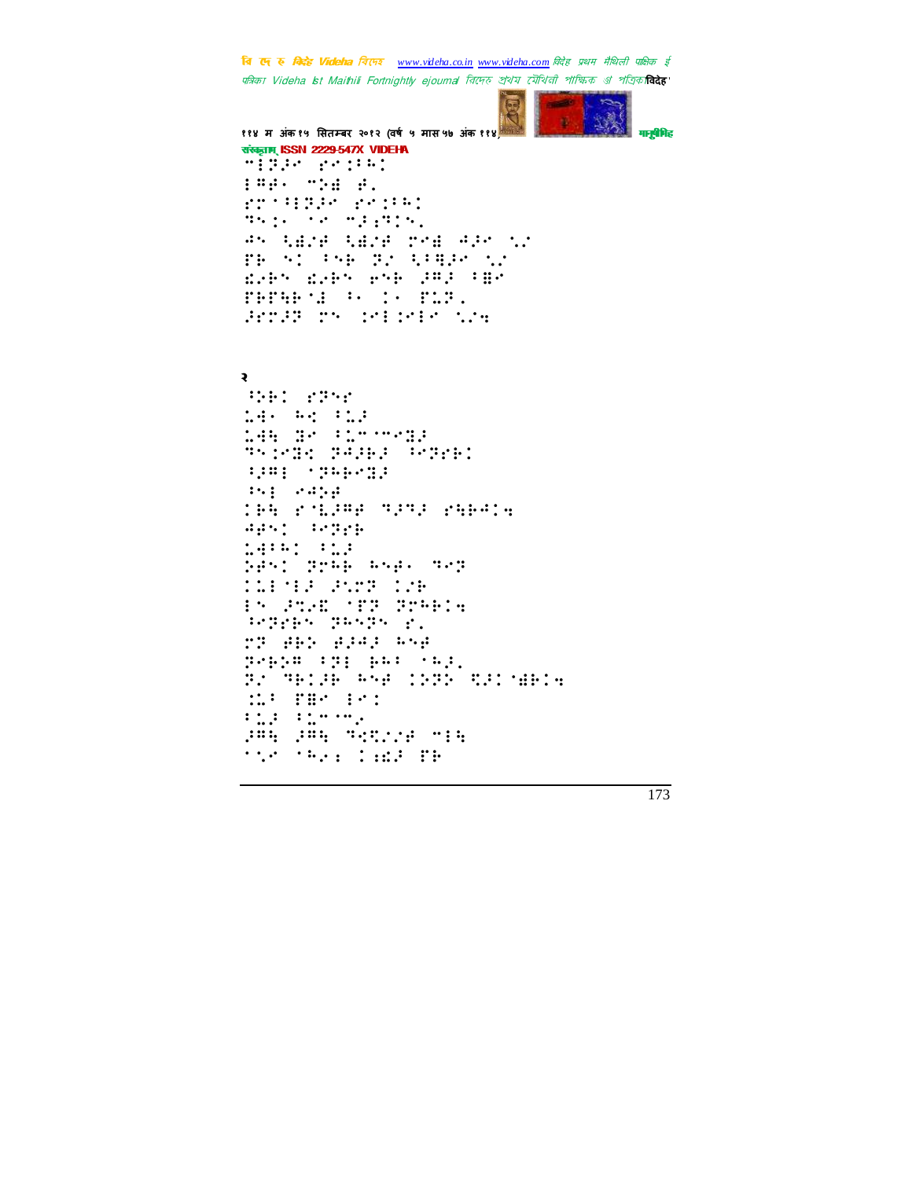संस्कृताम् ISSN 2229-547X VIDEHA

⠉⠇⠝⠜⠊ ⠗⠊⠒⠓⠅⠂
⠇⠛⠋⠄ ⠉⠕⠻ ⠋⠄
⠗⠍⠁⠇⠝⠜⠊ ⠗⠊⠒⠓⠅⠂
⠙⠑⠒⠄ ⠁⠊ ⠉⠜⠖⠙⠂⠑⠄
⠚⠑ ⠳⠻⠔⠋ ⠳⠻⠔⠋ ⠍⠊⠻ ⠚⠜⠊ ⠡⠔
⠏⠗ ⠑⠂ ⠓⠑⠗ ⠝⠔ ⠳⠓⠻⠜⠊ ⠡⠔
⠫⠔⠗⠑ ⠫⠔⠗⠑ ⠑⠑⠗ ⠜⠛⠜ ⠓⠻⠊
⠏⠗⠏⠹⠗⠁⠼ ⠓⠄ ⠒⠄ ⠏⠥⠝⠄
⠜⠗⠍⠜⠝ ⠍⠑ ⠒⠊⠇⠒⠊⠇ ⠡⠔⠪

२

⠓⠕⠗⠂ ⠗⠝⠑⠊
⠥⠙⠄ ⠓⠪ ⠓⠥⠜
⠥⠙⠹ ⠝⠊ ⠓⠥⠉⠁⠉⠊⠹⠜
⠙⠑⠒⠊⠹⠪ ⠝⠙⠜⠗⠜ ⠓⠊⠝⠗⠗⠂
⠓⠜⠛⠇ ⠁⠝⠓⠗⠊⠹⠜
⠓⠑⠇ ⠊⠙⠜⠕⠋
⠒⠗⠹ ⠗⠁⠣⠜⠛⠋ ⠙⠜⠝⠜ ⠗⠹⠗⠙⠒⠪
⠚⠋⠑⠂ ⠓⠊⠝⠗⠗
⠥⠙⠓⠓⠂ ⠓⠥⠜
⠕⠋⠑⠂ ⠝⠍⠓⠗ ⠓⠑⠋⠄ ⠙⠊⠝
⠒⠥⠇⠁⠇⠜ ⠜⠡⠍⠝ ⠒⠔⠗
⠇⠑ ⠜⠞⠔⠮ ⠁⠏⠝ ⠝⠍⠓⠗⠒⠪
⠓⠊⠝⠗⠗⠑ ⠝⠓⠑⠝⠑ ⠗⠄
⠍⠝ ⠋⠗⠕ ⠋⠜⠙⠜ ⠓⠑⠋
⠝⠊⠗⠕⠛ ⠓⠝⠇ ⠗⠓⠓ ⠁⠓⠜⠄
⠝⠔ ⠙⠗⠒⠜⠗ ⠓⠑⠋ ⠒⠕⠝⠕ ⠹⠜⠒⠁⠻⠗⠒⠪
⠒⠥⠓ ⠏⠻⠊ ⠇⠊⠒
⠓⠥⠜ ⠓⠥⠉⠁⠉⠔
⠜⠛⠹ ⠜⠛⠹ ⠙⠹⠹⠔⠔⠋ ⠉⠇⠹
⠁⠡⠊ ⠁⠓⠔⠪ ⠒⠪⠫⠜ ⠏⠗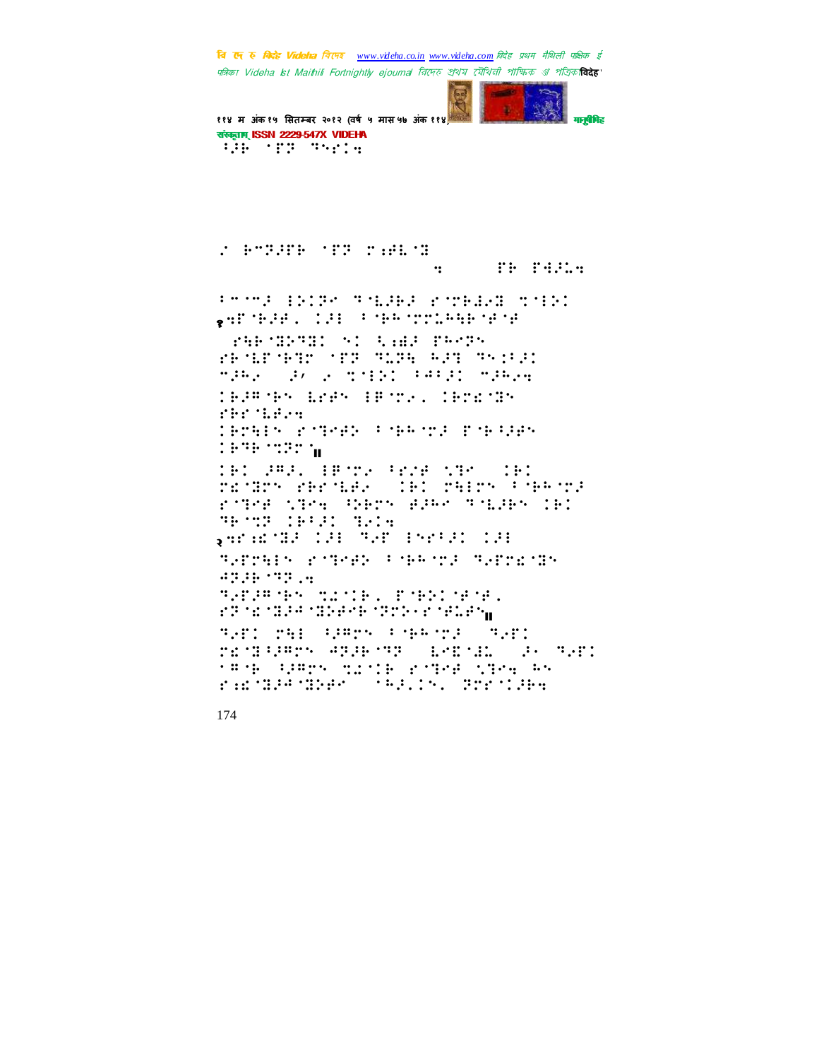⠱⠆⠗⠀⠁⠋⠗⠀⠝⠢⠗⠅⠲

⠐⠀⠗⠉⠝⠆⠋⠗⠀⠁⠋⠗⠀⠗⠦⠋⠇⠈⠭
⠲⠀⠀⠀⠀⠀⠋⠗⠀⠋⠻⠆⠇⠲

⠃⠉⠁⠉⠆⠀⠑⠕⠅⠝⠢⠀⠝⠈⠇⠆⠗⠆⠀⠗⠈⠍⠗⠼⠢⠭⠀⠍⠈⠑⠕⠅
१⠲⠋⠈⠗⠆⠋⠂⠀⠅⠆⠑⠀⠃⠈⠗⠓⠈⠍⠍⠇⠓⠹⠗⠈⠋⠈⠋

⠀⠗⠹⠗⠈⠭⠕⠝⠭⠅⠀⠝⠅⠀⠩⠦⠻⠆⠀⠋⠓⠉⠝⠢

⠗⠗⠈⠇⠋⠈⠗⠝⠍⠀⠁⠋⠗⠀⠝⠇⠝⠹⠀⠓⠆⠞⠀⠝⠢⠅⠃⠆⠅
⠉⠆⠓⠂⠀⠀⠆⠄⠀⠂⠀⠍⠈⠑⠕⠅⠀⠃⠻⠃⠆⠅⠀⠉⠆⠓⠂⠲

⠅⠗⠆⠩⠈⠗⠢⠀⠇⠗⠋⠢⠀⠑⠗⠈⠍⠂⠂⠀⠅⠗⠍⠫⠈⠭⠢
⠗⠗⠗⠈⠇⠋⠂⠲
⠅⠗⠍⠹⠑⠢⠀⠗⠈⠝⠢⠋⠕⠀⠃⠈⠗⠓⠈⠍⠆⠀⠗⠈⠗⠱⠆⠋⠢
⠅⠗⠝⠗⠈⠍⠝⠗⠍⠈॥

⠅⠗⠅⠀⠆⠩⠆⠂⠀⠑⠗⠈⠍⠂⠀⠃⠢⠆⠋⠀⠎⠝⠉⠀⠀⠅⠗⠅
⠗⠫⠈⠭⠍⠢⠀⠗⠗⠗⠈⠇⠋⠂⠀⠀⠅⠗⠅⠀⠗⠹⠑⠍⠢⠀⠃⠈⠗⠓⠈⠍⠆
⠗⠈⠝⠢⠋⠀⠎⠝⠉⠲⠀⠳⠕⠗⠍⠢⠀⠻⠆⠓⠉⠀⠝⠈⠇⠆⠗⠢⠀⠅⠗⠅
⠝⠗⠈⠍⠝⠀⠅⠗⠃⠆⠅⠀⠝⠂⠅⠲
२⠲⠋⠦⠫⠈⠭⠆⠀⠅⠆⠑⠀⠝⠂⠋⠀⠑⠢⠗⠃⠆⠅⠀⠅⠆⠑
⠝⠂⠋⠗⠹⠑⠢⠀⠗⠈⠝⠢⠋⠕⠀⠃⠈⠗⠓⠈⠍⠆⠀⠝⠂⠋⠗⠫⠈⠭⠢
⠙⠝⠆⠗⠈⠝⠝⠂⠲
⠝⠂⠋⠆⠩⠈⠗⠢⠀⠍⠩⠈⠅⠗⠂⠀⠋⠈⠗⠕⠅⠈⠋⠈⠋⠂
⠗⠝⠈⠫⠈⠭⠆⠙⠈⠭⠕⠋⠋⠗⠈⠝⠍⠕⠐⠗⠈⠋⠇⠆⠢॥
⠝⠂⠋⠅⠀⠗⠹⠑⠀⠱⠆⠩⠍⠢⠀⠃⠈⠗⠓⠈⠍⠆⠀⠀⠝⠂⠋⠅
⠗⠫⠈⠭⠱⠆⠩⠍⠢⠀⠙⠝⠆⠗⠈⠝⠝⠀⠀⠇⠢⠿⠈⠙⠇⠀⠀⠆⠐⠀⠝⠂⠋⠅
⠁⠩⠈⠗⠀⠱⠆⠩⠍⠢⠀⠍⠩⠈⠅⠗⠀⠗⠈⠝⠢⠋⠀⠎⠝⠉⠲⠀⠓⠢
⠗⠦⠫⠈⠭⠆⠙⠈⠭⠕⠋⠋⠀⠀⠁⠓⠆⠂⠅⠢⠂⠀⠝⠗⠗⠈⠅⠆⠗⠲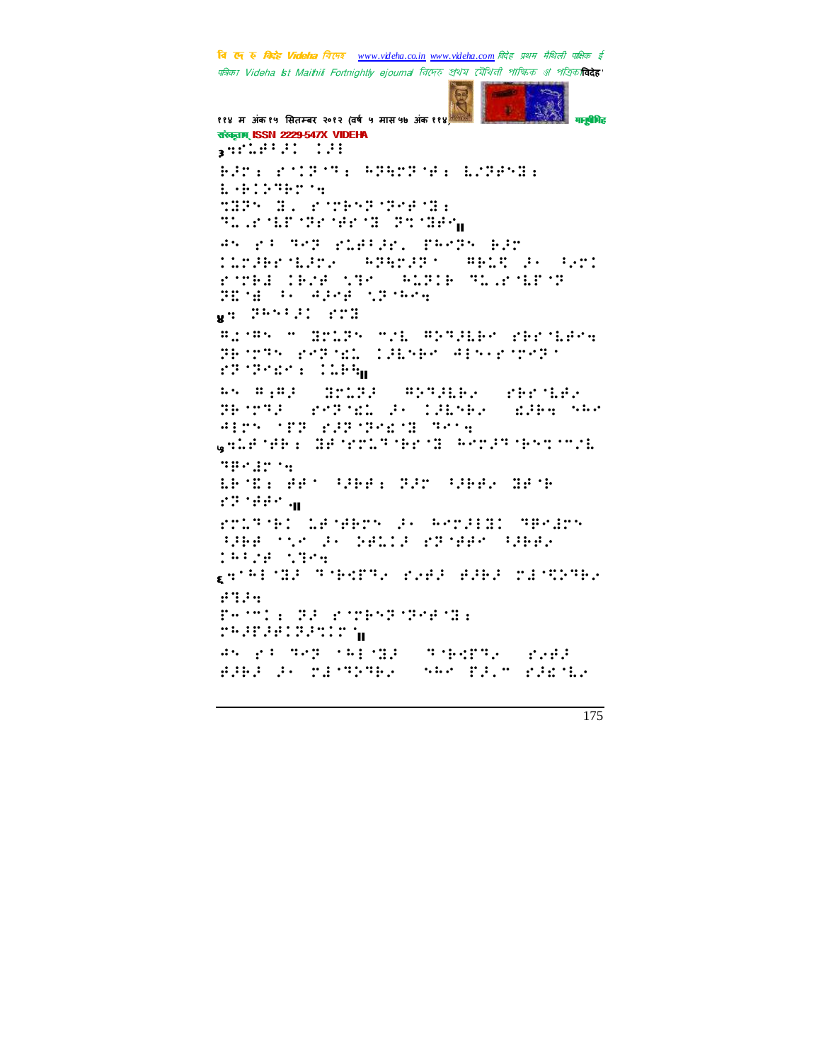३ॱ⠎⠣⠇⠋⠃⠜⠅ ⠅⠜⠇

⠗⠜⠗⠆ ⠎⠅⠝⠑⠁⠆ ⠓⠝⠓⠉⠝⠊⠆ ⠇⠌⠝⠋⠑⠃⠆
⠇⠐⠗⠅⠕⠙⠗⠉⠒

⠽⠃⠝⠑ ⠃⠂ ⠎⠉⠗⠑⠝⠊⠝⠋⠃⠆
⠙⠥⠠⠎⠇⠋⠝⠗⠋⠗⠃ ⠝⠹⠃⠋⠑॥

⠚⠑ ⠎⠁ ⠙⠑⠝ ⠎⠇⠋⠁⠜⠎⠂ ⠏⠓⠑⠝⠑ ⠗⠜⠗
⠅⠇⠗⠜⠗⠗⠇⠜⠗⠂ ⠓⠝⠓⠉⠜⠝⠁ ⠛⠗⠇⠻ ⠜⠂ ⠁⠂⠗⠅
⠎⠉⠗⠃ ⠅⠗⠌⠋ ⠎⠙⠑ ⠓⠇⠝⠅⠗ ⠙⠥⠠⠎⠇⠋⠝
⠝⠫⠋ ⠁⠂ ⠚⠜⠑⠋ ⠎⠝⠓⠑⠒

४ॱ ⠝⠓⠑⠁⠜⠅ ⠎⠉⠃

⠛⠌⠛⠑ ⠉ ⠃⠉⠇⠝⠑ ⠉⠌⠇ ⠛⠕⠙⠜⠇⠗⠑ ⠎⠗⠗⠇⠋⠑⠒
⠝⠗⠉⠙⠑ ⠎⠑⠝⠫⠇ ⠅⠜⠇⠑⠗⠑ ⠚⠇⠑⠂⠎⠉⠑⠝⠁
⠎⠝⠝⠑⠫⠑⠆ ⠅⠇⠗⠓॥

⠓⠑ ⠛⠆⠛⠜ ⠃⠉⠇⠝⠜ ⠛⠕⠙⠜⠇⠗⠂ ⠎⠗⠗⠇⠋⠂
⠝⠗⠉⠙⠜ ⠎⠑⠝⠫⠇ ⠜⠂ ⠅⠜⠇⠑⠗⠂ ⠫⠜⠗⠒ ⠑⠓⠑
⠚⠇⠉⠑ ⠁⠋⠝ ⠎⠜⠝⠝⠑⠫⠃ ⠙⠑⠒

५ॱ⠇⠋⠋⠗⠆ ⠃⠋⠉⠇⠙⠗⠉⠃ ⠓⠑⠉⠜⠙⠗⠑⠹⠉⠌⠇
⠙⠗⠑⠌⠉⠒

⠇⠗⠫⠆ ⠋⠋⠁ ⠁⠜⠗⠋⠆ ⠝⠜⠉ ⠁⠜⠗⠋⠂ ⠃⠋⠗
⠎⠝⠋⠋⠑॥

⠎⠉⠇⠙⠗⠅ ⠇⠋⠋⠗⠉⠑ ⠜⠂ ⠓⠑⠉⠜⠇⠃⠅ ⠙⠗⠑⠌⠉⠑
⠁⠜⠗⠋ ⠁⠌⠑ ⠜⠂ ⠝⠋⠇⠅⠜ ⠎⠝⠋⠋⠑ ⠁⠜⠗⠋⠂
⠅⠓⠁⠌⠋ ⠎⠙⠑⠒

६ॱ⠓⠇⠃⠜ ⠙⠗⠫⠏⠙⠂ ⠎⠂⠋⠜ ⠋⠜⠗⠜ ⠉⠌⠻⠕⠙⠗⠂
⠋⠙⠜⠒

⠏⠑⠉⠅⠆ ⠝⠜ ⠎⠉⠗⠑⠝⠊⠝⠋⠃⠆
⠉⠓⠜⠏⠜⠋⠅⠝⠜⠹⠅⠉॥

⠚⠑ ⠎⠁ ⠙⠑⠝ ⠓⠇⠃⠜ ⠙⠗⠫⠏⠙⠂ ⠎⠂⠋⠜
⠋⠜⠗⠜ ⠜⠂ ⠉⠌⠙⠕⠙⠗⠂ ⠑⠓⠑ ⠏⠜⠂⠉ ⠎⠜⠫⠇⠂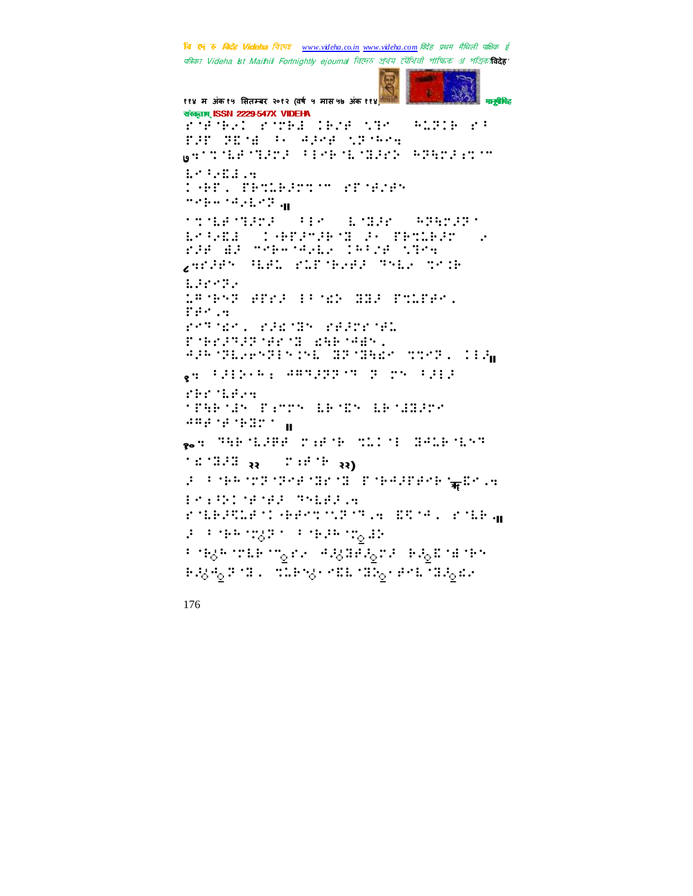संस्कृताम्‌ ISSN 2229-547X VIDEHA

७ ॥

८

९ ॥

१० २२ २२)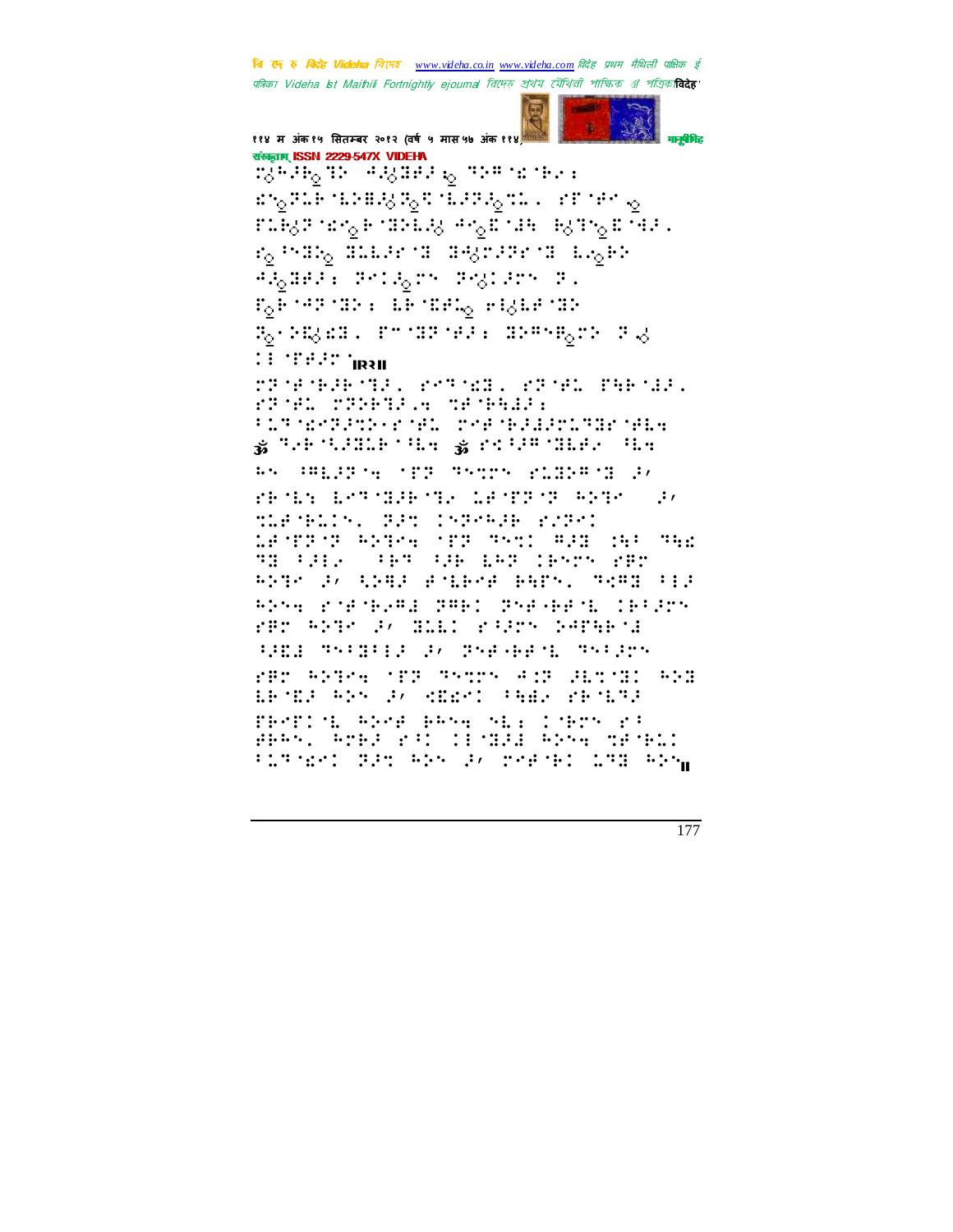संस्कृताम् ISSN 2229-547X VIDEHA

॥२॥

ॐ ॐ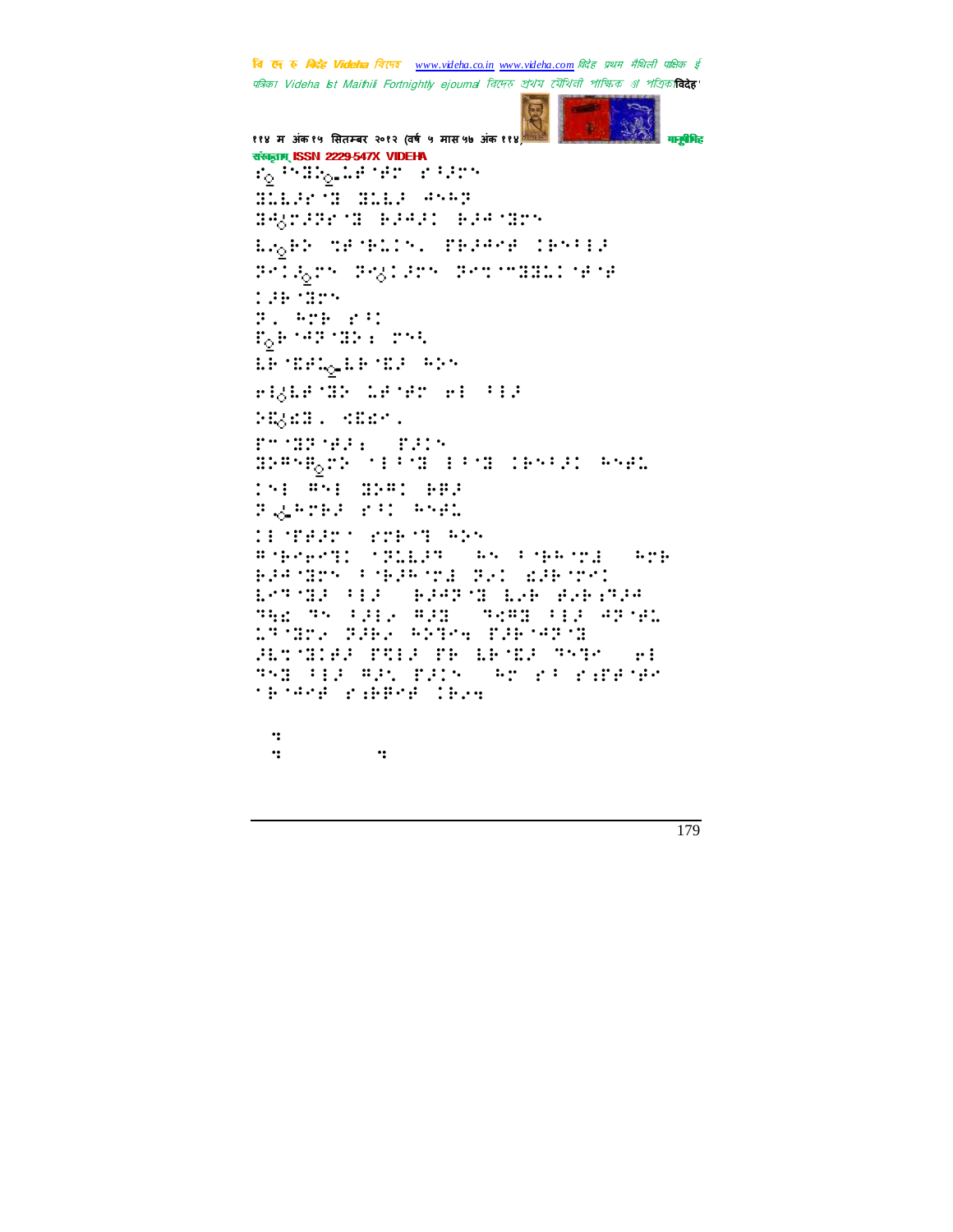संस्कृताम् ISSN 2229-547X VIDEHA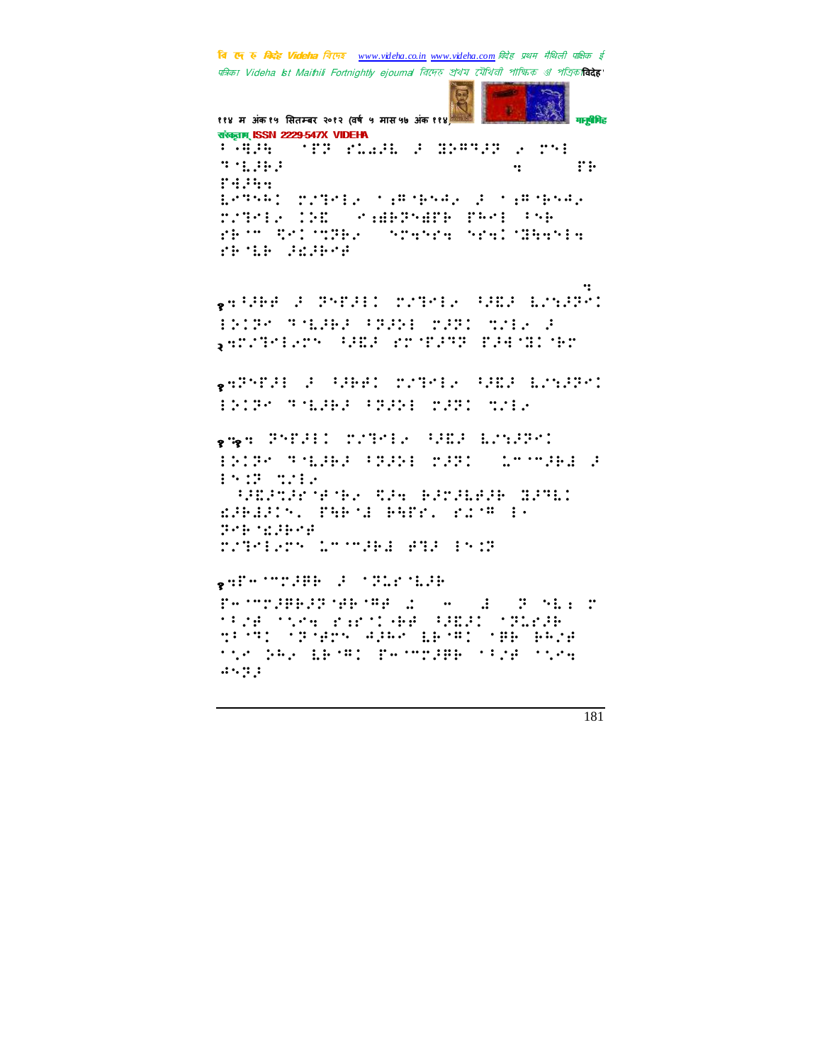संस्कृताम् ISSN 2229-547X VIDEHA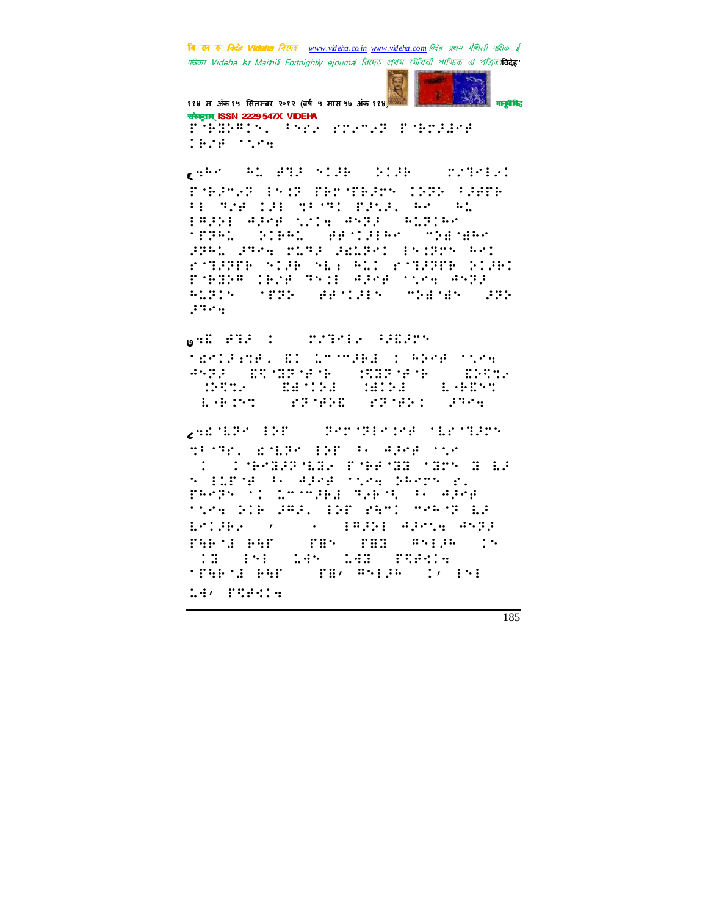११४ म अंक १५ सितम्बर २०१२ (वर्ष ५ मास ५७ अंक ११४)

संस्कृताम् ISSN 2229-547X VIDEHA

⠏⠀⠃⠈⠃⠏⠁⠊⠎⠂⠀⠑⠝⠗⠎⠀⠗⠉⠎⠉⠎⠗⠀⠏⠀⠃⠗⠚⠙⠊⠋⠀⠊⠃⠇⠋⠀⠁⠥⠉⠹

६⠹⠓⠉⠀⠓⠇⠀⠋⠹⠚⠀⠎⠊⠚⠃⠀⠕⠊⠚⠃⠀⠍⠇⠹⠉⠇⠎⠊

⠏⠀⠃⠚⠉⠎⠗⠀⠑⠎⠊⠗⠀⠏⠃⠗⠀⠏⠃⠚⠗⠎⠀⠊⠕⠗⠕⠀⠁⠚⠋⠋⠃⠀⠁⠑⠀⠹⠇⠋⠀⠊⠚⠑⠀⠹⠁⠀⠹⠊⠀⠏⠚⠇⠚⠂⠀⠓⠉⠀⠓⠇⠀⠑⠁⠚⠕⠑⠀⠙⠚⠉⠋⠀⠥⠇⠊⠹⠀⠙⠎⠹⠚⠀⠓⠇⠗⠊⠓⠉⠀⠁⠏⠗⠓⠇⠀⠕⠊⠃⠓⠇⠀⠋⠋⠀⠊⠚⠑⠓⠉⠀⠉⠕⠿⠀⠿⠓⠉⠀⠚⠗⠓⠇⠀⠚⠹⠉⠹⠀⠍⠇⠹⠚⠀⠚⠿⠇⠗⠊⠀⠑⠎⠊⠗⠎⠀⠓⠉⠊⠀⠗⠀⠹⠚⠗⠋⠃⠀⠎⠊⠚⠃⠀⠎⠇⠆⠀⠓⠇⠊⠀⠗⠀⠹⠚⠗⠋⠃⠀⠕⠊⠚⠃⠊⠀⠏⠀⠃⠿⠕⠁⠀⠊⠃⠇⠋⠀⠹⠎⠊⠑⠀⠙⠚⠉⠋⠀⠁⠥⠉⠹⠀⠙⠎⠹⠚⠀⠓⠇⠗⠊⠎⠀⠁⠏⠗⠕⠀⠋⠋⠀⠊⠚⠑⠎⠀⠉⠕⠿⠀⠿⠎⠀⠚⠗⠕⠀⠚⠹⠉⠹

७⠹⠿⠀⠋⠹⠚⠀⠊⠀⠍⠇⠹⠉⠇⠎⠀⠁⠚⠿⠚⠗⠎

⠁⠿⠉⠊⠚⠆⠹⠋⠂⠀⠿⠊⠀⠇⠉⠀⠉⠚⠃⠙⠀⠊⠀⠓⠕⠉⠋⠀⠁⠥⠉⠹⠀⠙⠎⠹⠚⠀⠿⠹⠀⠿⠹⠋⠀⠃⠀⠊⠿⠹⠏⠀⠋⠀⠃⠀⠿⠕⠹⠎⠀⠕⠹⠎⠀⠿⠿⠊⠕⠙⠀⠚⠿⠊⠕⠙⠀⠇⠀⠃⠿⠎⠹⠀⠇⠀⠃⠊⠎⠹⠀⠗⠏⠀⠋⠕⠿⠀⠗⠏⠀⠋⠕⠊⠀⠚⠹⠉⠹

८⠹⠿⠀⠇⠏⠉⠀⠑⠕⠋⠀⠏⠉⠗⠀⠹⠑⠉⠊⠉⠋⠀⠁⠇⠗⠀⠹⠚⠗⠎

⠹⠁⠀⠹⠗⠂⠀⠿⠀⠇⠏⠉⠀⠑⠕⠋⠀⠁⠂⠀⠙⠚⠉⠋⠀⠁⠥⠉⠀⠊⠀⠊⠀⠃⠉⠹⠚⠏⠀⠇⠿⠎⠀⠏⠀⠃⠋⠀⠹⠿⠀⠁⠿⠗⠎⠀⠿⠀⠇⠚⠀⠎⠀⠑⠇⠏⠀⠋⠀⠁⠂⠀⠙⠚⠉⠋⠀⠁⠥⠉⠹⠀⠕⠓⠉⠗⠎⠀⠗⠂⠀⠏⠓⠉⠗⠎⠀⠁⠊⠀⠇⠉⠀⠉⠚⠃⠙⠀⠹⠎⠃⠀⠎⠀⠁⠂⠀⠙⠚⠉⠋⠀⠁⠥⠉⠹⠀⠕⠊⠃⠀⠚⠁⠚⠂⠀⠑⠕⠋⠀⠗⠓⠉⠊⠀⠉⠗⠓⠀⠹⠀⠇⠚⠀⠇⠉⠊⠚⠃⠎⠀⠌⠀⠄⠀⠑⠁⠚⠕⠑⠀⠙⠚⠉⠥⠹⠀⠙⠎⠹⠚⠀⠏⠓⠃⠀⠙⠀⠃⠓⠋⠀⠏⠿⠎⠀⠏⠿⠿⠀⠁⠎⠑⠚⠓⠀⠊⠎⠀⠊⠿⠀⠑⠎⠑⠀⠇⠙⠎⠀⠇⠙⠿⠀⠏⠿⠋⠊⠹⠀⠁⠏⠓⠃⠀⠙⠀⠃⠓⠋⠀⠏⠿⠌⠀⠁⠎⠑⠚⠓⠀⠊⠌⠀⠑⠎⠑⠀⠇⠙⠌⠀⠏⠿⠋⠊⠹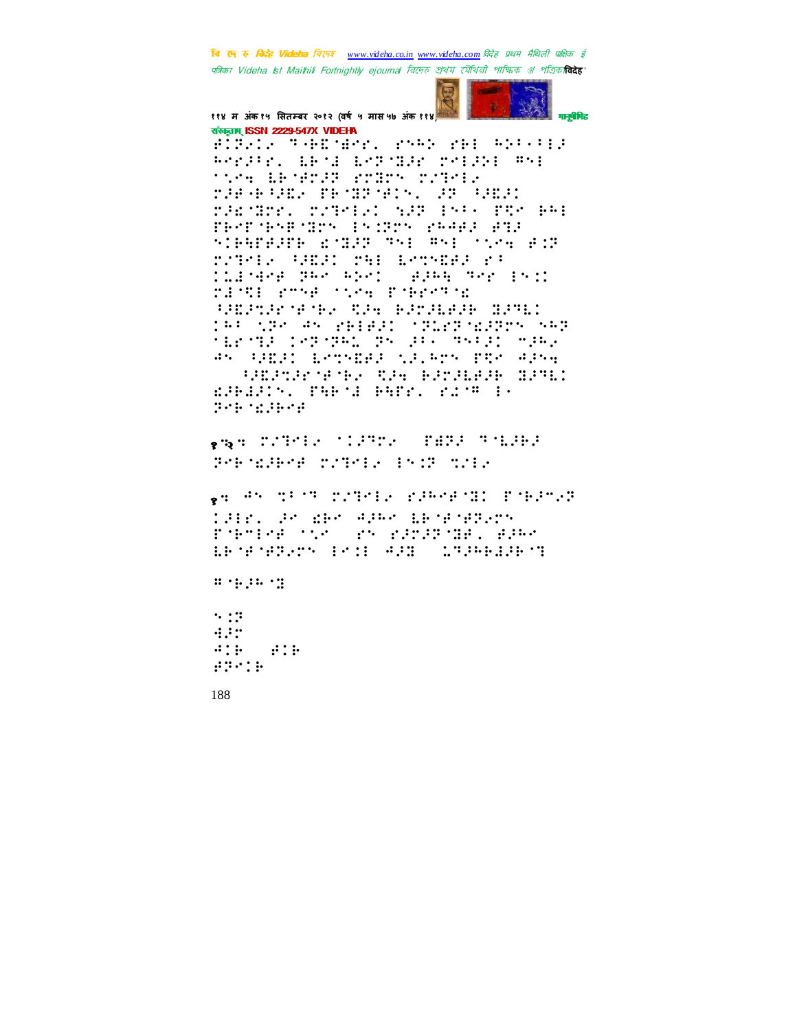⠋⠅⠝⠢⠅⠂⠀⠝⠐⠃⠿⠈⠱⠗⠲⠀⠗⠢⠓⠕⠀⠗⠃⠇⠀⠓⠕⠄⠐⠂⠇⠎
⠓⠗⠗⠔⠄⠗⠲⠀⠇⠃⠈⠼⠀⠇⠗⠝⠈⠻⠔⠀⠉⠗⠇⠔⠕⠇⠀⠛⠢⠇
⠄⠎⠗⠹⠀⠇⠃⠈⠋⠗⠔⠝⠀⠗⠉⠻⠗⠝⠀⠉⠌⠙⠢⠇⠂
⠉⠔⠋⠐⠃⠐⠔⠿⠂⠀⠋⠃⠈⠻⠝⠈⠋⠅⠝⠲⠀⠔⠝⠀⠐⠔⠿⠔⠅
⠉⠔⠿⠈⠻⠗⠗⠲⠀⠉⠌⠙⠢⠇⠂⠅⠀⠎⠔⠝⠀⠣⠝⠄⠂⠀⠋⠻⠗⠀⠃⠓⠇
⠋⠃⠗⠋⠈⠃⠎⠋⠈⠻⠗⠝⠀⠣⠝⠅⠝⠗⠝⠀⠗⠓⠙⠋⠔⠀⠋⠹⠔
⠎⠅⠃⠻⠋⠋⠔⠋⠃⠀⠿⠈⠻⠔⠝⠀⠙⠎⠇⠀⠛⠎⠇⠀⠄⠎⠗⠹⠀⠋⠅⠝
⠉⠌⠙⠢⠇⠂⠀⠐⠔⠿⠔⠅⠀⠉⠻⠇⠀⠇⠗⠹⠎⠿⠋⠔⠀⠗⠂
⠅⠇⠼⠈⠱⠗⠋⠀⠝⠓⠗⠀⠓⠕⠗⠅⠀⠀⠋⠔⠓⠻⠀⠙⠗⠔⠀⠣⠝⠅⠅
⠉⠼⠈⠻⠇⠀⠗⠉⠎⠋⠀⠄⠎⠗⠹⠀⠋⠈⠃⠗⠗⠙⠈⠿
⠐⠔⠿⠔⠹⠔⠗⠈⠋⠈⠃⠢⠀⠻⠔⠹⠀⠃⠔⠗⠔⠇⠋⠔⠃⠀⠻⠔⠙⠇⠅
⠅⠓⠂⠀⠎⠝⠗⠀⠛⠎⠀⠗⠃⠇⠋⠔⠅⠀⠄⠝⠇⠗⠝⠈⠿⠔⠝⠗⠝⠀⠎⠓⠝
⠈⠇⠗⠈⠹⠔⠀⠅⠗⠝⠈⠝⠓⠇⠀⠝⠎⠀⠔⠂⠄⠀⠙⠎⠂⠔⠅⠀⠉⠔⠓⠢
⠛⠎⠀⠐⠔⠿⠔⠅⠀⠇⠗⠹⠎⠿⠋⠔⠀⠎⠔⠲⠓⠗⠝⠀⠋⠻⠗⠀⠛⠔⠎⠹
⠀⠀⠀⠐⠔⠿⠔⠹⠔⠗⠈⠋⠈⠃⠢⠀⠻⠔⠹⠀⠃⠔⠗⠔⠇⠋⠔⠃⠀⠻⠔⠙⠇⠅
⠿⠔⠃⠼⠔⠅⠎⠲⠀⠋⠻⠃⠈⠼⠀⠃⠻⠋⠗⠲⠀⠗⠔⠈⠛⠀⠣⠄
⠝⠗⠃⠈⠿⠔⠃⠗⠋

१.२. ⠉⠌⠙⠢⠇⠂⠀⠄⠅⠔⠙⠗⠢⠀⠀⠋⠩⠝⠔⠀⠙⠈⠇⠔⠃⠔
⠝⠗⠃⠈⠿⠔⠃⠗⠋⠀⠉⠌⠙⠢⠇⠂⠀⠣⠝⠅⠝⠀⠹⠌⠇⠂

१. ⠛⠎⠀⠹⠂⠈⠙⠀⠉⠌⠙⠢⠇⠂⠀⠗⠔⠓⠗⠋⠈⠻⠅⠀⠋⠈⠃⠔⠉⠢⠝
⠅⠔⠇⠗⠲⠀⠔⠎⠀⠿⠃⠗⠀⠛⠔⠓⠗⠀⠇⠃⠈⠋⠈⠋⠝⠢⠗⠝
⠋⠈⠃⠉⠇⠗⠋⠀⠄⠎⠗⠀⠀⠗⠎⠀⠗⠔⠗⠔⠝⠈⠻⠋⠲⠀⠋⠔⠓⠗
⠇⠃⠈⠋⠈⠋⠝⠢⠗⠝⠀⠣⠝⠅⠇⠀⠛⠔⠻⠀⠀⠅⠙⠔⠓⠃⠼⠔⠃⠈⠙

⠛⠐⠃⠔⠓⠈⠻

⠎⠅⠝
⠻⠔⠗
⠛⠅⠃⠀⠀⠋⠅⠃
⠋⠝⠗⠅⠃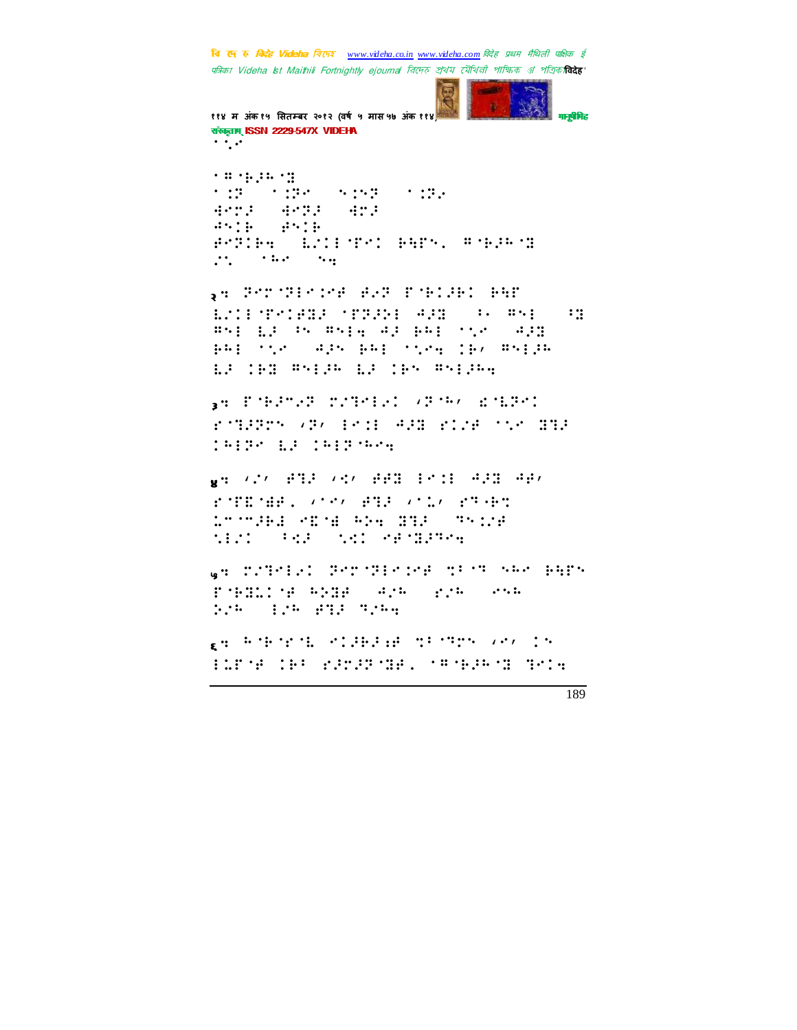⠐⠣⠂

⠁⠝⠊⠗⠥⠙⠓⠈
⠁⠩⠗ ⠁⠩⠗⠊ ⠑⠩⠝⠗ ⠁⠩⠗⠂
⠻⠉⠍⠚ ⠻⠉⠗⠚ ⠻⠉⠚
⠱⠑⠩⠃ ⠫⠑⠩⠃
⠫⠉⠗⠩⠃⠲ ⠇⠴⠩⠇⠈⠋⠊⠩ ⠃⠻⠋⠑⠂ ⠝⠊⠗⠥⠙⠓⠈
⠴⠡ ⠁⠓⠊ ⠑⠲

२⠲ ⠗⠊⠍⠈⠗⠇⠊⠩⠊⠫ ⠫⠂⠗ ⠋⠊⠃⠩⠚⠃⠩ ⠃⠻⠋
⠇⠴⠩⠇⠈⠋⠊⠩⠫⠻⠚ ⠈⠋⠗⠚⠕⠇ ⠱⠚⠻ ⠆⠂ ⠝⠑⠇ ⠆⠻
⠝⠑⠇ ⠇⠚ ⠓⠑ ⠝⠑⠇⠲ ⠱⠚ ⠃⠓⠇ ⠁⠡⠊ ⠱⠚⠻
⠃⠓⠇ ⠁⠡⠊ ⠱⠚⠑ ⠃⠓⠇ ⠁⠡⠊⠲ ⠩⠃⠌ ⠝⠑⠇⠚⠓
⠇⠚ ⠩⠃⠻ ⠝⠑⠇⠚⠓ ⠇⠚ ⠩⠃⠑ ⠝⠑⠇⠚⠓⠲

३⠲ ⠋⠈⠃⠚⠍⠂⠗ ⠍⠴⠟⠊⠇⠂⠩ ⠌⠗⠈⠓⠌ ⠮⠈⠇⠗⠊⠩
⠗⠈⠟⠚⠗⠍⠑ ⠌⠗⠌ ⠇⠊⠩⠇ ⠱⠚⠻ ⠗⠩⠴⠫ ⠁⠡⠊ ⠻⠟⠚
⠩⠓⠇⠗⠊ ⠇⠚ ⠩⠓⠇⠗⠈⠓⠊⠲

४⠲ ⠌⠴⠌ ⠫⠟⠚ ⠌⠪⠌ ⠫⠫⠻ ⠇⠊⠩⠇ ⠱⠚⠻ ⠱⠫⠌
⠗⠈⠋⠿⠈⠻⠫⠂ ⠌⠁⠊⠌ ⠫⠟⠚ ⠌⠁⠩⠌ ⠗⠟⠈⠃⠩
⠩⠍⠈⠍⠚⠃⠇ ⠊⠿⠈⠇ ⠓⠕⠲ ⠻⠟⠚ ⠟⠑⠩⠴⠫
⠡⠇⠴⠩ ⠆⠪⠚ ⠡⠪⠩ ⠊⠫⠈⠻⠚⠟⠊⠲

५⠲ ⠍⠴⠟⠊⠇⠂⠩ ⠗⠊⠍⠈⠗⠇⠊⠩⠊⠫ ⠹⠆⠈⠟ ⠑⠓⠊ ⠃⠻⠋⠑
⠋⠈⠃⠻⠩⠩⠈⠫ ⠓⠕⠻⠫ ⠱⠴⠓ ⠗⠴⠓ ⠊⠑⠓
⠕⠴⠓ ⠇⠴⠓ ⠫⠟⠚ ⠟⠴⠓⠲

६⠲ ⠓⠈⠃⠈⠗⠈⠇ ⠊⠩⠚⠃⠚⠒⠫ ⠹⠆⠈⠟⠑ ⠌⠊⠌ ⠩⠑
⠇⠩⠋⠈⠫ ⠩⠃⠆ ⠗⠚⠍⠚⠗⠈⠻⠫⠂ ⠈⠝⠈⠃⠚⠓⠈⠻ ⠟⠊⠩⠲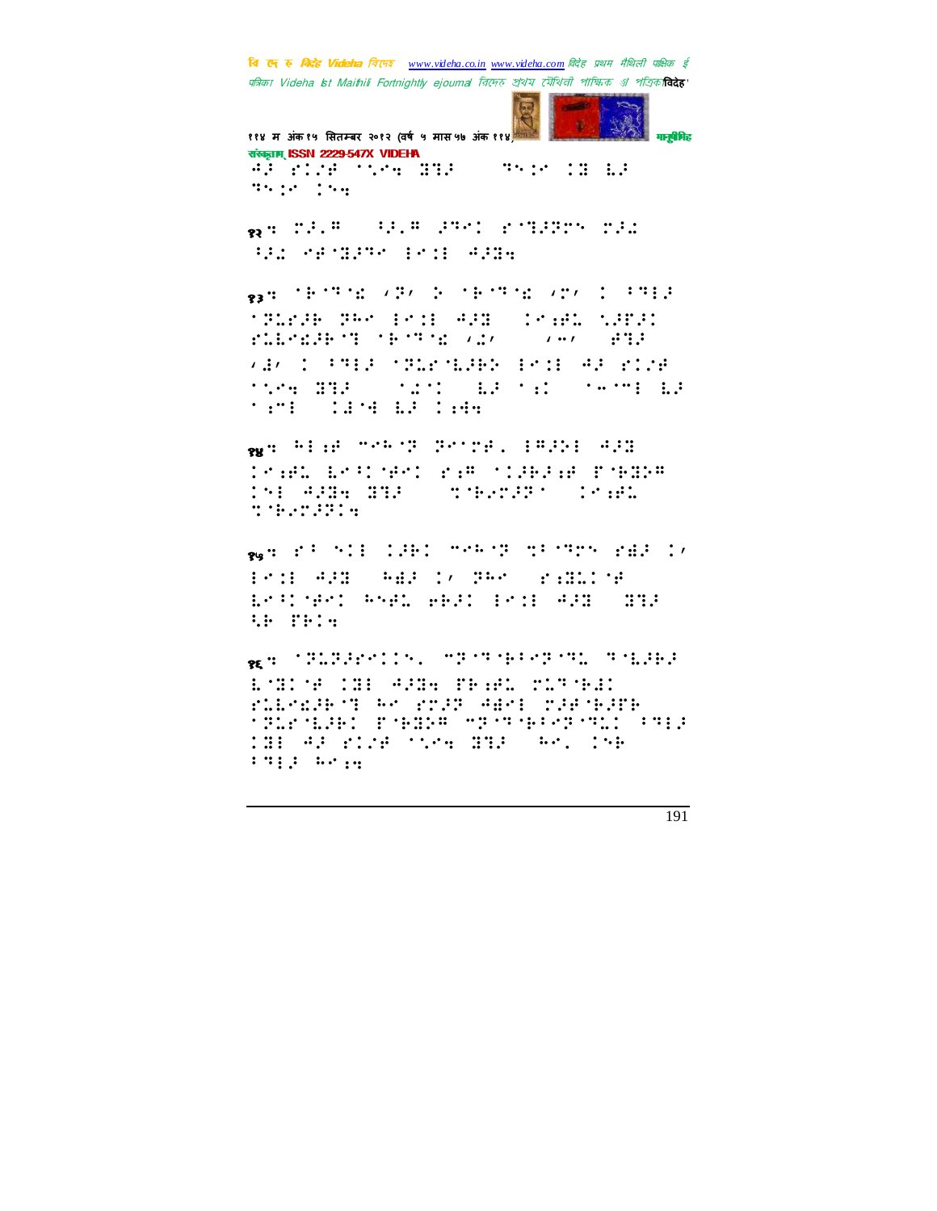१२

१३

१४

१५

१६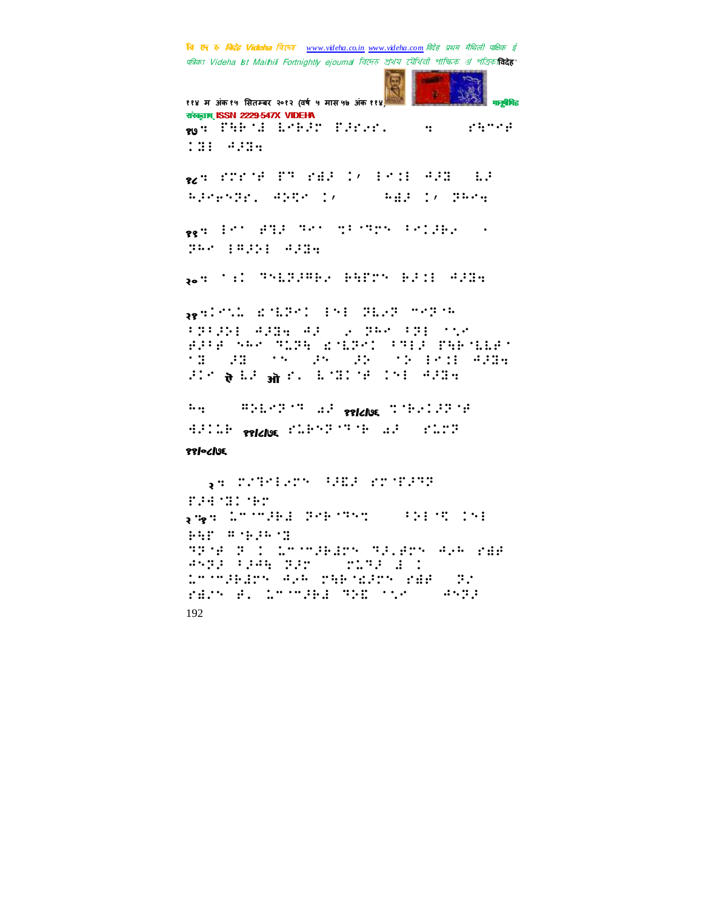१७: ⠋⠓⠗⠈⠙ ⠇⠊⠗⠼⠗ ⠋⠼⠗⠌⠗⠄ ⠒ ⠗⠓⠉⠊⠋ ⠅⠃⠇ ⠙⠼⠃⠒

१८: ⠗⠍⠗⠈⠋ ⠋⠙ ⠗⠩⠼ ⠅⠌ ⠇⠊⠅⠇ ⠙⠼⠃ ⠇⠼ ⠓⠼⠊⠗⠝⠗⠄ ⠙⠕⠝⠊ ⠅⠌ ⠓⠩⠼ ⠅⠌ ⠝⠓⠊⠒

१९: ⠇⠊ ⠋⠹⠼ ⠹⠊⠊ ⠹⠃⠈⠙⠍⠝ ⠃⠊⠅⠼⠗⠌ ⠄ ⠝⠓⠊ ⠇⠛⠼⠕⠇ ⠙⠼⠃⠒

२०: ⠁⠱⠅ ⠹⠝⠇⠝⠼⠛⠗⠌ ⠗⠓⠋⠍⠝ ⠗⠼⠅⠇ ⠙⠼⠃⠒

२१:⠅⠊⠝⠡ ⠫⠈⠇⠝⠊⠅ ⠇⠝⠇ ⠝⠇⠌⠝ ⠍⠊⠝⠈⠓ ⠃⠝⠃⠼⠕⠇ ⠙⠼⠃⠒ ⠙⠼ ⠌ ⠝⠓⠊ ⠃⠝⠇ ⠁⠌⠊ ⠋⠼⠃⠋ ⠎⠓⠊ ⠹⠥⠝⠓ ⠫⠈⠇⠝⠊⠅ ⠃⠹⠇⠼ ⠋⠓⠗⠈⠇⠇⠋⠁ ⠈⠃ ⠼⠃ ⠁⠝ ⠼⠝ ⠼⠕ ⠁⠕ ⠇⠊⠅⠇ ⠙⠼⠃⠒ ⠼⠅⠊ ऐ ⠇⠼ ओ ⠗⠄ ⠇⠈⠃⠅⠈⠋ ⠅⠝⠇ ⠙⠼⠃⠒

⠓⠒ ⠛⠕⠇⠊⠝⠈⠹ ⠡⠼ ११/८/७६ ⠹⠈⠗⠌⠅⠼⠝⠈⠋ ⠙⠼⠅⠡⠗ ११/८/७६ ⠗⠡⠗⠝⠝⠈⠹⠈⠗ ⠡⠼ ⠗⠥⠍⠝

११/०८/७६

२: ⠍⠌⠹⠊⠇⠌⠍⠝ ⠃⠼⠩⠼ ⠗⠍⠈⠋⠼⠹⠝ ⠋⠼⠙⠈⠃⠅⠈⠗⠍

२"१: ⠡⠉⠈⠉⠼⠗⠩ ⠝⠊⠗⠈⠹⠝⠹ ⠃⠕⠇⠈⠹ ⠅⠝⠇ ⠗⠓⠋ ⠛⠈⠗⠼⠓⠈⠃ ⠹⠝⠈⠋ ⠝ ⠅ ⠡⠉⠈⠉⠼⠗⠩⠍⠝ ⠹⠼⠄⠋⠍⠝ ⠙⠌⠓ ⠗⠩⠋ ⠙⠝⠝⠼ ⠃⠼⠙⠓ ⠝⠼⠍ ⠗⠥⠹⠼ ⠩ ⠅ ⠡⠉⠈⠉⠼⠗⠩⠍⠝ ⠙⠌⠓ ⠍⠓⠗⠈⠫⠼⠍⠝ ⠗⠩⠋ ⠝⠌ ⠗⠩⠌⠝ ⠋⠄ ⠡⠉⠈⠉⠼⠗⠩ ⠹⠕⠫ ⠁⠌⠊ ⠙⠝⠝⠼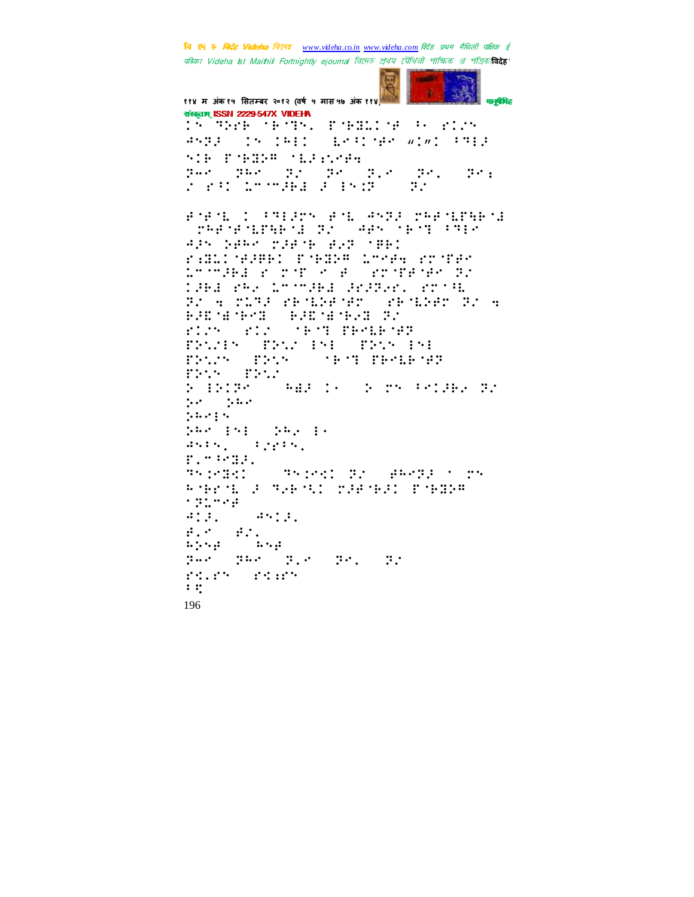ⅳ⣒⢵⣊⢷⢀⠈⢷⠉⣓⠣⢀⣇⠈⢷⣟⣅⠈⢾⢀⠃⢂⢀⣊⣅⠵

Braille content (unreadable as standard text)

196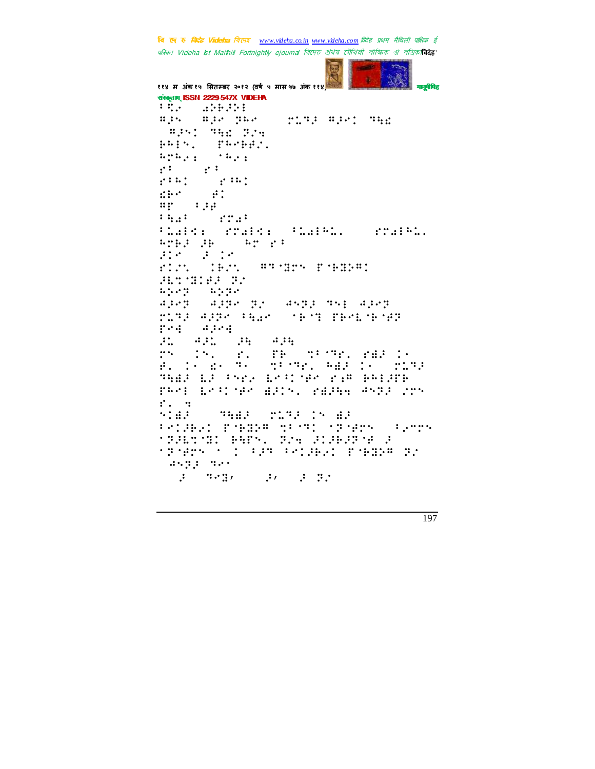संस्कृताम् ISSN 2229-547X VIDEHA

⠇⠱⠊ ⠁⠕⠗⠚⠕⠇
⠻⠚⠱ ⠻⠚⠊ ⠝⠓⠊ ⠗⠥⠝⠚ ⠻⠚⠊⠅ ⠹⠳⠩
⠻⠚⠱⠅ ⠹⠳⠩ ⠝⠔⠹
⠗⠓⠇⠱⠄ ⠏⠓⠊⠗⠗⠔⠄
⠓⠍⠓⠂⠆ ⠈⠓⠂⠆
⠎⠁ ⠎⠁
⠎⠁⠓⠅ ⠎⠁⠓⠅
⠩⠗⠊ ⠋⠅
⠻⠏ ⠁⠚⠋
⠁⠳⠁⠁ ⠎⠍⠁⠁
⠁⠥⠁⠇⠱⠆ ⠎⠍⠁⠇⠱⠆ ⠁⠥⠁⠇⠓⠥⠄ ⠎⠍⠁⠇⠓⠥⠄
⠓⠍⠗⠚ ⠚⠗ ⠓⠍ ⠎⠁
⠚⠅⠊ ⠚ ⠅⠊
⠎⠅⠔⠄ ⠅⠗⠔⠄ ⠻⠹⠈⠻⠍⠱ ⠏⠈⠗⠻⠕⠻⠅
⠚⠧⠹⠈⠻⠅⠋⠚ ⠝⠔
⠓⠕⠊⠝ ⠓⠕⠝⠊
⠙⠚⠊⠝ ⠙⠚⠝⠊ ⠝⠔ ⠙⠱⠝⠚ ⠹⠱⠇ ⠙⠚⠊⠝
⠗⠥⠹⠚ ⠙⠚⠝⠊ ⠁⠳⠁⠊ ⠈⠗⠈⠹ ⠏⠗⠊⠧⠈⠗⠈⠋⠝
⠏⠊⠙ ⠙⠚⠊⠙
⠚⠥ ⠙⠚⠥ ⠚⠳ ⠙⠚⠳
⠍⠱ ⠅⠱⠄ ⠎⠄ ⠏⠗ ⠹⠁⠈⠹⠎⠄ ⠎⠻⠚ ⠅⠊
⠋⠄ ⠅⠊ ⠩⠊ ⠹⠊ ⠹⠁⠈⠹⠎⠄ ⠓⠻⠚ ⠅⠊ ⠗⠥⠹⠚
⠹⠳⠻⠚ ⠧⠚ ⠁⠱⠎⠊ ⠧⠊⠁⠅⠈⠋⠊ ⠎⠆⠻ ⠗⠓⠇⠚⠏⠗
⠏⠓⠊⠇ ⠧⠊⠁⠅⠈⠋⠊ ⠻⠚⠅⠱⠄ ⠎⠻⠚⠳⠹ ⠙⠱⠝⠚ ⠅⠍⠱
⠎⠄ ⠹
⠱⠅⠻⠚ ⠹⠳⠻⠚ ⠗⠥⠹⠚ ⠅⠱ ⠻⠚
⠁⠊⠅⠚⠗⠂⠅ ⠏⠈⠗⠻⠕⠻ ⠹⠁⠈⠹⠅ ⠈⠝⠈⠋⠍⠱ ⠁⠂⠍⠍⠱
⠈⠝⠚⠧⠹⠈⠻⠅ ⠗⠳⠏⠱⠄ ⠝⠔⠹ ⠚⠅⠚⠗⠚⠝⠈⠋ ⠚
⠈⠝⠈⠋⠍⠱ ⠈ ⠅ ⠁⠚⠹ ⠁⠊⠅⠚⠗⠂⠅ ⠏⠈⠗⠻⠕⠻ ⠝⠔
⠙⠱⠝⠚ ⠹⠊⠈
⠚ ⠹⠊⠻⠠ ⠚⠠ ⠚ ⠝⠔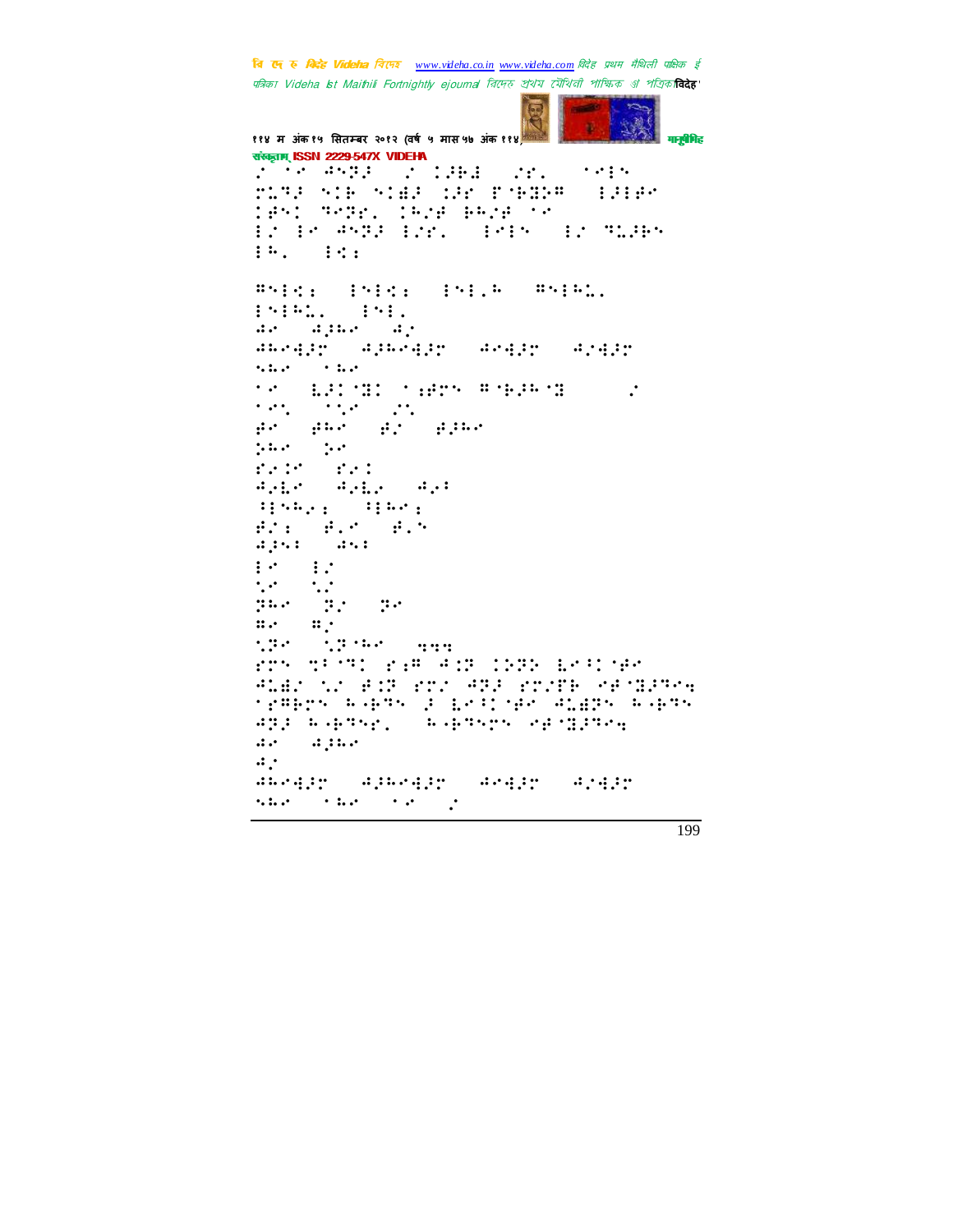ISSN 2229-547X VIDEHA

⠠⠀⠁⠉⠀⠙⠝⠽⠏⠀⠀⠠⠀⠅⠏⠗⠇⠀⠀⠠⠗⠄⠀⠀⠁⠉⠃⠝

⠛⠥⠽⠏⠀⠝⠅⠗⠀⠝⠅⠫⠏⠀⠅⠏⠗⠀⠋⠈⠗⠽⠏⠍⠀⠀⠃⠏⠃⠋⠉

⠅⠋⠝⠅⠀⠹⠉⠽⠗⠄⠀⠅⠓⠠⠋⠀⠗⠓⠠⠋⠀⠁⠉

⠃⠠⠀⠃⠉⠀⠙⠝⠽⠏⠀⠃⠠⠗⠄⠀⠀⠃⠉⠃⠝⠀⠀⠃⠠⠀⠹⠥⠏⠗⠝

⠃⠓⠄⠀⠀⠃⠩⠆

⠍⠝⠃⠩⠆⠀⠀⠃⠝⠃⠩⠆⠀⠀⠃⠝⠃⠄⠓⠀⠀⠍⠝⠃⠓⠥⠄

⠃⠝⠃⠓⠥⠄⠀⠀⠃⠝⠃⠄

⠙⠉⠀⠀⠙⠏⠓⠉⠀⠀⠙⠠

⠙⠓⠉⠙⠏⠛⠀⠀⠙⠏⠓⠉⠙⠏⠛⠀⠀⠙⠉⠙⠏⠛⠀⠀⠙⠠⠙⠏⠛

⠝⠓⠉⠀⠀⠁⠓⠉

⠁⠉⠀⠀⠥⠏⠅⠈⠹⠅⠀⠁⠆⠋⠗⠝⠀⠍⠈⠗⠏⠓⠈⠹⠀⠀⠀⠀⠀⠀⠠

⠁⠉⠄⠀⠀⠁⠁⠠⠀⠀⠠⠄

⠋⠉⠀⠀⠋⠓⠉⠀⠀⠋⠠⠀⠀⠋⠏⠓⠉

⠏⠓⠉⠀⠀⠏⠉

⠗⠠⠅⠉⠀⠀⠗⠠⠅

⠙⠠⠇⠉⠀⠀⠙⠠⠇⠠⠀⠀⠙⠠⠆

⠈⠃⠝⠓⠠⠆⠀⠀⠈⠃⠓⠉⠆

⠋⠠⠆⠀⠀⠋⠄⠉⠀⠀⠋⠄⠝

⠙⠏⠝⠆⠀⠀⠙⠝⠆

⠃⠉⠀⠀⠃⠠

⠁⠉⠀⠀⠁⠠

⠽⠓⠉⠀⠀⠽⠠⠀⠀⠽⠉

⠍⠉⠀⠀⠍⠠

⠁⠽⠉⠀⠀⠁⠽⠈⠓⠉⠀⠀⠀⠙⠙⠙

⠗⠛⠝⠀⠹⠃⠈⠹⠅⠀⠗⠆⠍⠀⠙⠅⠽⠀⠅⠏⠽⠝⠀⠥⠉⠈⠅⠈⠋⠉

⠙⠥⠫⠠⠀⠁⠠⠀⠋⠅⠽⠀⠗⠛⠠⠀⠙⠽⠏⠀⠗⠛⠠⠋⠗⠀⠉⠋⠈⠹⠏⠹⠉⠙

⠁⠗⠍⠃⠗⠝⠀⠓⠄⠗⠹⠝⠀⠏⠀⠥⠉⠈⠅⠈⠋⠉⠀⠙⠥⠫⠽⠝⠀⠓⠄⠗⠹⠝

⠙⠽⠏⠀⠓⠄⠗⠹⠝⠗⠄⠀⠀⠓⠄⠗⠹⠝⠗⠝⠀⠉⠋⠈⠹⠏⠹⠉⠙

⠙⠉⠀⠀⠙⠏⠓⠉

⠙⠠

⠙⠓⠉⠙⠏⠛⠀⠀⠙⠏⠓⠉⠙⠏⠛⠀⠀⠙⠉⠙⠏⠛⠀⠀⠙⠠⠙⠏⠛

⠝⠓⠉⠀⠀⠁⠓⠉⠀⠀⠁⠉⠀⠀⠠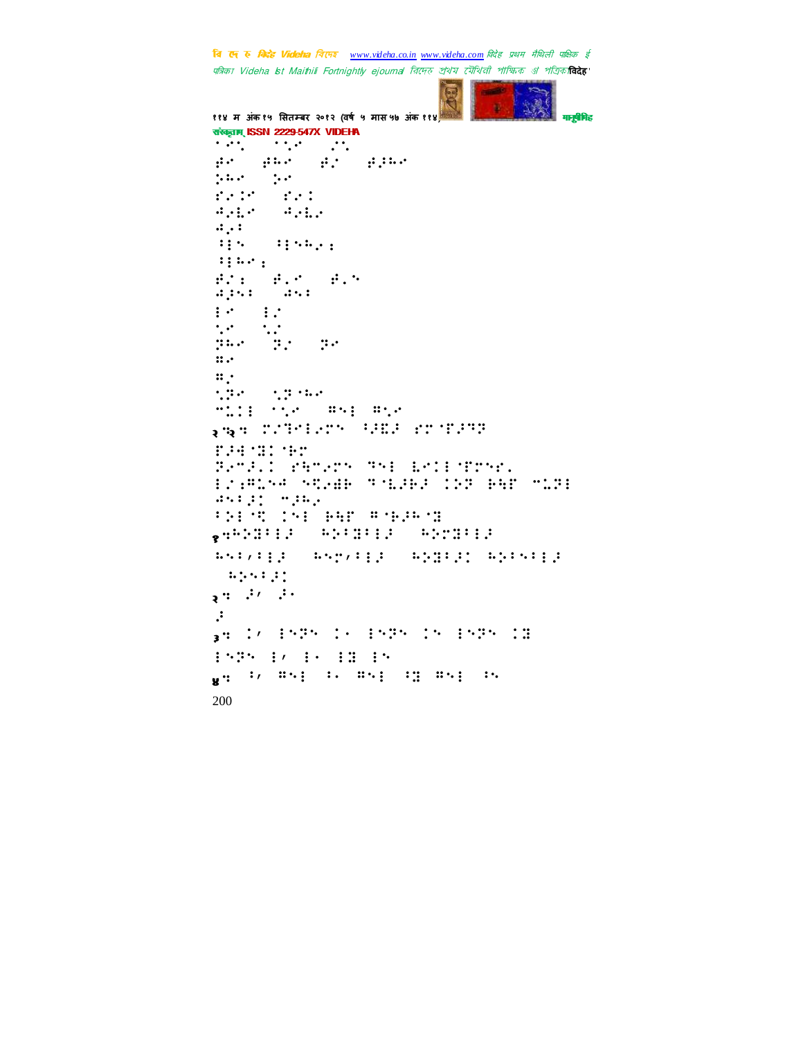संस्कृताम् ISSN 2229-547X VIDEHA

⠁⠊⠉⠀⠀⠁⠁⠊⠀⠀⠊⠉
⠯⠊⠀⠀⠯⠓⠊⠀⠀⠯⠌⠀⠀⠯⠗⠓⠊
⠵⠓⠊⠀⠀⠵⠊
⠎⠊⠚⠀⠀⠎⠊⠅
⠙⠊⠇⠊⠀⠀⠙⠊⠇⠊
⠙⠊⠃
⠃⠗⠑⠀⠀⠃⠗⠑⠓⠊⠆
⠃⠗⠓⠊⠆
⠯⠌⠆⠀⠀⠯⠂⠊⠀⠀⠯⠂⠑
⠙⠗⠑⠃⠀⠀⠙⠑⠃
⠗⠊⠀⠀⠗⠌
⠂⠊⠀⠀⠂⠌
⠝⠓⠊⠀⠀⠝⠌⠀⠀⠝⠊
⠭⠊
⠭⠌
⠂⠝⠊⠀⠀⠂⠝⠁⠓⠊
⠉⠇⠅⠗⠀⠁⠂⠊⠀⠀⠭⠑⠗⠀⠭⠂⠊

२.२. ⠍⠌⠞⠊⠇⠊⠍⠑⠀⠃⠌⠫⠗⠀⠎⠍⠁⠏⠗⠹⠝
⠏⠗⠙⠁⠹⠅⠁⠓⠍
⠝⠊⠉⠗⠂⠅⠀⠎⠹⠉⠊⠍⠑⠀⠹⠑⠗⠀⠇⠊⠅⠗⠁⠏⠍⠑⠎⠂
⠗⠌⠆⠭⠇⠑⠙⠀⠑⠹⠊⠺⠓⠀⠹⠁⠇⠗⠓⠗⠀⠅⠕⠝⠀⠓⠹⠏⠀⠉⠇⠝⠗
⠙⠑⠗⠗⠅⠀⠉⠗⠓⠊
⠃⠕⠗⠁⠹⠀⠅⠑⠗⠀⠓⠹⠏⠀⠭⠁⠓⠗⠓⠁⠹

१. ⠓⠕⠹⠃⠗⠗⠀⠀⠓⠕⠃⠹⠃⠗⠗⠀⠀⠓⠕⠍⠹⠃⠗⠗
⠓⠑⠗⠌⠃⠗⠗⠀⠀⠓⠑⠍⠌⠃⠗⠗⠀⠀⠓⠕⠹⠗⠗⠅⠀⠓⠕⠃⠑⠃⠗⠗
⠀⠓⠕⠑⠃⠗⠅

२. ⠗⠌⠀⠗⠊

⠗

३. ⠅⠌⠀⠗⠑⠝⠑⠀⠅⠊⠀⠗⠑⠝⠑⠀⠅⠑⠀⠗⠑⠝⠑⠀⠅⠹
⠗⠑⠝⠑⠀⠗⠌⠀⠗⠊⠀⠗⠹⠀⠗⠑

४. ⠃⠌⠀⠭⠑⠗⠀⠃⠊⠀⠭⠑⠗⠀⠃⠹⠀⠭⠑⠗⠀⠃⠑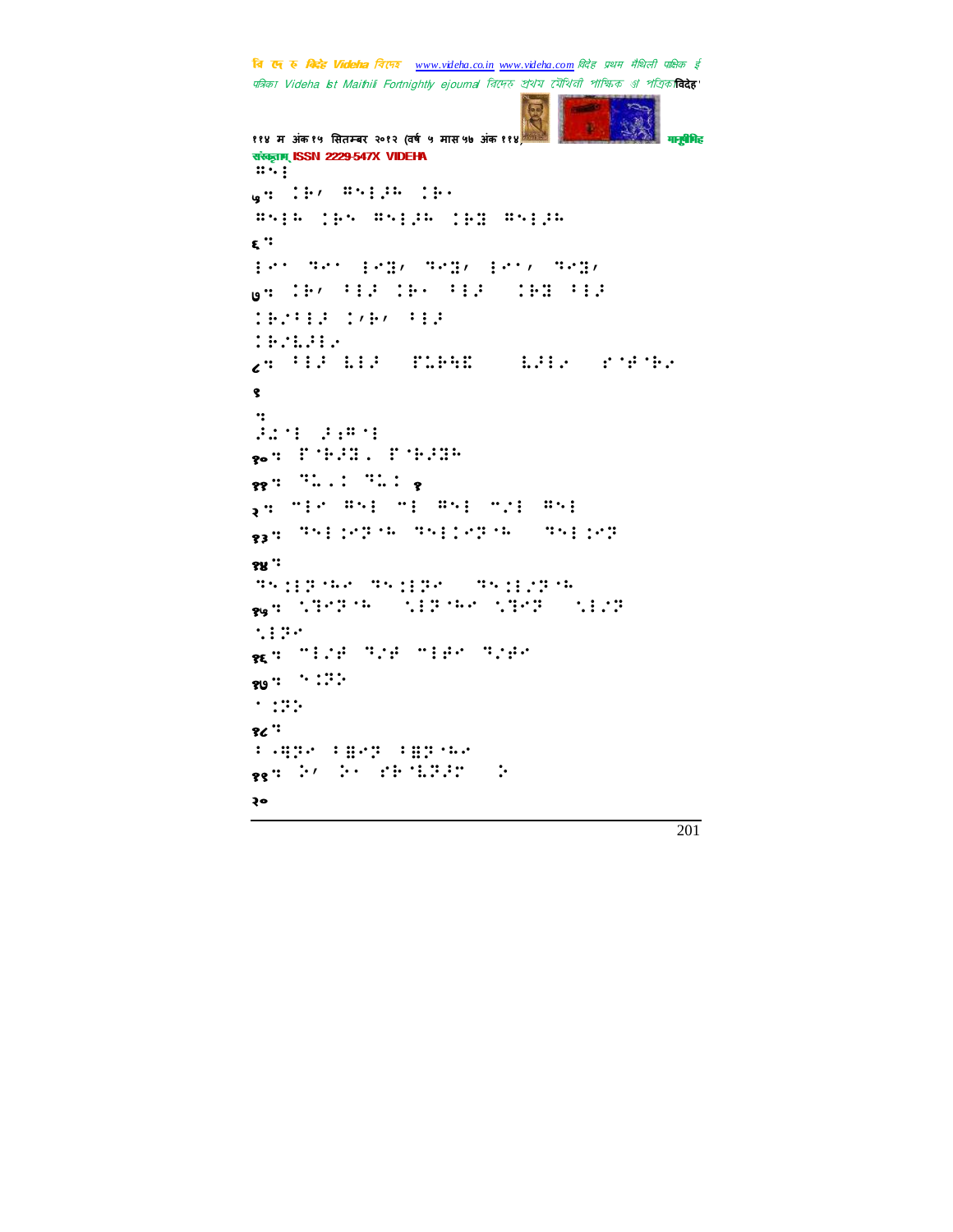⠛⠑⠇

५⠒ ⠨⠗⠂ ⠛⠑⠇⠜⠓ ⠨⠗⠄

⠛⠑⠇⠓ ⠨⠗⠑ ⠛⠑⠇⠜⠓ ⠨⠗⠿ ⠛⠑⠇⠜⠓

६⠒

⠇⠊⠁ ⠹⠊⠁ ⠇⠊⠿⠂ ⠹⠊⠿⠂ ⠇⠊⠁⠂ ⠹⠊⠿⠂

७⠒ ⠨⠗⠂ ⠁⠇⠜ ⠨⠗⠄ ⠁⠇⠜ ⠨⠗⠿ ⠁⠇⠜

⠨⠗⠌⠁⠇⠜ ⠨⠂⠗⠂ ⠁⠇⠜

⠨⠗⠌⠧⠜⠇⠊

८⠒ ⠁⠇⠜ ⠧⠇⠜ ⠏⠥⠗⠓⠫ ⠧⠜⠇⠊ ⠎⠈⠋⠈⠗⠊

९

⠒

⠜⠩⠈⠇ ⠜⠱⠛⠈⠇

१०⠒ ⠏⠈⠗⠜⠿⠄ ⠏⠈⠗⠜⠿⠓

११⠒ ⠹⠥⠄⠅ ⠹⠥⠅ १

१२⠒ ⠉⠇⠊ ⠛⠑⠇ ⠉⠇ ⠛⠑⠇ ⠉⠌⠇ ⠛⠑⠇

१३⠒ ⠹⠑⠇⠨⠊⠝⠈⠓ ⠹⠑⠇⠨⠊⠝⠈⠓ ⠹⠑⠇⠨⠊⠝

१४⠒

⠹⠑⠨⠇⠝⠈⠓⠊ ⠹⠑⠨⠇⠝⠊ ⠹⠑⠨⠇⠌⠝⠈⠓

१५⠒ ⠑⠹⠊⠝⠈⠓ ⠑⠇⠝⠈⠓⠊ ⠑⠹⠊⠝ ⠑⠇⠌⠝

⠑⠇⠝⠊

१६⠒ ⠉⠇⠌⠋ ⠹⠌⠋ ⠉⠇⠋⠊ ⠹⠌⠋⠊

१७⠒ ⠑⠨⠝⠕

⠁⠨⠝⠕

१८⠒

⠃⠠⠻⠝⠊ ⠁⠿⠊⠝ ⠁⠿⠝⠈⠓⠊

१९⠒ ⠕⠂ ⠕⠄ ⠎⠗⠈⠧⠝⠜⠉ ⠕

२०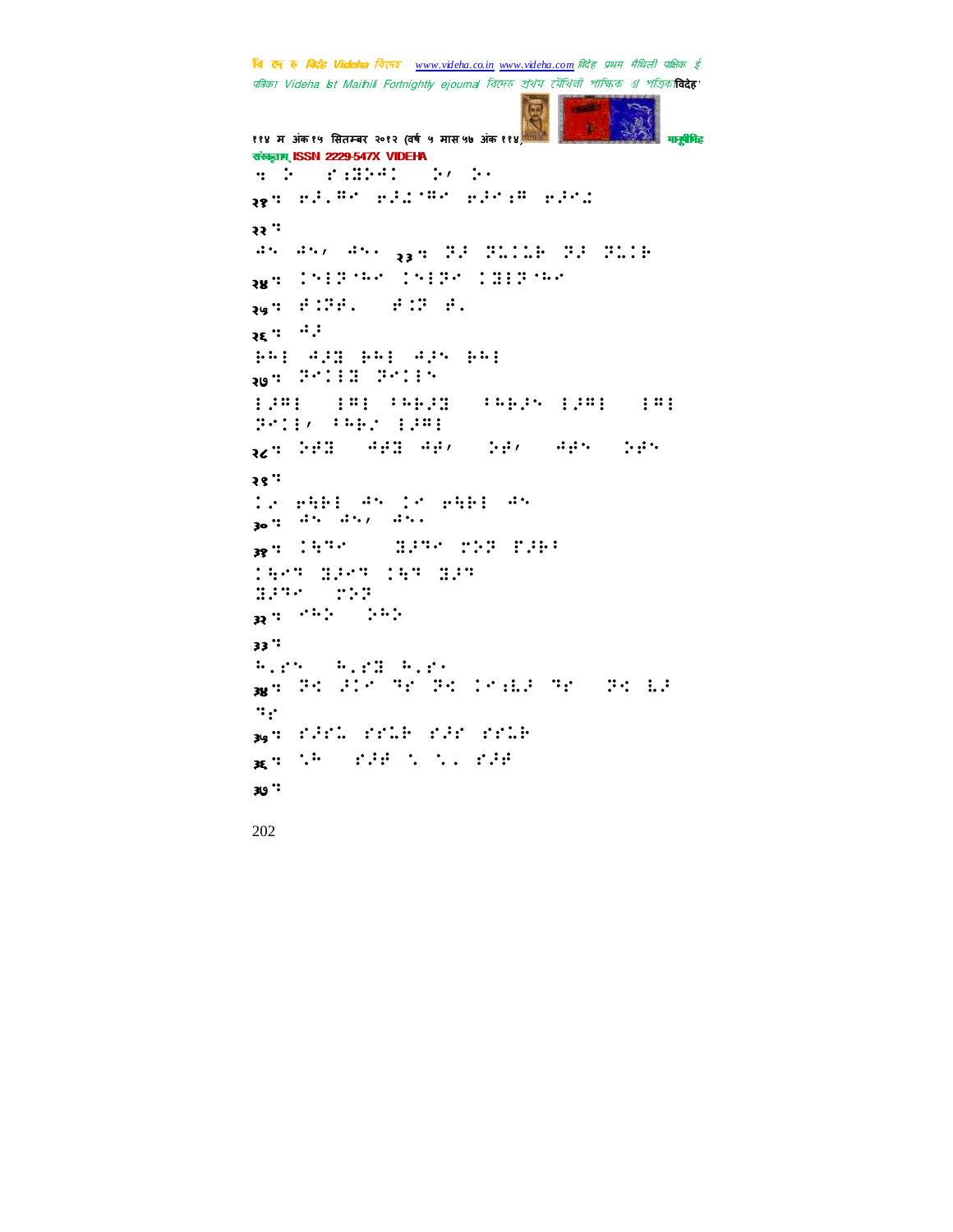": !⠕! ⠎⠐⠻⠕⠲⠁! ⠕⠂!⠕⠄

२१": ⠗⠇⠄⠣⠊! ⠗⠇⠩⠣⠊! ⠗⠇⠊⠐⠣! ⠗⠇⠊⠩

२२ ":

⠲⠑! ⠲⠑⠂! ⠲⠑⠄! २३": ⠝⠇! ⠝⠩⠁⠥! ⠝⠇! ⠝⠩⠥

२४": ⠁⠑⠇⠝⠈⠓⠊! ⠁⠑⠇⠝⠊! ⠁⠻⠇⠝⠈⠓⠊

२५": ⠋⠁⠝⠋⠄! ! ⠋⠁⠝! ⠋⠄

२६": ⠲⠇

⠓⠓⠇! ⠲⠇⠻! ⠓⠓⠇! ⠲⠇⠑! ⠓⠓⠇

२७": ⠝⠊⠁⠇⠻! ⠝⠊⠁⠇⠑

⠇⠇⠣⠇! ! ⠇⠣⠇! ⠖⠓⠗⠇⠻! ! ⠖⠓⠗⠇⠑! ⠇⠇⠣⠇! ! ⠇⠣⠇

⠝⠊⠁⠇⠂! ⠖⠓⠗⠊! ⠇⠇⠣⠇

२८": ⠕⠋⠻! ! ⠲⠋⠻! ⠲⠋⠂! ! ⠕⠋⠂! ! ⠲⠋⠑! ! ⠕⠋⠑

२९ ":

⠁⠊! ⠗⠹⠓⠇! ⠲⠑! ⠁⠊! ⠗⠹⠓⠇! ⠲⠑

३०": ⠲⠑! ⠲⠑⠂! ⠲⠑⠄

३१": ⠁⠹⠙⠊! ! ! ⠻⠇⠙⠊! ⠽⠕⠝! ⠏⠇⠓⠖

⠁⠹⠊⠙! ⠻⠇⠊⠙! ⠁⠹⠙! ⠻⠇⠙

⠻⠇⠙⠊! ! ⠽⠕⠝

३२": ⠊⠓⠕! ! ⠕⠓⠕

३३ ":

⠓⠄⠎⠑! ! ⠓⠄⠎⠻! ⠓⠄⠎⠄

३४": ⠝⠱! ⠇⠁⠊! ⠙⠎! ⠝⠱! ⠁⠊⠐⠧⠇! ⠙⠎! ! ⠝⠱! ⠧⠇

⠙⠎

३५": ⠎⠇⠊⠩! ⠎⠎⠩⠥! ⠎⠇⠊! ⠎⠎⠩⠥

३६": ⠡⠓! ! ⠎⠇⠋! ⠡! ⠡⠄! ⠎⠇⠋

३७ ":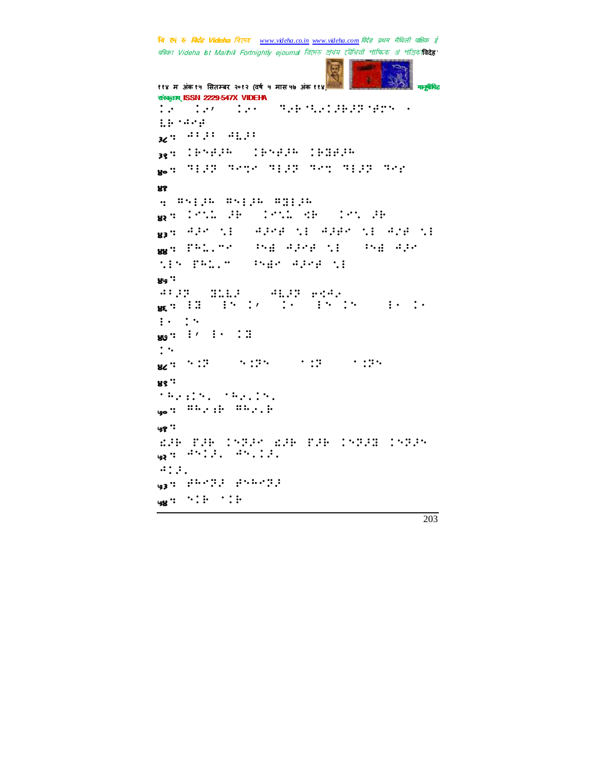संस्कृताम् ISSN 2229-547X VIDEHA

⠅⠊ ⠅⠊⠠ ⠅⠊⠂ ⠙⠊⠗⠑⠊⠅⠗⠁⠗⠑⠝⠑ ⠂
⠗⠗⠑⠉⠑

३८⠒ ⠉⠅⠁⠅ ⠉⠗⠁⠅

३९⠒ ⠅⠗⠑⠁⠗ ⠅⠗⠑⠁⠗ ⠅⠗⠁⠁⠗

४०⠒ ⠙⠇⠁⠗ ⠙⠑⠉⠊ ⠙⠇⠁⠗ ⠙⠑⠉ ⠙⠇⠁⠗ ⠙⠑⠊

४१

⠒ ⠓⠑⠇⠁⠗ ⠓⠑⠇⠁⠗ ⠓⠃⠇⠁⠗

४२⠒ ⠅⠑⠌⠇ ⠁⠗ ⠅⠑⠌⠇ ⠹⠗ ⠅⠑⠌ ⠁⠗

४३⠒ ⠉⠁⠑ ⠌⠇ ⠉⠁⠑⠁ ⠌⠇ ⠉⠁⠁⠑ ⠌⠇ ⠉⠊⠁ ⠌⠇

४४⠒ ⠋⠓⠇⠂⠉⠑ ⠅⠑⠣ ⠉⠁⠑⠁ ⠌⠇ ⠅⠑⠣ ⠉⠁⠑
⠌⠇⠑ ⠋⠓⠇⠂⠉ ⠅⠑⠣⠑ ⠉⠁⠑⠁ ⠌⠇

४५⠒
⠉⠅⠁⠗ ⠃⠇⠇⠁ ⠉⠗⠁⠗ ⠊⠹⠉⠊

४६⠒ ⠇⠃ ⠇⠑ ⠅⠠ ⠅⠂ ⠇⠑ ⠅⠑ ⠇⠂ ⠅⠂
⠇⠂ ⠅⠑

४७⠒ ⠇⠠ ⠇⠂ ⠅⠃
⠅⠑

४८⠒ ⠑⠅⠗ ⠑⠅⠗⠑ ⠂⠅⠗ ⠂⠅⠗⠑

४९⠒
⠂⠓⠊⠅⠑⠂ ⠂⠓⠊⠂⠅⠑⠂

५०⠒ ⠓⠓⠊⠅⠗ ⠓⠓⠊⠂⠗

५१⠒
⠫⠁⠗ ⠋⠁⠗ ⠅⠑⠗⠁⠑ ⠫⠁⠗ ⠋⠁⠗ ⠅⠑⠗⠁⠃ ⠅⠑⠗⠁⠑
५२⠒ ⠉⠑⠅⠁⠂ ⠉⠑⠂⠅⠁⠂
⠉⠅⠁⠂

५३⠒ ⠑⠓⠑⠗⠁ ⠑⠑⠓⠑⠗⠁

५४⠒ ⠑⠅⠗ ⠂⠅⠗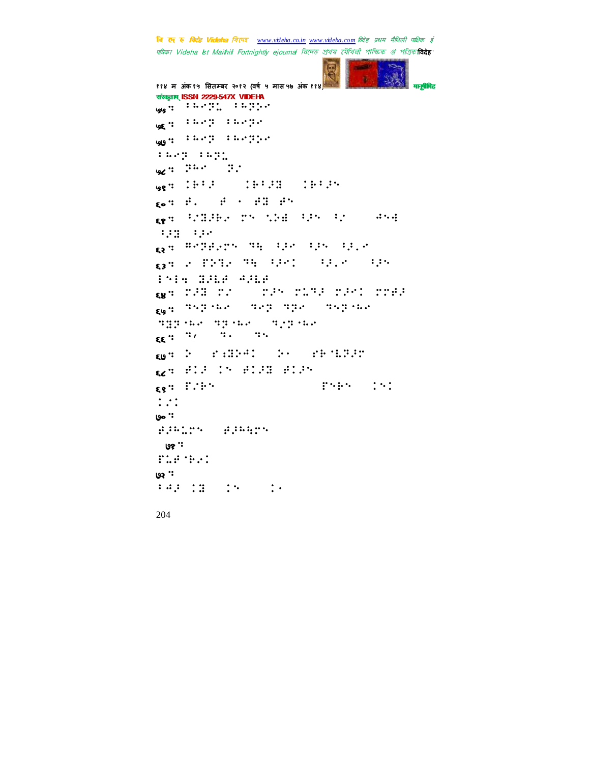५७ः ⠫⠓⠊⠝⠥ ⠫⠓⠝⠕⠊

५८ः ⠫⠓⠊⠝ ⠫⠓⠊⠝⠊

५९ः ⠫⠓⠊⠝ ⠫⠓⠊⠝⠕⠊

⠫⠓⠊⠝ ⠫⠓⠝⠥

५८ः ⠝⠓⠊ ⠝⠎

५९ः ⠇⠗⠃⠚ ⠇⠗⠃⠚⠿ ⠇⠗⠃⠚⠕

६०ः ⠯⠄ ⠯ ⠐ ⠯⠿ ⠯⠕

६१ः ⠃⠎⠿⠚⠗⠊ ⠍⠕ ⠡⠕⠿ ⠃⠚⠕ ⠃⠎ ⠙⠕⠭

⠃⠚⠿ ⠃⠚⠊

६२ः ⠿⠊⠝⠯⠊⠍⠕ ⠝⠓ ⠃⠚⠊ ⠃⠚⠕ ⠃⠚⠂⠊

६३ः ⠊ ⠏⠕⠝⠗⠊ ⠝⠓ ⠃⠚⠊⠇ ⠃⠚⠂⠊ ⠃⠚⠕

⠇⠕⠇⠭ ⠿⠚⠥⠯ ⠙⠚⠥⠯

६४ः ⠍⠚⠿ ⠍⠎ ⠍⠚⠕ ⠍⠥⠝⠚ ⠍⠚⠊⠇ ⠍⠍⠯⠚

६५ः ⠝⠕⠝⠈⠓⠊ ⠝⠊⠝ ⠝⠝⠊ ⠝⠕⠝⠈⠓⠊

⠝⠿⠝⠈⠓⠊ ⠝⠝⠈⠓⠊ ⠝⠂⠝⠈⠓⠊

६६ः ⠝⠴ ⠝⠄ ⠝⠕

६७ः ⠕ ⠎⠆⠿⠕⠙⠇ ⠕⠄ ⠎⠗⠈⠥⠝⠚⠍

६८ः ⠯⠇⠚ ⠇⠕ ⠯⠇⠚⠿ ⠯⠇⠚⠕

६९ः ⠏⠎⠗⠕ ⠏⠕⠗⠕ ⠇⠕⠇

⠇⠂⠇

७०ः

⠯⠚⠓⠥⠍⠕ ⠯⠚⠓⠓⠍⠕

७१ः

⠏⠥⠯⠈⠗⠊⠇

७२ः

⠃⠙⠚ ⠇⠿ ⠇⠕ ⠇⠄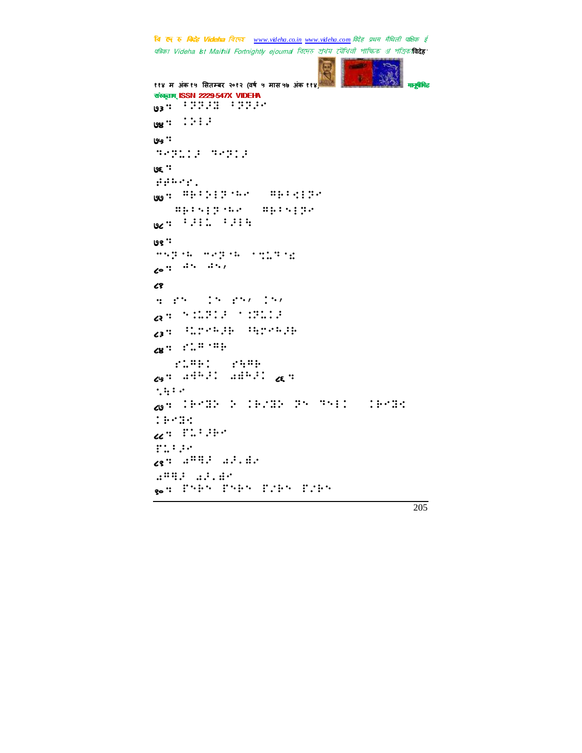७३ ⠒ ⠁⠝⠝⠼⠒ ⠁⠝⠝⠼⠊

७४ ⠒ ⠅⠕⠇⠼

७५ ⠒

⠙⠊⠝⠥⠅⠼ ⠙⠊⠝⠅⠼

७६ ⠒

⠼⠼⠓⠊⠎⠄

७७ ⠒ ⠻⠗⠁⠕⠇⠝⠈⠓⠊ ⠻⠗⠁⠪⠇⠝⠊

⠻⠗⠁⠪⠇⠝⠈⠓⠊ ⠻⠗⠁⠪⠇⠝⠊

७८ ⠒ ⠁⠼⠇⠥ ⠁⠼⠇⠳

७९ ⠒

⠉⠪⠝⠈⠓ ⠉⠊⠝⠈⠓ ⠈⠒⠥⠙⠈⠱

८० ⠒ ⠲⠑ ⠲⠪⠠

८१

⠒ ⠎⠑ ⠅⠑ ⠎⠑⠠ ⠅⠑⠠

८२ ⠒ ⠑⠅⠥⠝⠅⠼ ⠈⠅⠝⠥⠅⠼

८३ ⠒ ⠈⠥⠗⠊⠓⠼⠗ ⠈⠳⠗⠊⠓⠼⠗

८४ ⠒ ⠎⠥⠻⠈⠻⠗

⠎⠥⠻⠗⠅ ⠎⠳⠻⠗

८५ ⠒ ⠲⠹⠓⠼⠅ ⠲⠹⠓⠼⠅ ८६ ⠒

⠑⠳⠁⠊

८७ ⠒ ⠅⠗⠊⠫⠕ ⠕ ⠅⠗⠌⠫⠕ ⠝⠑ ⠙⠑⠇⠅ ⠅⠗⠊⠫⠪

⠅⠗⠊⠫⠪

८८ ⠒ ⠏⠥⠁⠼⠗⠊

⠏⠥⠁⠼⠊

८९ ⠒ ⠲⠻⠛⠼ ⠲⠼⠄⠹⠊

⠲⠻⠛⠼ ⠲⠼⠄⠹⠊

९० ⠒ ⠏⠑⠗⠑ ⠏⠑⠗⠑ ⠏⠌⠗⠑ ⠏⠌⠗⠑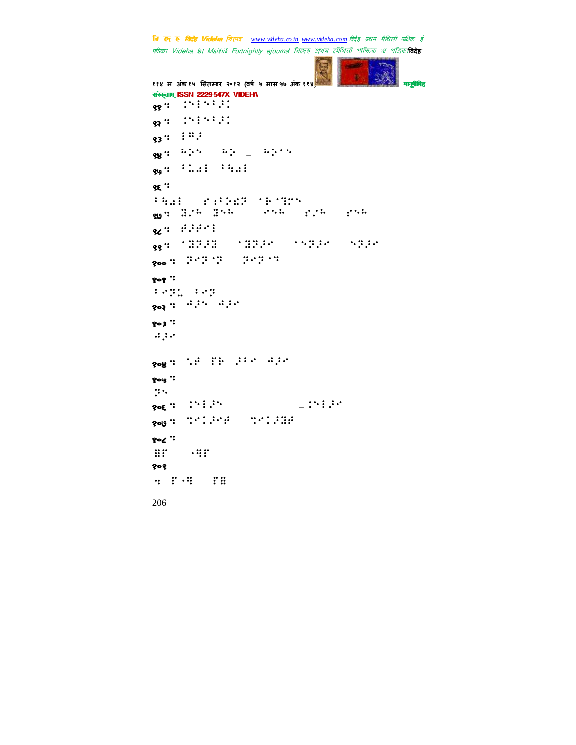९१ ः  ⠨⠑⠇⠑⠁⠜⠅

९२ ः  ⠨⠑⠇⠑⠁⠜⠅

९३ ः  ⠇⠛⠜

९४ ः  ⠓⠕⠑   ⠓⠕ \_ ⠓⠕⠁⠑

९५ ः  ⠁⠥⠩⠇ ⠁⠳⠩⠇

९६ ः

⠁⠳⠩⠇  ⠋⠱⠁⠪⠫⠝ ⠁⠗⠁⠹⠍⠑

९७ ः  ⠻⠜⠓ ⠻⠑⠓    ⠊⠑⠓  ⠋⠜⠓   ⠋⠑⠓

९८ ः  ⠋⠜⠋⠊⠇

९९ ः  ⠁⠻⠝⠜⠻   ⠁⠻⠝⠜⠊   ⠁⠑⠝⠜⠊   ⠑⠝⠜⠊

१०० ः  ⠝⠊⠝⠁⠝   ⠝⠊⠝⠁⠹

१०१ ः

⠁⠊⠝⠥ ⠁⠊⠝

१०२ ः  ⠩⠜⠑ ⠩⠜⠊

१०३ ः

⠩⠜⠊

१०४ ः  ⠑⠋ ⠏⠗ ⠜⠁⠊ ⠩⠜⠊

१०५ ः

⠝⠑

१०६ ः  ⠨⠑⠇⠜⠑        \_⠨⠑⠇⠜⠊

१०७ ः  ⠹⠊⠅⠜⠊⠋   ⠹⠊⠅⠜⠻⠋

१०८ ः

⠿⠏   ⠠⠻⠏

१०९

⠒ ⠏⠠⠻   ⠏⠿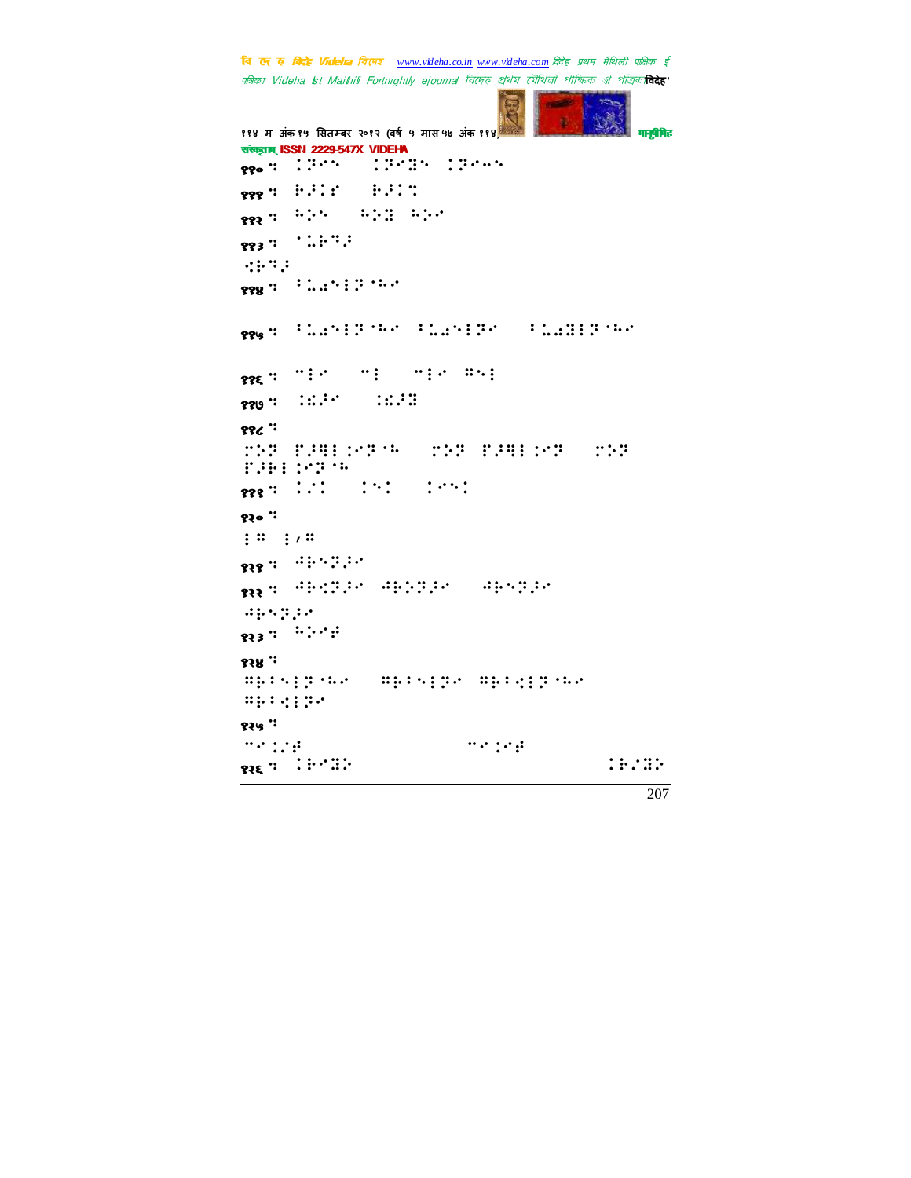संस्कृताम् ISSN 2229-547X VIDEHA

११० ः ⠨⠝⠊⠒⠀⠀⠨⠝⠊⠻⠒⠀⠨⠝⠊⠤⠒

१११ ः ⠗⠜⠨⠎⠀⠀⠗⠜⠨⠉

११२ ः ⠓⠕⠒⠀⠀⠓⠕⠻⠀⠓⠕⠊

११३ ः ⠈⠥⠗⠋⠜

⠣⠗⠋⠜

११४ ः ⠃⠥⠩⠒⠇⠝⠈⠓⠊

११५ ः ⠃⠥⠩⠒⠇⠝⠈⠓⠊⠀⠃⠥⠩⠒⠇⠝⠊⠀⠀⠃⠥⠩⠻⠇⠝⠈⠓⠊

११६ ः ⠉⠇⠊⠀⠀⠉⠇⠀⠀⠉⠇⠊⠀⠻⠒⠇

११७ ः ⠨⠫⠜⠊⠀⠀⠨⠫⠜⠻

११८ ः

⠿⠕⠝⠀⠏⠜⠿⠇⠨⠊⠝⠈⠓⠀⠀⠿⠕⠝⠀⠏⠜⠿⠇⠨⠊⠝⠀⠀⠿⠕⠝⠀⠏⠜⠗⠇⠨⠊⠝⠈⠓

११९ ः ⠨⠌⠨⠀⠀⠨⠒⠨⠀⠀⠨⠊⠒⠨

१२० ः

⠇⠻⠀⠇⠌⠻

१२१ ः ⠫⠗⠒⠝⠜⠊

१२२ ः ⠫⠗⠣⠝⠜⠊⠀⠫⠗⠕⠝⠜⠊⠀⠀⠫⠗⠒⠝⠜⠊

⠫⠗⠒⠝⠜⠊

१२३ ः ⠓⠕⠊⠋

१२४ ः

⠻⠗⠃⠒⠇⠝⠈⠓⠊⠀⠀⠻⠗⠃⠒⠇⠝⠊⠀⠻⠗⠃⠣⠇⠝⠈⠓⠊

⠻⠗⠃⠣⠇⠝⠊

१२५ ः

⠉⠊⠨⠌⠋⠀⠀⠀⠀⠀⠀⠀⠀⠀⠀⠀⠀⠀⠀⠀⠀⠉⠊⠨⠊⠋

१२६ ः ⠨⠗⠊⠻⠕⠀⠀⠀⠀⠀⠀⠀⠀⠀⠀⠀⠀⠀⠀⠀⠀⠀⠀⠀⠀⠀⠀⠀⠀⠨⠗⠌⠻⠕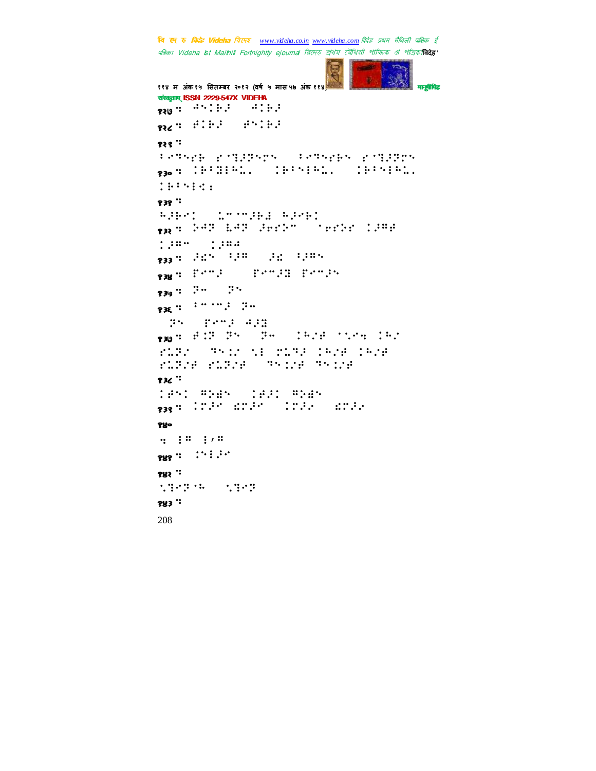१२७ ः ⠚⠝⠨⠗⠼ ⠚⠨⠗⠼

१२८ ः ⠞⠨⠗⠼ ⠞⠝⠨⠗⠼

१२९ ः

⠆⠉⠹⠝⠗⠗ ⠎⠈⠹⠼⠻⠝⠉⠝ ⠆⠉⠹⠝⠗⠗⠝ ⠎⠈⠹⠼⠻⠉⠝

१३० ः ⠨⠗⠃⠻⠇⠓⠡⠄ ⠨⠗⠃⠝⠇⠓⠡⠄ ⠨⠗⠃⠝⠇⠓⠡⠄ ⠨⠗⠃⠝⠇⠪⠆

१३१ ः

⠓⠼⠗⠉⠅ ⠡⠉⠈⠉⠼⠗⠯ ⠓⠼⠉⠗⠅

१३२ ः ⠕⠚⠻ ⠇⠚⠻ ⠼⠗⠎⠕⠉ ⠈⠗⠎⠕⠎ ⠨⠼⠛⠞

⠨⠼⠛⠉ ⠨⠼⠛⠞

१३३ ः ⠼⠩⠝ ⠃⠼⠛ ⠼⠩ ⠃⠼⠛⠝

१३४ ः ⠏⠉⠉⠼ ⠏⠉⠉⠼⠻ ⠏⠉⠉⠼⠝

१३५ ः ⠻⠉ ⠻⠝

१३६ ः ⠃⠉⠈⠉⠼ ⠻⠉

⠻⠝ ⠏⠉⠉⠼ ⠚⠼⠻

१३७ ः ⠞⠨⠻ ⠻⠝ ⠻⠉ ⠨⠓⠌⠞ ⠈⠡⠉⠪ ⠨⠓⠌

⠗⠡⠻⠌ ⠹⠝⠨⠌ ⠡⠇ ⠗⠡⠹⠼ ⠨⠓⠌⠞ ⠨⠓⠌⠞

⠗⠡⠻⠌⠞ ⠗⠡⠻⠌⠞ ⠹⠝⠨⠌⠞ ⠹⠝⠨⠌⠞

१३८ ः

⠨⠞⠝⠅ ⠛⠕⠱⠝ ⠨⠞⠼⠅ ⠛⠕⠱⠝

१३९ ः ⠨⠻⠼⠉ ⠩⠻⠼⠉ ⠨⠻⠼⠌ ⠩⠻⠼⠌

१४०

ः ⠇⠛ ⠇⠌⠛

१४१ ः ⠨⠝⠇⠼⠉

१४२ ः

⠡⠹⠉⠻⠈⠓ ⠡⠹⠉⠻

१४३ ः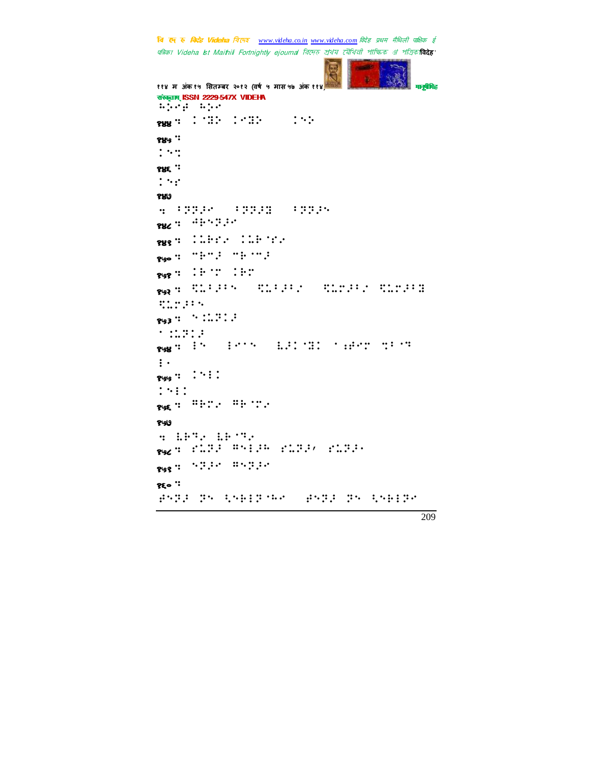संस्कृताम् ISSN 2229-547X VIDEHA

⠓⠵⠢⠖ ⠓⠵⠢

१४४ ⠒ ⠨⠻⠕ ⠨⠢⠻⠕ ⠨⠢⠕

१४५ ⠒

⠨⠢⠒

१४६ ⠒

⠨⠢⠖

१४७

⠒ ⠨⠽⠽⠗⠢ ⠨⠽⠽⠗⠿ ⠨⠽⠽⠗⠢

१४८ ⠒ ⠚⠗⠢⠽⠗⠢

१४९ ⠒ ⠨⠥⠗⠖⠢ ⠨⠥⠗⠈⠖⠢

१५० ⠒ ⠐⠗⠐⠗ ⠐⠗⠈⠐⠗

१५१ ⠒ ⠨⠗⠈⠝ ⠨⠗⠝

१५२ ⠒ ⠹⠥⠨⠗⠢ ⠹⠥⠨⠗⠢ ⠹⠥⠝⠗⠨⠖ ⠹⠥⠝⠗⠨⠿

⠹⠥⠝⠗⠨⠢

१५३ ⠒ ⠢⠨⠥⠽⠨⠗

⠁⠨⠥⠽⠨⠗

१५४ ⠒ ⠨⠢ ⠨⠢⠁⠢ ⠥⠗⠨⠈⠿⠨ ⠁⠰⠗⠖⠝ ⠒⠨⠈⠒

⠨⠂

१५५ ⠒ ⠨⠢⠨⠨

⠨⠢⠨⠨

१५६ ⠒ ⠿⠗⠝⠢ ⠿⠗⠈⠝⠢

१५७

⠒ ⠥⠗⠒⠢ ⠥⠗⠈⠒⠢

१५८ ⠒ ⠖⠥⠽⠗ ⠿⠢⠨⠗⠓ ⠖⠥⠽⠗⠂ ⠖⠥⠽⠗⠂

१५९ ⠒ ⠢⠽⠗⠢ ⠿⠢⠽⠗⠢

१६० ⠒

⠗⠢⠽⠗ ⠽⠢ ⠹⠢⠗⠨⠽⠈⠓⠢ ⠗⠢⠽⠗ ⠽⠢ ⠹⠢⠗⠨⠽⠢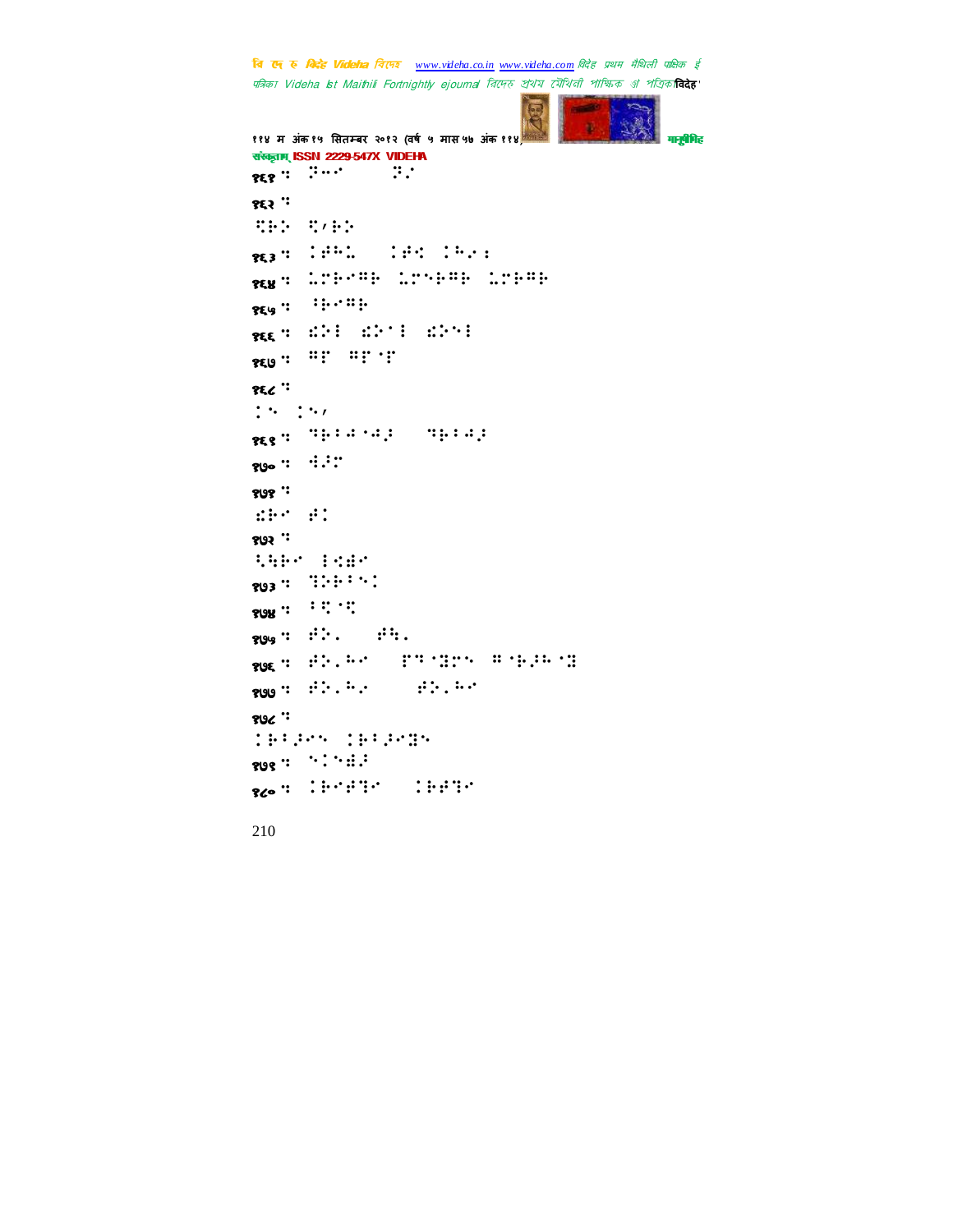१६१ : ⠝⠒⠁ ⠝⠊

१६२ :

⠙⠗ ⠙⠌⠗

१६३ : ⠅⠓⠉ ⠅⠋⠙ ⠅⠓⠊⠆

१६४ : ⠉⠏⠗⠁⠝⠗ ⠉⠏⠑⠗⠝⠗ ⠉⠏⠗⠝⠗

१६५ : ⠃⠗⠁⠝⠗

१६६ : ⠡⠕⠇ ⠡⠕⠁⠇ ⠡⠕⠑⠇

१६७ : ⠝⠏ ⠝⠏⠐⠏

१६८ :

⠅⠑ ⠅⠑⠌

१६९ : ⠙⠗⠃⠙⠐⠙⠜ ⠙⠗⠃⠙⠜

१७० : ⠹⠜⠉

१७१ :

⠡⠗⠁ ⠋⠅

१७२ :

⠱⠳⠗⠁ ⠇⠩⠱⠁

१७३ : ⠹⠕⠗⠃⠑⠅

१७४ : ⠃⠙⠐⠙

१७५ : ⠋⠕⠄ ⠋⠳⠄

१७६ : ⠋⠕⠄⠓⠁ ⠏⠝⠐⠹⠉⠑ ⠝⠐⠗⠜⠓⠐⠹

१७७ : ⠋⠕⠄⠓⠊ ⠋⠕⠄⠓⠁

१७८ :

⠅⠗⠃⠜⠑⠑ ⠅⠗⠃⠜⠑⠹⠑

१७९ : ⠑⠅⠑⠩⠜

१८० : ⠅⠗⠁⠋⠹⠁ ⠅⠗⠋⠹⠁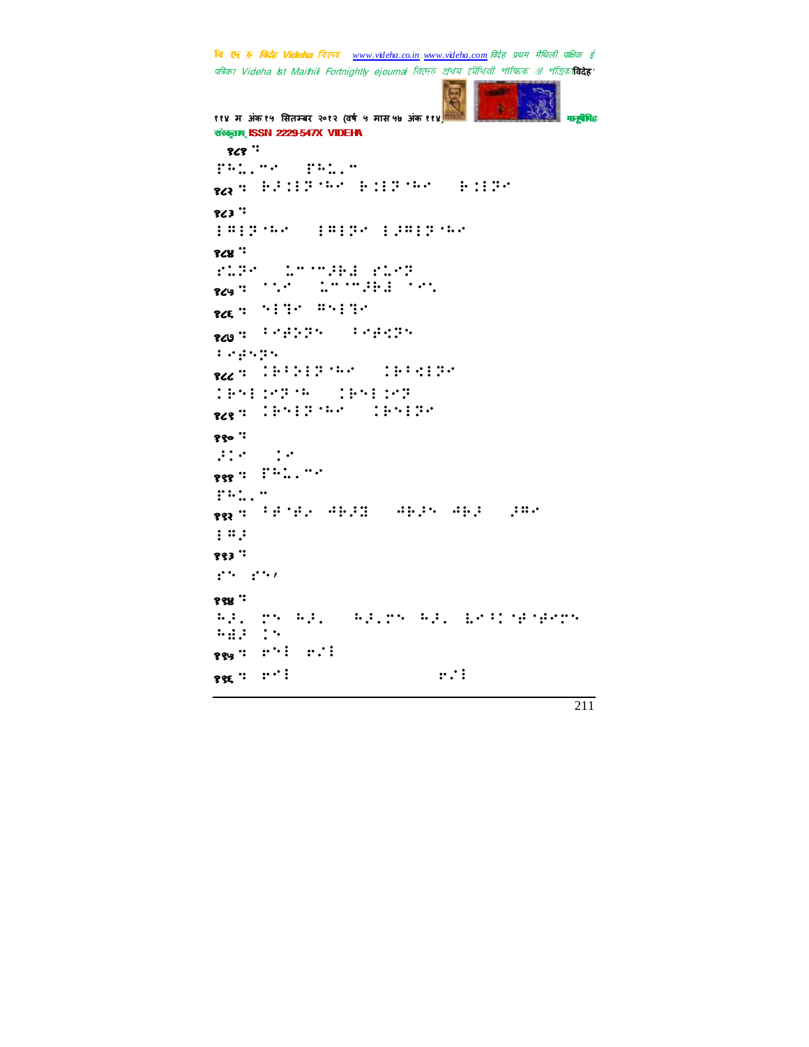१८१ ::

१८२ ::

१८३ ::

१८४ ::

१८५ ::

१८६ ::

१८७ ::

१८८ ::

१८९ ::

१९० ::

१९१ ::

१९२ ::

१९३ ::

१९४ ::

१९५ ::

१९६ ::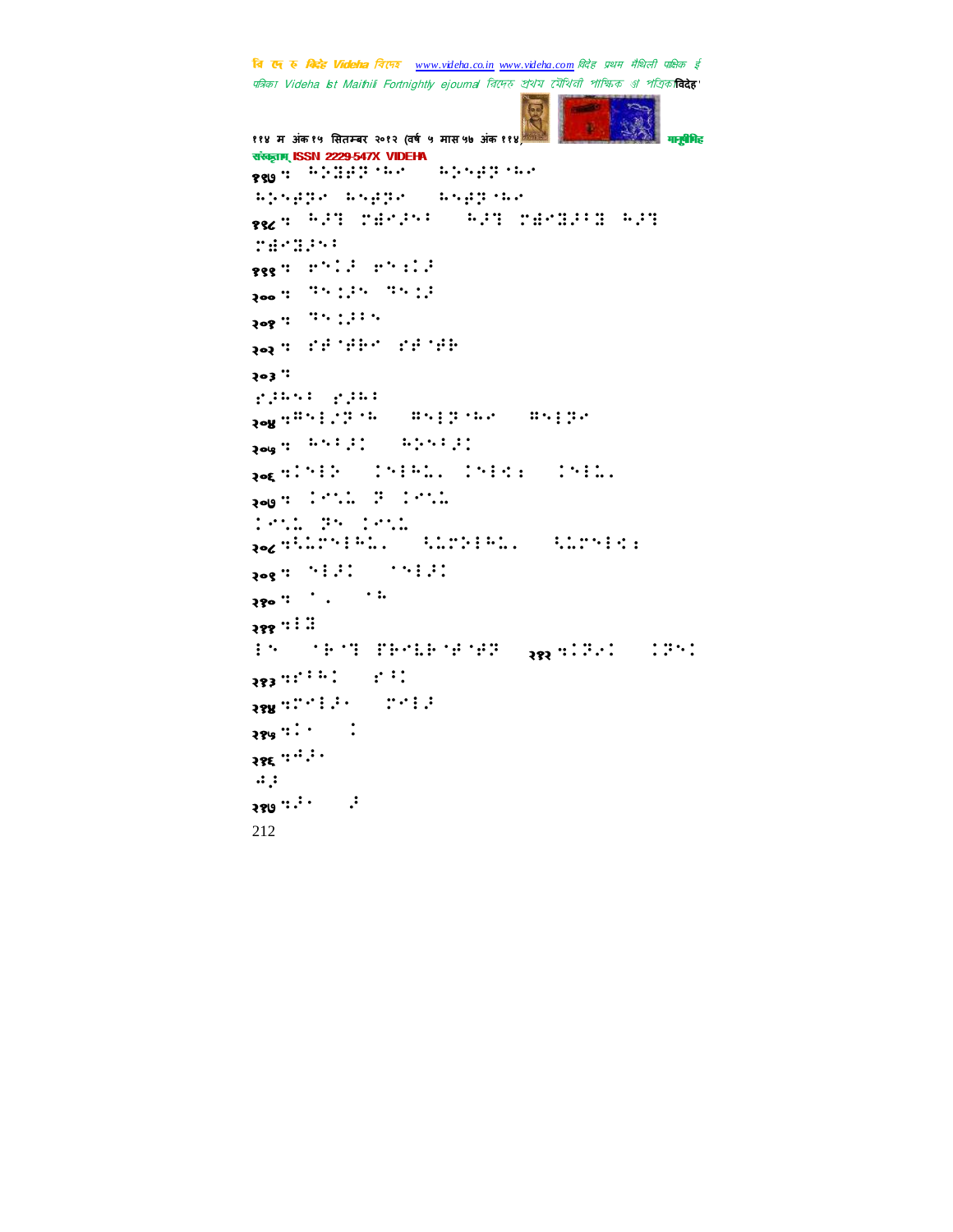संस्कृताम् ISSN 2229-547X VIDEHA

१९७ ः ⠓⠕⠹⠗⠝⠈⠓⠁ ⠓⠕⠓⠗⠝⠈⠓⠁

⠓⠕⠓⠗⠝⠁ ⠓⠓⠗⠝⠁ ⠓⠓⠗⠝⠈⠓⠁

१९८ ः ⠓⠚⠞ ⠍⠻⠁⠚⠓⠃ ⠓⠚⠞ ⠍⠻⠁⠹⠚⠃⠹ ⠓⠚⠞

⠍⠻⠁⠹⠚⠓⠃

१९९ ः ⠗⠓⠇⠚ ⠗⠓⠆⠇⠚

२०० ः ⠞⠓⠆⠚⠓ ⠞⠓⠆⠚

२०१ ः ⠞⠓⠆⠚⠃⠓

२०२ ः ⠎⠗⠈⠗⠗⠁ ⠎⠗⠈⠗⠗

२०३ ः

⠎⠚⠓⠓⠃ ⠎⠚⠓⠃

२०४ ः⠻⠓⠇⠜⠝⠈⠓ ⠻⠓⠇⠝⠈⠓⠁ ⠻⠓⠇⠝⠁

२०५ ः ⠓⠓⠃⠚⠅ ⠓⠕⠓⠃⠚⠅

२०६ ः⠅⠓⠇⠕ ⠅⠓⠇⠓⠤⠄ ⠅⠓⠇⠅⠆ ⠅⠓⠇⠤⠄

२०७ ः ⠅⠁⠓⠤ ⠝ ⠅⠁⠓⠤

⠅⠁⠓⠤ ⠝⠓ ⠅⠁⠓⠤

२०८ ः⠳⠤⠍⠓⠇⠓⠤⠄ ⠳⠤⠍⠕⠇⠓⠤⠄ ⠳⠤⠍⠓⠇⠅⠆

२०९ ः ⠓⠇⠚⠅ ⠈⠓⠇⠚⠅

२१० ः ⠈⠄ ⠈⠓

२११ ः⠇⠹

⠇⠓ ⠈⠗⠈⠞ ⠋⠗⠁⠥⠗⠈⠗⠈⠗⠝ २१२ ः⠅⠝⠜⠅ ⠅⠝⠓⠅

२१३ ः⠎⠃⠓⠅ ⠎⠃⠅

२१४ ः⠍⠁⠇⠚⠄ ⠍⠁⠇⠚

२१५ ः⠅⠄ ⠅

२१६ ः⠩⠚⠄

⠩⠚

२१७ ः⠚⠄ ⠚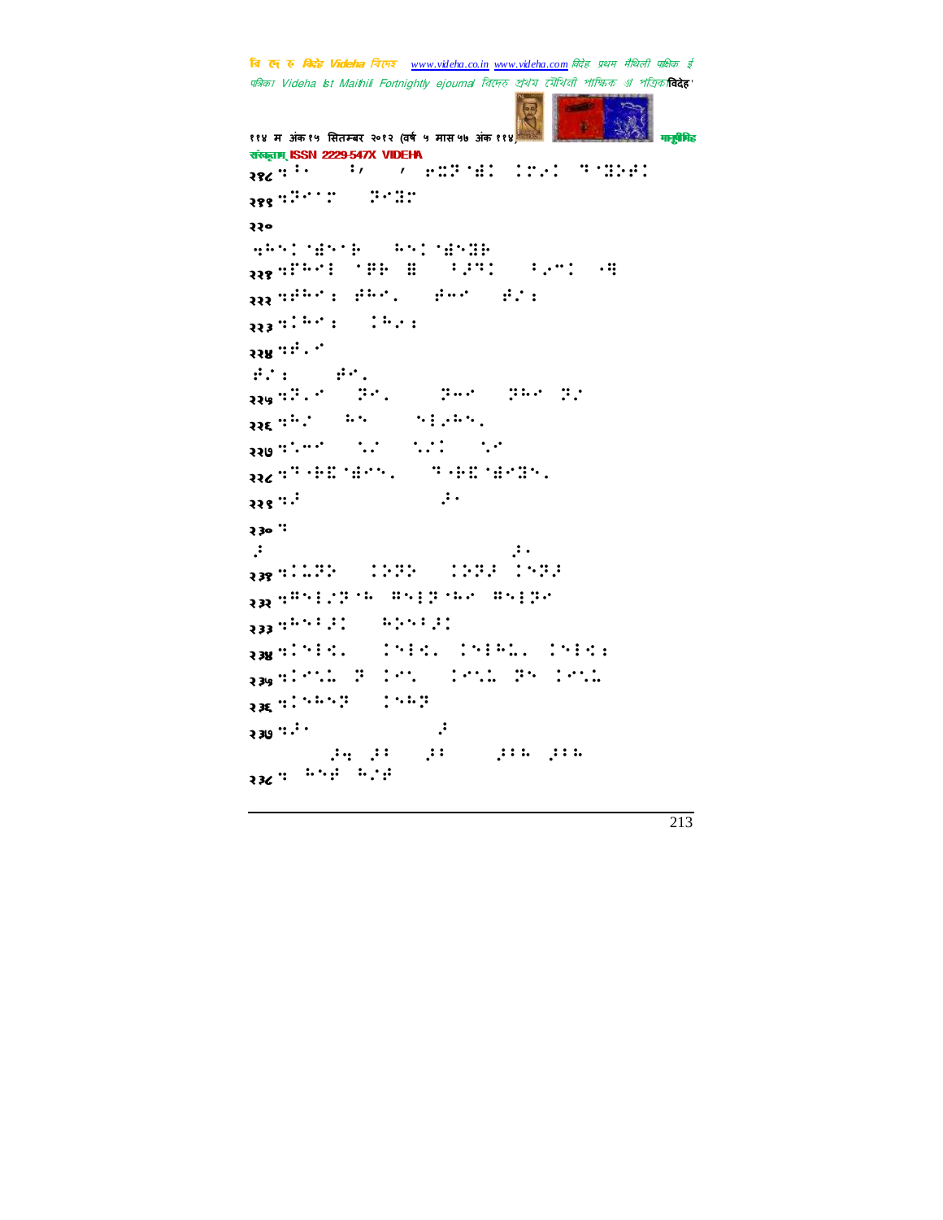२१८ 

२१९ 

२२०

२२१ 

२२२ 

२२३ 

२२४ 

२२५ 

२२६ 

२२७ 

२२८ 

२२९ 

२३० 

२३१ 

२३२ 

२३३ 

२३४ 

२३५ 

२३६ 

२३७ 

२३८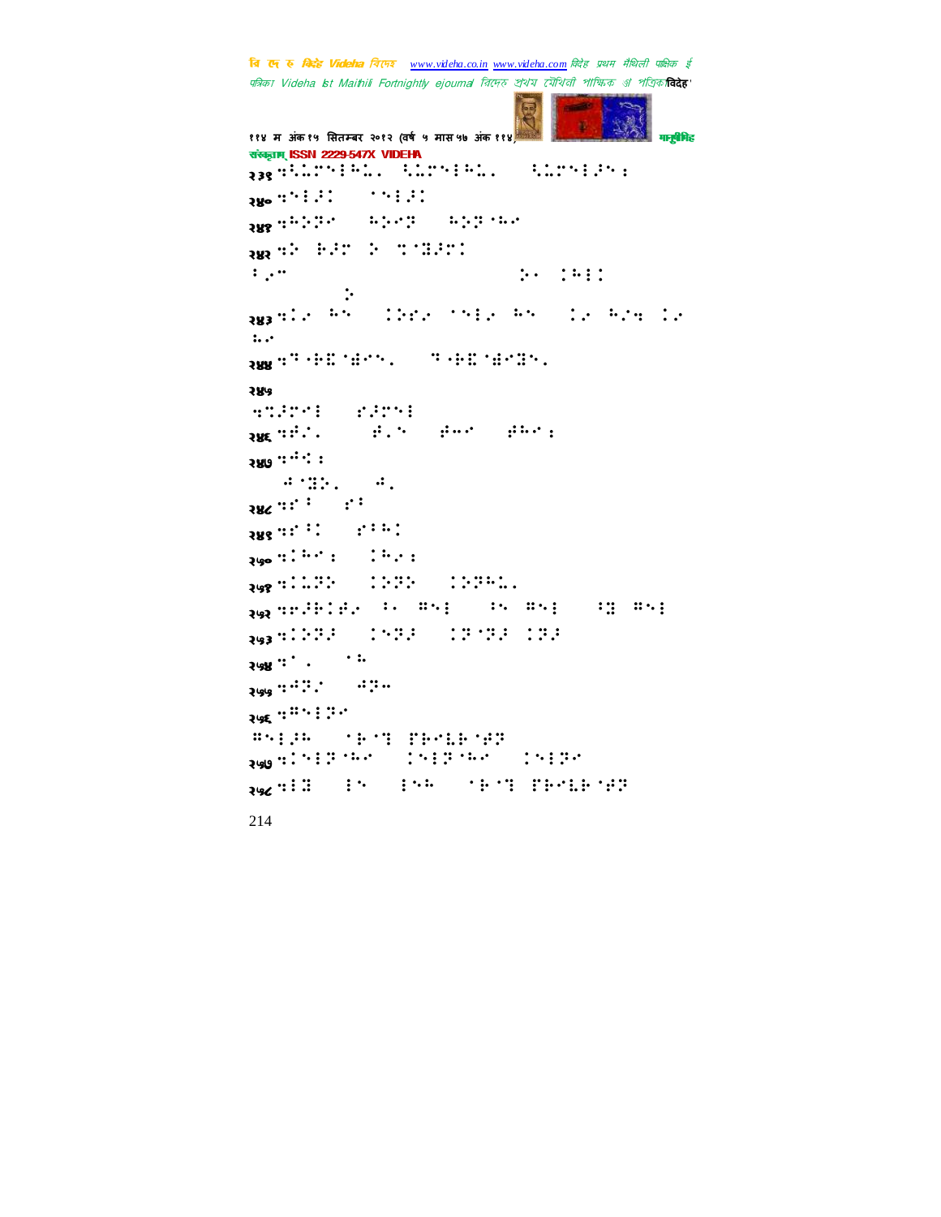२३९ ⠻⠧⠥⠍⠑⠇⠓⠥⠄ ⠧⠥⠍⠑⠇⠓⠥⠄ ⠧⠥⠍⠑⠇⠽⠑⠆

२४० ⠻⠑⠇⠽⠅ ⠁⠑⠇⠽⠅

२४१ ⠻⠓⠕⠝⠊ ⠓⠕⠊⠝ ⠓⠕⠝⠈⠓⠊

२४२ ⠻⠕ ⠗⠽⠍ ⠕ ⠹⠈⠻⠽⠍⠅

⠃⠠⠉ ⠕⠂ ⠅⠓⠇⠅ ⠕

२४३ ⠻⠅⠊ ⠓⠑ ⠅⠕⠎⠊ ⠁⠑⠇⠊ ⠓⠑ ⠅⠊ ⠓⠊⠹ ⠅⠊ ⠥⠊

२४४ ⠻⠙⠐⠗⠭⠈⠱⠊⠑⠄ ⠙⠐⠗⠭⠈⠱⠊⠻⠑⠄

२४५

⠻⠹⠽⠍⠊⠇ ⠎⠽⠍⠑⠇

२४६ ⠻⠯⠊⠄ ⠯⠄⠑ ⠯⠉⠊ ⠯⠓⠊⠆

२४७ ⠻⠩⠅⠆

⠩⠈⠻⠕⠄ ⠩⠄

२४८ ⠻⠎⠃ ⠎⠃

२४९ ⠻⠎⠃⠅ ⠎⠃⠓⠅

२५० ⠻⠅⠓⠊⠆ ⠅⠓⠊⠆

२५१ ⠻⠅⠥⠝⠕ ⠅⠕⠝⠕ ⠅⠕⠝⠓⠥⠄

२५२ ⠻⠗⠽⠗⠅⠯⠊ ⠃⠂ ⠻⠑⠇ ⠃⠑ ⠻⠑⠇ ⠃⠻ ⠻⠑⠇

२५३ ⠻⠅⠕⠝⠽ ⠅⠑⠝⠽ ⠅⠝⠈⠝⠽ ⠅⠝⠽

२५४ ⠻⠁⠄ ⠁⠥

२५५ ⠻⠩⠝⠊ ⠩⠝⠉

२५६ ⠻⠻⠑⠇⠝⠊

⠻⠑⠇⠽⠓ ⠁⠗⠈⠹ ⠏⠗⠑⠇⠗⠈⠯⠝

२५७ ⠻⠅⠑⠇⠝⠈⠓⠊ ⠅⠑⠇⠝⠈⠓⠊ ⠅⠑⠇⠝⠊

२५८ ⠻⠇⠻ ⠇⠑ ⠇⠑⠓ ⠁⠗⠈⠹ ⠏⠗⠑⠇⠗⠈⠯⠝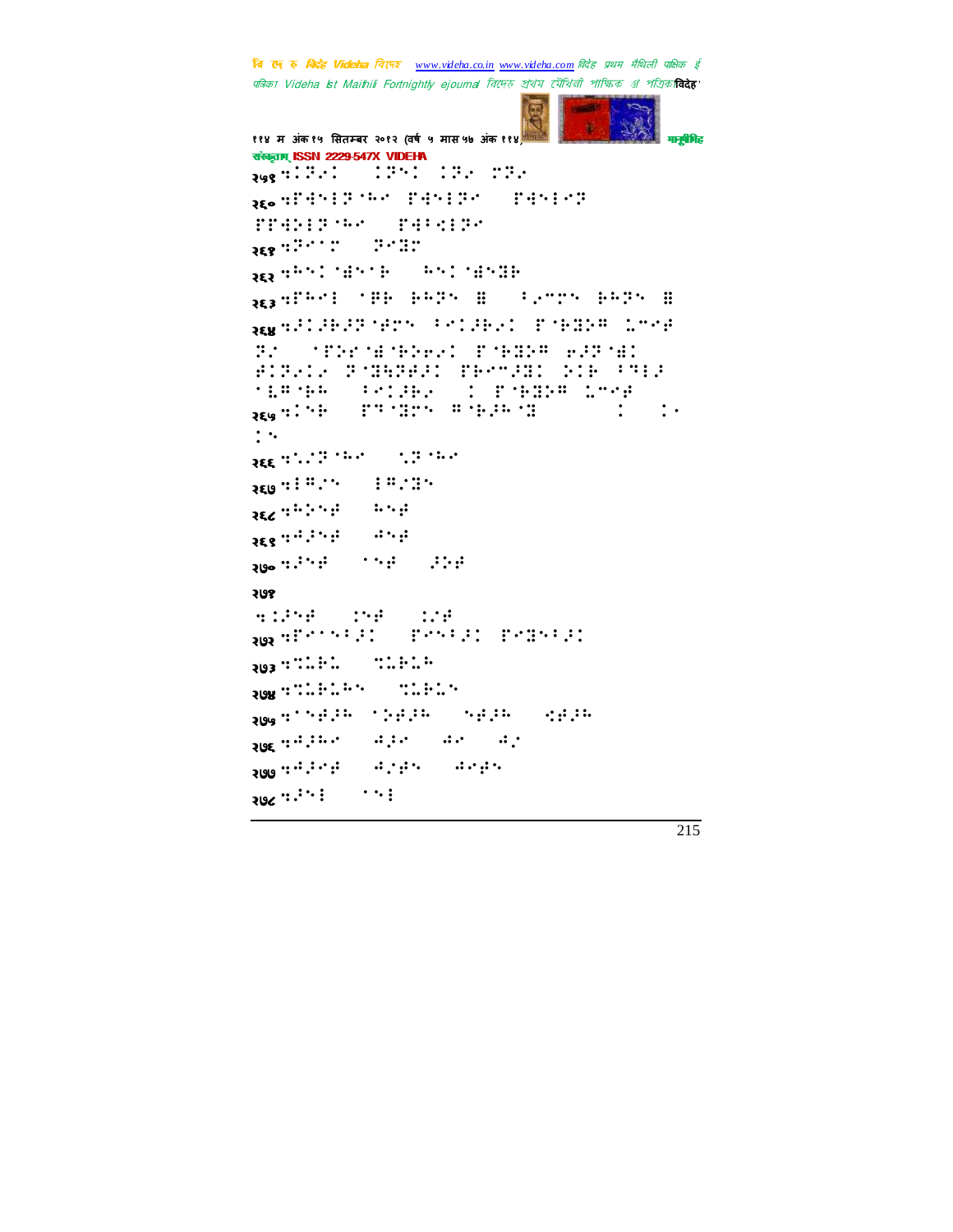२५९ ⠻⠅⠩⠢⠅ ⠀⠅⠩⠑⠅ ⠅⠩⠢ ⠗⠩⠢

२६० ⠻⠏⠻⠑⠇⠩⠈⠓⠊ ⠏⠻⠑⠇⠩⠊ ⠀⠏⠻⠑⠇⠊⠩

⠏⠏⠻⠕⠇⠩⠈⠓⠊ ⠀⠏⠻⠃⠫⠇⠩⠊

२६१ ⠻⠩⠊⠁⠗ ⠀⠩⠊⠿⠗

२६२ ⠻⠓⠑⠅⠈⠻⠑⠁⠗ ⠀⠓⠑⠅⠈⠻⠑⠿⠗

२६३ ⠻⠏⠓⠊⠇ ⠁⠗⠗ ⠗⠓⠩⠑ ⠿ ⠀⠃⠢⠉⠗⠑ ⠗⠓⠩⠑ ⠿

२६४ ⠻⠼⠅⠼⠗⠼⠩⠈⠻⠉⠑ ⠃⠊⠅⠼⠗⠢⠅ ⠏⠈⠗⠿⠕⠛ ⠥⠉⠊⠻

⠩⠢ ⠀⠁⠏⠕⠗⠈⠻⠈⠗⠕⠗⠢⠅ ⠏⠈⠗⠿⠕⠛ ⠗⠼⠩⠈⠻⠅

⠗⠅⠩⠢⠅⠢ ⠩⠈⠿⠻⠩⠗⠼⠅ ⠏⠗⠊⠉⠼⠿⠅ ⠕⠅⠗ ⠃⠻⠇⠼

⠁⠥⠛⠈⠗⠓ ⠀⠃⠊⠅⠼⠗⠢ ⠀⠅ ⠏⠈⠗⠿⠕⠛ ⠥⠉⠊⠻

२६५ ⠻⠅⠑⠗ ⠀⠏⠹⠈⠿⠉⠑ ⠛⠈⠗⠼⠓⠈⠿ ⠀⠀⠀⠀⠀⠅ ⠀⠅⠂

⠅⠑

२६६ ⠻⠢⠌⠩⠈⠓⠊ ⠀⠢⠩⠈⠓⠊

२६७ ⠻⠇⠛⠌⠑ ⠀⠇⠛⠌⠿⠑

२६८ ⠻⠓⠕⠑⠻ ⠀⠓⠑⠻

२६९ ⠻⠙⠼⠑⠻ ⠀⠙⠑⠻

२७० ⠻⠼⠑⠻ ⠀⠁⠑⠻ ⠀⠼⠕⠻

२७१

⠻⠅⠼⠑⠻ ⠀⠅⠑⠻ ⠀⠅⠌⠻

२७२ ⠻⠏⠊⠁⠑⠃⠼⠅ ⠀⠏⠊⠑⠃⠼⠅ ⠏⠊⠿⠑⠃⠼⠅

२७३ ⠻⠹⠥⠗⠥ ⠀⠹⠥⠗⠥⠓

२७४ ⠻⠹⠥⠗⠥⠓⠑ ⠀⠹⠥⠗⠥⠑

२७५ ⠻⠁⠑⠻⠼⠓ ⠁⠕⠻⠼⠓ ⠀⠑⠻⠼⠓ ⠀⠫⠻⠼⠓

२७६ ⠻⠙⠼⠓⠊ ⠀⠙⠼⠊ ⠀⠙⠊ ⠀⠙⠢

२७७ ⠻⠙⠼⠊⠻ ⠀⠙⠌⠻⠑ ⠀⠙⠊⠻⠑

२७८ ⠻⠼⠑⠇ ⠀⠁⠑⠇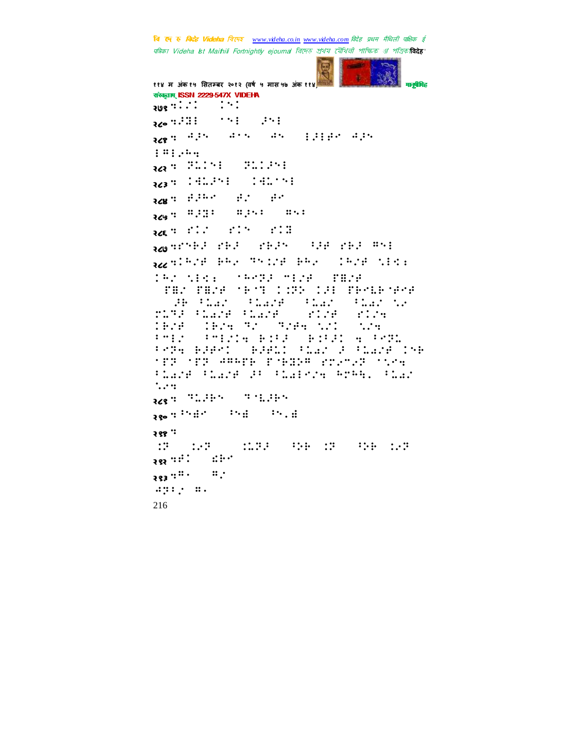२७९ ':(/( ) (/(

२८० ':/:U ) /(U ) ./(U

२८१ ': ):./( ) ):/( ) ):( ) U/UU: ):/( U"U.0-"

२८२ ': ?/(U ) ?/(./(U

२८३ ': (U)/(U ) (U)/(U

२८४ ': U/U( ) U/ ) U(

२८५ ': "/?U ) "/(U ) "(U

२८६ ': U( ) U( ) U(U

२८७ ': U(U/ U/ ) U/( ) U/U U/ "(U

२८८ ': (U/U U( ?(U/U U( ) (U/U (U(: (U/ (U(: ) (U?/ "U/U ) U"/U ) U"/U U"/U (U?U (U/ (UU U(U(UU )/U ):U/ ):U/U ):U/ ):U/ (/ U(?/ ):U/U ):U/U ) U(/U ) U(/U (U/U ) (U/U ?/ ) ?/U (/( ) (/U ):U/ ):U/U U(/ ) U(/( U ):?( ):U( U/U( ) U/U( ):U/ / ):U/U (U (?? (?? )""U? ?U?U" U(/U/? ((/U ):U/U ):U/U /: ):U/U/U U?"U, ):U/ (/U

२८९ ': ?(/U( ) ?(/U(

२९० ':(U" ) (U" ) (U."

२९१ ': (? ) (/? ) (U?/ ) (U ? ) (U (/?

२९२ ':U( ) U(

२९३ ':"( ) "/ )?U/ ".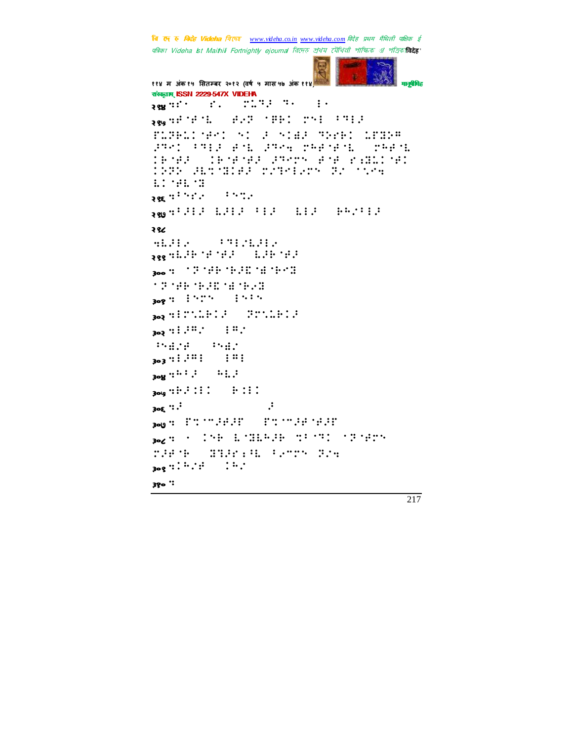२९४ ⠧⠎⠁ ⠎⠄ ⠍⠥⠙⠜ ⠙⠄ ⠇⠄

२९५ ⠧⠋⠊⠋⠣ ⠾⠐⠝ ⠊⠟⠗⠅ ⠍⠑⠇ ⠁⠙⠇⠜ ⠏⠥⠝⠗⠥⠅⠊⠾⠅ ⠑⠅ ⠜ ⠑⠅⠻⠜ ⠙⠕⠎⠗⠅ ⠥⠋⠛⠕⠉ ⠔⠙⠑⠅ ⠁⠙⠇⠜ ⠾⠣ ⠔⠙⠑⠹ ⠍⠓⠋⠊⠋⠣ ⠍⠓⠋⠣ ⠅⠗⠊⠋⠜ ⠅⠗⠊⠋⠊⠋⠜ ⠔⠙⠑⠍⠝ ⠾⠊⠋ ⠎⠆⠛⠥⠅⠊⠋⠅ ⠅⠕⠝⠕ ⠔⠣⠉⠊⠛⠅⠋⠜ ⠎⠌⠙⠑⠇⠌⠍⠝ ⠝⠌ ⠈⠑⠌⠹ ⠣⠅⠊⠋⠣⠊⠛

२९६ ⠧⠁⠑⠎⠌ ⠁⠑⠉⠌

२९७ ⠧⠁⠜⠇⠜ ⠣⠜⠇⠜ ⠁⠇⠜ ⠣⠇⠜ ⠗⠓⠌⠁⠇⠜

२९८

⠧⠣⠜⠇⠌ ⠁⠙⠇⠌⠣⠜⠇⠌

२९९ ⠧⠣⠜⠗⠊⠋⠊⠋⠜ ⠣⠜⠗⠊⠋⠜

३०० ⠧ ⠊⠝⠊⠋⠗⠊⠗⠜⠯⠊⠻⠊⠗⠌⠛ ⠊⠝⠊⠋⠗⠊⠗⠜⠯⠊⠻⠊⠗⠌⠛

३०१ ⠧ ⠇⠑⠍⠑ ⠇⠑⠁⠑

३०२ ⠧⠇⠍⠉⠥⠗⠅⠜ ⠝⠍⠉⠥⠗⠅⠜

३०२ ⠧⠇⠜⠉⠌ ⠇⠉⠌

⠁⠑⠻⠌⠋ ⠁⠑⠻⠌

३०३ ⠧⠇⠜⠉⠇ ⠇⠉⠇

३०४ ⠧⠓⠁⠜ ⠓⠣⠜

३०५ ⠧⠗⠜⠅⠇⠅ ⠗⠅⠇⠅

३०६ ⠧⠜ ⠜

३०७ ⠧ ⠏⠉⠈⠉⠜⠋⠜⠏ ⠏⠉⠈⠉⠜⠋⠊⠋⠜⠏

३०८ ⠧ ⠄ ⠅⠑⠗ ⠣⠊⠛⠣⠓⠜⠗ ⠉⠁⠊⠙⠅ ⠊⠝⠊⠋⠍⠑ ⠍⠜⠋⠊⠗ ⠛⠙⠜⠎⠆⠁⠣ ⠁⠌⠍⠍⠑ ⠝⠌⠹

३०९ ⠧⠅⠓⠌⠋ ⠅⠓⠌

३१० ⠧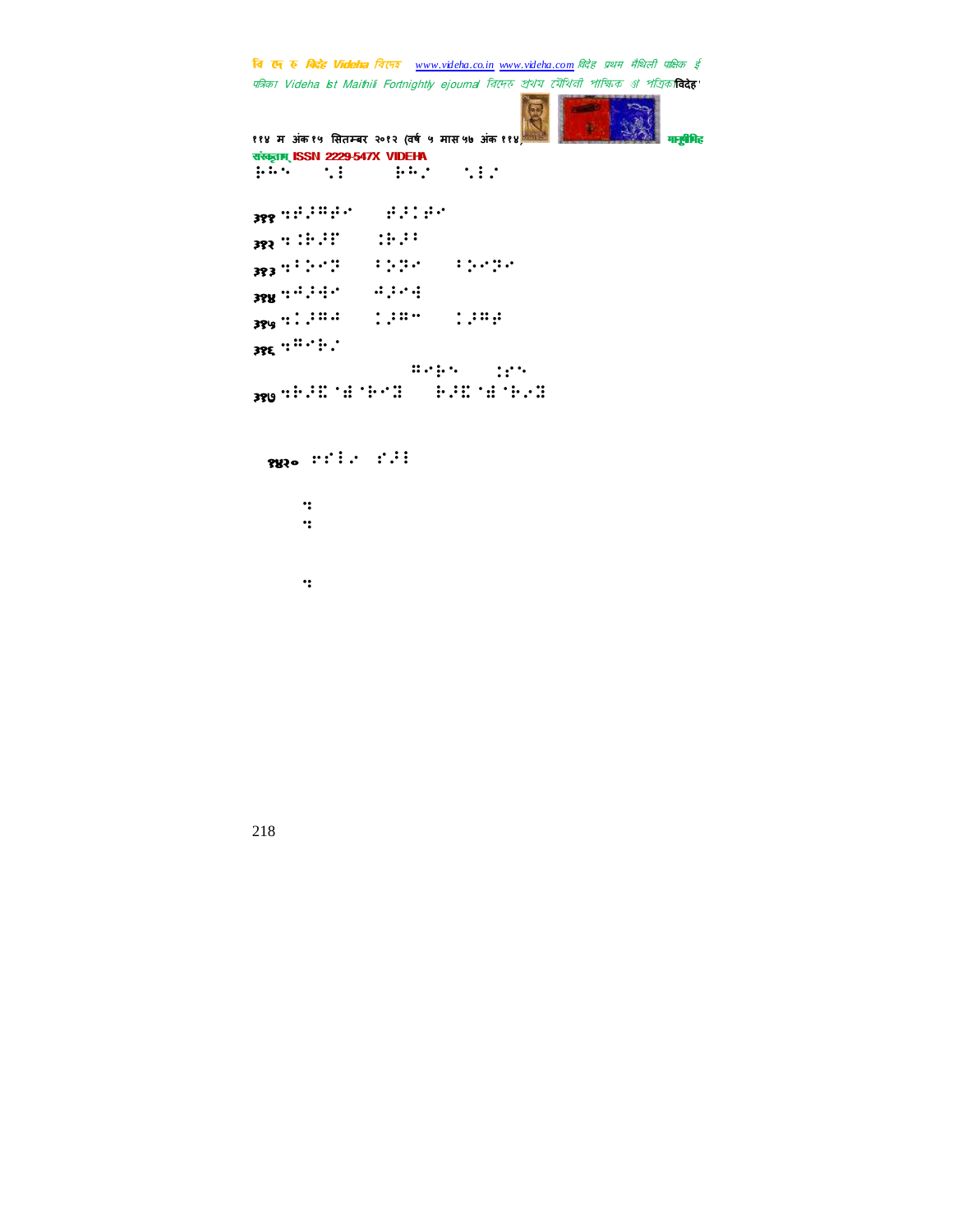⠗⠓⠑ ⠑⠇ ⠗⠓⠅ ⠑⠇⠅

३११ ⠒⠚⠨⠍⠚⠊ ⠚⠨⠆⠚⠊

३१२ ⠒⠾⠨⠟ ⠾⠨⠃

३१३ ⠒⠃⠵⠊⠻ ⠃⠵⠻⠊ ⠃⠵⠊⠻⠊

३१४ ⠒⠚⠨⠫⠊ ⠚⠨⠊⠫

३१५ ⠒⠆⠨⠍⠚ ⠆⠨⠍⠉ ⠆⠨⠍⠚

३१६ ⠒⠍⠊⠗⠅

⠍⠊⠗⠑ ⠜⠊⠑

३१७ ⠒⠗⠨⠹⠈⠫⠈⠗⠊⠻ ⠗⠨⠹⠈⠫⠈⠗⠅⠻

१५३० ⠢⠊⠇⠅ ⠊⠨⠇

⠒

⠒

⠒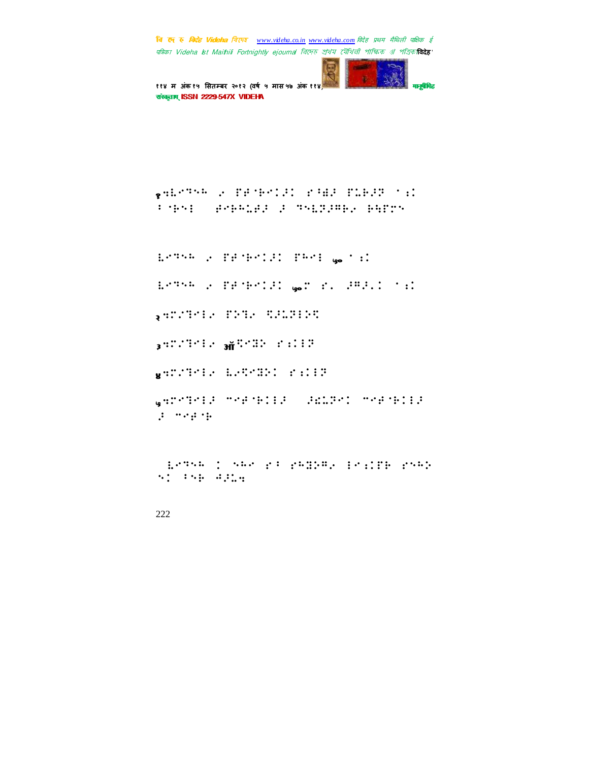१ ⠳⠇⠊⠙⠑⠓ ⠄⠊ ⠏⠋⠈⠗⠊⠅⠼⠅ ⠎⠃⠿⠼ ⠏⠥⠗⠼⠻ ⠁⠡⠅ ⠃⠈⠗⠑⠇ ⠀⠿⠊⠗⠓⠥⠿⠼ ⠼ ⠙⠑⠇⠻⠼⠛⠗⠊ ⠗⠫⠏⠍⠑

⠇⠊⠙⠑⠓ ⠄⠊ ⠏⠋⠈⠗⠊⠅⠼⠅ ⠏⠓⠊⠇ ⠶० ⠁⠡⠅

⠇⠊⠙⠑⠓ ⠄⠊ ⠏⠋⠈⠗⠊⠅⠼⠅ ⠶०⠒ ⠎⠄ ⠼⠛⠼⠄⠅ ⠁⠡⠅

२ ⠳⠒⠌⠙⠊⠇⠊ ⠏⠕⠙⠊ ⠹⠼⠥⠻⠇⠕⠹

३ ⠳⠒⠌⠙⠊⠇⠊ ऑ⠹⠊⠻⠕ ⠎⠡⠅⠇⠻

४ ⠳⠒⠌⠙⠊⠇⠊ ⠇⠊⠹⠊⠻⠕⠅ ⠎⠡⠅⠇⠻

५ ⠳⠒⠊⠙⠊⠇⠼ ⠉⠊⠿⠈⠗⠅⠇⠼ ⠀⠼⠩⠥⠻⠊⠅ ⠉⠊⠿⠈⠗⠅⠇⠼ ⠼ ⠉⠊⠿⠈⠗

⠀⠇⠊⠙⠑⠓ ⠅ ⠑⠓⠊ ⠎⠃ ⠎⠓⠻⠕⠛⠊ ⠇⠊⠡⠅⠏⠗ ⠎⠑⠓⠕ ⠑⠅ ⠃⠑⠗ ⠚⠼⠥⠳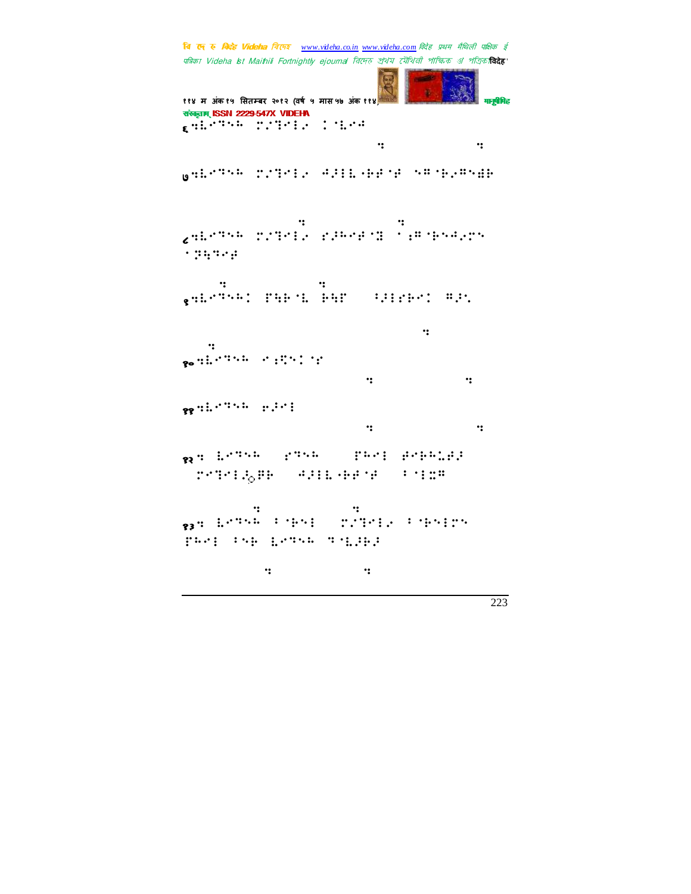६ 

७ 

८ 

९ 

१० 

११ 

१२ 

१३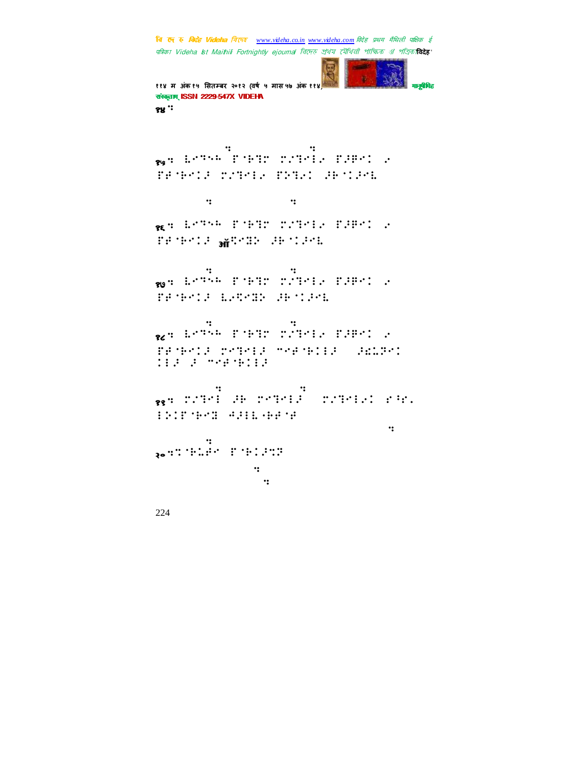१४ ⠅

१५ ⠅ ⠃⠑⠙⠓⠁ ⠋⠨⠗⠙⠍ ⠍⠴⠙⠑⠇⠂ ⠋⠚⠋⠑⠅ ⠂
⠋⠚⠨⠗⠑⠅⠚ ⠍⠴⠙⠑⠇⠂ ⠋⠵⠙⠴⠅ ⠚⠗⠨⠅⠚⠑⠇

१६ ⠅ ⠃⠑⠙⠓⠁ ⠋⠨⠗⠙⠍ ⠍⠴⠙⠑⠇⠂ ⠋⠚⠋⠑⠅ ⠂
⠋⠚⠨⠗⠑⠅⠚ ऑ⠝⠑⠭⠕ ⠚⠗⠨⠅⠚⠑⠇

१७ ⠅ ⠃⠑⠙⠓⠁ ⠋⠨⠗⠙⠍ ⠍⠴⠙⠑⠇⠂ ⠋⠚⠋⠑⠅ ⠂
⠋⠚⠨⠗⠑⠅⠚ ⠃⠂⠝⠑⠭⠕ ⠚⠗⠨⠅⠚⠑⠇

१८ ⠅ ⠃⠑⠙⠓⠁ ⠋⠨⠗⠙⠍ ⠍⠴⠙⠑⠇⠂ ⠋⠚⠋⠑⠅ ⠂
⠋⠚⠨⠗⠑⠅⠚ ⠍⠑⠙⠑⠇⠚ ⠉⠑⠚⠨⠗⠅⠇⠚ ⠚⠫⠃⠏⠑⠅
⠅⠇⠚ ⠚ ⠉⠑⠚⠨⠗⠅⠇⠚

१९ ⠅ ⠍⠴⠙⠑⠇ ⠚⠗ ⠍⠑⠙⠑⠇⠚ ⠍⠴⠙⠑⠇⠴⠅ ⠑⠹⠂
⠇⠵⠅⠋⠨⠗⠑⠭ ⠓⠚⠇⠇⠂⠗⠚⠨⠚

२० ⠅⠝⠨⠗⠃⠚⠑ ⠋⠨⠗⠅⠚⠝⠝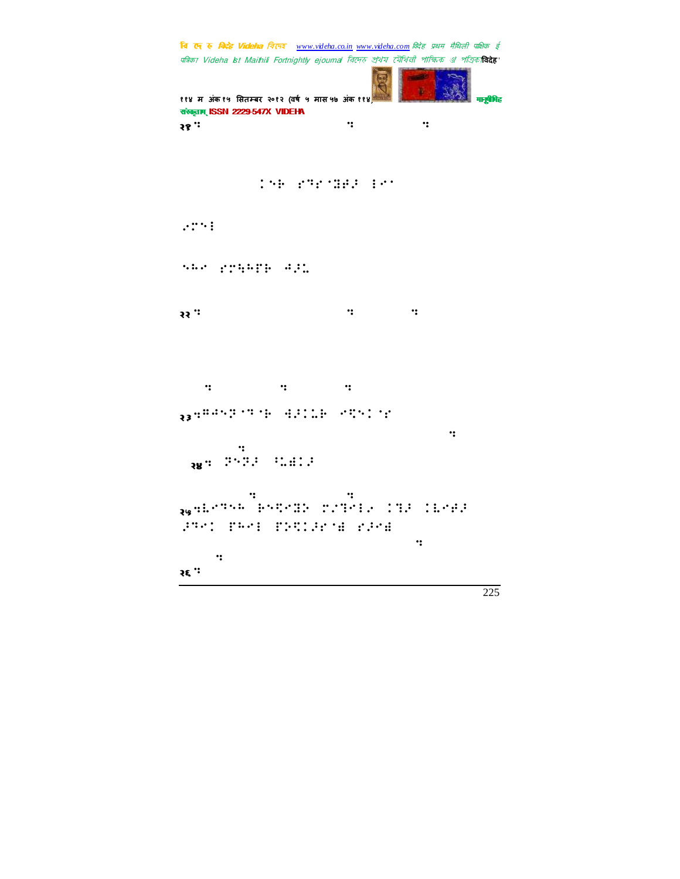२१ ⠅⠀⠀⠀⠀⠀⠀⠀⠀⠀⠀⠀⠀⠀⠀⠀⠀⠀⠀⠀⠀⠀⠀⠅⠀⠀⠀⠀⠀⠀⠀⠀⠀⠅

⠀⠀⠀⠀⠀⠀⠀⠀⠀⠀⠀⠀⠀⠀⠀⠀⠀⠀⠀⠀⠀⠀⠀⠀⠀⠀⠀⠀⠀⠀⠀⠀⠀⠀⠀⠀⠀⠀⠀⠀⠀⠀⠀⠀⠀⠀⠀⠀

⠀⠀⠀⠀⠀⠀⠀⠀⠀⠀⠀⠀⠀⠀⠀⠀⠀⠀⠀⠀⠀⠀⠀⠀⠀⠀⠀⠀⠀⠀⠀⠀⠀⠀⠀⠀⠀⠀⠀⠀⠀⠀⠀⠀⠀⠀⠀⠀

२२ ⠅⠀⠀⠀⠀⠀⠀⠀⠀⠀⠀⠀⠀⠀⠀⠀⠀⠀⠀⠀⠀⠀⠀⠅⠀⠀⠀⠀⠀⠀⠀⠀⠅

⠀⠀⠅⠀⠀⠀⠀⠀⠀⠀⠀⠅⠀⠀⠀⠀⠀⠀⠀⠅

२३ ⠅⠀⠀⠀⠀⠀⠀⠀⠀⠀⠀⠀⠀⠀⠀⠀⠀⠀⠀⠀⠀⠀⠀⠀⠀⠀⠀⠀⠀⠀⠀⠀⠀⠀⠀⠀⠅

⠀⠀⠀⠀⠀⠀⠀⠅

२४ ⠅⠀⠀⠀⠀⠀⠀⠀⠀⠀⠀

⠀⠀⠀⠀⠀⠀⠀⠅⠀⠀⠀⠀⠀⠀⠀⠀⠀⠀⠅

२५ ⠅⠀⠀⠀⠀⠀⠀⠀⠀⠀⠀⠀⠀⠀⠀⠀⠀⠀⠀⠀⠀⠀⠀⠀⠀⠀⠀⠀⠀⠀⠀⠀⠀⠀⠀⠀⠀⠀⠀⠀⠀⠀⠀⠅

⠀⠀⠀⠀⠅

२६ ⠅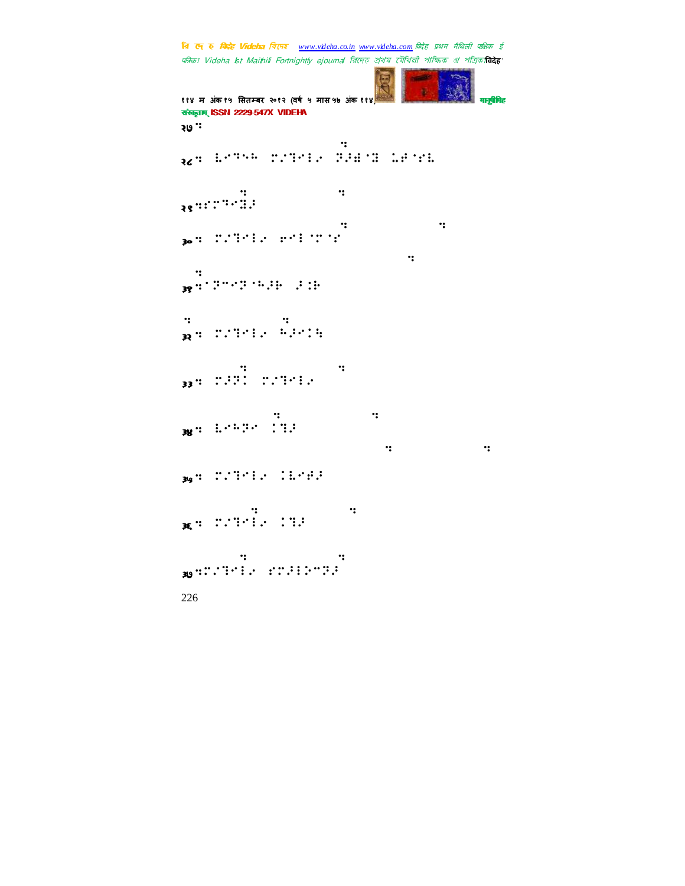२७ ⠒

२८⠒ ⠇⠊⠙⠑⠓ ⠍⠌⠙⠊⠇⠊ ⠝⠖⠿⠈⠭ ⠨⠷⠈⠜⠇

२९⠒⠎⠍⠙⠊⠭⠖

३०⠒ ⠍⠌⠙⠊⠇⠊ ⠗⠊⠇⠈⠍⠈⠎

३१⠒⠁⠝⠉⠊⠝⠈⠓⠖⠗ ⠖�into

३२⠒ ⠍⠌⠙⠊⠇⠊ ⠓⠖⠊⠅⠓

३३⠒ ⠍⠖⠝⠅ ⠍⠌⠙⠊⠇⠊

३४⠒ ⠇⠊⠓⠝⠊ ⠅⠙⠖

३५⠒ ⠍⠌⠙⠊⠇⠊ ⠅⠇⠊⠚⠖

३६⠒ ⠍⠌⠙⠊⠇⠊ ⠅⠙⠖

३७⠒⠍⠌⠙⠊⠇⠊ ⠎⠍⠖⠇⠕⠉⠝⠖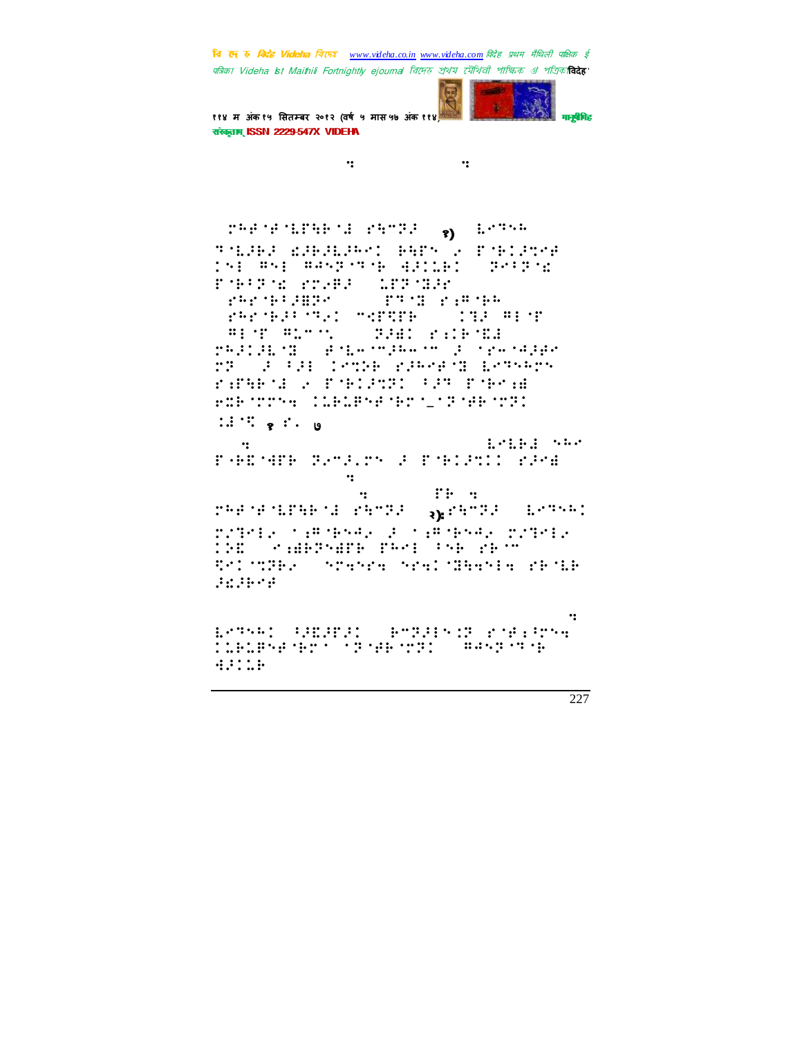:                    :

⠀⠀⠀⠀⠀⠀⠀⠀⠀⠀⠀⠀⠀⠀⠀⠀ १) ⠀⠀⠀⠀

१ ⠀ ७

:

:

: ⠀⠀ :

२)

: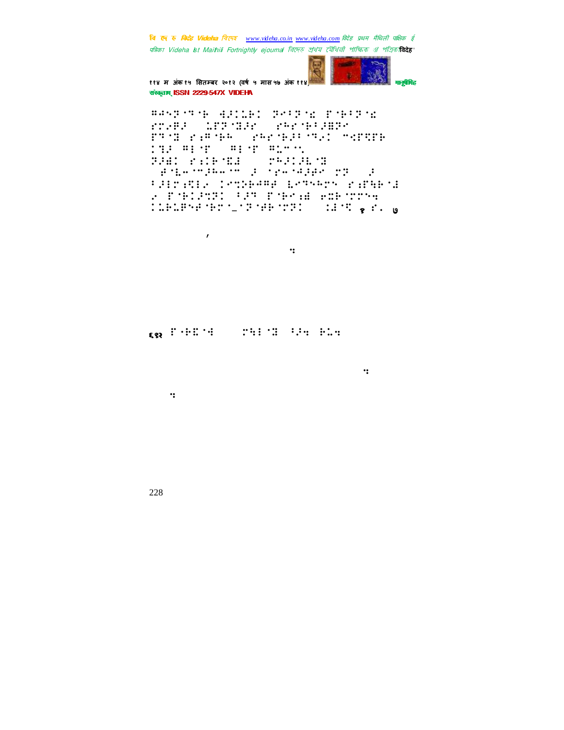⠛⠙⠆⠝⠈⠉⠈⠗ ⠺�J⠅⠥⠗⠅ ⠝⠊⠃⠝⠈⠎ ⠗⠈⠗⠃⠝⠈⠎
⠎⠍⠲⠯⠃ ⠨⠗⠝⠈⠿⠃⠎ ⠎⠓⠎⠈⠗⠃⠿⠝⠊
⠗⠉⠈⠿ ⠎⠆⠛⠈⠗⠓ ⠎⠓⠎⠈⠗⠃⠃⠈⠉⠂⠅ ⠉⠺⠗⠻⠗⠗
⠅⠹⠃ ⠛⠇⠈⠗ ⠛⠇⠈⠗ ⠛⠥⠉⠉⠂
⠝⠃⠫⠅ ⠎⠆⠅⠗⠈⠻⠺ ⠎⠓⠃⠅⠃⠇⠈⠿
⠈⠯⠈⠇⠉⠉⠃⠓⠉⠈⠉ ⠃ ⠈⠎⠉⠈⠺⠃⠯⠊ ⠍⠝ ⠃
⠃⠃⠇⠎⠆⠻⠇⠂ ⠅⠊⠹⠗⠓⠛⠯ ⠇⠊⠉⠓⠗⠊ ⠎⠆⠗⠻⠗⠈⠺
⠂ ⠗⠈⠗⠅⠃⠹⠝⠅ ⠃⠃⠉ ⠗⠈⠗⠊⠆⠫ ⠑⠿⠗⠈⠍⠍⠹
⠅⠥⠗⠥⠗⠊⠯⠈⠗⠍⠈⠤⠈⠝⠈⠯⠗⠈⠍⠝⠅ ⠅⠺⠈⠻ १ ⠎⠂ ७

,

⠒

६१२ ⠗⠈⠗⠻⠈⠺ ⠍⠓⠇⠈⠿ ⠃⠃⠒ ⠗⠥⠒

⠒

⠒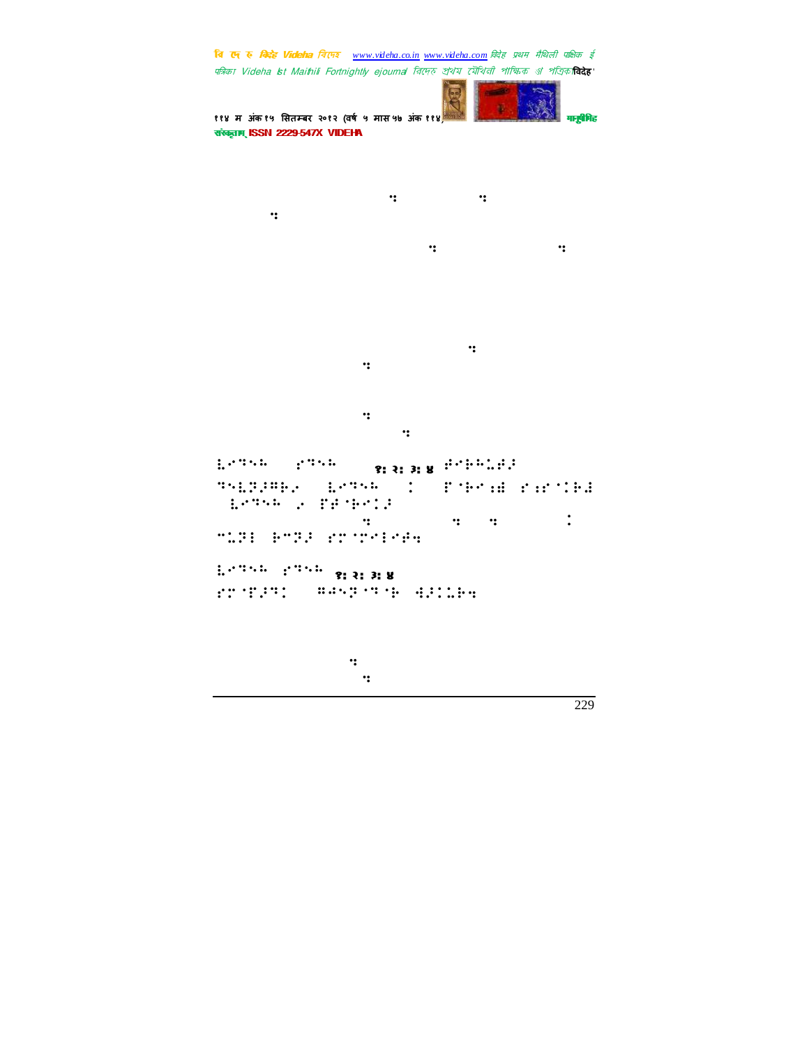⠇⠢⠙⠑⠓ ⠐⠎⠙⠑⠓ १: २: ३: ४ ⠞⠢⠗⠓⠩⠻⠅

⠙⠑⠇⠝⠅⠛⠗⠌ ⠇⠢⠙⠑⠓ ⠁ ⠏⠈⠗⠢⠰⠻ ⠎⠰⠎⠈⠁⠗⠻ ⠇⠢⠙⠑⠓ ⠔ ⠏⠻⠈⠗⠢⠅⠅

⠉⠩⠝⠇ ⠗⠉⠝⠅ ⠎⠉⠈⠉⠢⠇⠢⠻⠲

⠇⠢⠙⠑⠓ ⠐⠎⠙⠑⠓ १: २: ३: ४

⠎⠉⠈⠏⠅⠙⠁ ⠛⠻⠑⠝⠈⠙⠈⠗ ⠲⠅⠁⠩⠗⠲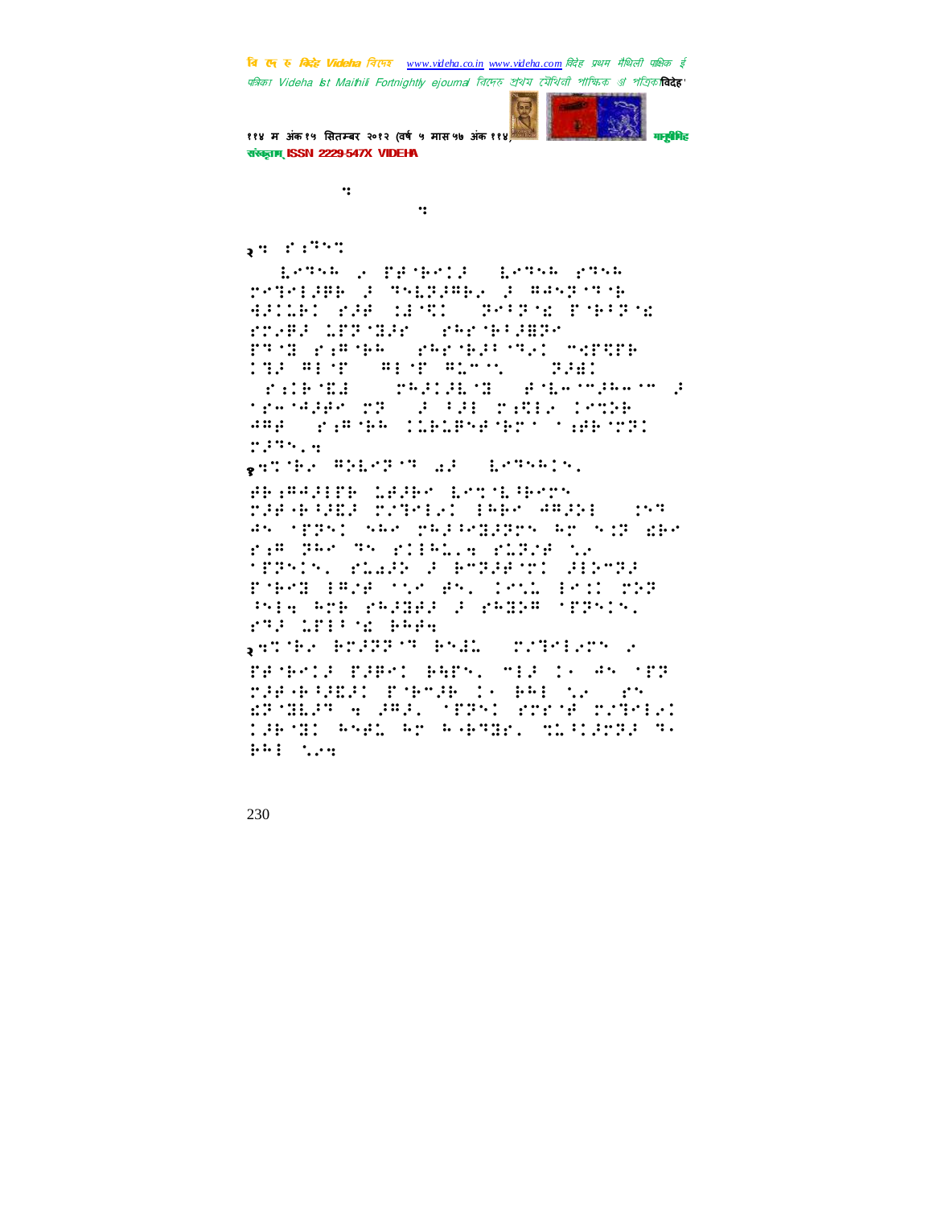२: ⠋⠐⠒⠝⠒

⠀⠀⠇⠑⠹⠓⠓⠀⠂⠀⠏⠗⠈⠃⠑⠊⠚⠀⠀⠇⠑⠹⠓⠓⠀⠎⠹⠓⠓

⠗⠑⠹⠑⠇⠚⠟⠟⠀⠚⠀⠹⠓⠇⠝⠚⠻⠃⠂⠀⠚⠀⠻⠣⠓⠝⠈⠹⠈⠃

⠻⠚⠊⠇⠃⠊⠀⠎⠚⠗⠀⠊⠇⠈⠩⠊⠀⠀⠝⠑⠃⠝⠈⠩⠀⠏⠈⠃⠃⠝⠈⠩

⠎⠗⠂⠟⠚⠀⠇⠏⠝⠈⠙⠚⠗⠀⠀⠎⠓⠗⠈⠃⠃⠚⠻⠝⠗

⠏⠹⠈⠙⠀⠎⠐⠻⠈⠃⠓⠀⠀⠎⠓⠗⠈⠃⠚⠃⠈⠹⠂⠊⠀⠉⠫⠏⠻⠏⠃

⠊⠹⠚⠀⠻⠇⠈⠏⠀⠀⠻⠇⠈⠏⠀⠻⠇⠉⠈⠡⠀⠀⠀⠝⠚⠻⠊

⠀⠎⠐⠊⠃⠈⠩⠻⠀⠀⠗⠓⠚⠊⠚⠇⠈⠙⠀⠀⠗⠈⠇⠂⠈⠉⠚⠓⠂⠈⠉⠀⠚

⠈⠗⠂⠈⠻⠚⠟⠗⠀⠗⠝⠀⠀⠚⠀⠃⠚⠇⠀⠗⠐⠩⠇⠂⠀⠊⠉⠹⠕⠃

⠻⠻⠗⠀⠀⠎⠐⠻⠈⠃⠓⠀⠊⠇⠃⠇⠟⠝⠗⠈⠃⠗⠈⠀⠈⠐⠻⠃⠈⠝⠝⠊

⠗⠚⠹⠡⠄⠲

१⠲⠹⠈⠃⠂⠀⠻⠕⠇⠑⠝⠈⠹⠀⠴⠚⠀⠀⠇⠑⠹⠓⠓⠊⠡⠄

⠗⠃⠐⠻⠻⠚⠇⠏⠃⠀⠇⠻⠚⠃⠗⠀⠇⠑⠹⠈⠇⠃⠃⠑⠗⠡

⠗⠚⠗⠈⠃⠃⠚⠩⠚⠀⠗⠌⠹⠑⠇⠂⠊⠀⠇⠻⠃⠗⠀⠻⠻⠚⠕⠇⠀⠀⠊⠡⠹

⠻⠡⠀⠈⠏⠝⠡⠊⠀⠡⠓⠗⠀⠗⠓⠚⠃⠑⠙⠚⠝⠗⠡⠀⠓⠗⠀⠡⠊⠝⠀⠩⠃⠗

⠎⠐⠻⠀⠝⠓⠗⠀⠹⠡⠀⠎⠊⠇⠓⠇⠂⠲⠀⠎⠇⠝⠌⠗⠀⠡⠂

⠈⠏⠝⠡⠊⠡⠄⠀⠎⠇⠴⠚⠕⠀⠚⠀⠓⠉⠝⠚⠗⠈⠗⠊⠀⠚⠇⠕⠉⠝⠚

⠏⠈⠃⠑⠙⠀⠇⠻⠌⠗⠀⠈⠡⠗⠀⠗⠡⠄⠀⠊⠑⠡⠇⠀⠇⠑⠊⠊⠀⠗⠕⠝

⠃⠡⠇⠲⠀⠓⠉⠃⠀⠎⠓⠚⠙⠗⠚⠀⠚⠀⠎⠓⠙⠕⠻⠀⠈⠏⠝⠡⠊⠡⠄

⠎⠹⠚⠀⠇⠏⠇⠃⠈⠩⠀⠃⠓⠗⠲

२⠲⠹⠈⠃⠂⠀⠃⠉⠚⠝⠝⠈⠹⠀⠃⠡⠊⠇⠀⠀⠗⠌⠹⠑⠇⠂⠉⠡⠀⠂

⠏⠗⠈⠃⠑⠊⠚⠀⠏⠚⠟⠑⠊⠀⠃⠓⠏⠡⠄⠀⠉⠇⠚⠀⠊⠂⠀⠻⠡⠀⠈⠏⠝

⠗⠚⠗⠈⠃⠃⠚⠩⠚⠊⠀⠏⠈⠃⠑⠌⠃⠀⠊⠂⠀⠃⠓⠇⠀⠡⠂⠀⠀⠎⠡

⠩⠝⠈⠙⠇⠚⠹⠀⠲⠀⠚⠻⠚⠄⠀⠈⠏⠝⠡⠊⠀⠎⠗⠗⠈⠗⠀⠗⠌⠹⠑⠇⠂⠊

⠊⠚⠃⠈⠙⠊⠀⠓⠡⠗⠇⠀⠓⠗⠀⠓⠂⠃⠹⠙⠗⠄⠀⠹⠇⠃⠊⠚⠝⠝⠚⠀⠹⠂

⠃⠓⠇⠀⠡⠂⠲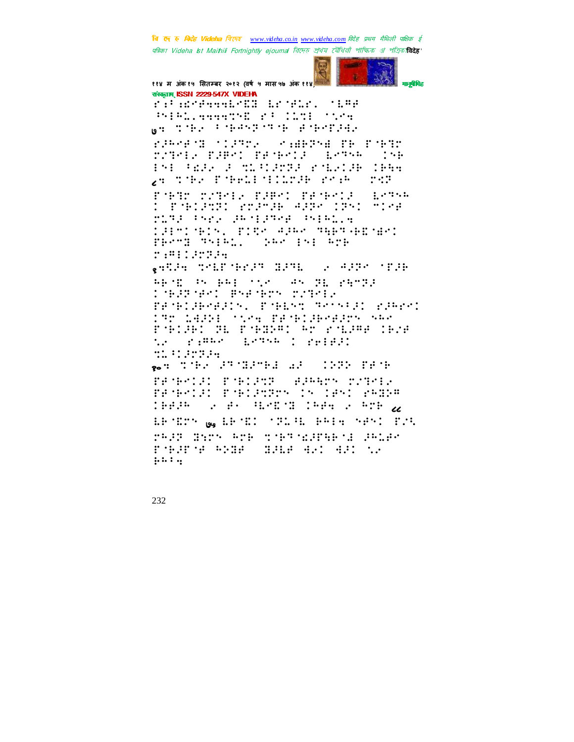संस्कृताम् ISSN 2229-547X VIDEHA

७. ...

८. ...

९. ...

१०. ...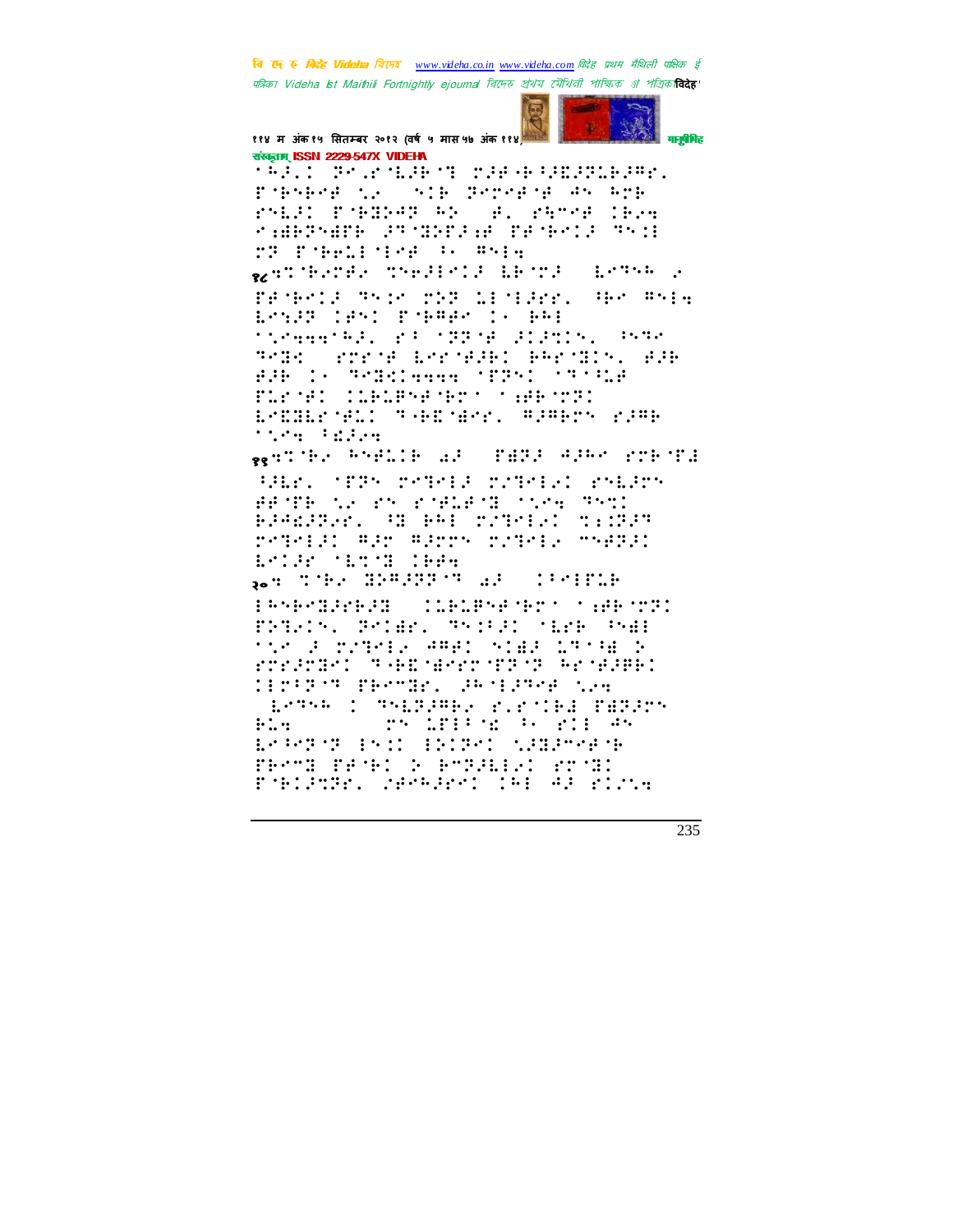संस्कृताम् ISSN 2229-547X VIDEHA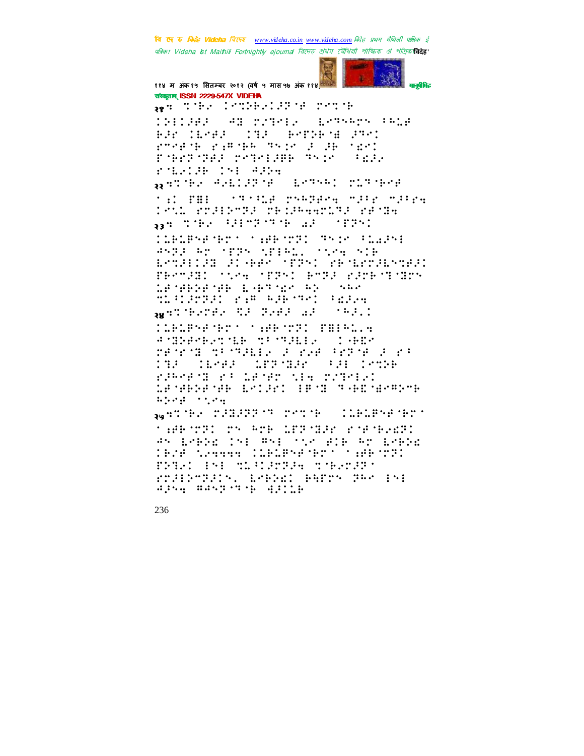२१. ?ीरे> ?क्री1लरे?ज्री1 री?ीि ?क्री? ?क्री

२२.?क्री ?क्री ?क्री ?क्री

२३. ?क्री ?क्री ?क्री

२४.?क्री ?क्री ?क्री

२५.?क्री ?क्री ?क्री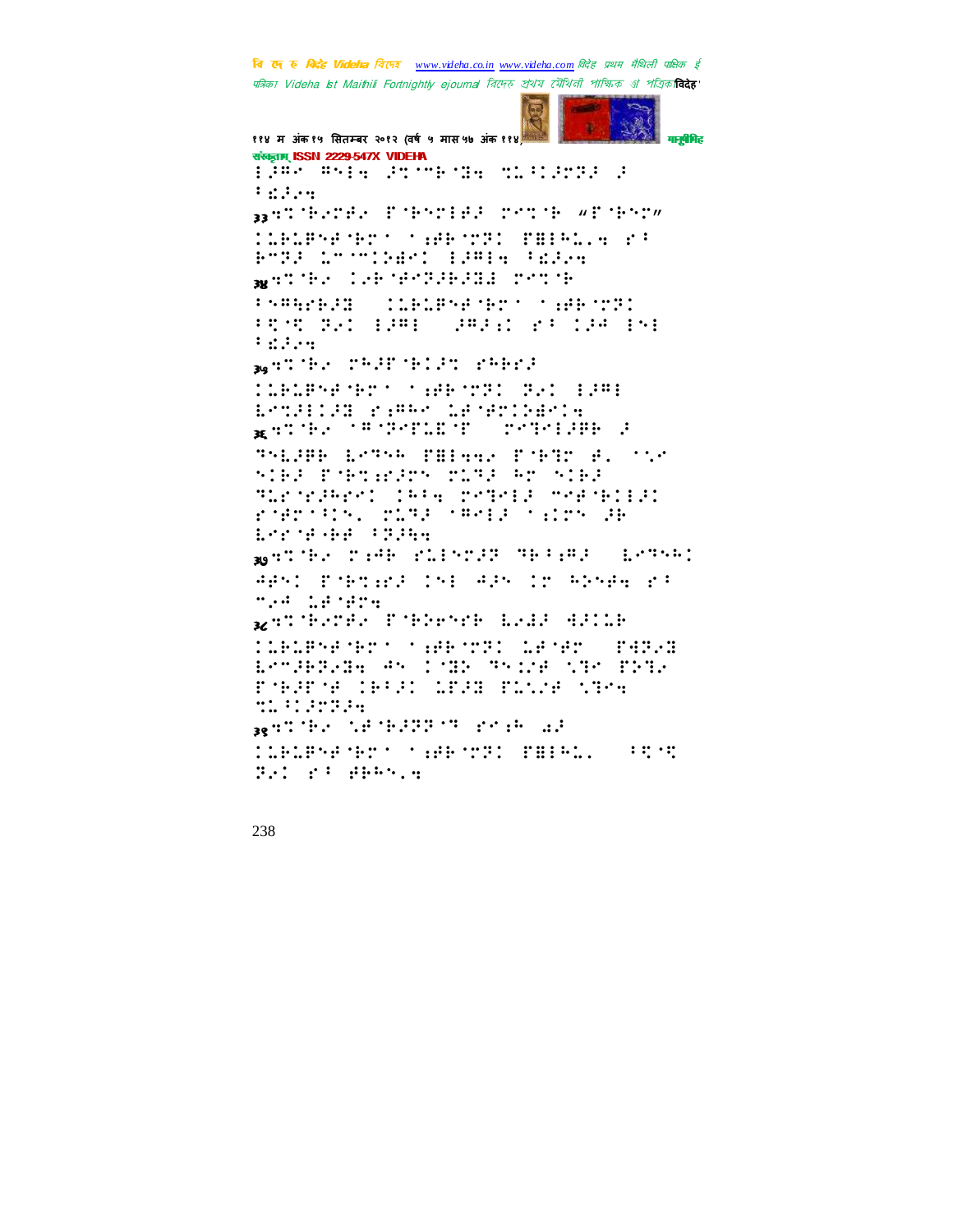संस्कृताम् ISSN 2229-547X VIDEHA

⠯⠚⠻⠉⠀⠻⠑⠇⠨⠀⠚⠍⠈⠗⠃⠈⠝⠨⠀⠍⠇⠃⠊⠚⠉⠝⠚⠀⠚ ⠃⠩⠚⠢⠨

३३ ⠩⠍⠈⠓⠢⠉⠋⠢⠀⠏⠈⠓⠑⠉⠇⠋⠚⠀⠗⠑⠍⠈⠓⠀⠦⠏⠈⠓⠑⠉⠴ ⠊⠇⠃⠇⠏⠑⠋⠈⠓⠉⠁⠀⠁⠵⠋⠓⠈⠉⠝⠊⠀⠏⠿⠇⠓⠄⠂⠨⠀⠗⠃ ⠓⠉⠝⠚⠀⠇⠉⠈⠉⠊⠕⠿⠉⠊⠀⠇⠚⠻⠇⠨⠀⠃⠩⠚⠢⠨

३४ ⠩⠍⠈⠓⠢⠀⠊⠢⠓⠈⠋⠉⠝⠚⠓⠚⠝⠹⠀⠗⠑⠍⠈⠓ ⠃⠑⠻⠳⠗⠓⠚⠝⠀⠀⠊⠇⠃⠇⠏⠑⠋⠈⠓⠉⠁⠀⠁⠵⠋⠓⠈⠉⠝⠊ ⠃⠹⠈⠹⠀⠝⠢⠊⠀⠇⠚⠻⠇⠀⠀⠚⠻⠚⠵⠊⠀⠗⠃⠀⠊⠚⠙⠀⠇⠑⠇ ⠃⠩⠚⠢⠨

३५ ⠩⠍⠈⠓⠢⠀⠗⠓⠚⠏⠈⠓⠊⠚⠍⠀⠗⠓⠓⠗⠚ ⠊⠇⠃⠇⠏⠑⠋⠈⠓⠉⠁⠀⠁⠵⠋⠓⠈⠉⠝⠊⠀⠝⠢⠊⠀⠇⠚⠻⠇ ⠇⠉⠍⠚⠇⠊⠚⠝⠀⠗⠵⠻⠓⠉⠀⠇⠋⠈⠋⠉⠊⠕⠿⠉⠊⠨

३६ ⠩⠍⠈⠓⠢⠀⠁⠻⠈⠝⠉⠏⠇⠮⠈⠏⠀⠀⠗⠉⠝⠑⠇⠚⠓⠓⠀⠚ ⠝⠑⠇⠚⠓⠓⠀⠇⠉⠝⠑⠓⠀⠏⠿⠇⠳⠢⠀⠏⠈⠓⠝⠉⠀⠋⠄⠀⠁⠡⠉ ⠑⠊⠓⠚⠀⠏⠈⠓⠍⠵⠗⠚⠉⠑⠀⠍⠇⠝⠚⠀⠓⠉⠀⠑⠊⠓⠚ ⠝⠇⠗⠈⠗⠚⠓⠗⠉⠊⠀⠊⠓⠃⠨⠀⠗⠉⠝⠑⠇⠚⠀⠉⠋⠈⠓⠊⠇⠚⠊ ⠗⠈⠋⠉⠁⠃⠊⠑⠄⠀⠍⠇⠝⠚⠀⠁⠻⠑⠇⠚⠀⠁⠵⠊⠉⠑⠀⠚⠓ ⠇⠗⠗⠈⠋⠐⠓⠋⠀⠃⠝⠚⠳⠨

३७ ⠩⠍⠈⠓⠢⠀⠗⠵⠙⠓⠀⠗⠇⠇⠑⠉⠊⠚⠝⠀⠝⠓⠃⠵⠻⠚⠀⠀⠇⠉⠝⠑⠓⠊ ⠙⠋⠑⠊⠀⠏⠈⠓⠍⠵⠗⠚⠀⠊⠑⠇⠀⠙⠚⠑⠀⠊⠉⠀⠓⠕⠑⠋⠨⠀⠗⠃ ⠉⠢⠙⠀⠇⠋⠈⠋⠉⠨

३८ ⠩⠍⠈⠓⠢⠉⠋⠢⠀⠏⠈⠓⠕⠑⠑⠗⠓⠀⠇⠢⠙⠚⠀⠙⠚⠊⠇⠓ ⠊⠇⠃⠇⠏⠑⠋⠈⠓⠉⠁⠀⠁⠵⠋⠓⠈⠉⠝⠊⠀⠇⠋⠈⠋⠉⠀⠀⠏⠙⠝⠢⠝ ⠇⠉⠉⠚⠓⠝⠢⠝⠨⠀⠙⠑⠀⠊⠈⠝⠕⠀⠝⠑⠊⠵⠋⠀⠎⠝⠉⠀⠏⠕⠝⠢ ⠏⠈⠓⠚⠏⠈⠋⠀⠊⠓⠃⠚⠊⠀⠇⠋⠚⠝⠀⠏⠇⠎⠵⠋⠀⠎⠝⠉⠨ ⠍⠇⠃⠊⠚⠉⠝⠚⠨

३९ ⠩⠍⠈⠓⠢⠀⠎⠋⠈⠓⠚⠝⠝⠈⠝⠀⠗⠉⠵⠓⠀⠁⠚ ⠊⠇⠃⠇⠏⠑⠋⠈⠓⠉⠁⠀⠁⠵⠋⠓⠈⠉⠝⠊⠀⠏⠿⠇⠓⠄⠀⠀⠃⠹⠈⠹ ⠝⠢⠊⠀⠗⠃⠀⠋⠓⠓⠑⠄⠨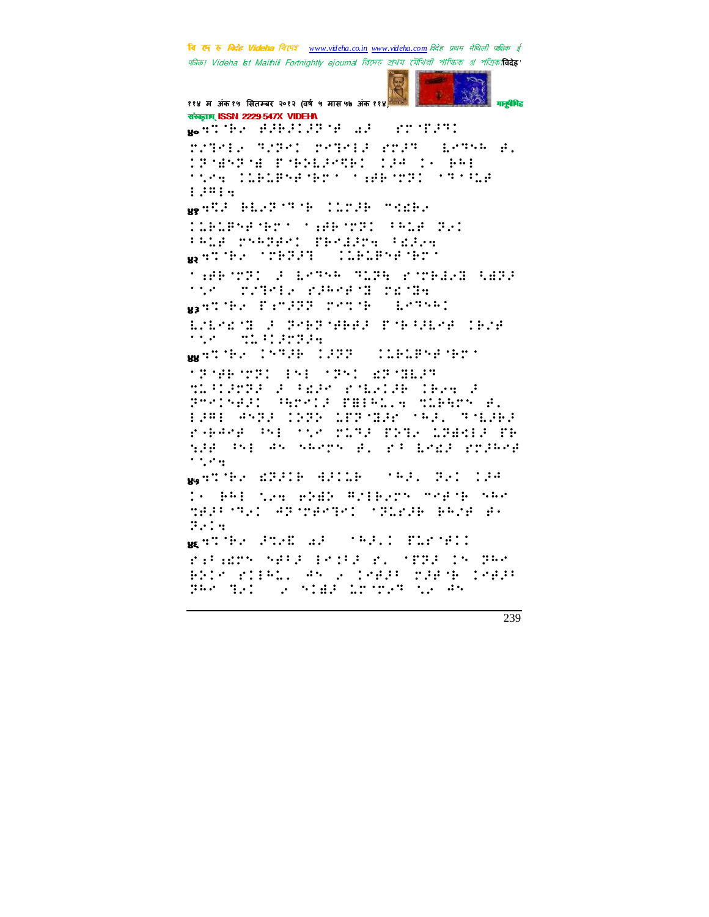४०

४१

४२

४३

४४

४५

४६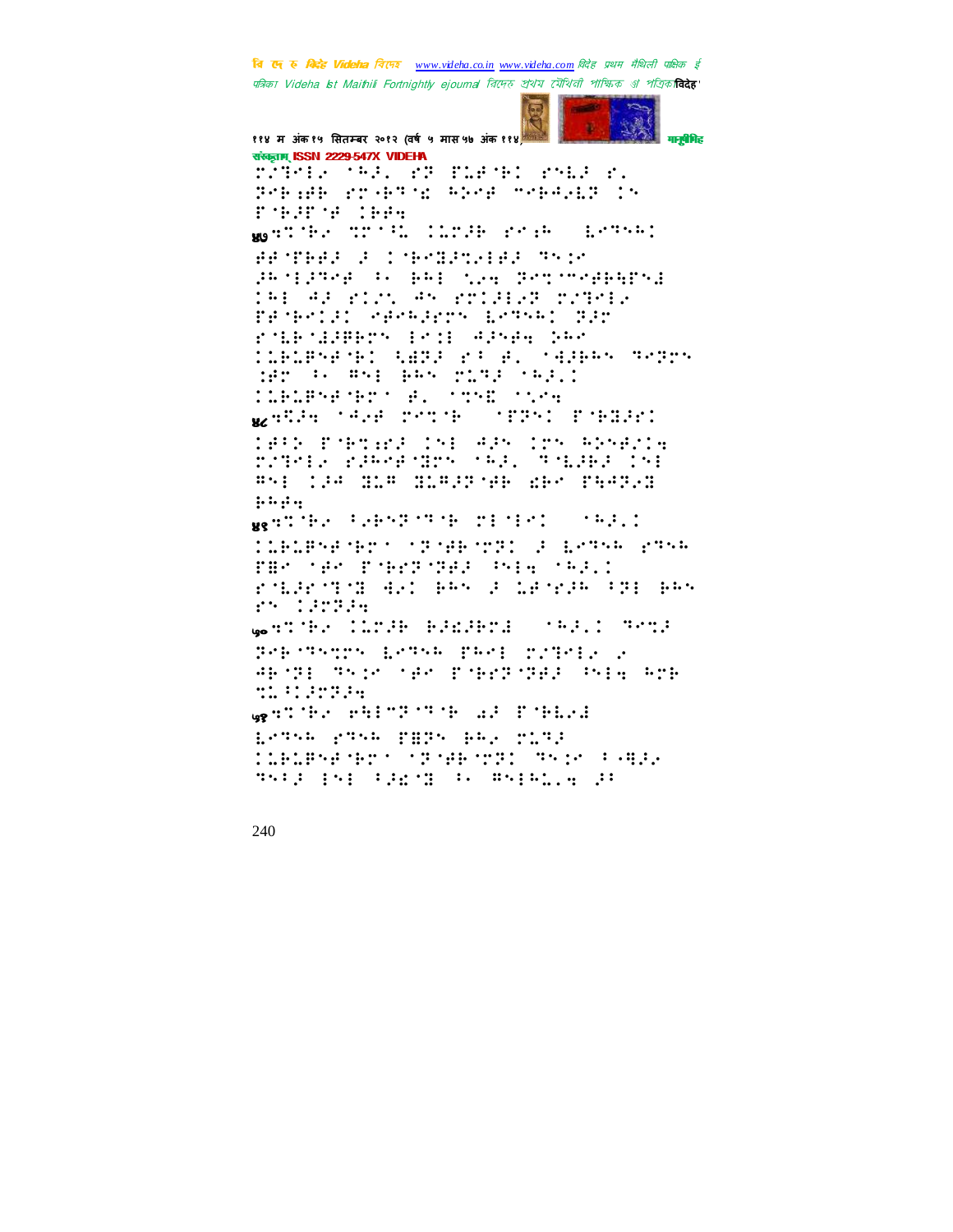संस्कृताम् ISSN 2229-547X VIDEHA

⠍⠅⠙⠑⠇⠌⠀⠁⠓⠚⠂⠀⠎⠝⠀⠏⠥⠋⠁⠃⠅⠀⠎⠝⠇⠚⠀⠎⠂
⠝⠑⠃⠐⠋⠃⠀⠎⠍⠐⠃⠙⠁⠜⠀⠓⠕⠝⠋⠀⠉⠑⠃⠚⠌⠇⠝⠀⠅⠝
⠏⠁⠃⠚⠋⠁⠋⠀⠅⠃⠋⠐

४७⠙⠅⠁⠃⠌⠀⠝⠍⠁⠈⠥⠀⠅⠥⠍⠚⠃⠀⠎⠑⠐⠓⠀⠀⠇⠑⠙⠝⠓⠅

⠋⠋⠁⠏⠃⠋⠚⠀⠚⠀⠅⠁⠃⠑⠟⠚⠍⠌⠇⠋⠚⠀⠙⠝⠅⠌
⠚⠓⠁⠇⠚⠙⠑⠋⠀⠂⠂⠀⠃⠓⠇⠀⠱⠌⠐⠀⠝⠑⠍⠁⠉⠑⠋⠃⠓⠋⠝⠜
⠅⠓⠇⠀⠓⠚⠀⠎⠅⠌⠂⠀⠓⠝⠀⠎⠍⠅⠚⠇⠌⠝⠀⠍⠌⠙⠑⠇⠌
⠏⠋⠁⠃⠑⠅⠚⠅⠀⠢⠋⠑⠓⠚⠑⠍⠝⠀⠇⠑⠙⠝⠓⠅⠀⠝⠚⠍
⠎⠁⠇⠃⠁⠜⠚⠏⠃⠍⠝⠀⠇⠑⠅⠇⠀⠓⠚⠝⠋⠐⠀⠵⠓⠑
⠅⠥⠃⠥⠏⠝⠋⠁⠃⠅⠀⠱⠻⠝⠚⠀⠎⠂⠀⠋⠂⠀⠁⠹⠚⠃⠓⠝⠀⠙⠑⠝⠍⠝
⠨⠋⠍⠀⠂⠂⠀⠻⠝⠇⠀⠃⠓⠝⠀⠍⠥⠙⠚⠀⠁⠓⠚⠂⠅
⠅⠥⠃⠥⠏⠝⠋⠁⠃⠍⠁⠀⠋⠂⠀⠁⠙⠝⠮⠀⠁⠱⠌⠐

४८⠙⠅⠚⠐⠀⠁⠹⠌⠋⠀⠍⠑⠍⠁⠃⠀⠀⠁⠏⠝⠝⠅⠀⠏⠁⠃⠟⠚⠑⠅

⠅⠋⠂⠕⠀⠏⠁⠃⠙⠐⠑⠚⠀⠅⠝⠇⠀⠹⠚⠝⠀⠅⠍⠝⠀⠓⠕⠝⠋⠌⠅⠐
⠍⠌⠙⠑⠇⠌⠀⠎⠚⠓⠑⠋⠁⠟⠍⠝⠀⠁⠓⠚⠂⠀⠙⠁⠇⠚⠃⠚⠀⠅⠝⠇
⠻⠝⠇⠀⠅⠚⠐⠀⠟⠥⠻⠀⠟⠥⠻⠚⠝⠁⠋⠃⠀⠜⠃⠑⠀⠏⠓⠹⠝⠌⠟
⠃⠓⠋⠐

४९⠙⠅⠁⠃⠌⠀⠂⠌⠃⠝⠝⠁⠙⠁⠃⠀⠍⠇⠁⠇⠑⠅⠀⠀⠁⠓⠚⠂⠅

⠅⠥⠃⠥⠏⠝⠋⠁⠃⠍⠁⠀⠁⠝⠁⠋⠃⠁⠍⠝⠅⠀⠚⠀⠇⠑⠙⠝⠓⠀⠎⠙⠝⠓
⠏⠻⠑⠀⠁⠋⠑⠀⠏⠁⠃⠑⠝⠁⠝⠋⠚⠀⠂⠝⠇⠐⠀⠁⠓⠚⠂⠅
⠎⠁⠇⠚⠑⠁⠙⠁⠟⠀⠹⠌⠅⠀⠃⠓⠝⠀⠚⠀⠥⠋⠁⠎⠚⠓⠀⠂⠝⠇⠀⠃⠓⠝
⠎⠝⠀⠅⠚⠍⠝⠚⠐

५०⠙⠅⠁⠃⠌⠀⠅⠥⠍⠚⠃⠀⠓⠚⠜⠚⠃⠍⠜⠀⠀⠁⠓⠚⠂⠅⠀⠙⠑⠙⠚

⠝⠑⠃⠁⠙⠝⠙⠍⠝⠀⠇⠑⠙⠝⠓⠀⠏⠓⠑⠇⠀⠍⠌⠙⠑⠇⠌⠀⠌
⠹⠃⠁⠝⠇⠀⠙⠝⠅⠑⠀⠁⠋⠑⠀⠏⠁⠃⠑⠝⠁⠝⠋⠚⠀⠂⠝⠇⠐⠀⠓⠍⠃
⠙⠥⠂⠅⠚⠍⠝⠚⠐

५१⠙⠅⠁⠃⠌⠀⠑⠻⠇⠉⠝⠁⠙⠁⠃⠀⠔⠚⠀⠏⠁⠃⠇⠌⠜

⠇⠑⠙⠝⠓⠀⠎⠙⠝⠓⠀⠏⠻⠝⠀⠃⠓⠌⠀⠍⠥⠙⠚
⠅⠥⠃⠥⠏⠝⠋⠁⠃⠍⠁⠀⠁⠝⠁⠋⠃⠁⠍⠝⠅⠀⠙⠝⠅⠑⠀⠂⠠⠻⠚⠌
⠙⠝⠂⠚⠀⠇⠝⠇⠀⠂⠚⠜⠁⠟⠀⠂⠂⠀⠻⠝⠇⠓⠥⠂⠐⠀⠚⠂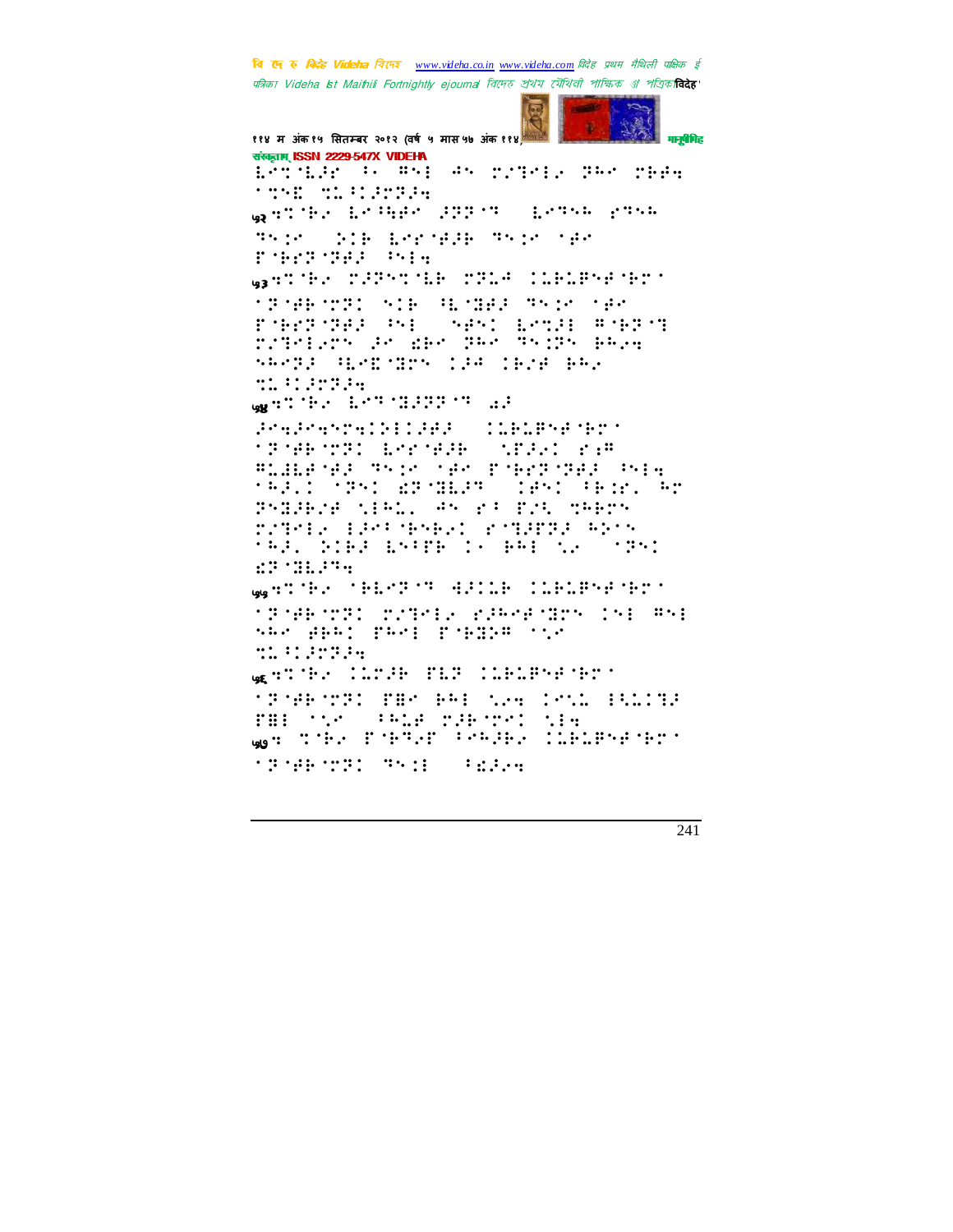७२

७३

७४

७५

७६

७७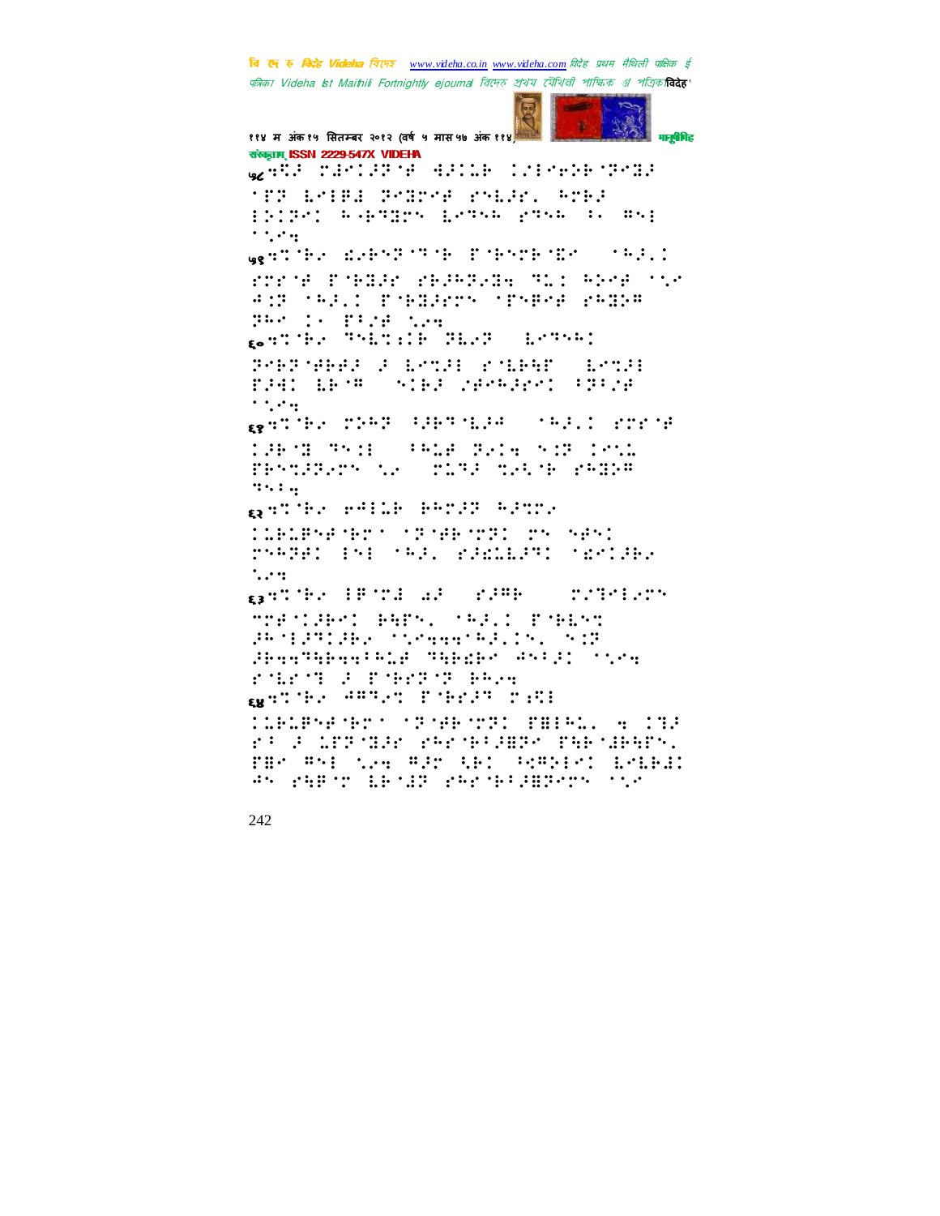५८ ⠻⠍⠇⠀⠍⠚⠉⠁⠝⠁⠋⠀⠙⠚⠁⠇⠃⠀⠁⠕⠗⠑⠝⠃⠁⠝⠑⠝⠚
⠁⠏⠝⠀⠇⠑⠗⠏⠙⠀⠝⠑⠝⠗⠑⠋⠀⠗⠎⠇⠚⠗⠂⠀⠓⠉⠃⠚
⠗⠕⠁⠝⠑⠁⠀⠓⠂⠃⠹⠝⠗⠎⠀⠇⠑⠹⠎⠓⠀⠗⠹⠎⠓⠀⠁⠂⠀⠻⠎⠗
⠁⠂⠑⠲

५९ ⠻⠍⠃⠑⠀⠫⠑⠃⠎⠝⠁⠹⠃⠀⠏⠃⠎⠉⠃⠩⠑⠀⠁⠓⠚⠂⠁
⠗⠉⠗⠋⠀⠏⠃⠝⠚⠗⠀⠗⠃⠚⠓⠝⠑⠝⠲⠀⠹⠇⠁⠀⠓⠕⠑⠋⠀⠁⠂⠑
⠙⠁⠝⠀⠁⠓⠚⠂⠁⠀⠏⠃⠝⠚⠗⠉⠎⠀⠁⠏⠎⠻⠋⠀⠗⠓⠝⠕⠻
⠝⠓⠑⠀⠁⠂⠀⠏⠁⠌⠋⠀⠂⠑⠲

६० ⠻⠍⠃⠑⠀⠹⠎⠇⠍⠡⠃⠀⠝⠇⠑⠝⠀⠇⠑⠹⠎⠓⠁
⠝⠃⠝⠋⠋⠚⠀⠚⠀⠇⠑⠍⠚⠗⠀⠗⠃⠇⠃⠓⠋⠀⠇⠑⠍⠚⠗
⠏⠚⠙⠁⠀⠇⠃⠻⠀⠎⠁⠃⠚⠀⠌⠑⠗⠓⠚⠗⠉⠁⠀⠁⠝⠁⠌⠋
⠁⠂⠑⠲

६१ ⠻⠍⠃⠑⠀⠍⠕⠓⠝⠀⠁⠚⠃⠹⠃⠇⠚⠓⠀⠁⠓⠚⠂⠁⠀⠗⠉⠗⠋
⠁⠚⠃⠍⠀⠹⠎⠡⠀⠁⠓⠇⠋⠀⠝⠑⠡⠲⠀⠎⠁⠝⠀⠁⠑⠍⠇
⠏⠃⠎⠍⠚⠝⠑⠉⠎⠀⠂⠑⠀⠍⠇⠹⠚⠀⠍⠑⠡⠃⠀⠗⠓⠝⠕⠻
⠹⠎⠡⠲

६२ ⠻⠍⠃⠑⠀⠗⠙⠁⠇⠃⠀⠃⠓⠗⠚⠝⠀⠓⠚⠍⠗⠑
⠁⠇⠃⠇⠏⠎⠋⠃⠗⠁⠀⠁⠝⠋⠃⠗⠝⠁⠀⠗⠎⠀⠎⠋⠎⠁
⠗⠎⠓⠝⠋⠁⠀⠡⠎⠡⠀⠁⠓⠚⠂⠀⠗⠚⠩⠇⠇⠚⠹⠁⠀⠁⠩⠑⠁⠚⠃⠑
⠂⠑⠲

६३ ⠻⠍⠃⠑⠀⠡⠏⠍⠙⠀⠡⠚⠀⠗⠚⠻⠃⠀⠀⠍⠌⠹⠑⠡⠑⠗⠎
⠻⠗⠋⠁⠚⠃⠑⠁⠀⠃⠻⠏⠎⠂⠀⠁⠓⠚⠂⠁⠀⠏⠃⠇⠎⠍
⠚⠓⠁⠡⠚⠹⠁⠚⠃⠑⠀⠁⠂⠑⠲⠲⠹⠓⠚⠂⠁⠎⠂⠀⠎⠁⠝
⠚⠃⠲⠲⠹⠻⠃⠲⠲⠁⠓⠇⠋⠀⠹⠻⠃⠩⠃⠑⠀⠙⠎⠁⠚⠁⠀⠁⠂⠑⠲
⠗⠇⠗⠁⠹⠀⠚⠀⠏⠃⠗⠝⠁⠝⠀⠃⠓⠑⠲

६४ ⠻⠍⠃⠑⠀⠙⠻⠹⠑⠍⠀⠏⠃⠗⠑⠹⠀⠍⠡⠩⠡
⠁⠇⠃⠇⠏⠎⠋⠃⠗⠁⠀⠁⠝⠋⠃⠗⠝⠁⠀⠏⠃⠡⠓⠇⠂⠀⠲⠀⠁⠹⠚
⠗⠁⠀⠚⠀⠇⠏⠝⠁⠙⠚⠗⠀⠗⠓⠗⠃⠁⠚⠃⠝⠑⠀⠏⠻⠃⠁⠙⠃⠻⠏⠎⠂
⠏⠃⠑⠀⠻⠎⠡⠀⠂⠑⠲⠀⠻⠚⠗⠀⠡⠃⠁⠀⠁⠩⠻⠕⠡⠑⠁⠀⠇⠑⠇⠃⠙⠁
⠙⠎⠀⠗⠻⠃⠗⠀⠇⠃⠁⠙⠝⠀⠗⠓⠗⠃⠁⠚⠃⠝⠑⠗⠎⠀⠁⠂⠑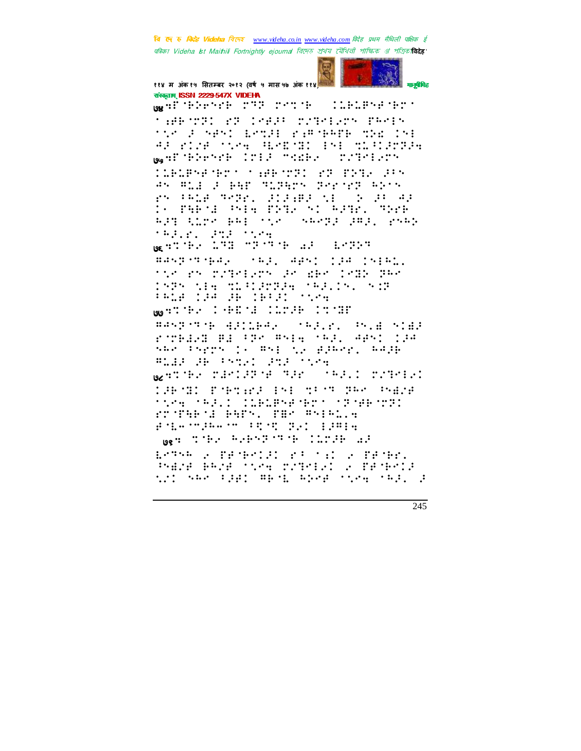७४

७५

७६

७७

७८

७९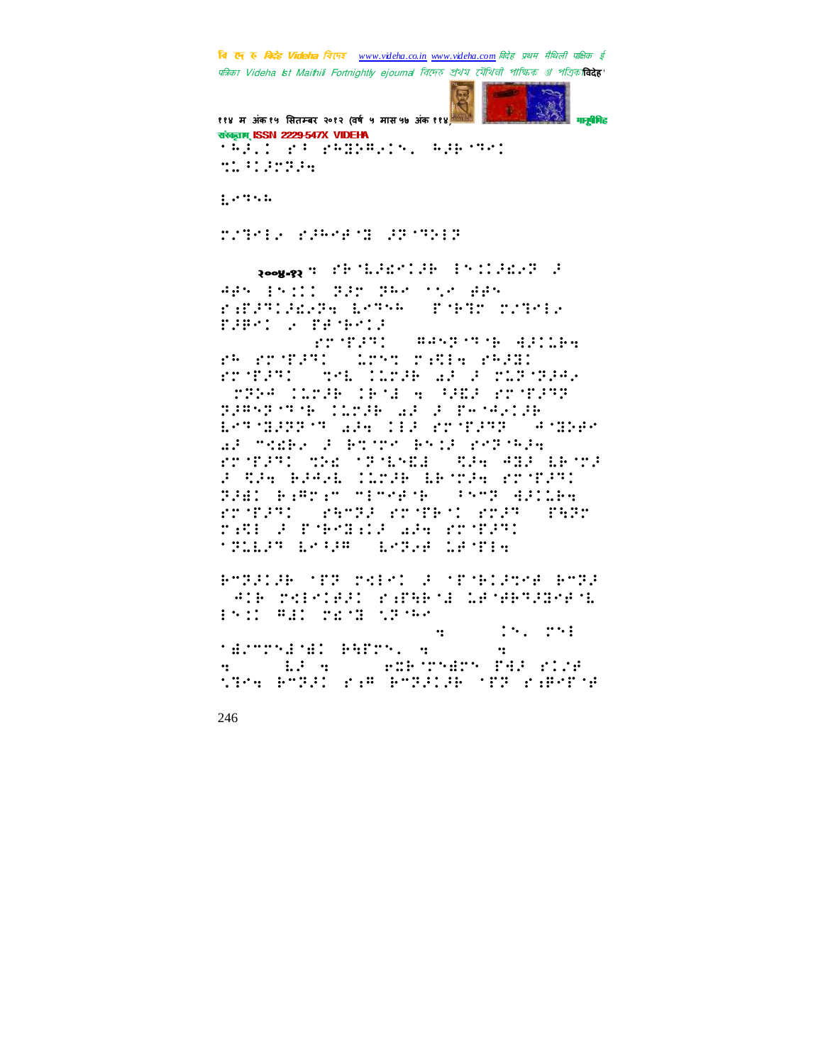२००४-१२